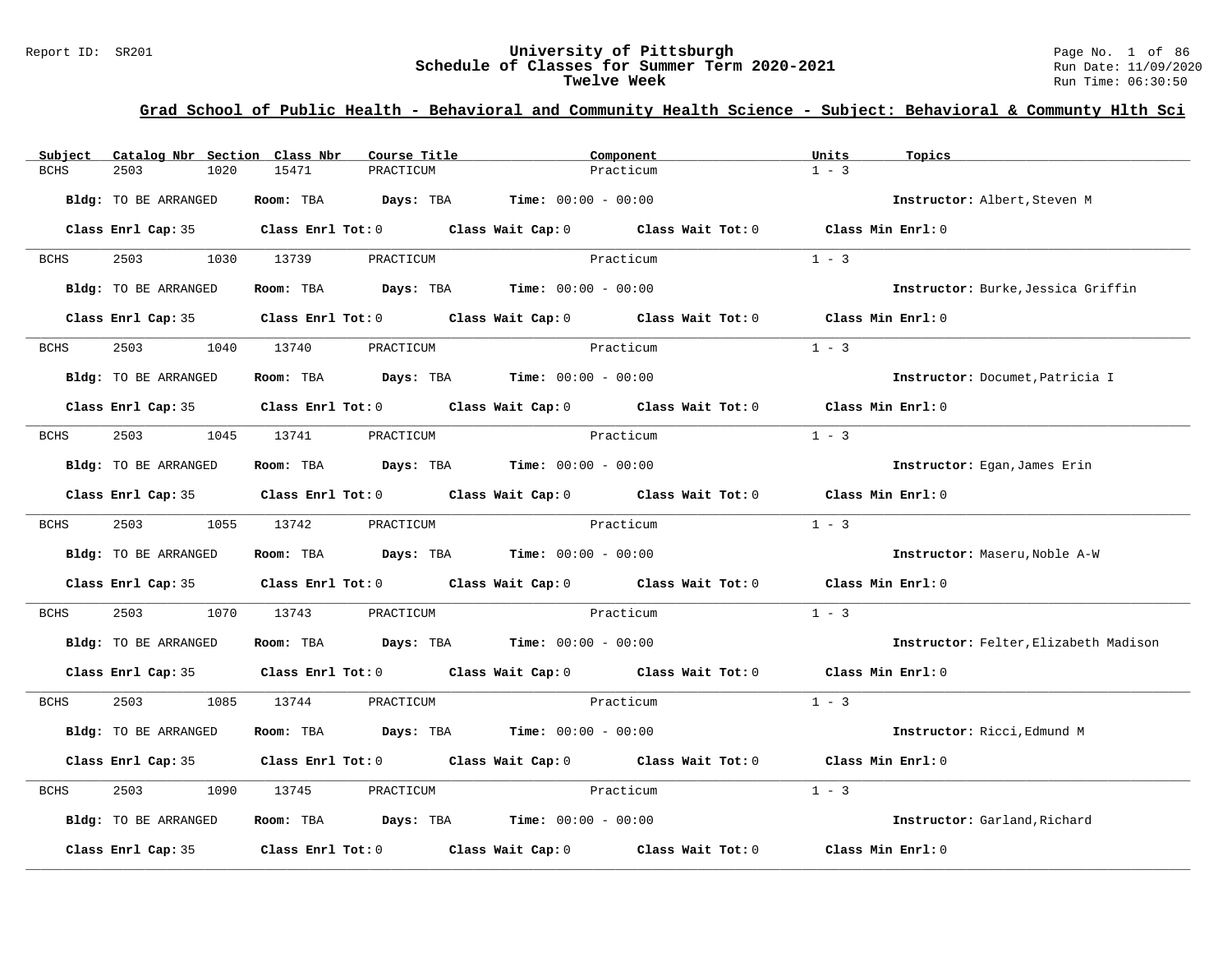Report ID: SR201

# University of Pittsburgh
## Schedule of Classes for Summer Term 2020-2021
### Twelve Week

Run Date: 11/09/2020
Run Time: 06:30:50

## Grad School of Public Health - Behavioral and Community Health Science - Subject: Behavioral & Communty Hlth Sci

| Subject | Catalog Nbr | Section | Class Nbr | Course Title | Component | Units | Topics |
|---|---|---|---|---|---|---|---|
| BCHS | 2503 | 1020 | 15471 | PRACTICUM | Practicum | 1 - 3 | |

**Bldg:** TO BE ARRANGED **Room:** TBA **Days:** TBA **Time:** 00:00 - 00:00 **Instructor:** Albert,Steven M

**Class Enrl Cap:** 35 **Class Enrl Tot:** 0 **Class Wait Cap:** 0 **Class Wait Tot:** 0 **Class Min Enrl:** 0

---

| Subject | Catalog Nbr | Section | Class Nbr | Course Title | Component | Units | Topics |
|---|---|---|---|---|---|---|---|
| BCHS | 2503 | 1030 | 13739 | PRACTICUM | Practicum | 1 - 3 | |

**Bldg:** TO BE ARRANGED **Room:** TBA **Days:** TBA **Time:** 00:00 - 00:00 **Instructor:** Burke,Jessica Griffin

**Class Enrl Cap:** 35 **Class Enrl Tot:** 0 **Class Wait Cap:** 0 **Class Wait Tot:** 0 **Class Min Enrl:** 0

---

| Subject | Catalog Nbr | Section | Class Nbr | Course Title | Component | Units | Topics |
|---|---|---|---|---|---|---|---|
| BCHS | 2503 | 1040 | 13740 | PRACTICUM | Practicum | 1 - 3 | |

**Bldg:** TO BE ARRANGED **Room:** TBA **Days:** TBA **Time:** 00:00 - 00:00 **Instructor:** Documet,Patricia I

**Class Enrl Cap:** 35 **Class Enrl Tot:** 0 **Class Wait Cap:** 0 **Class Wait Tot:** 0 **Class Min Enrl:** 0

---

| Subject | Catalog Nbr | Section | Class Nbr | Course Title | Component | Units | Topics |
|---|---|---|---|---|---|---|---|
| BCHS | 2503 | 1045 | 13741 | PRACTICUM | Practicum | 1 - 3 | |

**Bldg:** TO BE ARRANGED **Room:** TBA **Days:** TBA **Time:** 00:00 - 00:00 **Instructor:** Egan,James Erin

**Class Enrl Cap:** 35 **Class Enrl Tot:** 0 **Class Wait Cap:** 0 **Class Wait Tot:** 0 **Class Min Enrl:** 0

---

| Subject | Catalog Nbr | Section | Class Nbr | Course Title | Component | Units | Topics |
|---|---|---|---|---|---|---|---|
| BCHS | 2503 | 1055 | 13742 | PRACTICUM | Practicum | 1 - 3 | |

**Bldg:** TO BE ARRANGED **Room:** TBA **Days:** TBA **Time:** 00:00 - 00:00 **Instructor:** Maseru,Noble A-W

**Class Enrl Cap:** 35 **Class Enrl Tot:** 0 **Class Wait Cap:** 0 **Class Wait Tot:** 0 **Class Min Enrl:** 0

---

| Subject | Catalog Nbr | Section | Class Nbr | Course Title | Component | Units | Topics |
|---|---|---|---|---|---|---|---|
| BCHS | 2503 | 1070 | 13743 | PRACTICUM | Practicum | 1 - 3 | |

**Bldg:** TO BE ARRANGED **Room:** TBA **Days:** TBA **Time:** 00:00 - 00:00 **Instructor:** Felter,Elizabeth Madison

**Class Enrl Cap:** 35 **Class Enrl Tot:** 0 **Class Wait Cap:** 0 **Class Wait Tot:** 0 **Class Min Enrl:** 0

---

| Subject | Catalog Nbr | Section | Class Nbr | Course Title | Component | Units | Topics |
|---|---|---|---|---|---|---|---|
| BCHS | 2503 | 1085 | 13744 | PRACTICUM | Practicum | 1 - 3 | |

**Bldg:** TO BE ARRANGED **Room:** TBA **Days:** TBA **Time:** 00:00 - 00:00 **Instructor:** Ricci,Edmund M

**Class Enrl Cap:** 35 **Class Enrl Tot:** 0 **Class Wait Cap:** 0 **Class Wait Tot:** 0 **Class Min Enrl:** 0

---

| Subject | Catalog Nbr | Section | Class Nbr | Course Title | Component | Units | Topics |
|---|---|---|---|---|---|---|---|
| BCHS | 2503 | 1090 | 13745 | PRACTICUM | Practicum | 1 - 3 | |

**Bldg:** TO BE ARRANGED **Room:** TBA **Days:** TBA **Time:** 00:00 - 00:00 **Instructor:** Garland,Richard

**Class Enrl Cap:** 35 **Class Enrl Tot:** 0 **Class Wait Cap:** 0 **Class Wait Tot:** 0 **Class Min Enrl:** 0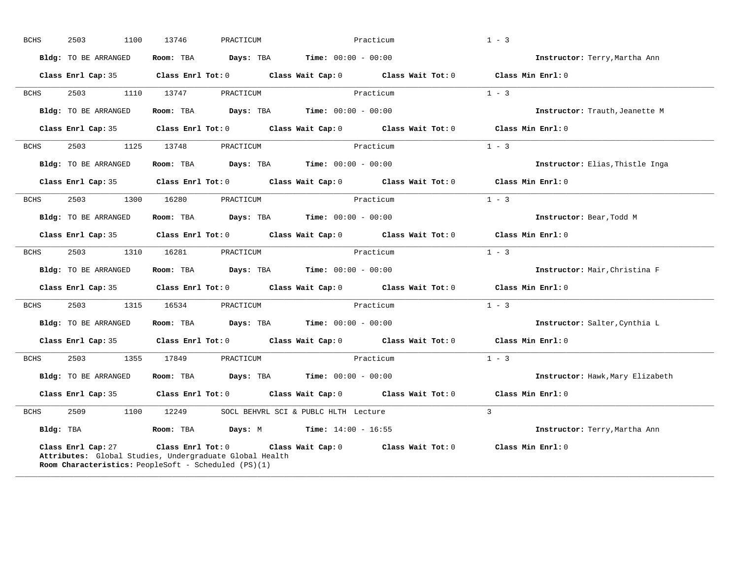BCHS 2503 1100 13746 PRACTICUM Practicum 1 - 3

**Bldg:** TO BE ARRANGED **Room:** TBA **Days:** TBA **Time:** 00:00 - 00:00 **Instructor:** Terry,Martha Ann

**Class Enrl Cap:** 35 **Class Enrl Tot:** 0 **Class Wait Cap:** 0 **Class Wait Tot:** 0 **Class Min Enrl:** 0

---

BCHS 2503 1110 13747 PRACTICUM Practicum 1 - 3

**Bldg:** TO BE ARRANGED **Room:** TBA **Days:** TBA **Time:** 00:00 - 00:00 **Instructor:** Trauth,Jeanette M

**Class Enrl Cap:** 35 **Class Enrl Tot:** 0 **Class Wait Cap:** 0 **Class Wait Tot:** 0 **Class Min Enrl:** 0

---

BCHS 2503 1125 13748 PRACTICUM Practicum 1 - 3

**Bldg:** TO BE ARRANGED **Room:** TBA **Days:** TBA **Time:** 00:00 - 00:00 **Instructor:** Elias,Thistle Inga

**Class Enrl Cap:** 35 **Class Enrl Tot:** 0 **Class Wait Cap:** 0 **Class Wait Tot:** 0 **Class Min Enrl:** 0

---

BCHS 2503 1300 16280 PRACTICUM Practicum 1 - 3

**Bldg:** TO BE ARRANGED **Room:** TBA **Days:** TBA **Time:** 00:00 - 00:00 **Instructor:** Bear,Todd M

**Class Enrl Cap:** 35 **Class Enrl Tot:** 0 **Class Wait Cap:** 0 **Class Wait Tot:** 0 **Class Min Enrl:** 0

---

BCHS 2503 1310 16281 PRACTICUM Practicum 1 - 3

**Bldg:** TO BE ARRANGED **Room:** TBA **Days:** TBA **Time:** 00:00 - 00:00 **Instructor:** Mair,Christina F

**Class Enrl Cap:** 35 **Class Enrl Tot:** 0 **Class Wait Cap:** 0 **Class Wait Tot:** 0 **Class Min Enrl:** 0

---

BCHS 2503 1315 16534 PRACTICUM Practicum 1 - 3

**Bldg:** TO BE ARRANGED **Room:** TBA **Days:** TBA **Time:** 00:00 - 00:00 **Instructor:** Salter,Cynthia L

**Class Enrl Cap:** 35 **Class Enrl Tot:** 0 **Class Wait Cap:** 0 **Class Wait Tot:** 0 **Class Min Enrl:** 0

---

BCHS 2503 1355 17849 PRACTICUM Practicum 1 - 3

**Bldg:** TO BE ARRANGED **Room:** TBA **Days:** TBA **Time:** 00:00 - 00:00 **Instructor:** Hawk,Mary Elizabeth

**Class Enrl Cap:** 35 **Class Enrl Tot:** 0 **Class Wait Cap:** 0 **Class Wait Tot:** 0 **Class Min Enrl:** 0

---

BCHS 2509 1100 12249 SOCL BEHVRL SCI & PUBLC HLTH Lecture 3

**Bldg:** TBA **Room:** TBA **Days:** M **Time:** 14:00 - 16:55 **Instructor:** Terry,Martha Ann

**Class Enrl Cap:** 27 **Class Enrl Tot:** 0 **Class Wait Cap:** 0 **Class Wait Tot:** 0 **Class Min Enrl:** 0

**Attributes:** Global Studies, Undergraduate Global Health

**Room Characteristics:** PeopleSoft - Scheduled (PS)(1)

---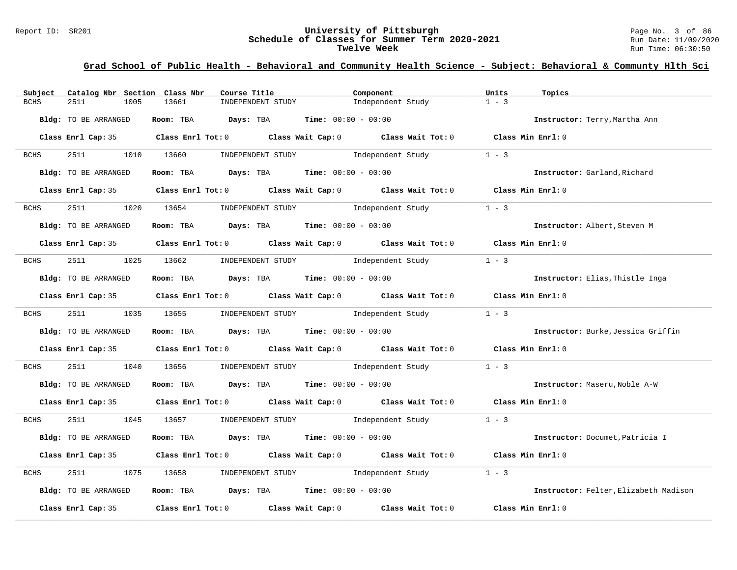## Grad School of Public Health - Behavioral and Community Health Science - Subject: Behavioral & Communty Hlth Sci

| Subject | Catalog Nbr | Section | Class Nbr | Course Title | Component | Units | Topics |
|---|---|---|---|---|---|---|---|
| BCHS | 2511 | 1005 | 13661 | INDEPENDENT STUDY | Independent Study | 1 - 3 | |

**Bldg:** TO BE ARRANGED **Room:** TBA **Days:** TBA **Time:** 00:00 - 00:00 **Instructor:** Terry,Martha Ann

**Class Enrl Cap:** 35 **Class Enrl Tot:** 0 **Class Wait Cap:** 0 **Class Wait Tot:** 0 **Class Min Enrl:** 0

---

| Subject | Catalog Nbr | Section | Class Nbr | Course Title | Component | Units | Topics |
|---|---|---|---|---|---|---|---|
| BCHS | 2511 | 1010 | 13660 | INDEPENDENT STUDY | Independent Study | 1 - 3 | |

**Bldg:** TO BE ARRANGED **Room:** TBA **Days:** TBA **Time:** 00:00 - 00:00 **Instructor:** Garland,Richard

**Class Enrl Cap:** 35 **Class Enrl Tot:** 0 **Class Wait Cap:** 0 **Class Wait Tot:** 0 **Class Min Enrl:** 0

---

| Subject | Catalog Nbr | Section | Class Nbr | Course Title | Component | Units | Topics |
|---|---|---|---|---|---|---|---|
| BCHS | 2511 | 1020 | 13654 | INDEPENDENT STUDY | Independent Study | 1 - 3 | |

**Bldg:** TO BE ARRANGED **Room:** TBA **Days:** TBA **Time:** 00:00 - 00:00 **Instructor:** Albert,Steven M

**Class Enrl Cap:** 35 **Class Enrl Tot:** 0 **Class Wait Cap:** 0 **Class Wait Tot:** 0 **Class Min Enrl:** 0

---

| Subject | Catalog Nbr | Section | Class Nbr | Course Title | Component | Units | Topics |
|---|---|---|---|---|---|---|---|
| BCHS | 2511 | 1025 | 13662 | INDEPENDENT STUDY | Independent Study | 1 - 3 | |

**Bldg:** TO BE ARRANGED **Room:** TBA **Days:** TBA **Time:** 00:00 - 00:00 **Instructor:** Elias,Thistle Inga

**Class Enrl Cap:** 35 **Class Enrl Tot:** 0 **Class Wait Cap:** 0 **Class Wait Tot:** 0 **Class Min Enrl:** 0

---

| Subject | Catalog Nbr | Section | Class Nbr | Course Title | Component | Units | Topics |
|---|---|---|---|---|---|---|---|
| BCHS | 2511 | 1035 | 13655 | INDEPENDENT STUDY | Independent Study | 1 - 3 | |

**Bldg:** TO BE ARRANGED **Room:** TBA **Days:** TBA **Time:** 00:00 - 00:00 **Instructor:** Burke,Jessica Griffin

**Class Enrl Cap:** 35 **Class Enrl Tot:** 0 **Class Wait Cap:** 0 **Class Wait Tot:** 0 **Class Min Enrl:** 0

---

| Subject | Catalog Nbr | Section | Class Nbr | Course Title | Component | Units | Topics |
|---|---|---|---|---|---|---|---|
| BCHS | 2511 | 1040 | 13656 | INDEPENDENT STUDY | Independent Study | 1 - 3 | |

**Bldg:** TO BE ARRANGED **Room:** TBA **Days:** TBA **Time:** 00:00 - 00:00 **Instructor:** Maseru,Noble A-W

**Class Enrl Cap:** 35 **Class Enrl Tot:** 0 **Class Wait Cap:** 0 **Class Wait Tot:** 0 **Class Min Enrl:** 0

---

| Subject | Catalog Nbr | Section | Class Nbr | Course Title | Component | Units | Topics |
|---|---|---|---|---|---|---|---|
| BCHS | 2511 | 1045 | 13657 | INDEPENDENT STUDY | Independent Study | 1 - 3 | |

**Bldg:** TO BE ARRANGED **Room:** TBA **Days:** TBA **Time:** 00:00 - 00:00 **Instructor:** Documet,Patricia I

**Class Enrl Cap:** 35 **Class Enrl Tot:** 0 **Class Wait Cap:** 0 **Class Wait Tot:** 0 **Class Min Enrl:** 0

---

| Subject | Catalog Nbr | Section | Class Nbr | Course Title | Component | Units | Topics |
|---|---|---|---|---|---|---|---|
| BCHS | 2511 | 1075 | 13658 | INDEPENDENT STUDY | Independent Study | 1 - 3 | |

**Bldg:** TO BE ARRANGED **Room:** TBA **Days:** TBA **Time:** 00:00 - 00:00 **Instructor:** Felter,Elizabeth Madison

**Class Enrl Cap:** 35 **Class Enrl Tot:** 0 **Class Wait Cap:** 0 **Class Wait Tot:** 0 **Class Min Enrl:** 0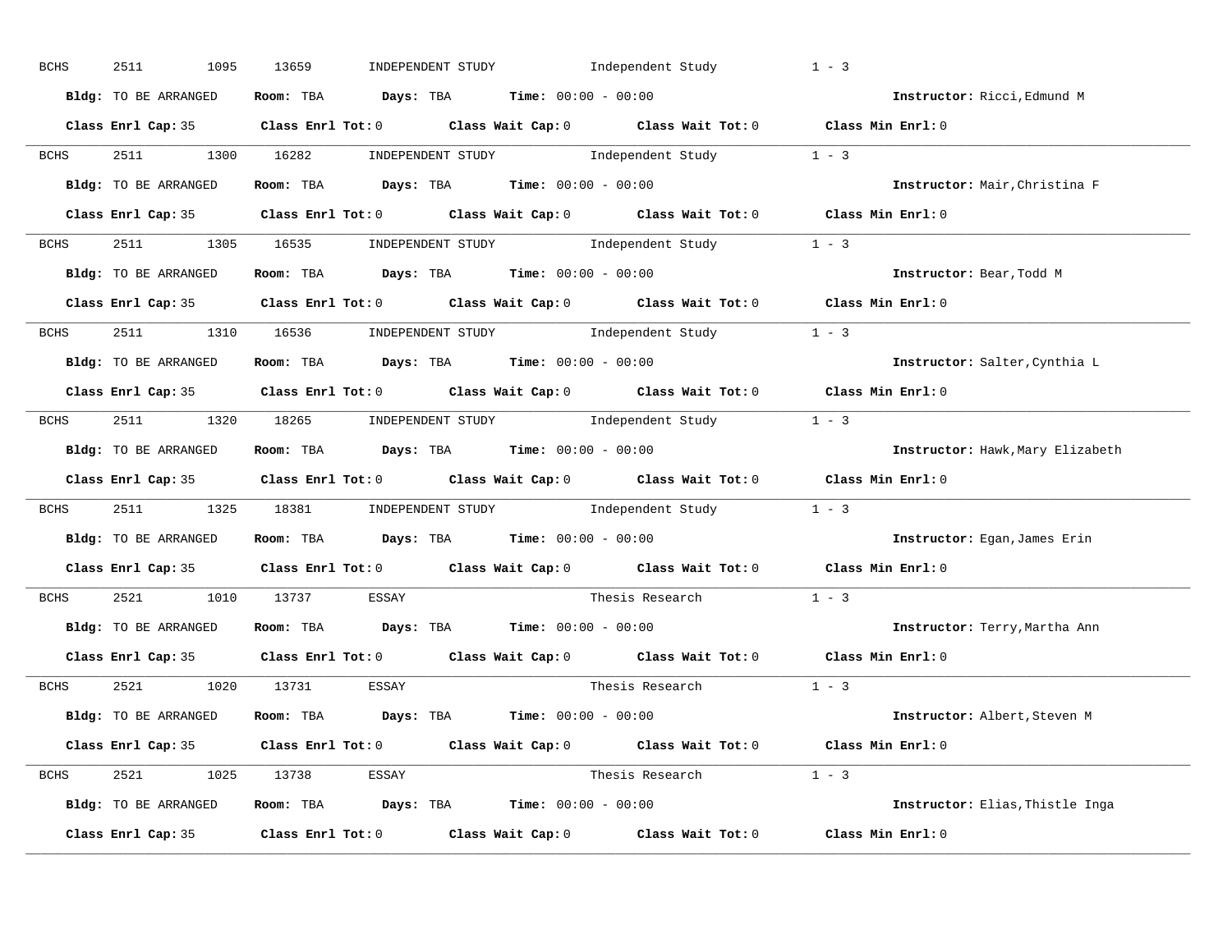BCHS 2511 1095 13659 INDEPENDENT STUDY Independent Study 1 - 3

**Bldg:** TO BE ARRANGED **Room:** TBA **Days:** TBA **Time:** 00:00 - 00:00 **Instructor:** Ricci,Edmund M

**Class Enrl Cap:** 35 **Class Enrl Tot:** 0 **Class Wait Cap:** 0 **Class Wait Tot:** 0 **Class Min Enrl:** 0

---

BCHS 2511 1300 16282 INDEPENDENT STUDY Independent Study 1 - 3

**Bldg:** TO BE ARRANGED **Room:** TBA **Days:** TBA **Time:** 00:00 - 00:00 **Instructor:** Mair,Christina F

**Class Enrl Cap:** 35 **Class Enrl Tot:** 0 **Class Wait Cap:** 0 **Class Wait Tot:** 0 **Class Min Enrl:** 0

---

BCHS 2511 1305 16535 INDEPENDENT STUDY Independent Study 1 - 3

**Bldg:** TO BE ARRANGED **Room:** TBA **Days:** TBA **Time:** 00:00 - 00:00 **Instructor:** Bear,Todd M

**Class Enrl Cap:** 35 **Class Enrl Tot:** 0 **Class Wait Cap:** 0 **Class Wait Tot:** 0 **Class Min Enrl:** 0

---

BCHS 2511 1310 16536 INDEPENDENT STUDY Independent Study 1 - 3

**Bldg:** TO BE ARRANGED **Room:** TBA **Days:** TBA **Time:** 00:00 - 00:00 **Instructor:** Salter,Cynthia L

**Class Enrl Cap:** 35 **Class Enrl Tot:** 0 **Class Wait Cap:** 0 **Class Wait Tot:** 0 **Class Min Enrl:** 0

---

BCHS 2511 1320 18265 INDEPENDENT STUDY Independent Study 1 - 3

**Bldg:** TO BE ARRANGED **Room:** TBA **Days:** TBA **Time:** 00:00 - 00:00 **Instructor:** Hawk,Mary Elizabeth

**Class Enrl Cap:** 35 **Class Enrl Tot:** 0 **Class Wait Cap:** 0 **Class Wait Tot:** 0 **Class Min Enrl:** 0

---

BCHS 2511 1325 18381 INDEPENDENT STUDY Independent Study 1 - 3

**Bldg:** TO BE ARRANGED **Room:** TBA **Days:** TBA **Time:** 00:00 - 00:00 **Instructor:** Egan,James Erin

**Class Enrl Cap:** 35 **Class Enrl Tot:** 0 **Class Wait Cap:** 0 **Class Wait Tot:** 0 **Class Min Enrl:** 0

---

BCHS 2521 1010 13737 ESSAY Thesis Research 1 - 3

**Bldg:** TO BE ARRANGED **Room:** TBA **Days:** TBA **Time:** 00:00 - 00:00 **Instructor:** Terry,Martha Ann

**Class Enrl Cap:** 35 **Class Enrl Tot:** 0 **Class Wait Cap:** 0 **Class Wait Tot:** 0 **Class Min Enrl:** 0

---

BCHS 2521 1020 13731 ESSAY Thesis Research 1 - 3

**Bldg:** TO BE ARRANGED **Room:** TBA **Days:** TBA **Time:** 00:00 - 00:00 **Instructor:** Albert,Steven M

**Class Enrl Cap:** 35 **Class Enrl Tot:** 0 **Class Wait Cap:** 0 **Class Wait Tot:** 0 **Class Min Enrl:** 0

---

BCHS 2521 1025 13738 ESSAY Thesis Research 1 - 3

**Bldg:** TO BE ARRANGED **Room:** TBA **Days:** TBA **Time:** 00:00 - 00:00 **Instructor:** Elias,Thistle Inga

**Class Enrl Cap:** 35 **Class Enrl Tot:** 0 **Class Wait Cap:** 0 **Class Wait Tot:** 0 **Class Min Enrl:** 0

---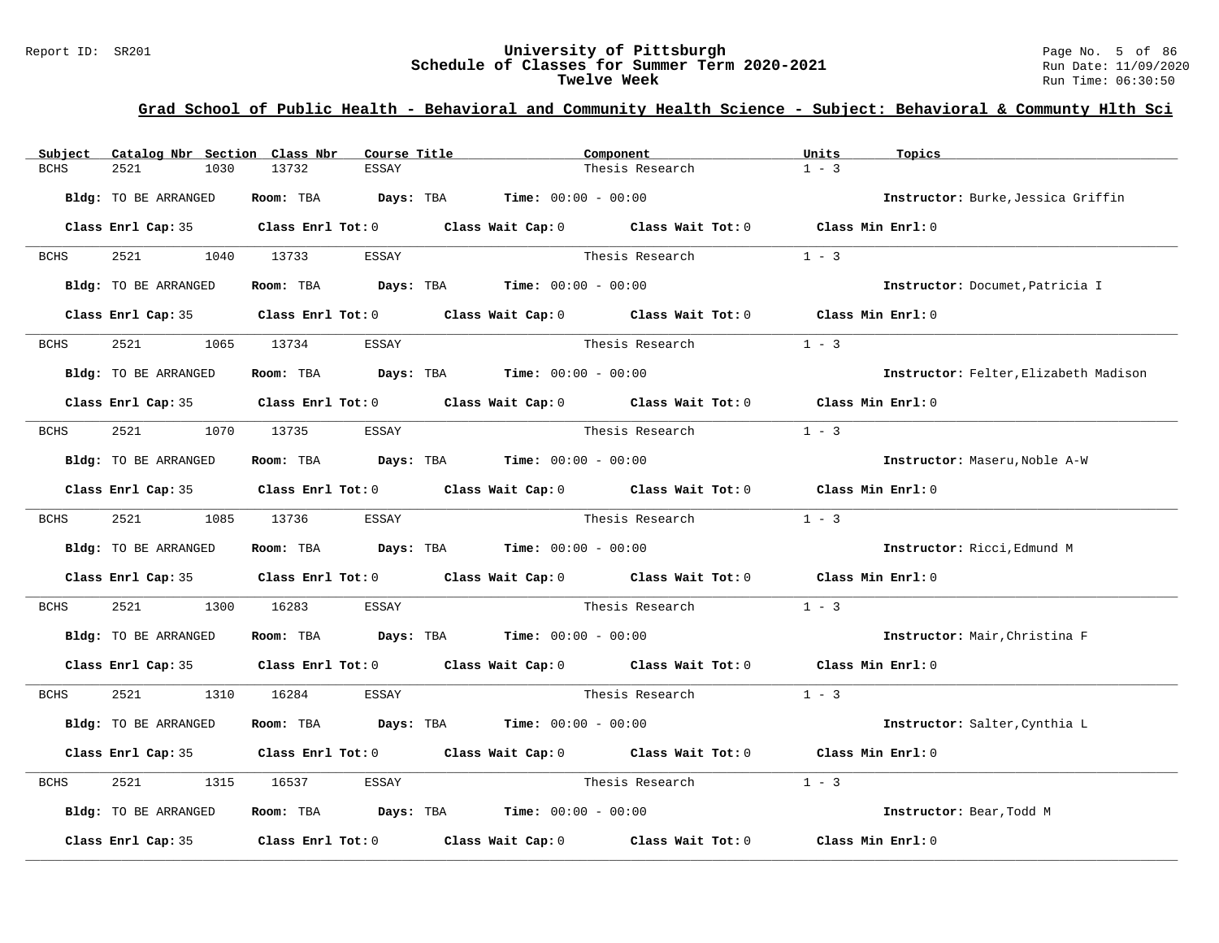## Grad School of Public Health - Behavioral and Community Health Science - Subject: Behavioral & Communty Hlth Sci

| Subject | Catalog Nbr | Section | Class Nbr | Course Title | Component | Units | Topics |
|---|---|---|---|---|---|---|---|
| BCHS | 2521 | 1030 | 13732 | ESSAY | Thesis Research | 1 - 3 | |

**Bldg:** TO BE ARRANGED **Room:** TBA **Days:** TBA **Time:** 00:00 - 00:00 **Instructor:** Burke,Jessica Griffin

**Class Enrl Cap:** 35 **Class Enrl Tot:** 0 **Class Wait Cap:** 0 **Class Wait Tot:** 0 **Class Min Enrl:** 0

| Subject | Catalog Nbr | Section | Class Nbr | Course Title | Component | Units | Topics |
|---|---|---|---|---|---|---|---|
| BCHS | 2521 | 1040 | 13733 | ESSAY | Thesis Research | 1 - 3 | |

**Bldg:** TO BE ARRANGED **Room:** TBA **Days:** TBA **Time:** 00:00 - 00:00 **Instructor:** Documet,Patricia I

**Class Enrl Cap:** 35 **Class Enrl Tot:** 0 **Class Wait Cap:** 0 **Class Wait Tot:** 0 **Class Min Enrl:** 0

| Subject | Catalog Nbr | Section | Class Nbr | Course Title | Component | Units | Topics |
|---|---|---|---|---|---|---|---|
| BCHS | 2521 | 1065 | 13734 | ESSAY | Thesis Research | 1 - 3 | |

**Bldg:** TO BE ARRANGED **Room:** TBA **Days:** TBA **Time:** 00:00 - 00:00 **Instructor:** Felter,Elizabeth Madison

**Class Enrl Cap:** 35 **Class Enrl Tot:** 0 **Class Wait Cap:** 0 **Class Wait Tot:** 0 **Class Min Enrl:** 0

| Subject | Catalog Nbr | Section | Class Nbr | Course Title | Component | Units | Topics |
|---|---|---|---|---|---|---|---|
| BCHS | 2521 | 1070 | 13735 | ESSAY | Thesis Research | 1 - 3 | |

**Bldg:** TO BE ARRANGED **Room:** TBA **Days:** TBA **Time:** 00:00 - 00:00 **Instructor:** Maseru,Noble A-W

**Class Enrl Cap:** 35 **Class Enrl Tot:** 0 **Class Wait Cap:** 0 **Class Wait Tot:** 0 **Class Min Enrl:** 0

| Subject | Catalog Nbr | Section | Class Nbr | Course Title | Component | Units | Topics |
|---|---|---|---|---|---|---|---|
| BCHS | 2521 | 1085 | 13736 | ESSAY | Thesis Research | 1 - 3 | |

**Bldg:** TO BE ARRANGED **Room:** TBA **Days:** TBA **Time:** 00:00 - 00:00 **Instructor:** Ricci,Edmund M

**Class Enrl Cap:** 35 **Class Enrl Tot:** 0 **Class Wait Cap:** 0 **Class Wait Tot:** 0 **Class Min Enrl:** 0

| Subject | Catalog Nbr | Section | Class Nbr | Course Title | Component | Units | Topics |
|---|---|---|---|---|---|---|---|
| BCHS | 2521 | 1300 | 16283 | ESSAY | Thesis Research | 1 - 3 | |

**Bldg:** TO BE ARRANGED **Room:** TBA **Days:** TBA **Time:** 00:00 - 00:00 **Instructor:** Mair,Christina F

**Class Enrl Cap:** 35 **Class Enrl Tot:** 0 **Class Wait Cap:** 0 **Class Wait Tot:** 0 **Class Min Enrl:** 0

| Subject | Catalog Nbr | Section | Class Nbr | Course Title | Component | Units | Topics |
|---|---|---|---|---|---|---|---|
| BCHS | 2521 | 1310 | 16284 | ESSAY | Thesis Research | 1 - 3 | |

**Bldg:** TO BE ARRANGED **Room:** TBA **Days:** TBA **Time:** 00:00 - 00:00 **Instructor:** Salter,Cynthia L

**Class Enrl Cap:** 35 **Class Enrl Tot:** 0 **Class Wait Cap:** 0 **Class Wait Tot:** 0 **Class Min Enrl:** 0

| Subject | Catalog Nbr | Section | Class Nbr | Course Title | Component | Units | Topics |
|---|---|---|---|---|---|---|---|
| BCHS | 2521 | 1315 | 16537 | ESSAY | Thesis Research | 1 - 3 | |

**Bldg:** TO BE ARRANGED **Room:** TBA **Days:** TBA **Time:** 00:00 - 00:00 **Instructor:** Bear,Todd M

**Class Enrl Cap:** 35 **Class Enrl Tot:** 0 **Class Wait Cap:** 0 **Class Wait Tot:** 0 **Class Min Enrl:** 0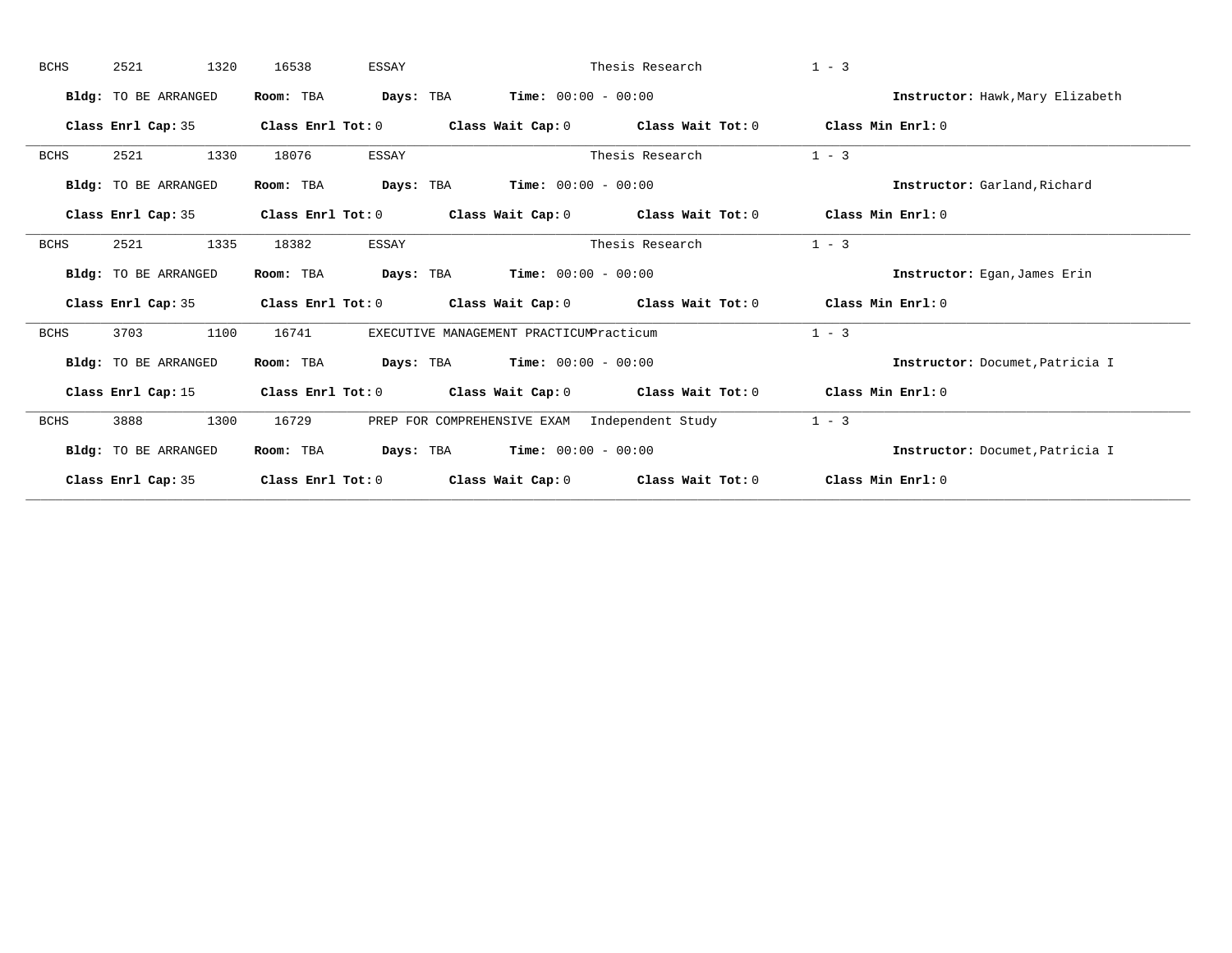BCHS 2521 1320 16538 ESSAY Thesis Research 1 - 3

**Bldg:** TO BE ARRANGED **Room:** TBA **Days:** TBA **Time:** 00:00 - 00:00 **Instructor:** Hawk,Mary Elizabeth

**Class Enrl Cap:** 35 **Class Enrl Tot:** 0 **Class Wait Cap:** 0 **Class Wait Tot:** 0 **Class Min Enrl:** 0

---

BCHS 2521 1330 18076 ESSAY Thesis Research 1 - 3

**Bldg:** TO BE ARRANGED **Room:** TBA **Days:** TBA **Time:** 00:00 - 00:00 **Instructor:** Garland,Richard

**Class Enrl Cap:** 35 **Class Enrl Tot:** 0 **Class Wait Cap:** 0 **Class Wait Tot:** 0 **Class Min Enrl:** 0

---

BCHS 2521 1335 18382 ESSAY Thesis Research 1 - 3

**Bldg:** TO BE ARRANGED **Room:** TBA **Days:** TBA **Time:** 00:00 - 00:00 **Instructor:** Egan,James Erin

**Class Enrl Cap:** 35 **Class Enrl Tot:** 0 **Class Wait Cap:** 0 **Class Wait Tot:** 0 **Class Min Enrl:** 0

---

BCHS 3703 1100 16741 EXECUTIVE MANAGEMENT PRACTICUM Practicum 1 - 3

**Bldg:** TO BE ARRANGED **Room:** TBA **Days:** TBA **Time:** 00:00 - 00:00 **Instructor:** Documet,Patricia I

**Class Enrl Cap:** 15 **Class Enrl Tot:** 0 **Class Wait Cap:** 0 **Class Wait Tot:** 0 **Class Min Enrl:** 0

---

BCHS 3888 1300 16729 PREP FOR COMPREHENSIVE EXAM Independent Study 1 - 3

**Bldg:** TO BE ARRANGED **Room:** TBA **Days:** TBA **Time:** 00:00 - 00:00 **Instructor:** Documet,Patricia I

**Class Enrl Cap:** 35 **Class Enrl Tot:** 0 **Class Wait Cap:** 0 **Class Wait Tot:** 0 **Class Min Enrl:** 0

---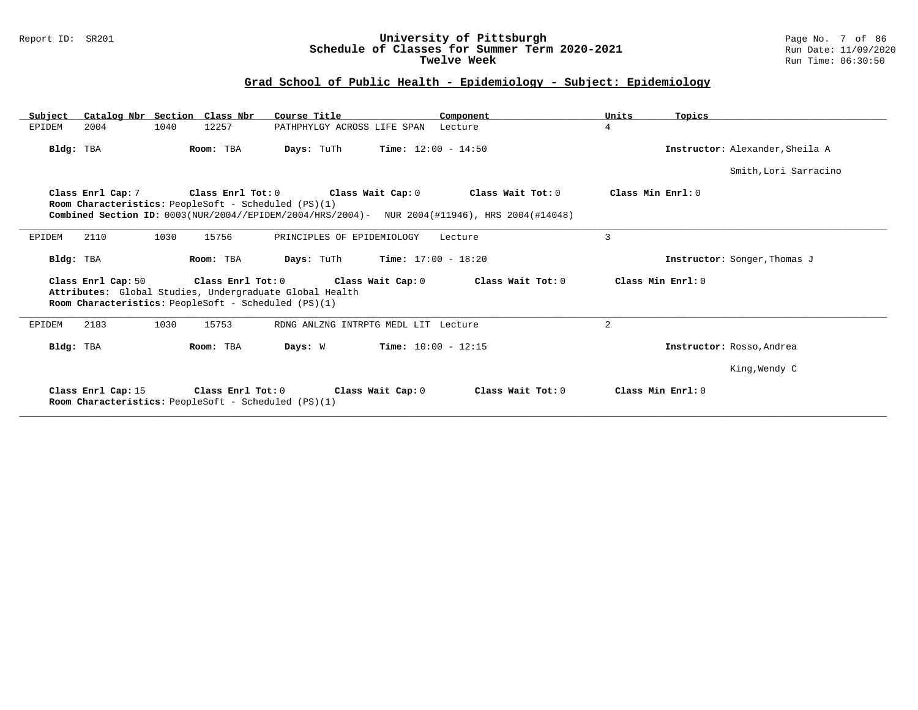## Grad School of Public Health - Epidemiology - Subject: Epidemiology

| Subject | Catalog Nbr | Section | Class Nbr | Course Title | Component | Units | Topics |
|---|---|---|---|---|---|---|---|
| EPIDEM | 2004 | 1040 | 12257 | PATHPHYLGY ACROSS LIFE SPAN | Lecture | 4 | |

**Bldg:** TBA **Room:** TBA **Days:** TuTh **Time:** 12:00 - 14:50 **Instructor:** Alexander,Sheila A; Smith,Lori Sarracino

**Class Enrl Cap:** 7 **Class Enrl Tot:** 0 **Class Wait Cap:** 0 **Class Wait Tot:** 0 **Class Min Enrl:** 0

**Room Characteristics:** PeopleSoft - Scheduled (PS)(1)

**Combined Section ID:** 0003(NUR/2004//EPIDEM/2004/HRS/2004)- NUR 2004(#11946), HRS 2004(#14048)

---

| Subject | Catalog Nbr | Section | Class Nbr | Course Title | Component | Units | Topics |
|---|---|---|---|---|---|---|---|
| EPIDEM | 2110 | 1030 | 15756 | PRINCIPLES OF EPIDEMIOLOGY | Lecture | 3 | |

**Bldg:** TBA **Room:** TBA **Days:** TuTh **Time:** 17:00 - 18:20 **Instructor:** Songer,Thomas J

**Class Enrl Cap:** 50 **Class Enrl Tot:** 0 **Class Wait Cap:** 0 **Class Wait Tot:** 0 **Class Min Enrl:** 0

**Attributes:** Global Studies, Undergraduate Global Health

**Room Characteristics:** PeopleSoft - Scheduled (PS)(1)

---

| Subject | Catalog Nbr | Section | Class Nbr | Course Title | Component | Units | Topics |
|---|---|---|---|---|---|---|---|
| EPIDEM | 2183 | 1030 | 15753 | RDNG ANLZNG INTRPTG MEDL LIT | Lecture | 2 | |

**Bldg:** TBA **Room:** TBA **Days:** W **Time:** 10:00 - 12:15 **Instructor:** Rosso,Andrea; King,Wendy C

**Class Enrl Cap:** 15 **Class Enrl Tot:** 0 **Class Wait Cap:** 0 **Class Wait Tot:** 0 **Class Min Enrl:** 0

**Room Characteristics:** PeopleSoft - Scheduled (PS)(1)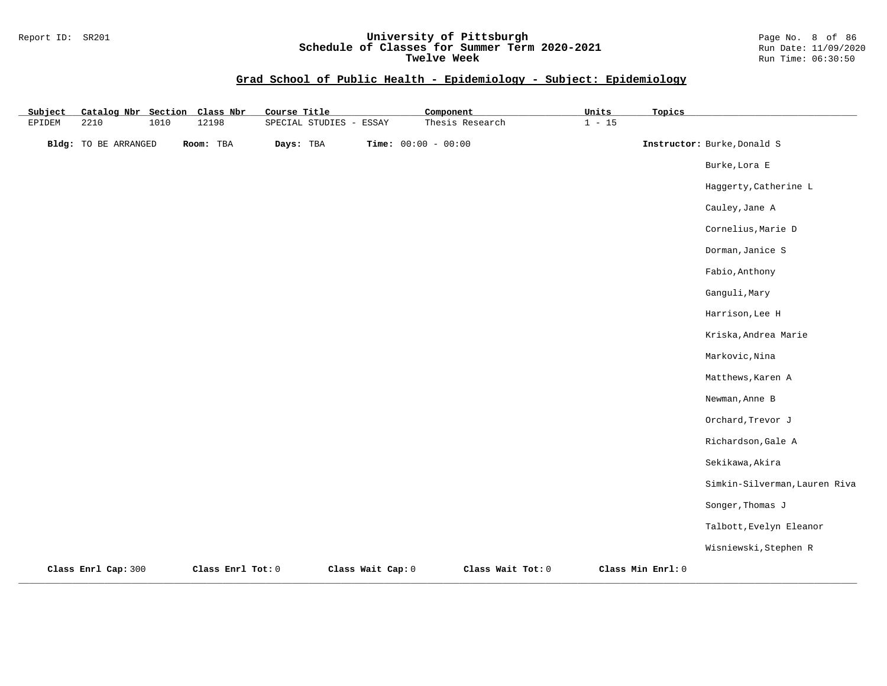## Grad School of Public Health - Epidemiology - Subject: Epidemiology

| Subject | Catalog Nbr | Section | Class Nbr | Course Title | Component | Units | Topics |
|---|---|---|---|---|---|---|---|
| EPIDEM | 2210 | 1010 | 12198 | SPECIAL STUDIES - ESSAY | Thesis Research | 1 - 15 | |

**Bldg:** TO BE ARRANGED **Room:** TBA **Days:** TBA **Time:** 00:00 - 00:00

**Instructor:**
Burke,Donald S
Burke,Lora E
Haggerty,Catherine L
Cauley,Jane A
Cornelius,Marie D
Dorman,Janice S
Fabio,Anthony
Ganguli,Mary
Harrison,Lee H
Kriska,Andrea Marie
Markovic,Nina
Matthews,Karen A
Newman,Anne B
Orchard,Trevor J
Richardson,Gale A
Sekikawa,Akira
Simkin-Silverman,Lauren Riva
Songer,Thomas J
Talbott,Evelyn Eleanor
Wisniewski,Stephen R

**Class Enrl Cap:** 300 **Class Enrl Tot:** 0 **Class Wait Cap:** 0 **Class Wait Tot:** 0 **Class Min Enrl:** 0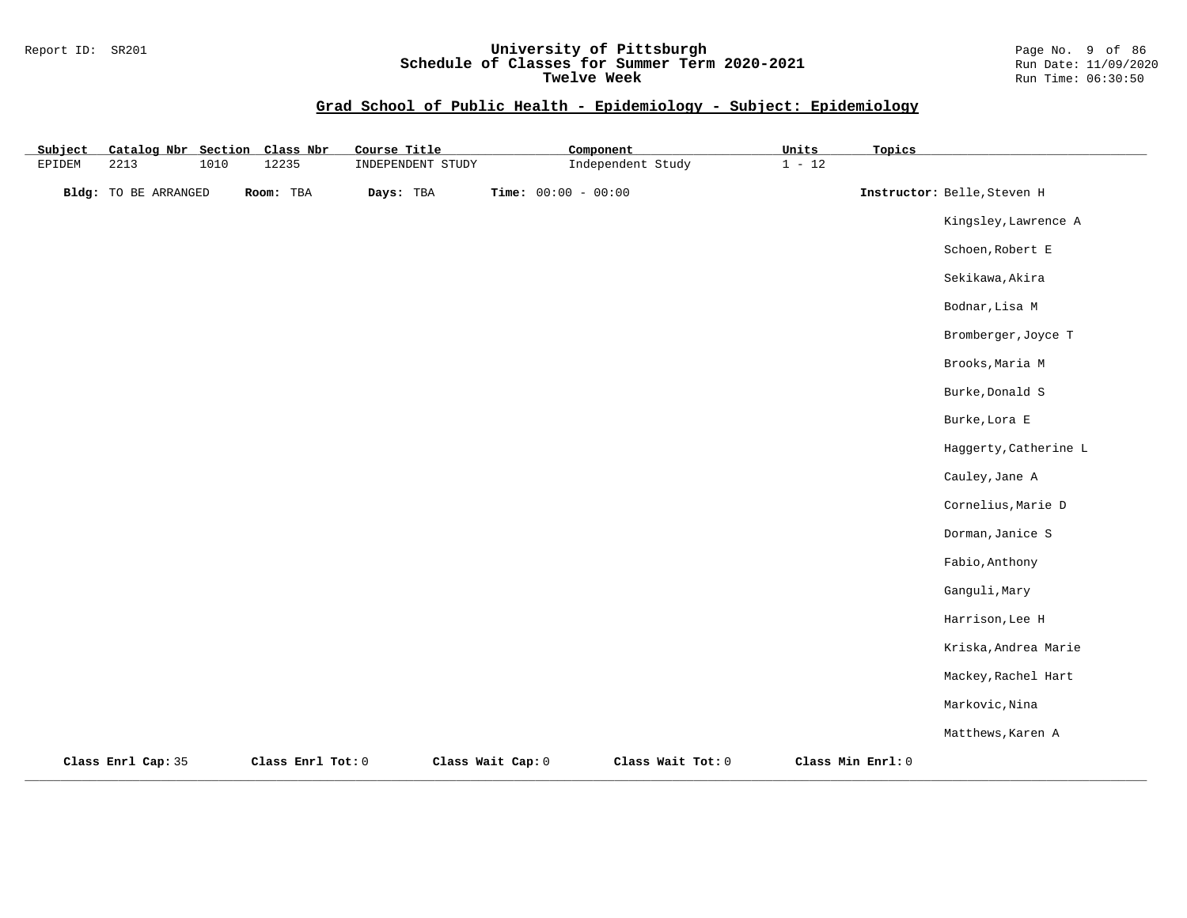University of Pittsburgh
Schedule of Classes for Summer Term 2020-2021
Twelve Week

## Grad School of Public Health - Epidemiology - Subject: Epidemiology

| Subject | Catalog Nbr | Section | Class Nbr | Course Title | Component | Units | Topics |
|---|---|---|---|---|---|---|---|
| EPIDEM | 2213 | 1010 | 12235 | INDEPENDENT STUDY | Independent Study | 1 - 12 | |

**Bldg:** TO BE ARRANGED **Room:** TBA **Days:** TBA **Time:** 00:00 - 00:00 **Instructor:** Belle,Steven H

Kingsley,Lawrence A
Schoen,Robert E
Sekikawa,Akira
Bodnar,Lisa M
Bromberger,Joyce T
Brooks,Maria M
Burke,Donald S
Burke,Lora E
Haggerty,Catherine L
Cauley,Jane A
Cornelius,Marie D
Dorman,Janice S
Fabio,Anthony
Ganguli,Mary
Harrison,Lee H
Kriska,Andrea Marie
Mackey,Rachel Hart
Markovic,Nina
Matthews,Karen A

**Class Enrl Cap:** 35 **Class Enrl Tot:** 0 **Class Wait Cap:** 0 **Class Wait Tot:** 0 **Class Min Enrl:** 0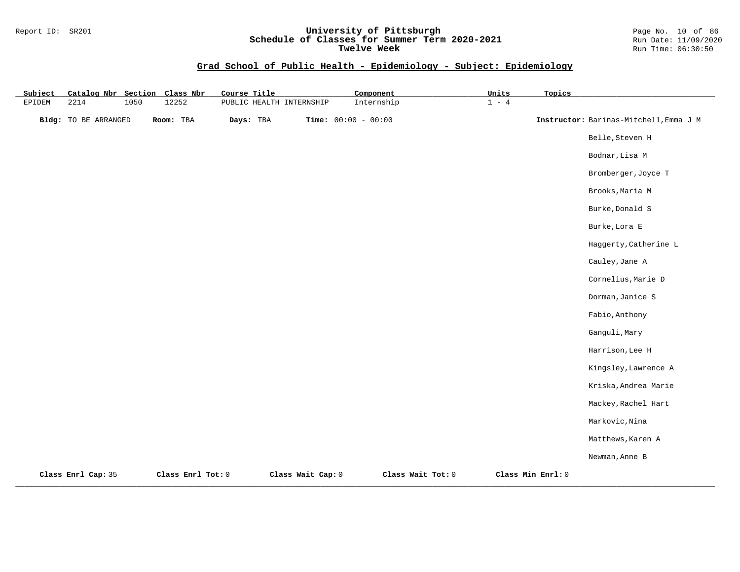Report ID: SR201

# University of Pittsburgh
## Schedule of Classes for Summer Term 2020-2021
### Twelve Week

Run Date: 11/09/2020
Run Time: 06:30:50

## Grad School of Public Health - Epidemiology - Subject: Epidemiology

| Subject | Catalog Nbr | Section | Class Nbr | Course Title | Component | Units | Topics |
|---|---|---|---|---|---|---|---|
| EPIDEM | 2214 | 1050 | 12252 | PUBLIC HEALTH INTERNSHIP | Internship | 1 - 4 | |

**Bldg:** TO BE ARRANGED **Room:** TBA **Days:** TBA **Time:** 00:00 - 00:00

**Instructor:**
- Barinas-Mitchell,Emma J M
- Belle,Steven H
- Bodnar,Lisa M
- Bromberger,Joyce T
- Brooks,Maria M
- Burke,Donald S
- Burke,Lora E
- Haggerty,Catherine L
- Cauley,Jane A
- Cornelius,Marie D
- Dorman,Janice S
- Fabio,Anthony
- Ganguli,Mary
- Harrison,Lee H
- Kingsley,Lawrence A
- Kriska,Andrea Marie
- Mackey,Rachel Hart
- Markovic,Nina
- Matthews,Karen A
- Newman,Anne B

**Class Enrl Cap:** 35 **Class Enrl Tot:** 0 **Class Wait Cap:** 0 **Class Wait Tot:** 0 **Class Min Enrl:** 0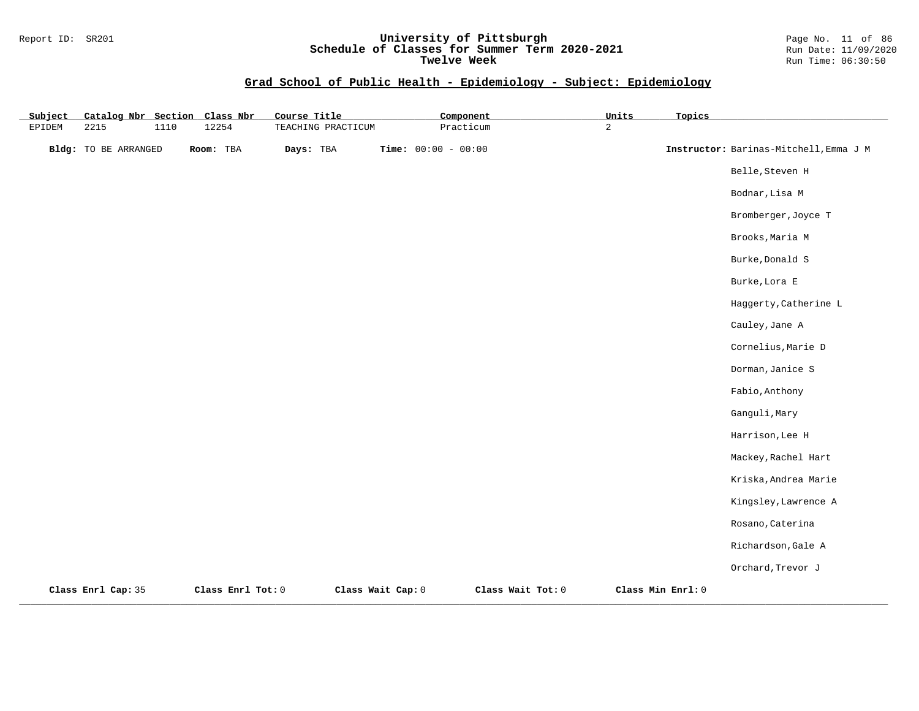## Grad School of Public Health - Epidemiology - Subject: Epidemiology

| Subject | Catalog Nbr | Section | Class Nbr | Course Title | Component | Units | Topics |
|---|---|---|---|---|---|---|---|
| EPIDEM | 2215 | 1110 | 12254 | TEACHING PRACTICUM | Practicum | 2 | |

**Bldg:** TO BE ARRANGED **Room:** TBA **Days:** TBA **Time:** 00:00 - 00:00 **Instructor:** Barinas-Mitchell,Emma J M

Belle,Steven H

Bodnar,Lisa M

Bromberger,Joyce T

Brooks,Maria M

Burke,Donald S

Burke,Lora E

Haggerty,Catherine L

Cauley,Jane A

Cornelius,Marie D

Dorman,Janice S

Fabio,Anthony

Ganguli,Mary

Harrison,Lee H

Mackey,Rachel Hart

Kriska,Andrea Marie

Kingsley,Lawrence A

Rosano,Caterina

Richardson,Gale A

Orchard,Trevor J

**Class Enrl Cap:** 35 **Class Enrl Tot:** 0 **Class Wait Cap:** 0 **Class Wait Tot:** 0 **Class Min Enrl:** 0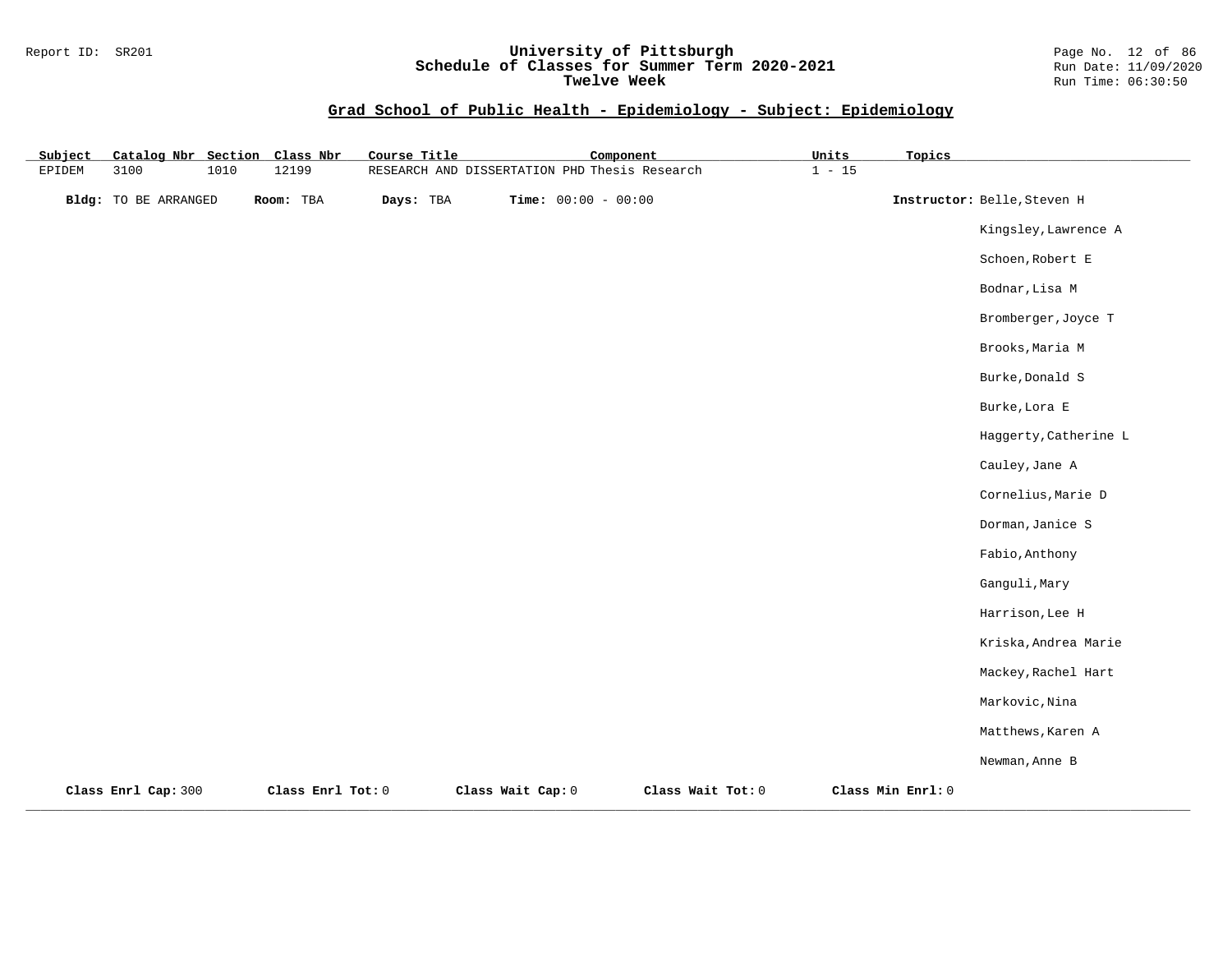## Grad School of Public Health - Epidemiology - Subject: Epidemiology

| Subject | Catalog Nbr | Section | Class Nbr | Course Title | Component | Units | Topics |
|---|---|---|---|---|---|---|---|
| EPIDEM | 3100 | 1010 | 12199 | RESEARCH AND DISSERTATION PHD | Thesis Research | 1 - 15 | |

**Bldg:** TO BE ARRANGED **Room:** TBA **Days:** TBA **Time:** 00:00 - 00:00 **Instructor:** Belle,Steven H

Kingsley,Lawrence A

Schoen,Robert E

Bodnar,Lisa M

Bromberger,Joyce T

Brooks,Maria M

Burke,Donald S

Burke,Lora E

Haggerty,Catherine L

Cauley,Jane A

Cornelius,Marie D

Dorman,Janice S

Fabio,Anthony

Ganguli,Mary

Harrison,Lee H

Kriska,Andrea Marie

Mackey,Rachel Hart

Markovic,Nina

Matthews,Karen A

Newman,Anne B

**Class Enrl Cap:** 300 **Class Enrl Tot:** 0 **Class Wait Cap:** 0 **Class Wait Tot:** 0 **Class Min Enrl:** 0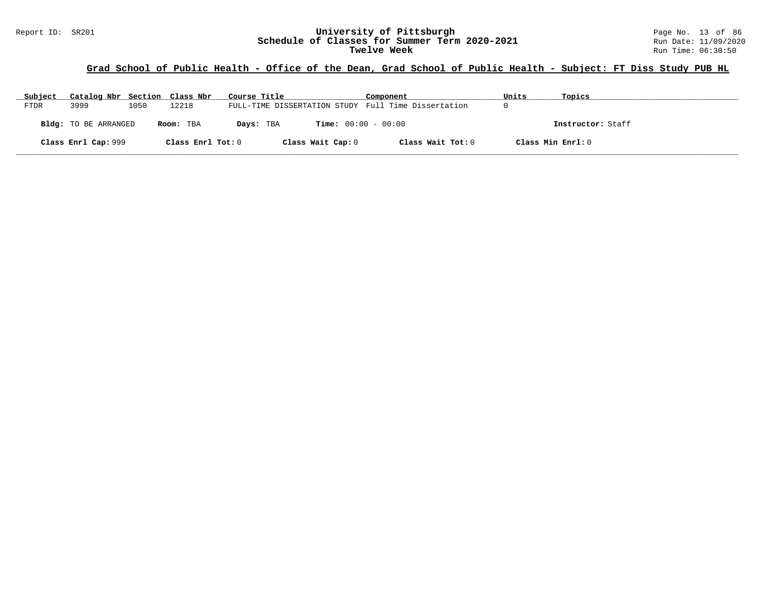# University of Pittsburgh
## Schedule of Classes for Summer Term 2020-2021
### Twelve Week

Report ID: SR201

**Grad School of Public Health - Office of the Dean, Grad School of Public Health - Subject: FT Diss Study PUB HL**

| Subject | Catalog Nbr | Section | Class Nbr | Course Title | Component | Units | Topics |
|---|---|---|---|---|---|---|---|
| FTDR | 3999 | 1050 | 12218 | FULL-TIME DISSERTATION STUDY | Full Time Dissertation | 0 | |

**Bldg:** TO BE ARRANGED **Room:** TBA **Days:** TBA **Time:** 00:00 - 00:00 **Instructor:** Staff

**Class Enrl Cap:** 999 **Class Enrl Tot:** 0 **Class Wait Cap:** 0 **Class Wait Tot:** 0 **Class Min Enrl:** 0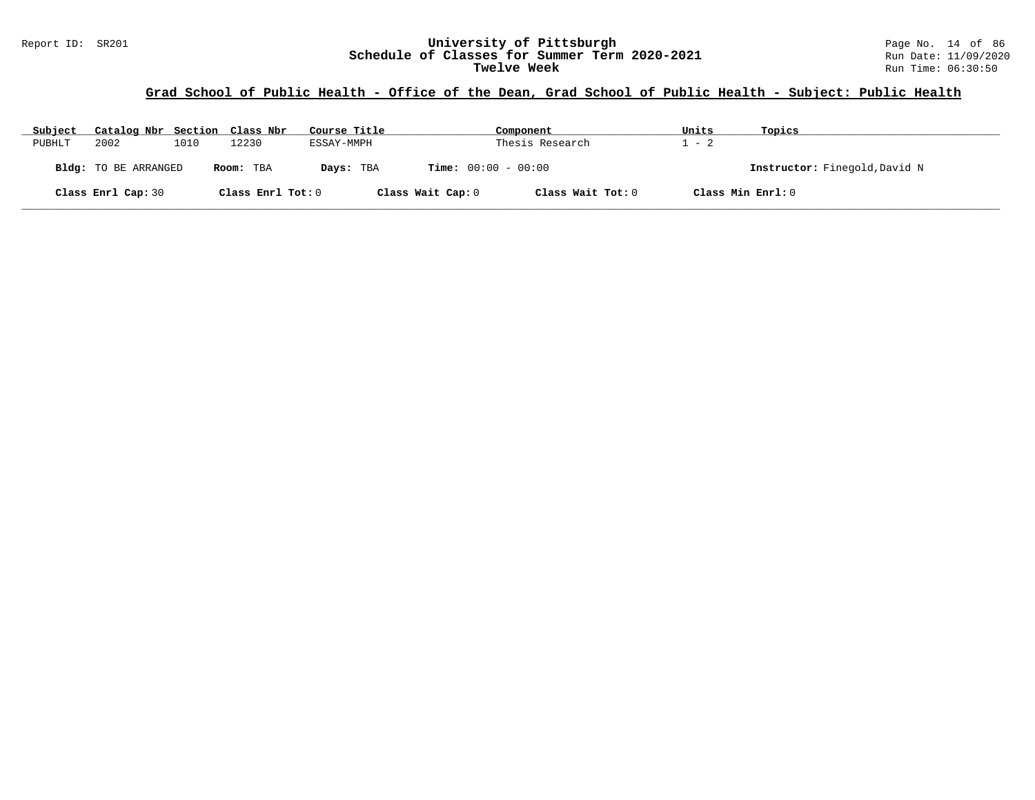Report ID: SR201

# University of Pittsburgh
## Schedule of Classes for Summer Term 2020-2021
### Twelve Week

Run Date: 11/09/2020
Run Time: 06:30:50

**Grad School of Public Health - Office of the Dean, Grad School of Public Health - Subject: Public Health**

| Subject | Catalog Nbr | Section | Class Nbr | Course Title | Component | Units | Topics |
|---|---|---|---|---|---|---|---|
| PUBHLT | 2002 | 1010 | 12230 | ESSAY-MMPH | Thesis Research | 1 - 2 | |

**Bldg:** TO BE ARRANGED **Room:** TBA **Days:** TBA **Time:** 00:00 - 00:00 **Instructor:** Finegold,David N

**Class Enrl Cap:** 30 **Class Enrl Tot:** 0 **Class Wait Cap:** 0 **Class Wait Tot:** 0 **Class Min Enrl:** 0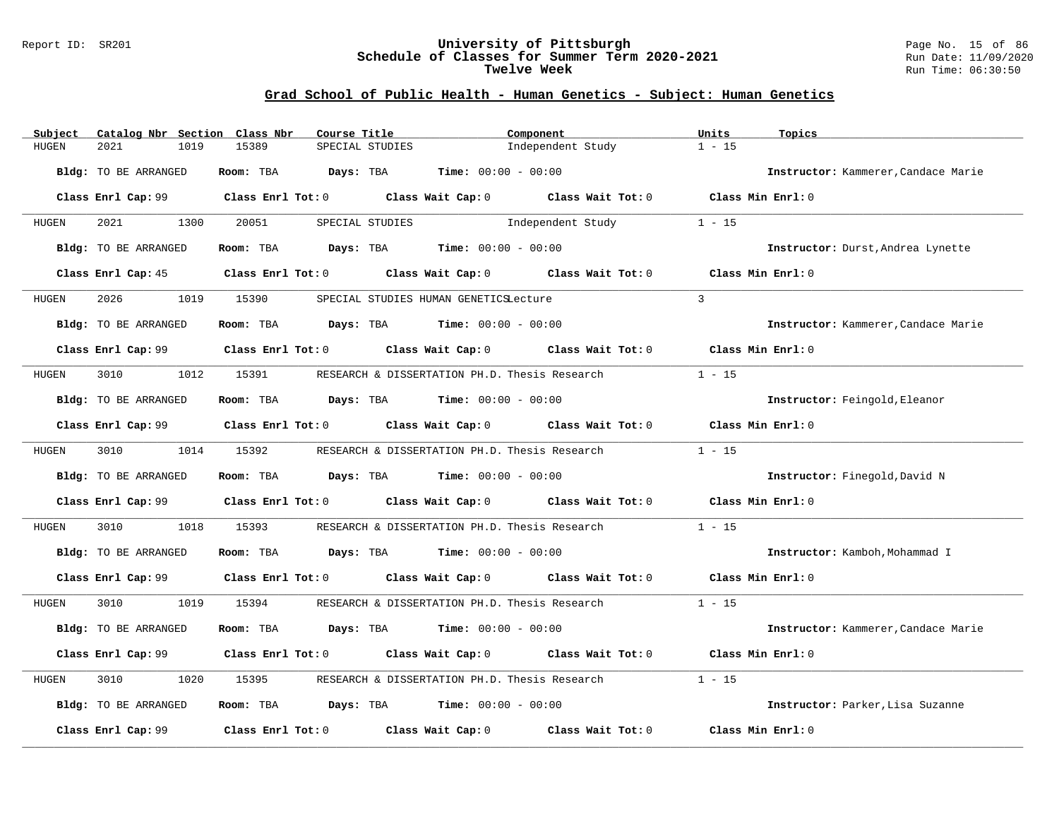## Grad School of Public Health - Human Genetics - Subject: Human Genetics

| Subject | Catalog Nbr | Section | Class Nbr | Course Title | Component | Units | Topics |
|---|---|---|---|---|---|---|---|
| HUGEN | 2021 | 1019 | 15389 | SPECIAL STUDIES | Independent Study | 1 - 15 | |

**Bldg:** TO BE ARRANGED **Room:** TBA **Days:** TBA **Time:** 00:00 - 00:00 **Instructor:** Kammerer,Candace Marie

**Class Enrl Cap:** 99 **Class Enrl Tot:** 0 **Class Wait Cap:** 0 **Class Wait Tot:** 0 **Class Min Enrl:** 0

| Subject | Catalog Nbr | Section | Class Nbr | Course Title | Component | Units | Topics |
|---|---|---|---|---|---|---|---|
| HUGEN | 2021 | 1300 | 20051 | SPECIAL STUDIES | Independent Study | 1 - 15 | |

**Bldg:** TO BE ARRANGED **Room:** TBA **Days:** TBA **Time:** 00:00 - 00:00 **Instructor:** Durst,Andrea Lynette

**Class Enrl Cap:** 45 **Class Enrl Tot:** 0 **Class Wait Cap:** 0 **Class Wait Tot:** 0 **Class Min Enrl:** 0

| Subject | Catalog Nbr | Section | Class Nbr | Course Title | Component | Units | Topics |
|---|---|---|---|---|---|---|---|
| HUGEN | 2026 | 1019 | 15390 | SPECIAL STUDIES HUMAN GENETICS | Lecture | 3 | |

**Bldg:** TO BE ARRANGED **Room:** TBA **Days:** TBA **Time:** 00:00 - 00:00 **Instructor:** Kammerer,Candace Marie

**Class Enrl Cap:** 99 **Class Enrl Tot:** 0 **Class Wait Cap:** 0 **Class Wait Tot:** 0 **Class Min Enrl:** 0

| Subject | Catalog Nbr | Section | Class Nbr | Course Title | Component | Units | Topics |
|---|---|---|---|---|---|---|---|
| HUGEN | 3010 | 1012 | 15391 | RESEARCH & DISSERTATION PH.D. | Thesis Research | 1 - 15 | |

**Bldg:** TO BE ARRANGED **Room:** TBA **Days:** TBA **Time:** 00:00 - 00:00 **Instructor:** Feingold,Eleanor

**Class Enrl Cap:** 99 **Class Enrl Tot:** 0 **Class Wait Cap:** 0 **Class Wait Tot:** 0 **Class Min Enrl:** 0

| Subject | Catalog Nbr | Section | Class Nbr | Course Title | Component | Units | Topics |
|---|---|---|---|---|---|---|---|
| HUGEN | 3010 | 1014 | 15392 | RESEARCH & DISSERTATION PH.D. | Thesis Research | 1 - 15 | |

**Bldg:** TO BE ARRANGED **Room:** TBA **Days:** TBA **Time:** 00:00 - 00:00 **Instructor:** Finegold,David N

**Class Enrl Cap:** 99 **Class Enrl Tot:** 0 **Class Wait Cap:** 0 **Class Wait Tot:** 0 **Class Min Enrl:** 0

| Subject | Catalog Nbr | Section | Class Nbr | Course Title | Component | Units | Topics |
|---|---|---|---|---|---|---|---|
| HUGEN | 3010 | 1018 | 15393 | RESEARCH & DISSERTATION PH.D. | Thesis Research | 1 - 15 | |

**Bldg:** TO BE ARRANGED **Room:** TBA **Days:** TBA **Time:** 00:00 - 00:00 **Instructor:** Kamboh,Mohammad I

**Class Enrl Cap:** 99 **Class Enrl Tot:** 0 **Class Wait Cap:** 0 **Class Wait Tot:** 0 **Class Min Enrl:** 0

| Subject | Catalog Nbr | Section | Class Nbr | Course Title | Component | Units | Topics |
|---|---|---|---|---|---|---|---|
| HUGEN | 3010 | 1019 | 15394 | RESEARCH & DISSERTATION PH.D. | Thesis Research | 1 - 15 | |

**Bldg:** TO BE ARRANGED **Room:** TBA **Days:** TBA **Time:** 00:00 - 00:00 **Instructor:** Kammerer,Candace Marie

**Class Enrl Cap:** 99 **Class Enrl Tot:** 0 **Class Wait Cap:** 0 **Class Wait Tot:** 0 **Class Min Enrl:** 0

| Subject | Catalog Nbr | Section | Class Nbr | Course Title | Component | Units | Topics |
|---|---|---|---|---|---|---|---|
| HUGEN | 3010 | 1020 | 15395 | RESEARCH & DISSERTATION PH.D. | Thesis Research | 1 - 15 | |

**Bldg:** TO BE ARRANGED **Room:** TBA **Days:** TBA **Time:** 00:00 - 00:00 **Instructor:** Parker,Lisa Suzanne

**Class Enrl Cap:** 99 **Class Enrl Tot:** 0 **Class Wait Cap:** 0 **Class Wait Tot:** 0 **Class Min Enrl:** 0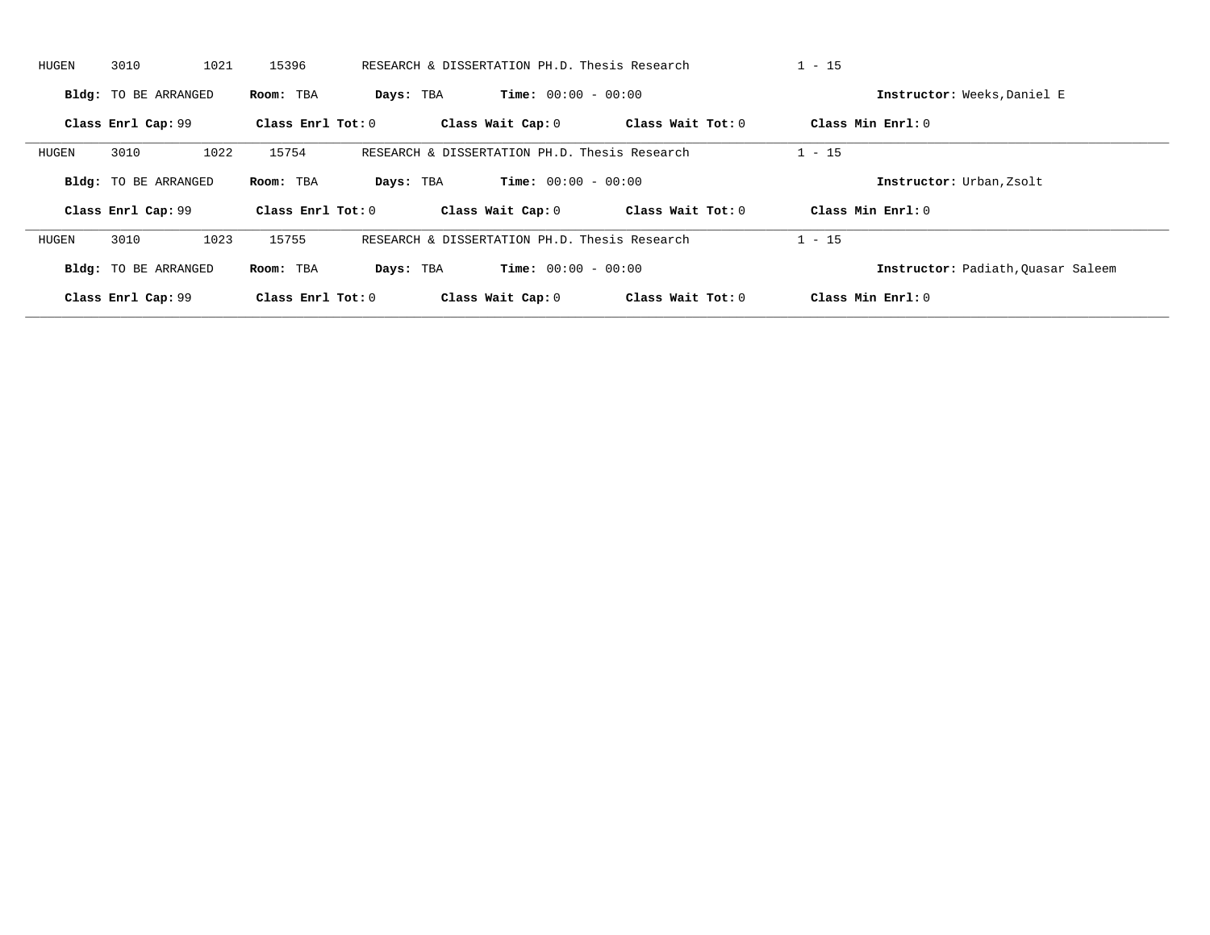HUGEN 3010 1021 15396 RESEARCH & DISSERTATION PH.D. Thesis Research 1 - 15

**Bldg:** TO BE ARRANGED **Room:** TBA **Days:** TBA **Time:** 00:00 - 00:00 **Instructor:** Weeks,Daniel E

**Class Enrl Cap:** 99 **Class Enrl Tot:** 0 **Class Wait Cap:** 0 **Class Wait Tot:** 0 **Class Min Enrl:** 0

---

HUGEN 3010 1022 15754 RESEARCH & DISSERTATION PH.D. Thesis Research 1 - 15

**Bldg:** TO BE ARRANGED **Room:** TBA **Days:** TBA **Time:** 00:00 - 00:00 **Instructor:** Urban,Zsolt

**Class Enrl Cap:** 99 **Class Enrl Tot:** 0 **Class Wait Cap:** 0 **Class Wait Tot:** 0 **Class Min Enrl:** 0

---

HUGEN 3010 1023 15755 RESEARCH & DISSERTATION PH.D. Thesis Research 1 - 15

**Bldg:** TO BE ARRANGED **Room:** TBA **Days:** TBA **Time:** 00:00 - 00:00 **Instructor:** Padiath,Quasar Saleem

**Class Enrl Cap:** 99 **Class Enrl Tot:** 0 **Class Wait Cap:** 0 **Class Wait Tot:** 0 **Class Min Enrl:** 0

---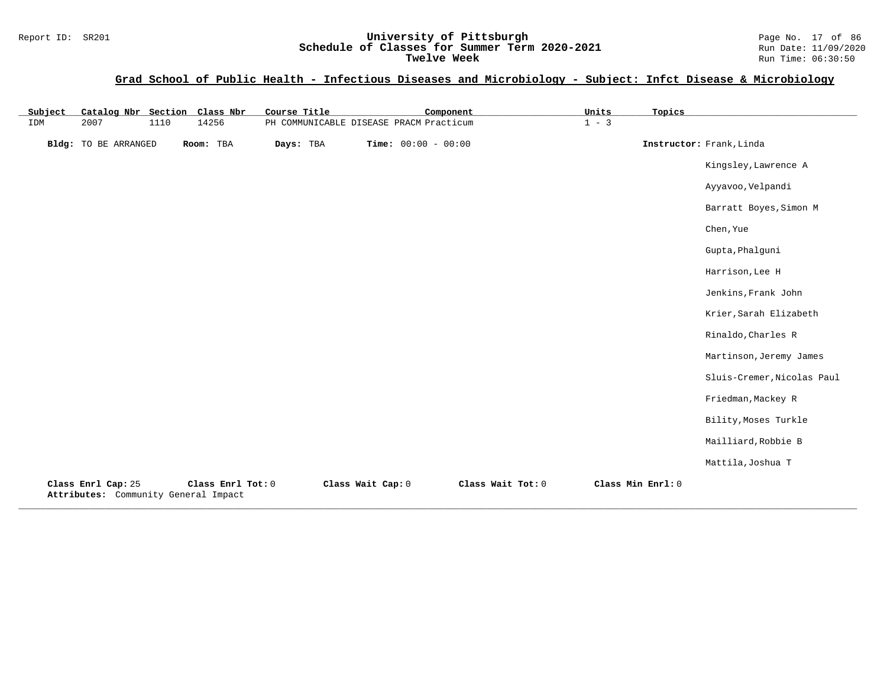## Grad School of Public Health - Infectious Diseases and Microbiology - Subject: Infct Disease & Microbiology

| Subject | Catalog Nbr | Section | Class Nbr | Course Title | Component | Units | Topics |
|---|---|---|---|---|---|---|---|
| IDM | 2007 | 1110 | 14256 | PH COMMUNICABLE DISEASE PRACM | Practicum | 1 - 3 | |

**Bldg:** TO BE ARRANGED **Room:** TBA **Days:** TBA **Time:** 00:00 - 00:00 **Instructor:** Frank,Linda

Kingsley,Lawrence A
Ayyavoo,Velpandi
Barratt Boyes,Simon M
Chen,Yue
Gupta,Phalguni
Harrison,Lee H
Jenkins,Frank John
Krier,Sarah Elizabeth
Rinaldo,Charles R
Martinson,Jeremy James
Sluis-Cremer,Nicolas Paul
Friedman,Mackey R
Bility,Moses Turkle
Mailliard,Robbie B
Mattila,Joshua T

**Class Enrl Cap:** 25 **Class Enrl Tot:** 0 **Class Wait Cap:** 0 **Class Wait Tot:** 0 **Class Min Enrl:** 0

**Attributes:** Community General Impact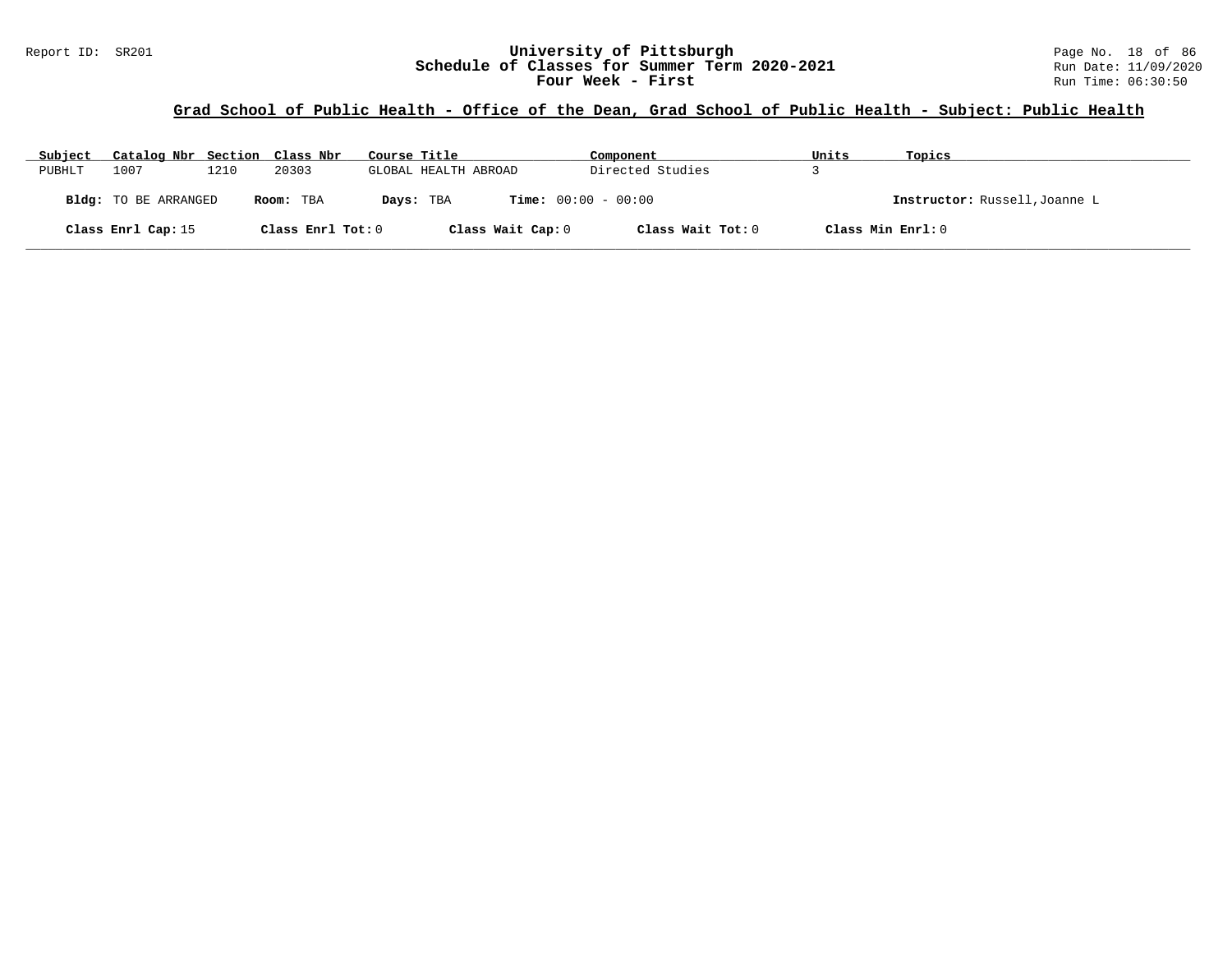# University of Pittsburgh
## Schedule of Classes for Summer Term 2020-2021
### Four Week - First

Report ID: SR201

Run Date: 11/09/2020
Run Time: 06:30:50

**Grad School of Public Health - Office of the Dean, Grad School of Public Health - Subject: Public Health**

| Subject | Catalog Nbr | Section | Class Nbr | Course Title | Component | Units | Topics |
|---|---|---|---|---|---|---|---|
| PUBHLT | 1007 | 1210 | 20303 | GLOBAL HEALTH ABROAD | Directed Studies | 3 | |

**Bldg:** TO BE ARRANGED **Room:** TBA **Days:** TBA **Time:** 00:00 - 00:00 **Instructor:** Russell,Joanne L

**Class Enrl Cap:** 15 **Class Enrl Tot:** 0 **Class Wait Cap:** 0 **Class Wait Tot:** 0 **Class Min Enrl:** 0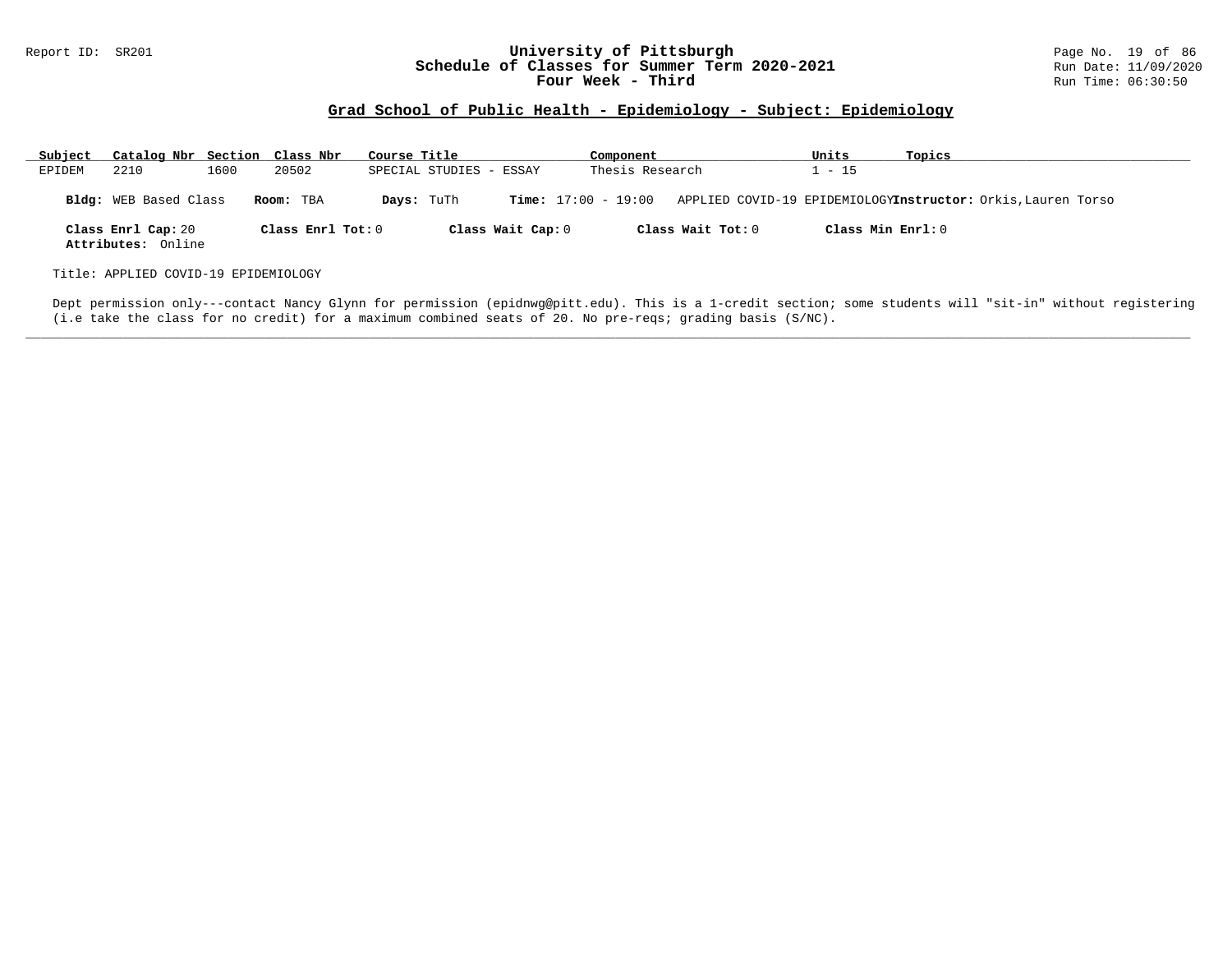Report ID: SR201

# University of Pittsburgh
## Schedule of Classes for Summer Term 2020-2021
## Four Week - Third

Run Date: 11/09/2020
Run Time: 06:30:50

### Grad School of Public Health - Epidemiology - Subject: Epidemiology

| Subject | Catalog Nbr | Section | Class Nbr | Course Title | Component | Units | Topics |
|---|---|---|---|---|---|---|---|
| EPIDEM | 2210 | 1600 | 20502 | SPECIAL STUDIES - ESSAY | Thesis Research | 1 - 15 | |

**Bldg:** WEB Based Class **Room:** TBA **Days:** TuTh **Time:** 17:00 - 19:00 APPLIED COVID-19 EPIDEMIOLOGY **Instructor:** Orkis,Lauren Torso

**Class Enrl Cap:** 20 **Class Enrl Tot:** 0 **Class Wait Cap:** 0 **Class Wait Tot:** 0 **Class Min Enrl:** 0
**Attributes:** Online

Title: APPLIED COVID-19 EPIDEMIOLOGY

Dept permission only---contact Nancy Glynn for permission (epidnwg@pitt.edu). This is a 1-credit section; some students will "sit-in" without registering (i.e take the class for no credit) for a maximum combined seats of 20. No pre-reqs; grading basis (S/NC).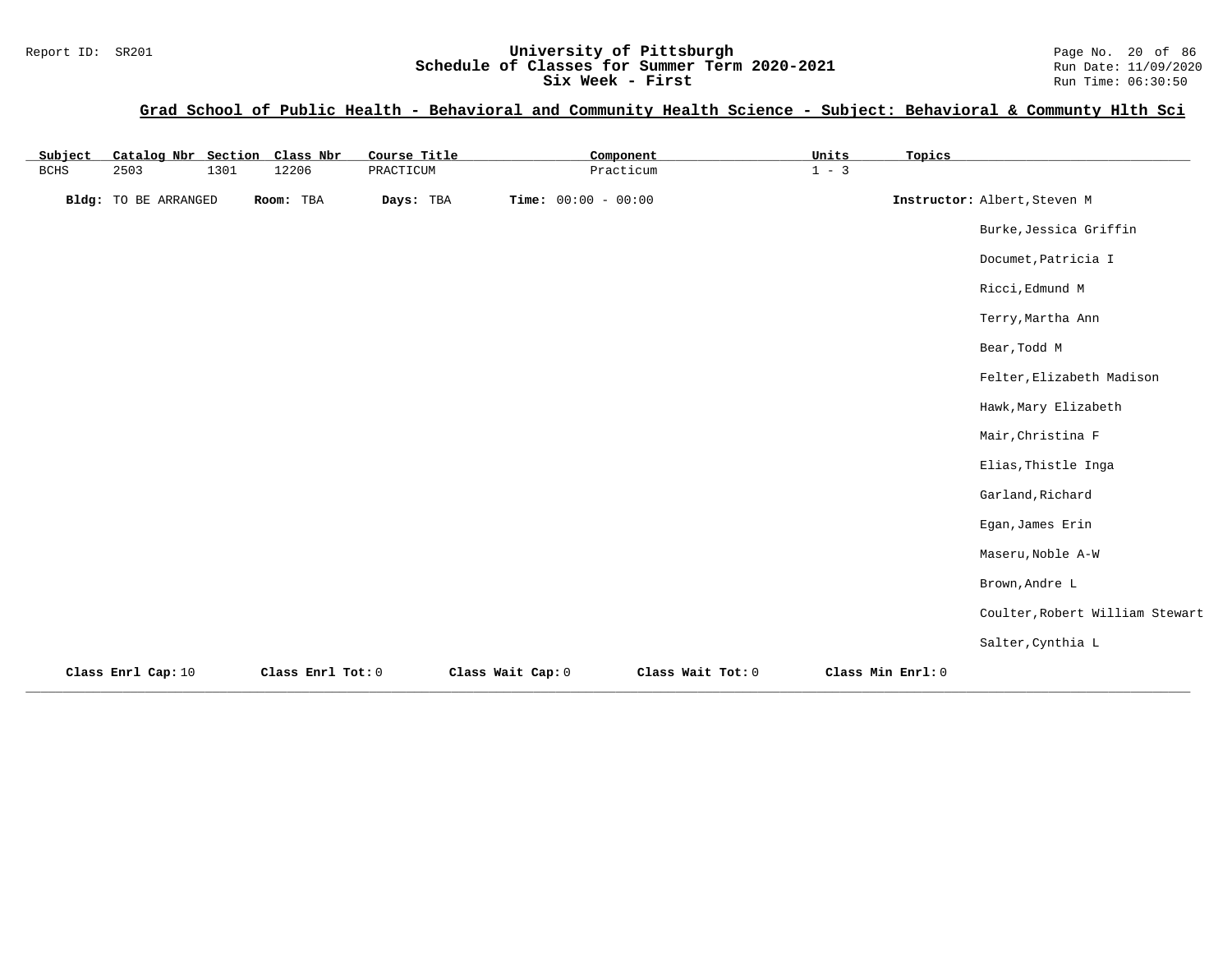**Grad School of Public Health - Behavioral and Community Health Science - Subject: Behavioral & Communty Hlth Sci**

| Subject | Catalog Nbr | Section | Class Nbr | Course Title | Component | Units | Topics |
|---|---|---|---|---|---|---|---|
| BCHS | 2503 | 1301 | 12206 | PRACTICUM | Practicum | 1 - 3 | |

**Bldg:** TO BE ARRANGED **Room:** TBA **Days:** TBA **Time:** 00:00 - 00:00

**Instructor:**
- Albert,Steven M
- Burke,Jessica Griffin
- Documet,Patricia I
- Ricci,Edmund M
- Terry,Martha Ann
- Bear,Todd M
- Felter,Elizabeth Madison
- Hawk,Mary Elizabeth
- Mair,Christina F
- Elias,Thistle Inga
- Garland,Richard
- Egan,James Erin
- Maseru,Noble A-W
- Brown,Andre L
- Coulter,Robert William Stewart
- Salter,Cynthia L

**Class Enrl Cap:** 10 **Class Enrl Tot:** 0 **Class Wait Cap:** 0 **Class Wait Tot:** 0 **Class Min Enrl:** 0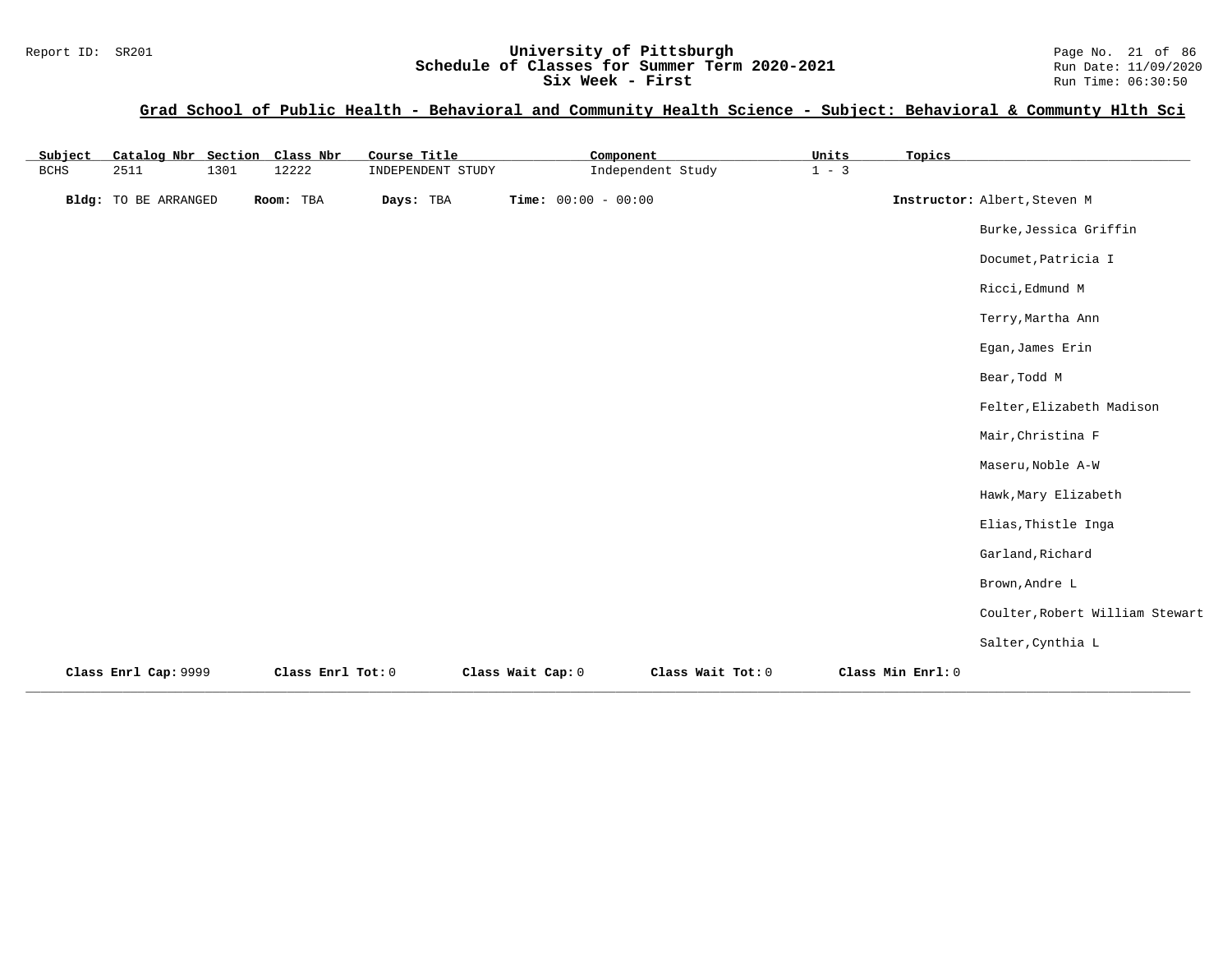## Grad School of Public Health - Behavioral and Community Health Science - Subject: Behavioral & Communty Hlth Sci

| Subject | Catalog Nbr | Section | Class Nbr | Course Title | Component | Units | Topics |
|---|---|---|---|---|---|---|---|
| BCHS | 2511 | 1301 | 12222 | INDEPENDENT STUDY | Independent Study | 1 - 3 | |

**Bldg:** TO BE ARRANGED **Room:** TBA **Days:** TBA **Time:** 00:00 - 00:00

**Instructor:** Albert,Steven M
Burke,Jessica Griffin
Documet,Patricia I
Ricci,Edmund M
Terry,Martha Ann
Egan,James Erin
Bear,Todd M
Felter,Elizabeth Madison
Mair,Christina F
Maseru,Noble A-W
Hawk,Mary Elizabeth
Elias,Thistle Inga
Garland,Richard
Brown,Andre L
Coulter,Robert William Stewart
Salter,Cynthia L

**Class Enrl Cap:** 9999 **Class Enrl Tot:** 0 **Class Wait Cap:** 0 **Class Wait Tot:** 0 **Class Min Enrl:** 0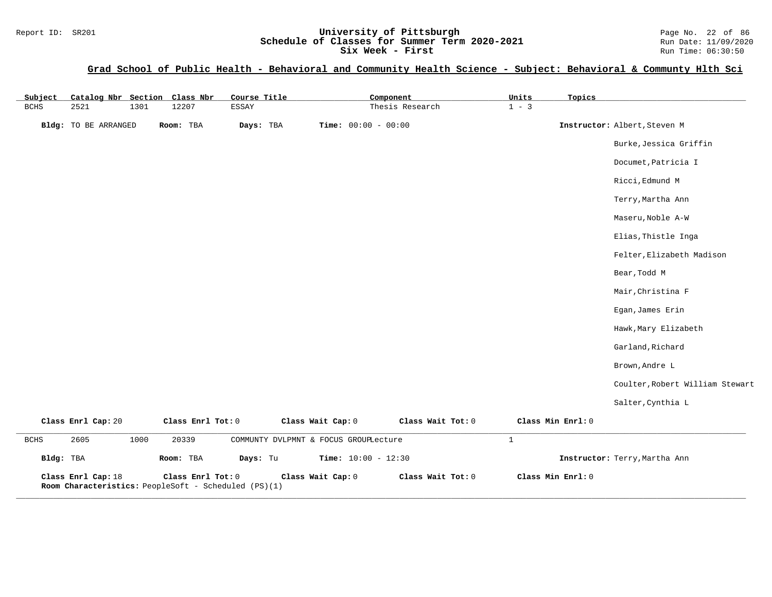# University of Pittsburgh
## Schedule of Classes for Summer Term 2020-2021
### Six Week - First

Report ID: SR201

Run Date: 11/09/2020

Run Time: 06:30:50

## Grad School of Public Health - Behavioral and Community Health Science - Subject: Behavioral & Communty Hlth Sci

| Subject | Catalog Nbr | Section | Class Nbr | Course Title | Component | Units | Topics |
|---|---|---|---|---|---|---|---|
| BCHS | 2521 | 1301 | 12207 | ESSAY | Thesis Research | 1 - 3 | |

**Bldg:** TO BE ARRANGED **Room:** TBA **Days:** TBA **Time:** 00:00 - 00:00 **Instructor:** Albert,Steven M
Burke,Jessica Griffin
Documet,Patricia I
Ricci,Edmund M
Terry,Martha Ann
Maseru,Noble A-W
Elias,Thistle Inga
Felter,Elizabeth Madison
Bear,Todd M
Mair,Christina F
Egan,James Erin
Hawk,Mary Elizabeth
Garland,Richard
Brown,Andre L
Coulter,Robert William Stewart
Salter,Cynthia L

**Class Enrl Cap:** 20 **Class Enrl Tot:** 0 **Class Wait Cap:** 0 **Class Wait Tot:** 0 **Class Min Enrl:** 0

| Subject | Catalog Nbr | Section | Class Nbr | Course Title | Component | Units | Topics |
|---|---|---|---|---|---|---|---|
| BCHS | 2605 | 1000 | 20339 | COMMUNTY DVLPMNT & FOCUS GROUP | Lecture | 1 | |

**Bldg:** TBA **Room:** TBA **Days:** Tu **Time:** 10:00 - 12:30 **Instructor:** Terry,Martha Ann

**Class Enrl Cap:** 18 **Class Enrl Tot:** 0 **Class Wait Cap:** 0 **Class Wait Tot:** 0 **Class Min Enrl:** 0
**Room Characteristics:** PeopleSoft - Scheduled (PS)(1)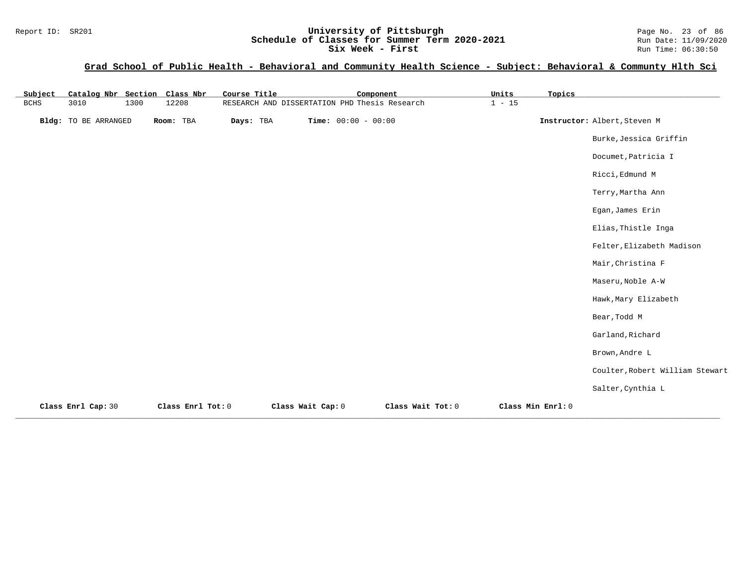## Grad School of Public Health - Behavioral and Community Health Science - Subject: Behavioral & Communty Hlth Sci

| Subject | Catalog Nbr | Section | Class Nbr | Course Title | Component | Units | Topics |
|---|---|---|---|---|---|---|---|
| BCHS | 3010 | 1300 | 12208 | RESEARCH AND DISSERTATION PHD | Thesis Research | 1 - 15 | |

**Bldg:** TO BE ARRANGED **Room:** TBA **Days:** TBA **Time:** 00:00 - 00:00

**Instructor:**
- Albert,Steven M
- Burke,Jessica Griffin
- Documet,Patricia I
- Ricci,Edmund M
- Terry,Martha Ann
- Egan,James Erin
- Elias,Thistle Inga
- Felter,Elizabeth Madison
- Mair,Christina F
- Maseru,Noble A-W
- Hawk,Mary Elizabeth
- Bear,Todd M
- Garland,Richard
- Brown,Andre L
- Coulter,Robert William Stewart
- Salter,Cynthia L

**Class Enrl Cap:** 30 **Class Enrl Tot:** 0 **Class Wait Cap:** 0 **Class Wait Tot:** 0 **Class Min Enrl:** 0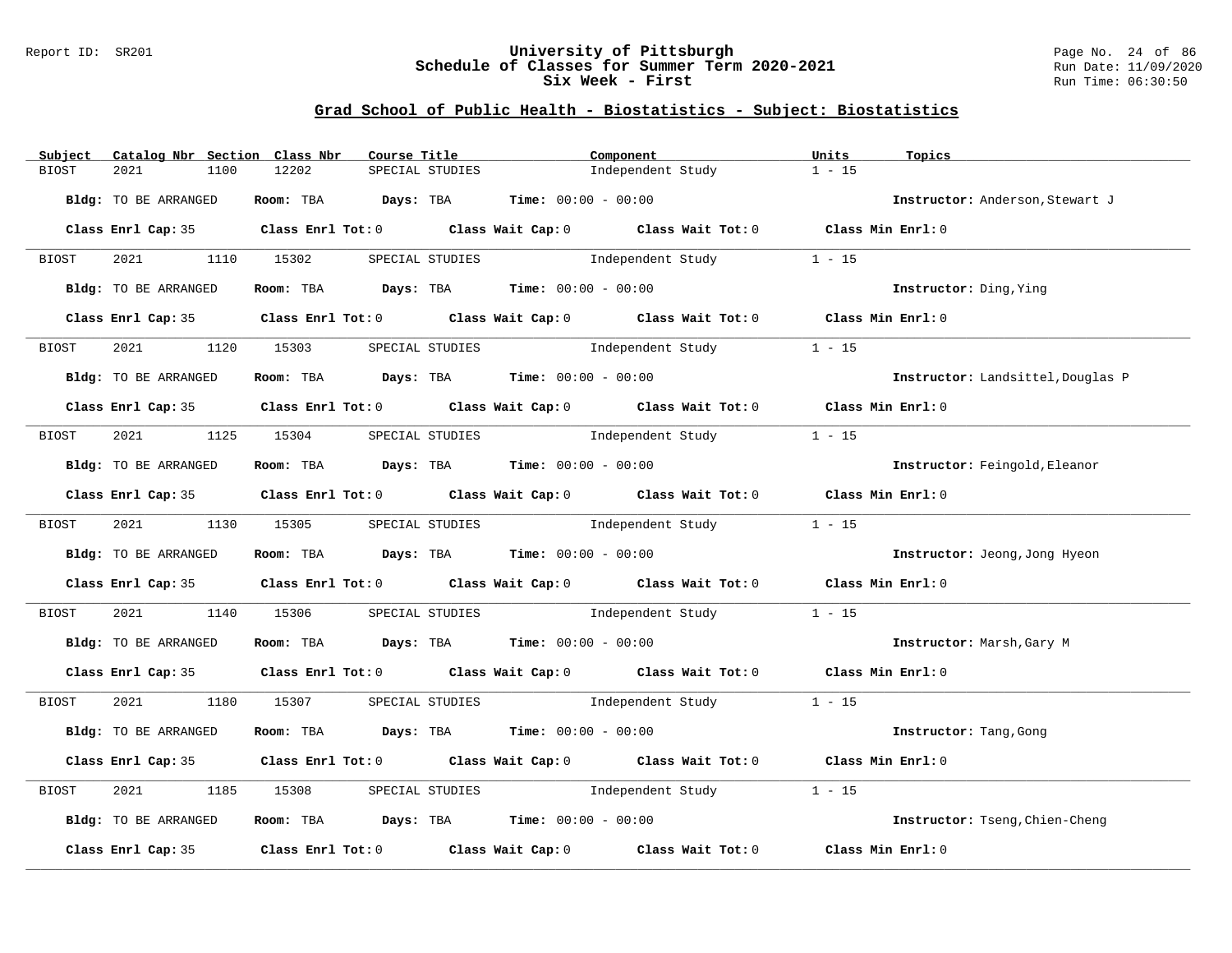Report ID: SR201

# University of Pittsburgh
## Schedule of Classes for Summer Term 2020-2021
### Six Week - First

Run Date: 11/09/2020
Run Time: 06:30:50

## Grad School of Public Health - Biostatistics - Subject: Biostatistics

| Subject | Catalog Nbr | Section | Class Nbr | Course Title | Component | Units | Topics |
|---|---|---|---|---|---|---|---|
| BIOST | 2021 | 1100 | 12202 | SPECIAL STUDIES | Independent Study | 1 - 15 | |

**Bldg:** TO BE ARRANGED **Room:** TBA **Days:** TBA **Time:** 00:00 - 00:00 **Instructor:** Anderson,Stewart J

**Class Enrl Cap:** 35 **Class Enrl Tot:** 0 **Class Wait Cap:** 0 **Class Wait Tot:** 0 **Class Min Enrl:** 0

| Subject | Catalog Nbr | Section | Class Nbr | Course Title | Component | Units | Topics |
|---|---|---|---|---|---|---|---|
| BIOST | 2021 | 1110 | 15302 | SPECIAL STUDIES | Independent Study | 1 - 15 | |

**Bldg:** TO BE ARRANGED **Room:** TBA **Days:** TBA **Time:** 00:00 - 00:00 **Instructor:** Ding,Ying

**Class Enrl Cap:** 35 **Class Enrl Tot:** 0 **Class Wait Cap:** 0 **Class Wait Tot:** 0 **Class Min Enrl:** 0

| Subject | Catalog Nbr | Section | Class Nbr | Course Title | Component | Units | Topics |
|---|---|---|---|---|---|---|---|
| BIOST | 2021 | 1120 | 15303 | SPECIAL STUDIES | Independent Study | 1 - 15 | |

**Bldg:** TO BE ARRANGED **Room:** TBA **Days:** TBA **Time:** 00:00 - 00:00 **Instructor:** Landsittel,Douglas P

**Class Enrl Cap:** 35 **Class Enrl Tot:** 0 **Class Wait Cap:** 0 **Class Wait Tot:** 0 **Class Min Enrl:** 0

| Subject | Catalog Nbr | Section | Class Nbr | Course Title | Component | Units | Topics |
|---|---|---|---|---|---|---|---|
| BIOST | 2021 | 1125 | 15304 | SPECIAL STUDIES | Independent Study | 1 - 15 | |

**Bldg:** TO BE ARRANGED **Room:** TBA **Days:** TBA **Time:** 00:00 - 00:00 **Instructor:** Feingold,Eleanor

**Class Enrl Cap:** 35 **Class Enrl Tot:** 0 **Class Wait Cap:** 0 **Class Wait Tot:** 0 **Class Min Enrl:** 0

| Subject | Catalog Nbr | Section | Class Nbr | Course Title | Component | Units | Topics |
|---|---|---|---|---|---|---|---|
| BIOST | 2021 | 1130 | 15305 | SPECIAL STUDIES | Independent Study | 1 - 15 | |

**Bldg:** TO BE ARRANGED **Room:** TBA **Days:** TBA **Time:** 00:00 - 00:00 **Instructor:** Jeong,Jong Hyeon

**Class Enrl Cap:** 35 **Class Enrl Tot:** 0 **Class Wait Cap:** 0 **Class Wait Tot:** 0 **Class Min Enrl:** 0

| Subject | Catalog Nbr | Section | Class Nbr | Course Title | Component | Units | Topics |
|---|---|---|---|---|---|---|---|
| BIOST | 2021 | 1140 | 15306 | SPECIAL STUDIES | Independent Study | 1 - 15 | |

**Bldg:** TO BE ARRANGED **Room:** TBA **Days:** TBA **Time:** 00:00 - 00:00 **Instructor:** Marsh,Gary M

**Class Enrl Cap:** 35 **Class Enrl Tot:** 0 **Class Wait Cap:** 0 **Class Wait Tot:** 0 **Class Min Enrl:** 0

| Subject | Catalog Nbr | Section | Class Nbr | Course Title | Component | Units | Topics |
|---|---|---|---|---|---|---|---|
| BIOST | 2021 | 1180 | 15307 | SPECIAL STUDIES | Independent Study | 1 - 15 | |

**Bldg:** TO BE ARRANGED **Room:** TBA **Days:** TBA **Time:** 00:00 - 00:00 **Instructor:** Tang,Gong

**Class Enrl Cap:** 35 **Class Enrl Tot:** 0 **Class Wait Cap:** 0 **Class Wait Tot:** 0 **Class Min Enrl:** 0

| Subject | Catalog Nbr | Section | Class Nbr | Course Title | Component | Units | Topics |
|---|---|---|---|---|---|---|---|
| BIOST | 2021 | 1185 | 15308 | SPECIAL STUDIES | Independent Study | 1 - 15 | |

**Bldg:** TO BE ARRANGED **Room:** TBA **Days:** TBA **Time:** 00:00 - 00:00 **Instructor:** Tseng,Chien-Cheng

**Class Enrl Cap:** 35 **Class Enrl Tot:** 0 **Class Wait Cap:** 0 **Class Wait Tot:** 0 **Class Min Enrl:** 0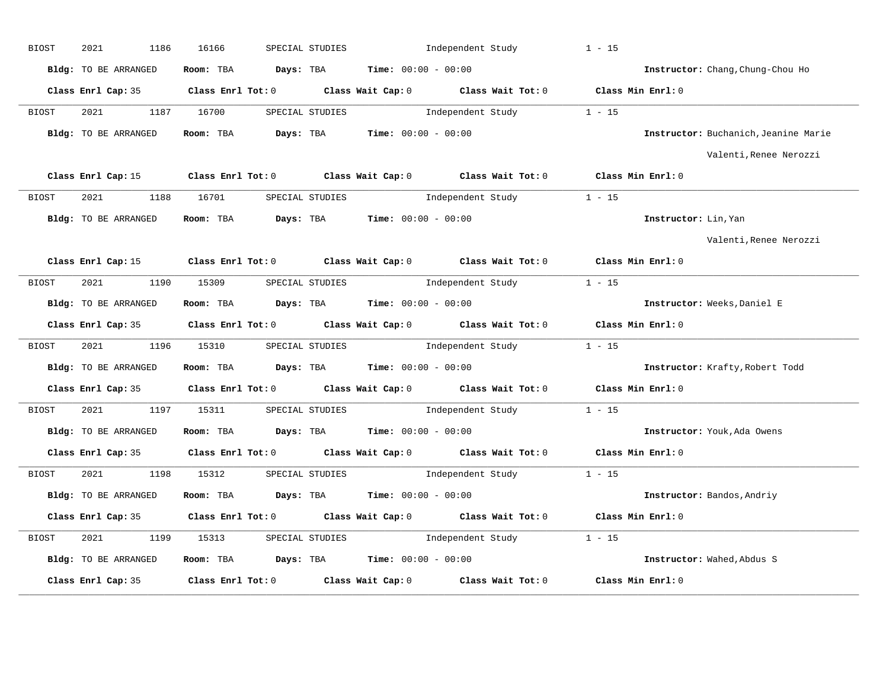BIOST 2021 1186 16166 SPECIAL STUDIES Independent Study 1 - 15

**Bldg:** TO BE ARRANGED **Room:** TBA **Days:** TBA **Time:** 00:00 - 00:00 **Instructor:** Chang,Chung-Chou Ho

**Class Enrl Cap:** 35 **Class Enrl Tot:** 0 **Class Wait Cap:** 0 **Class Wait Tot:** 0 **Class Min Enrl:** 0

---

BIOST 2021 1187 16700 SPECIAL STUDIES Independent Study 1 - 15

**Bldg:** TO BE ARRANGED **Room:** TBA **Days:** TBA **Time:** 00:00 - 00:00 **Instructor:** Buchanich,Jeanine Marie  
Valenti,Renee Nerozzi

**Class Enrl Cap:** 15 **Class Enrl Tot:** 0 **Class Wait Cap:** 0 **Class Wait Tot:** 0 **Class Min Enrl:** 0

---

BIOST 2021 1188 16701 SPECIAL STUDIES Independent Study 1 - 15

**Bldg:** TO BE ARRANGED **Room:** TBA **Days:** TBA **Time:** 00:00 - 00:00 **Instructor:** Lin,Yan  
Valenti,Renee Nerozzi

**Class Enrl Cap:** 15 **Class Enrl Tot:** 0 **Class Wait Cap:** 0 **Class Wait Tot:** 0 **Class Min Enrl:** 0

---

BIOST 2021 1190 15309 SPECIAL STUDIES Independent Study 1 - 15

**Bldg:** TO BE ARRANGED **Room:** TBA **Days:** TBA **Time:** 00:00 - 00:00 **Instructor:** Weeks,Daniel E

**Class Enrl Cap:** 35 **Class Enrl Tot:** 0 **Class Wait Cap:** 0 **Class Wait Tot:** 0 **Class Min Enrl:** 0

---

BIOST 2021 1196 15310 SPECIAL STUDIES Independent Study 1 - 15

**Bldg:** TO BE ARRANGED **Room:** TBA **Days:** TBA **Time:** 00:00 - 00:00 **Instructor:** Krafty,Robert Todd

**Class Enrl Cap:** 35 **Class Enrl Tot:** 0 **Class Wait Cap:** 0 **Class Wait Tot:** 0 **Class Min Enrl:** 0

---

BIOST 2021 1197 15311 SPECIAL STUDIES Independent Study 1 - 15

**Bldg:** TO BE ARRANGED **Room:** TBA **Days:** TBA **Time:** 00:00 - 00:00 **Instructor:** Youk,Ada Owens

**Class Enrl Cap:** 35 **Class Enrl Tot:** 0 **Class Wait Cap:** 0 **Class Wait Tot:** 0 **Class Min Enrl:** 0

---

BIOST 2021 1198 15312 SPECIAL STUDIES Independent Study 1 - 15

**Bldg:** TO BE ARRANGED **Room:** TBA **Days:** TBA **Time:** 00:00 - 00:00 **Instructor:** Bandos,Andriy

**Class Enrl Cap:** 35 **Class Enrl Tot:** 0 **Class Wait Cap:** 0 **Class Wait Tot:** 0 **Class Min Enrl:** 0

---

BIOST 2021 1199 15313 SPECIAL STUDIES Independent Study 1 - 15

**Bldg:** TO BE ARRANGED **Room:** TBA **Days:** TBA **Time:** 00:00 - 00:00 **Instructor:** Wahed,Abdus S

**Class Enrl Cap:** 35 **Class Enrl Tot:** 0 **Class Wait Cap:** 0 **Class Wait Tot:** 0 **Class Min Enrl:** 0

---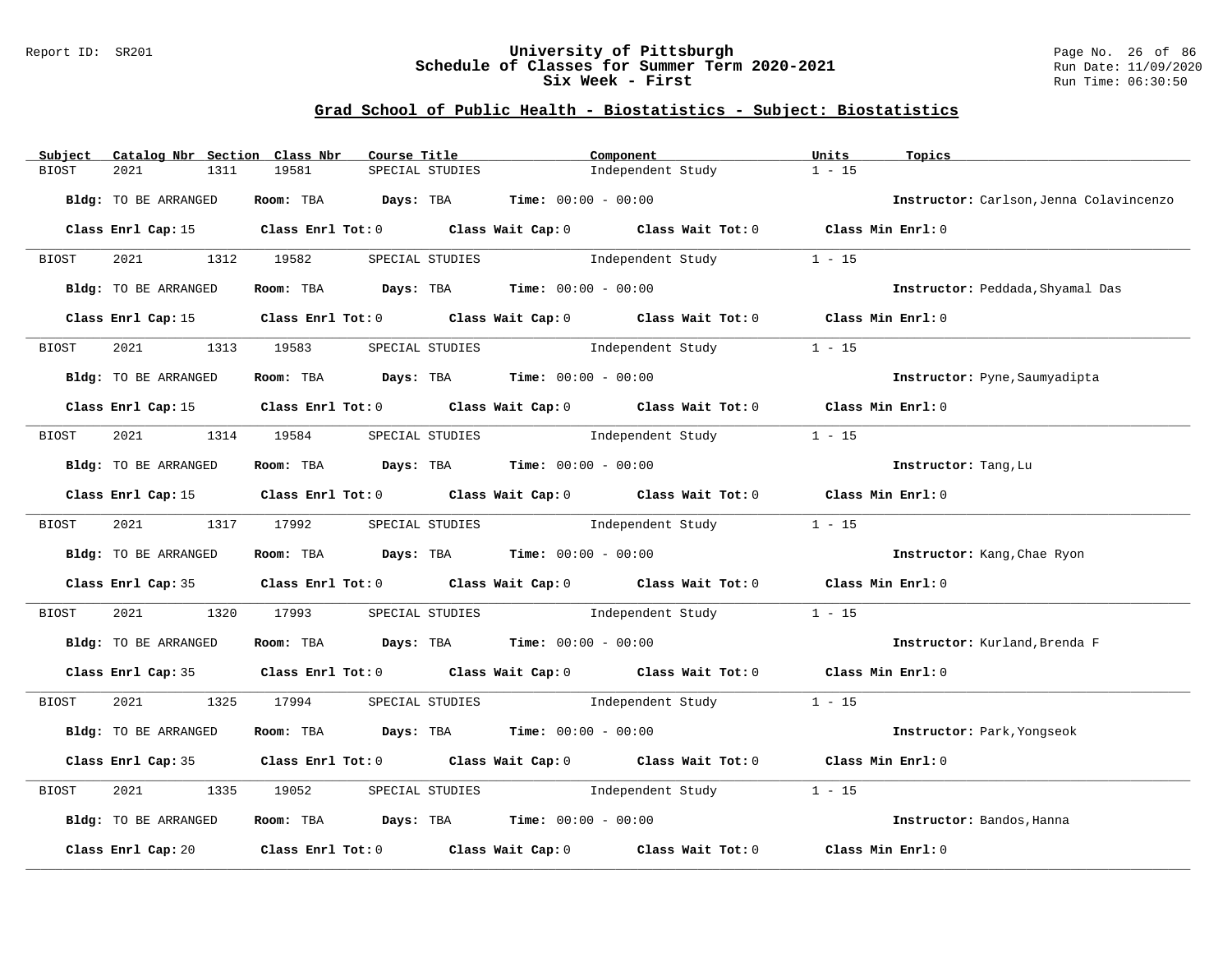# University of Pittsburgh
## Schedule of Classes for Summer Term 2020-2021
## Six Week - First

Report ID: SR201 | Run Date: 11/09/2020 | Run Time: 06:30:50

### Grad School of Public Health - Biostatistics - Subject: Biostatistics

| Subject | Catalog Nbr | Section | Class Nbr | Course Title | Component | Units | Topics |
|---|---|---|---|---|---|---|---|
| BIOST | 2021 | 1311 | 19581 | SPECIAL STUDIES | Independent Study | 1 - 15 | |

**Bldg:** TO BE ARRANGED **Room:** TBA **Days:** TBA **Time:** 00:00 - 00:00 **Instructor:** Carlson,Jenna Colavincenzo

**Class Enrl Cap:** 15 **Class Enrl Tot:** 0 **Class Wait Cap:** 0 **Class Wait Tot:** 0 **Class Min Enrl:** 0

| Subject | Catalog Nbr | Section | Class Nbr | Course Title | Component | Units | Topics |
|---|---|---|---|---|---|---|---|
| BIOST | 2021 | 1312 | 19582 | SPECIAL STUDIES | Independent Study | 1 - 15 | |

**Bldg:** TO BE ARRANGED **Room:** TBA **Days:** TBA **Time:** 00:00 - 00:00 **Instructor:** Peddada,Shyamal Das

**Class Enrl Cap:** 15 **Class Enrl Tot:** 0 **Class Wait Cap:** 0 **Class Wait Tot:** 0 **Class Min Enrl:** 0

| Subject | Catalog Nbr | Section | Class Nbr | Course Title | Component | Units | Topics |
|---|---|---|---|---|---|---|---|
| BIOST | 2021 | 1313 | 19583 | SPECIAL STUDIES | Independent Study | 1 - 15 | |

**Bldg:** TO BE ARRANGED **Room:** TBA **Days:** TBA **Time:** 00:00 - 00:00 **Instructor:** Pyne,Saumyadipta

**Class Enrl Cap:** 15 **Class Enrl Tot:** 0 **Class Wait Cap:** 0 **Class Wait Tot:** 0 **Class Min Enrl:** 0

| Subject | Catalog Nbr | Section | Class Nbr | Course Title | Component | Units | Topics |
|---|---|---|---|---|---|---|---|
| BIOST | 2021 | 1314 | 19584 | SPECIAL STUDIES | Independent Study | 1 - 15 | |

**Bldg:** TO BE ARRANGED **Room:** TBA **Days:** TBA **Time:** 00:00 - 00:00 **Instructor:** Tang,Lu

**Class Enrl Cap:** 15 **Class Enrl Tot:** 0 **Class Wait Cap:** 0 **Class Wait Tot:** 0 **Class Min Enrl:** 0

| Subject | Catalog Nbr | Section | Class Nbr | Course Title | Component | Units | Topics |
|---|---|---|---|---|---|---|---|
| BIOST | 2021 | 1317 | 17992 | SPECIAL STUDIES | Independent Study | 1 - 15 | |

**Bldg:** TO BE ARRANGED **Room:** TBA **Days:** TBA **Time:** 00:00 - 00:00 **Instructor:** Kang,Chae Ryon

**Class Enrl Cap:** 35 **Class Enrl Tot:** 0 **Class Wait Cap:** 0 **Class Wait Tot:** 0 **Class Min Enrl:** 0

| Subject | Catalog Nbr | Section | Class Nbr | Course Title | Component | Units | Topics |
|---|---|---|---|---|---|---|---|
| BIOST | 2021 | 1320 | 17993 | SPECIAL STUDIES | Independent Study | 1 - 15 | |

**Bldg:** TO BE ARRANGED **Room:** TBA **Days:** TBA **Time:** 00:00 - 00:00 **Instructor:** Kurland,Brenda F

**Class Enrl Cap:** 35 **Class Enrl Tot:** 0 **Class Wait Cap:** 0 **Class Wait Tot:** 0 **Class Min Enrl:** 0

| Subject | Catalog Nbr | Section | Class Nbr | Course Title | Component | Units | Topics |
|---|---|---|---|---|---|---|---|
| BIOST | 2021 | 1325 | 17994 | SPECIAL STUDIES | Independent Study | 1 - 15 | |

**Bldg:** TO BE ARRANGED **Room:** TBA **Days:** TBA **Time:** 00:00 - 00:00 **Instructor:** Park,Yongseok

**Class Enrl Cap:** 35 **Class Enrl Tot:** 0 **Class Wait Cap:** 0 **Class Wait Tot:** 0 **Class Min Enrl:** 0

| Subject | Catalog Nbr | Section | Class Nbr | Course Title | Component | Units | Topics |
|---|---|---|---|---|---|---|---|
| BIOST | 2021 | 1335 | 19052 | SPECIAL STUDIES | Independent Study | 1 - 15 | |

**Bldg:** TO BE ARRANGED **Room:** TBA **Days:** TBA **Time:** 00:00 - 00:00 **Instructor:** Bandos,Hanna

**Class Enrl Cap:** 20 **Class Enrl Tot:** 0 **Class Wait Cap:** 0 **Class Wait Tot:** 0 **Class Min Enrl:** 0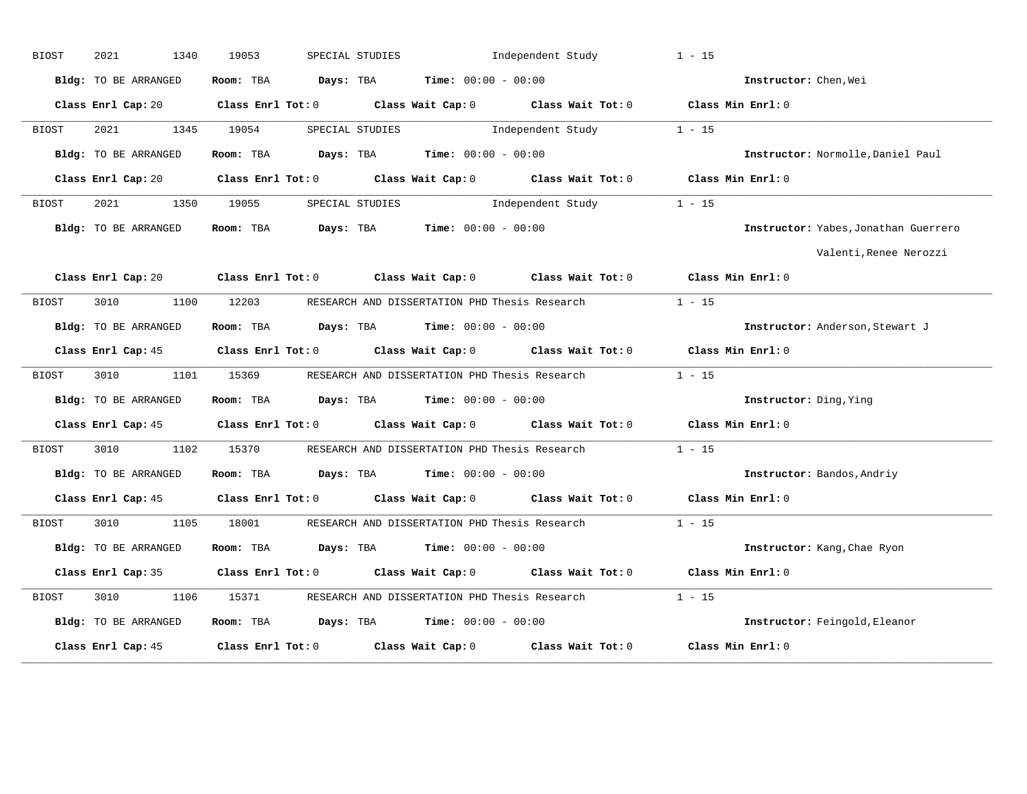BIOST 2021 1340 19053 SPECIAL STUDIES Independent Study 1 - 15

**Bldg:** TO BE ARRANGED **Room:** TBA **Days:** TBA **Time:** 00:00 - 00:00 **Instructor:** Chen,Wei

**Class Enrl Cap:** 20 **Class Enrl Tot:** 0 **Class Wait Cap:** 0 **Class Wait Tot:** 0 **Class Min Enrl:** 0

---

BIOST 2021 1345 19054 SPECIAL STUDIES Independent Study 1 - 15

**Bldg:** TO BE ARRANGED **Room:** TBA **Days:** TBA **Time:** 00:00 - 00:00 **Instructor:** Normolle,Daniel Paul

**Class Enrl Cap:** 20 **Class Enrl Tot:** 0 **Class Wait Cap:** 0 **Class Wait Tot:** 0 **Class Min Enrl:** 0

---

BIOST 2021 1350 19055 SPECIAL STUDIES Independent Study 1 - 15

**Bldg:** TO BE ARRANGED **Room:** TBA **Days:** TBA **Time:** 00:00 - 00:00 **Instructor:** Yabes,Jonathan Guerrero

Valenti,Renee Nerozzi

**Class Enrl Cap:** 20 **Class Enrl Tot:** 0 **Class Wait Cap:** 0 **Class Wait Tot:** 0 **Class Min Enrl:** 0

---

BIOST 3010 1100 12203 RESEARCH AND DISSERTATION PHD Thesis Research 1 - 15

**Bldg:** TO BE ARRANGED **Room:** TBA **Days:** TBA **Time:** 00:00 - 00:00 **Instructor:** Anderson,Stewart J

**Class Enrl Cap:** 45 **Class Enrl Tot:** 0 **Class Wait Cap:** 0 **Class Wait Tot:** 0 **Class Min Enrl:** 0

---

BIOST 3010 1101 15369 RESEARCH AND DISSERTATION PHD Thesis Research 1 - 15

**Bldg:** TO BE ARRANGED **Room:** TBA **Days:** TBA **Time:** 00:00 - 00:00 **Instructor:** Ding,Ying

**Class Enrl Cap:** 45 **Class Enrl Tot:** 0 **Class Wait Cap:** 0 **Class Wait Tot:** 0 **Class Min Enrl:** 0

---

BIOST 3010 1102 15370 RESEARCH AND DISSERTATION PHD Thesis Research 1 - 15

**Bldg:** TO BE ARRANGED **Room:** TBA **Days:** TBA **Time:** 00:00 - 00:00 **Instructor:** Bandos,Andriy

**Class Enrl Cap:** 45 **Class Enrl Tot:** 0 **Class Wait Cap:** 0 **Class Wait Tot:** 0 **Class Min Enrl:** 0

---

BIOST 3010 1105 18001 RESEARCH AND DISSERTATION PHD Thesis Research 1 - 15

**Bldg:** TO BE ARRANGED **Room:** TBA **Days:** TBA **Time:** 00:00 - 00:00 **Instructor:** Kang,Chae Ryon

**Class Enrl Cap:** 35 **Class Enrl Tot:** 0 **Class Wait Cap:** 0 **Class Wait Tot:** 0 **Class Min Enrl:** 0

---

BIOST 3010 1106 15371 RESEARCH AND DISSERTATION PHD Thesis Research 1 - 15

**Bldg:** TO BE ARRANGED **Room:** TBA **Days:** TBA **Time:** 00:00 - 00:00 **Instructor:** Feingold,Eleanor

**Class Enrl Cap:** 45 **Class Enrl Tot:** 0 **Class Wait Cap:** 0 **Class Wait Tot:** 0 **Class Min Enrl:** 0

---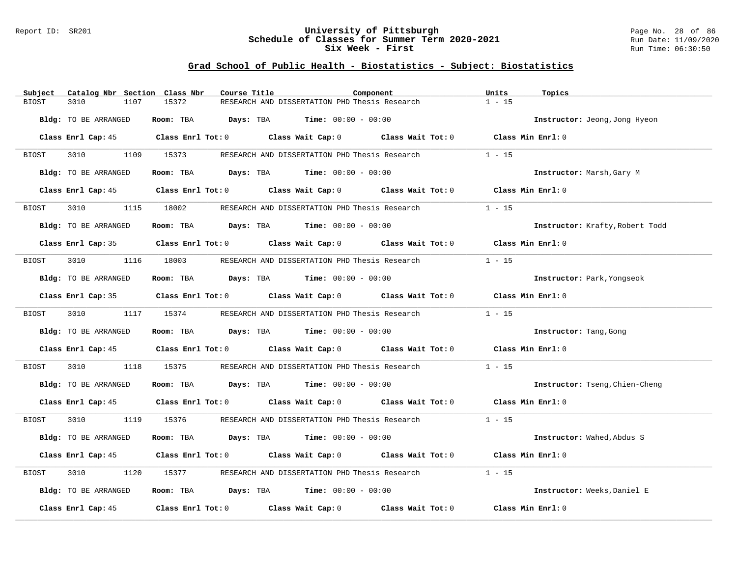## Grad School of Public Health - Biostatistics - Subject: Biostatistics

| Subject | Catalog Nbr | Section | Class Nbr | Course Title | Component | Units | Topics |
|---|---|---|---|---|---|---|---|
| BIOST | 3010 | 1107 | 15372 | RESEARCH AND DISSERTATION PHD | Thesis Research | 1 - 15 | |

**Bldg:** TO BE ARRANGED **Room:** TBA **Days:** TBA **Time:** 00:00 - 00:00 **Instructor:** Jeong,Jong Hyeon

**Class Enrl Cap:** 45 **Class Enrl Tot:** 0 **Class Wait Cap:** 0 **Class Wait Tot:** 0 **Class Min Enrl:** 0

| Subject | Catalog Nbr | Section | Class Nbr | Course Title | Component | Units | Topics |
|---|---|---|---|---|---|---|---|
| BIOST | 3010 | 1109 | 15373 | RESEARCH AND DISSERTATION PHD | Thesis Research | 1 - 15 | |

**Bldg:** TO BE ARRANGED **Room:** TBA **Days:** TBA **Time:** 00:00 - 00:00 **Instructor:** Marsh,Gary M

**Class Enrl Cap:** 45 **Class Enrl Tot:** 0 **Class Wait Cap:** 0 **Class Wait Tot:** 0 **Class Min Enrl:** 0

| Subject | Catalog Nbr | Section | Class Nbr | Course Title | Component | Units | Topics |
|---|---|---|---|---|---|---|---|
| BIOST | 3010 | 1115 | 18002 | RESEARCH AND DISSERTATION PHD | Thesis Research | 1 - 15 | |

**Bldg:** TO BE ARRANGED **Room:** TBA **Days:** TBA **Time:** 00:00 - 00:00 **Instructor:** Krafty,Robert Todd

**Class Enrl Cap:** 35 **Class Enrl Tot:** 0 **Class Wait Cap:** 0 **Class Wait Tot:** 0 **Class Min Enrl:** 0

| Subject | Catalog Nbr | Section | Class Nbr | Course Title | Component | Units | Topics |
|---|---|---|---|---|---|---|---|
| BIOST | 3010 | 1116 | 18003 | RESEARCH AND DISSERTATION PHD | Thesis Research | 1 - 15 | |

**Bldg:** TO BE ARRANGED **Room:** TBA **Days:** TBA **Time:** 00:00 - 00:00 **Instructor:** Park,Yongseok

**Class Enrl Cap:** 35 **Class Enrl Tot:** 0 **Class Wait Cap:** 0 **Class Wait Tot:** 0 **Class Min Enrl:** 0

| Subject | Catalog Nbr | Section | Class Nbr | Course Title | Component | Units | Topics |
|---|---|---|---|---|---|---|---|
| BIOST | 3010 | 1117 | 15374 | RESEARCH AND DISSERTATION PHD | Thesis Research | 1 - 15 | |

**Bldg:** TO BE ARRANGED **Room:** TBA **Days:** TBA **Time:** 00:00 - 00:00 **Instructor:** Tang,Gong

**Class Enrl Cap:** 45 **Class Enrl Tot:** 0 **Class Wait Cap:** 0 **Class Wait Tot:** 0 **Class Min Enrl:** 0

| Subject | Catalog Nbr | Section | Class Nbr | Course Title | Component | Units | Topics |
|---|---|---|---|---|---|---|---|
| BIOST | 3010 | 1118 | 15375 | RESEARCH AND DISSERTATION PHD | Thesis Research | 1 - 15 | |

**Bldg:** TO BE ARRANGED **Room:** TBA **Days:** TBA **Time:** 00:00 - 00:00 **Instructor:** Tseng,Chien-Cheng

**Class Enrl Cap:** 45 **Class Enrl Tot:** 0 **Class Wait Cap:** 0 **Class Wait Tot:** 0 **Class Min Enrl:** 0

| Subject | Catalog Nbr | Section | Class Nbr | Course Title | Component | Units | Topics |
|---|---|---|---|---|---|---|---|
| BIOST | 3010 | 1119 | 15376 | RESEARCH AND DISSERTATION PHD | Thesis Research | 1 - 15 | |

**Bldg:** TO BE ARRANGED **Room:** TBA **Days:** TBA **Time:** 00:00 - 00:00 **Instructor:** Wahed,Abdus S

**Class Enrl Cap:** 45 **Class Enrl Tot:** 0 **Class Wait Cap:** 0 **Class Wait Tot:** 0 **Class Min Enrl:** 0

| Subject | Catalog Nbr | Section | Class Nbr | Course Title | Component | Units | Topics |
|---|---|---|---|---|---|---|---|
| BIOST | 3010 | 1120 | 15377 | RESEARCH AND DISSERTATION PHD | Thesis Research | 1 - 15 | |

**Bldg:** TO BE ARRANGED **Room:** TBA **Days:** TBA **Time:** 00:00 - 00:00 **Instructor:** Weeks,Daniel E

**Class Enrl Cap:** 45 **Class Enrl Tot:** 0 **Class Wait Cap:** 0 **Class Wait Tot:** 0 **Class Min Enrl:** 0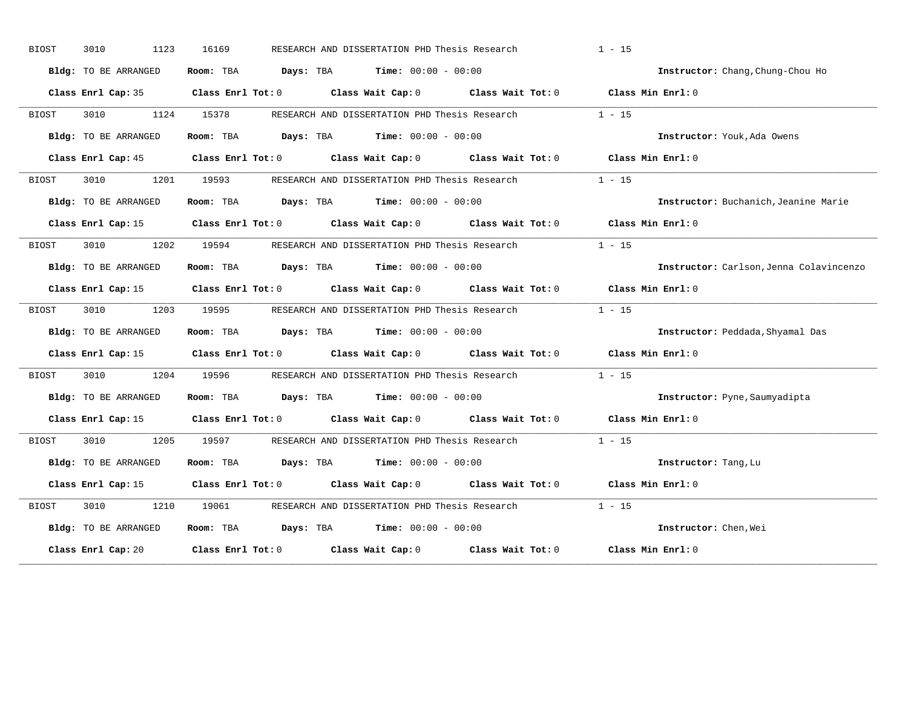BIOST 3010 1123 16169 RESEARCH AND DISSERTATION PHD Thesis Research 1 - 15

**Bldg:** TO BE ARRANGED **Room:** TBA **Days:** TBA **Time:** 00:00 - 00:00 **Instructor:** Chang,Chung-Chou Ho

**Class Enrl Cap:** 35 **Class Enrl Tot:** 0 **Class Wait Cap:** 0 **Class Wait Tot:** 0 **Class Min Enrl:** 0

---

BIOST 3010 1124 15378 RESEARCH AND DISSERTATION PHD Thesis Research 1 - 15

**Bldg:** TO BE ARRANGED **Room:** TBA **Days:** TBA **Time:** 00:00 - 00:00 **Instructor:** Youk,Ada Owens

**Class Enrl Cap:** 45 **Class Enrl Tot:** 0 **Class Wait Cap:** 0 **Class Wait Tot:** 0 **Class Min Enrl:** 0

---

BIOST 3010 1201 19593 RESEARCH AND DISSERTATION PHD Thesis Research 1 - 15

**Bldg:** TO BE ARRANGED **Room:** TBA **Days:** TBA **Time:** 00:00 - 00:00 **Instructor:** Buchanich,Jeanine Marie

**Class Enrl Cap:** 15 **Class Enrl Tot:** 0 **Class Wait Cap:** 0 **Class Wait Tot:** 0 **Class Min Enrl:** 0

---

BIOST 3010 1202 19594 RESEARCH AND DISSERTATION PHD Thesis Research 1 - 15

**Bldg:** TO BE ARRANGED **Room:** TBA **Days:** TBA **Time:** 00:00 - 00:00 **Instructor:** Carlson,Jenna Colavincenzo

**Class Enrl Cap:** 15 **Class Enrl Tot:** 0 **Class Wait Cap:** 0 **Class Wait Tot:** 0 **Class Min Enrl:** 0

---

BIOST 3010 1203 19595 RESEARCH AND DISSERTATION PHD Thesis Research 1 - 15

**Bldg:** TO BE ARRANGED **Room:** TBA **Days:** TBA **Time:** 00:00 - 00:00 **Instructor:** Peddada,Shyamal Das

**Class Enrl Cap:** 15 **Class Enrl Tot:** 0 **Class Wait Cap:** 0 **Class Wait Tot:** 0 **Class Min Enrl:** 0

---

BIOST 3010 1204 19596 RESEARCH AND DISSERTATION PHD Thesis Research 1 - 15

**Bldg:** TO BE ARRANGED **Room:** TBA **Days:** TBA **Time:** 00:00 - 00:00 **Instructor:** Pyne,Saumyadipta

**Class Enrl Cap:** 15 **Class Enrl Tot:** 0 **Class Wait Cap:** 0 **Class Wait Tot:** 0 **Class Min Enrl:** 0

---

BIOST 3010 1205 19597 RESEARCH AND DISSERTATION PHD Thesis Research 1 - 15

**Bldg:** TO BE ARRANGED **Room:** TBA **Days:** TBA **Time:** 00:00 - 00:00 **Instructor:** Tang,Lu

**Class Enrl Cap:** 15 **Class Enrl Tot:** 0 **Class Wait Cap:** 0 **Class Wait Tot:** 0 **Class Min Enrl:** 0

---

BIOST 3010 1210 19061 RESEARCH AND DISSERTATION PHD Thesis Research 1 - 15

**Bldg:** TO BE ARRANGED **Room:** TBA **Days:** TBA **Time:** 00:00 - 00:00 **Instructor:** Chen,Wei

**Class Enrl Cap:** 20 **Class Enrl Tot:** 0 **Class Wait Cap:** 0 **Class Wait Tot:** 0 **Class Min Enrl:** 0

---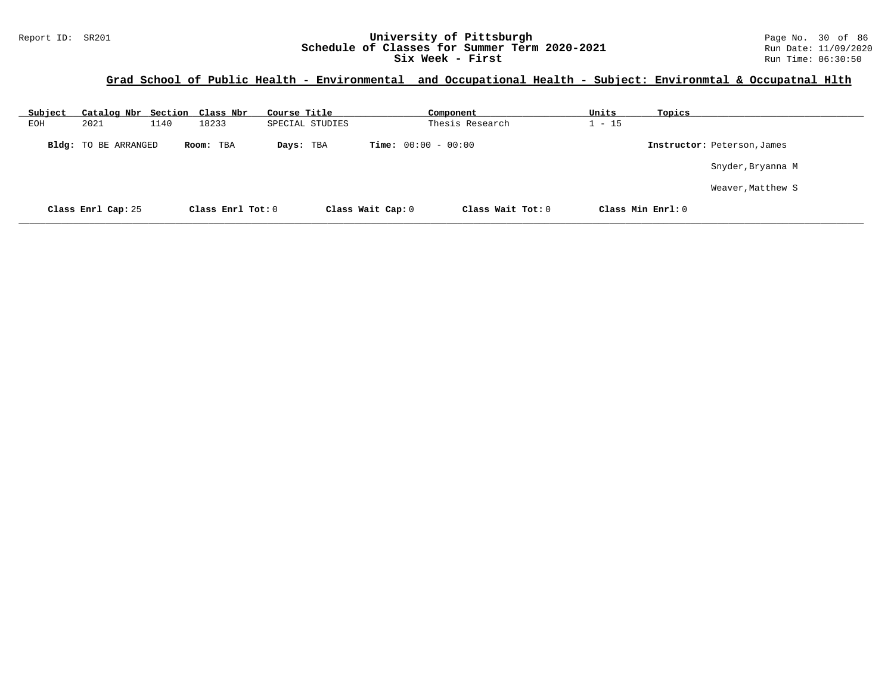## Grad School of Public Health - Environmental and Occupational Health - Subject: Environmtal & Occupatnal Hlth

| Subject | Catalog Nbr | Section | Class Nbr | Course Title | Component | Units | Topics |
|---|---|---|---|---|---|---|---|
| EOH | 2021 | 1140 | 18233 | SPECIAL STUDIES | Thesis Research | 1 - 15 | |

**Bldg:** TO BE ARRANGED **Room:** TBA **Days:** TBA **Time:** 00:00 - 00:00 **Instructor:** Peterson,James

Snyder,Bryanna M

Weaver,Matthew S

**Class Enrl Cap:** 25 **Class Enrl Tot:** 0 **Class Wait Cap:** 0 **Class Wait Tot:** 0 **Class Min Enrl:** 0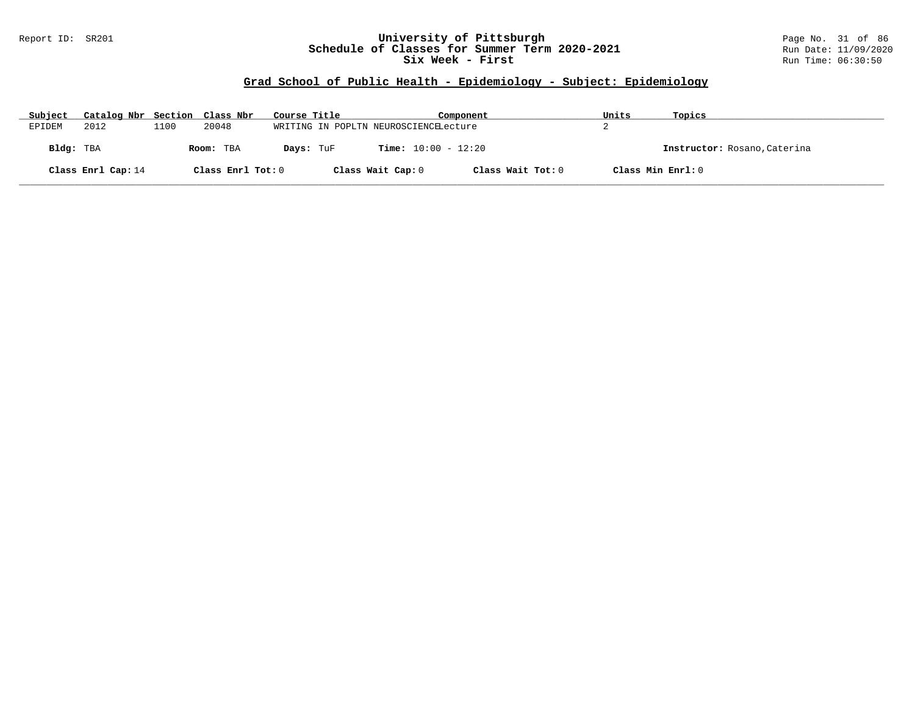## Grad School of Public Health - Epidemiology - Subject: Epidemiology

| Subject | Catalog Nbr | Section | Class Nbr | Course Title | Component | Units | Topics |
|---|---|---|---|---|---|---|---|
| EPIDEM | 2012 | 1100 | 20048 | WRITING IN POPLTN NEUROSCIENCE | Lecture | 2 | |

**Bldg:** TBA **Room:** TBA **Days:** TuF **Time:** 10:00 - 12:20 **Instructor:** Rosano,Caterina

**Class Enrl Cap:** 14 **Class Enrl Tot:** 0 **Class Wait Cap:** 0 **Class Wait Tot:** 0 **Class Min Enrl:** 0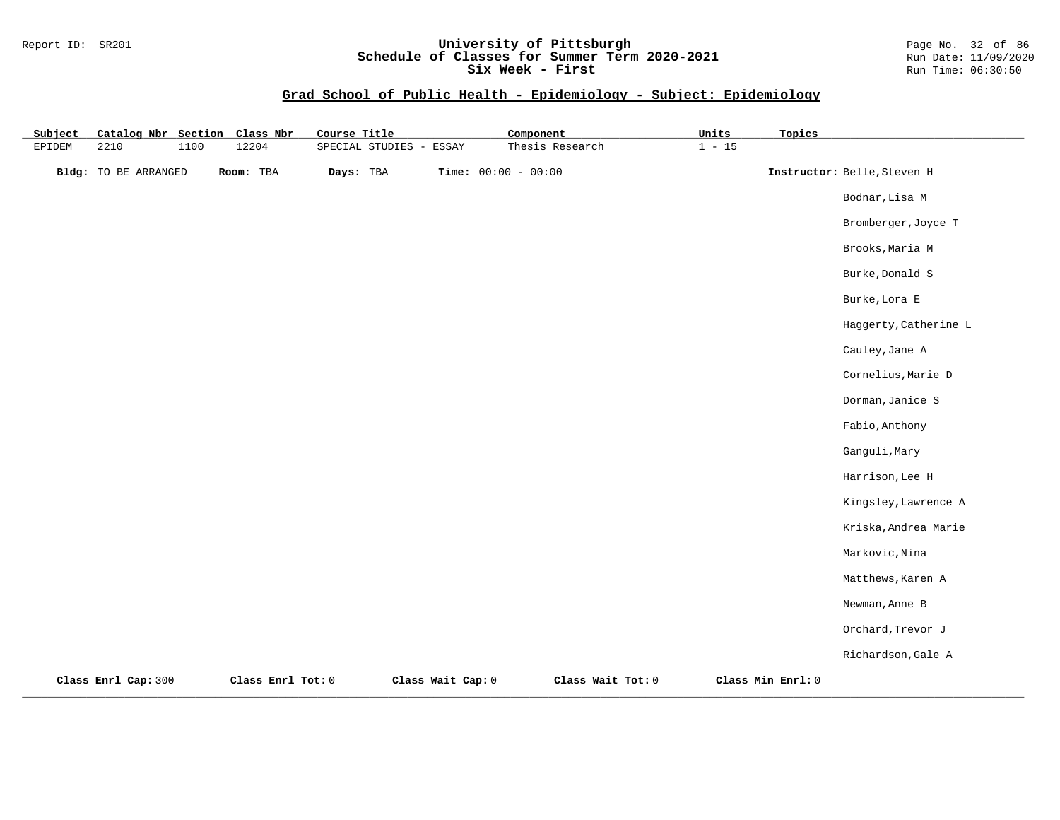## Grad School of Public Health - Epidemiology - Subject: Epidemiology

| Subject | Catalog Nbr | Section | Class Nbr | Course Title | Component | Units | Topics |
|---|---|---|---|---|---|---|---|
| EPIDEM | 2210 | 1100 | 12204 | SPECIAL STUDIES - ESSAY | Thesis Research | 1 - 15 | |

**Bldg:** TO BE ARRANGED **Room:** TBA **Days:** TBA **Time:** 00:00 - 00:00

**Instructor:** Belle,Steven H
Bodnar,Lisa M
Bromberger,Joyce T
Brooks,Maria M
Burke,Donald S
Burke,Lora E
Haggerty,Catherine L
Cauley,Jane A
Cornelius,Marie D
Dorman,Janice S
Fabio,Anthony
Ganguli,Mary
Harrison,Lee H
Kingsley,Lawrence A
Kriska,Andrea Marie
Markovic,Nina
Matthews,Karen A
Newman,Anne B
Orchard,Trevor J
Richardson,Gale A

**Class Enrl Cap:** 300 **Class Enrl Tot:** 0 **Class Wait Cap:** 0 **Class Wait Tot:** 0 **Class Min Enrl:** 0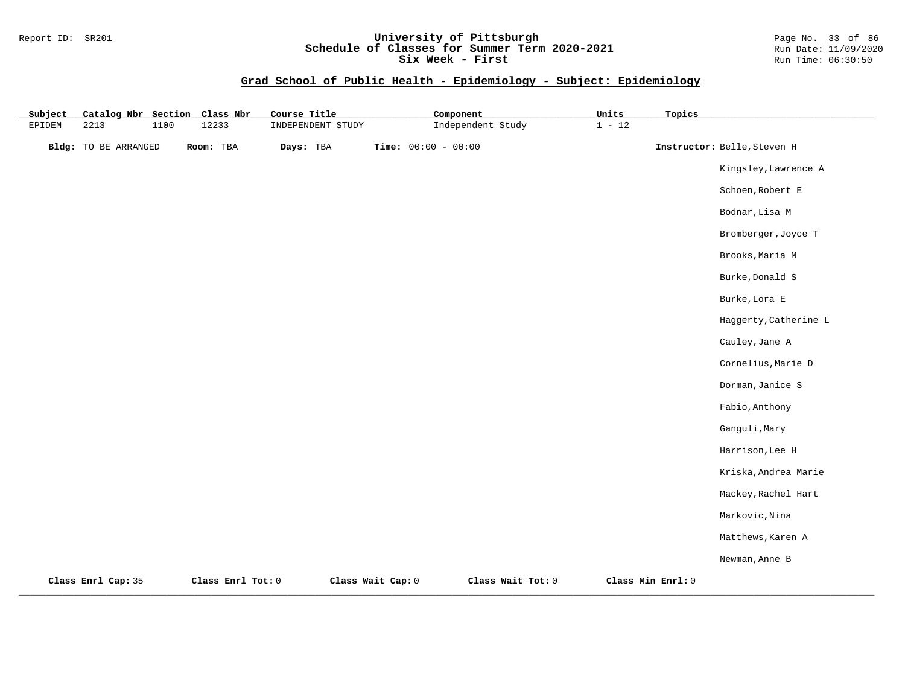## Grad School of Public Health - Epidemiology - Subject: Epidemiology

| Subject | Catalog Nbr | Section | Class Nbr | Course Title | Component | Units | Topics |
|---|---|---|---|---|---|---|---|
| EPIDEM | 2213 | 1100 | 12233 | INDEPENDENT STUDY | Independent Study | 1 - 12 | |

**Bldg:** TO BE ARRANGED **Room:** TBA **Days:** TBA **Time:** 00:00 - 00:00

**Instructor:** Belle,Steven H
Kingsley,Lawrence A
Schoen,Robert E
Bodnar,Lisa M
Bromberger,Joyce T
Brooks,Maria M
Burke,Donald S
Burke,Lora E
Haggerty,Catherine L
Cauley,Jane A
Cornelius,Marie D
Dorman,Janice S
Fabio,Anthony
Ganguli,Mary
Harrison,Lee H
Kriska,Andrea Marie
Mackey,Rachel Hart
Markovic,Nina
Matthews,Karen A
Newman,Anne B

**Class Enrl Cap:** 35 **Class Enrl Tot:** 0 **Class Wait Cap:** 0 **Class Wait Tot:** 0 **Class Min Enrl:** 0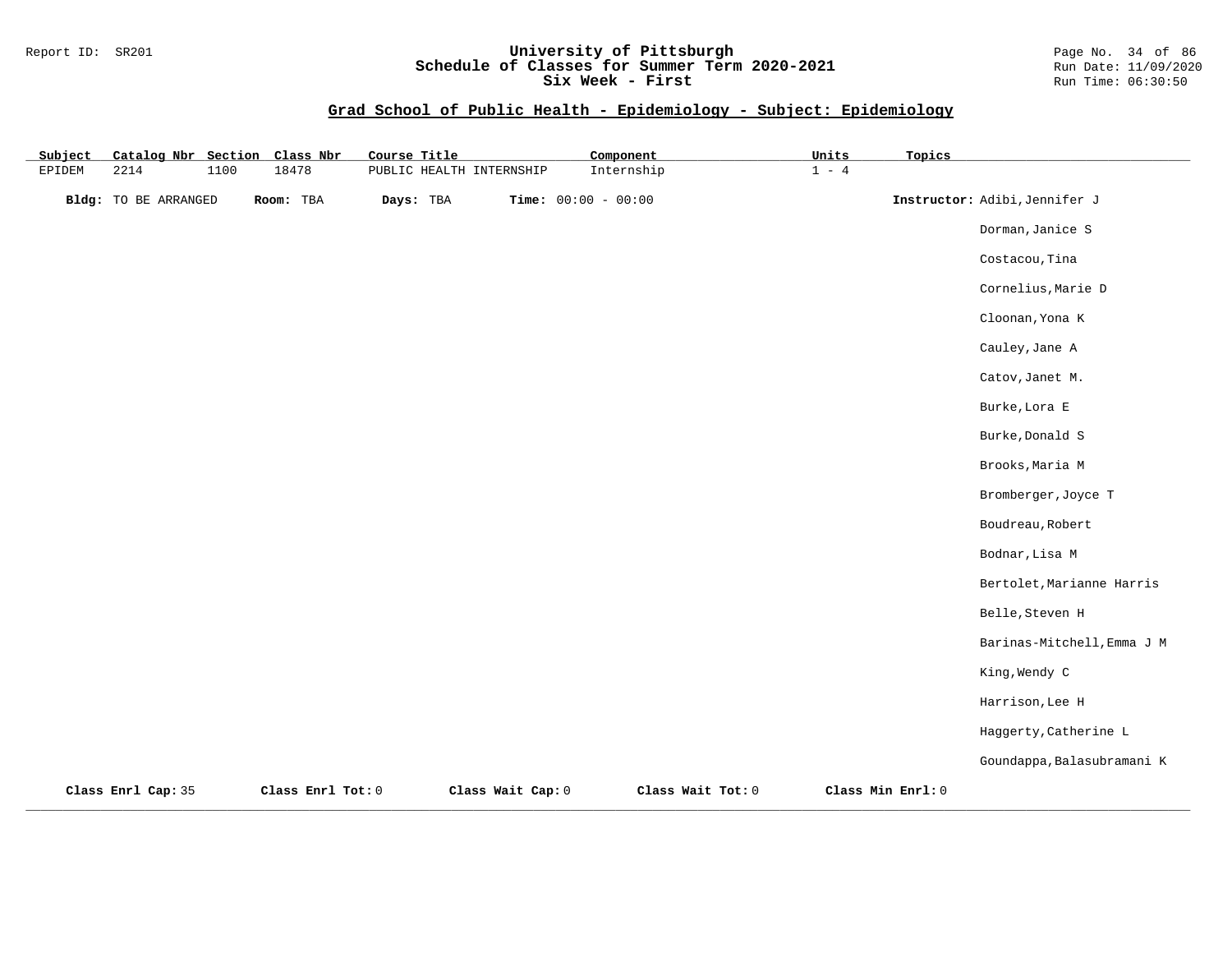## Grad School of Public Health - Epidemiology - Subject: Epidemiology

| Subject | Catalog Nbr | Section | Class Nbr | Course Title | Component | Units | Topics |
|---|---|---|---|---|---|---|---|
| EPIDEM | 2214 | 1100 | 18478 | PUBLIC HEALTH INTERNSHIP | Internship | 1 - 4 | |

**Bldg:** TO BE ARRANGED **Room:** TBA **Days:** TBA **Time:** 00:00 - 00:00

**Instructor:**
Adibi,Jennifer J
Dorman,Janice S
Costacou,Tina
Cornelius,Marie D
Cloonan,Yona K
Cauley,Jane A
Catov,Janet M.
Burke,Lora E
Burke,Donald S
Brooks,Maria M
Bromberger,Joyce T
Boudreau,Robert
Bodnar,Lisa M
Bertolet,Marianne Harris
Belle,Steven H
Barinas-Mitchell,Emma J M
King,Wendy C
Harrison,Lee H
Haggerty,Catherine L
Goundappa,Balasubramani K

**Class Enrl Cap:** 35 **Class Enrl Tot:** 0 **Class Wait Cap:** 0 **Class Wait Tot:** 0 **Class Min Enrl:** 0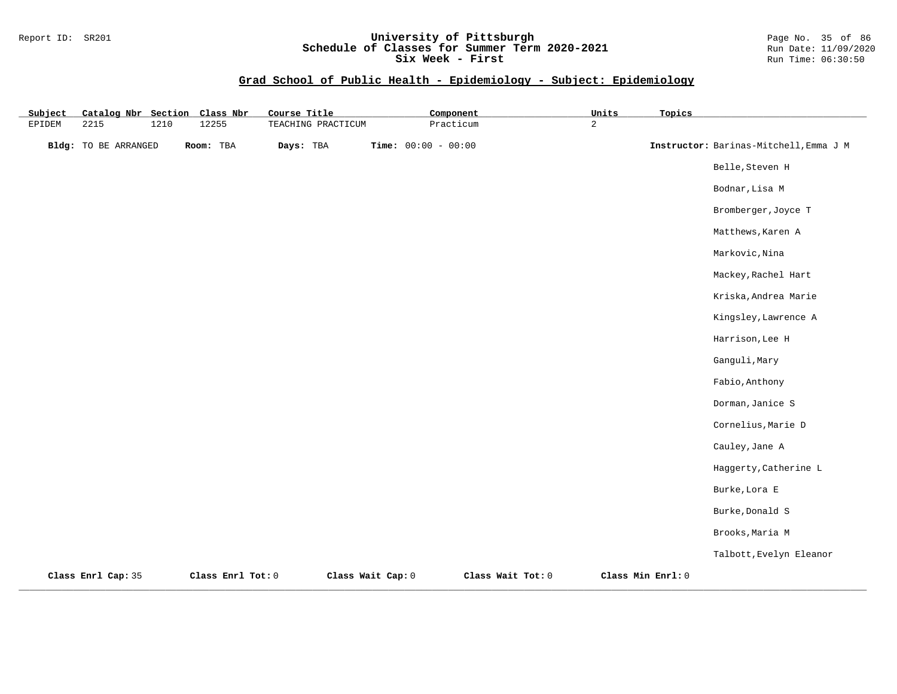## Grad School of Public Health - Epidemiology - Subject: Epidemiology

| Subject | Catalog Nbr | Section | Class Nbr | Course Title | Component | Units | Topics |
|---|---|---|---|---|---|---|---|
| EPIDEM | 2215 | 1210 | 12255 | TEACHING PRACTICUM | Practicum | 2 | |

**Bldg:** TO BE ARRANGED **Room:** TBA **Days:** TBA **Time:** 00:00 - 00:00

**Instructor:** Barinas-Mitchell,Emma J M
Belle,Steven H
Bodnar,Lisa M
Bromberger,Joyce T
Matthews,Karen A
Markovic,Nina
Mackey,Rachel Hart
Kriska,Andrea Marie
Kingsley,Lawrence A
Harrison,Lee H
Ganguli,Mary
Fabio,Anthony
Dorman,Janice S
Cornelius,Marie D
Cauley,Jane A
Haggerty,Catherine L
Burke,Lora E
Burke,Donald S
Brooks,Maria M
Talbott,Evelyn Eleanor

**Class Enrl Cap:** 35 **Class Enrl Tot:** 0 **Class Wait Cap:** 0 **Class Wait Tot:** 0 **Class Min Enrl:** 0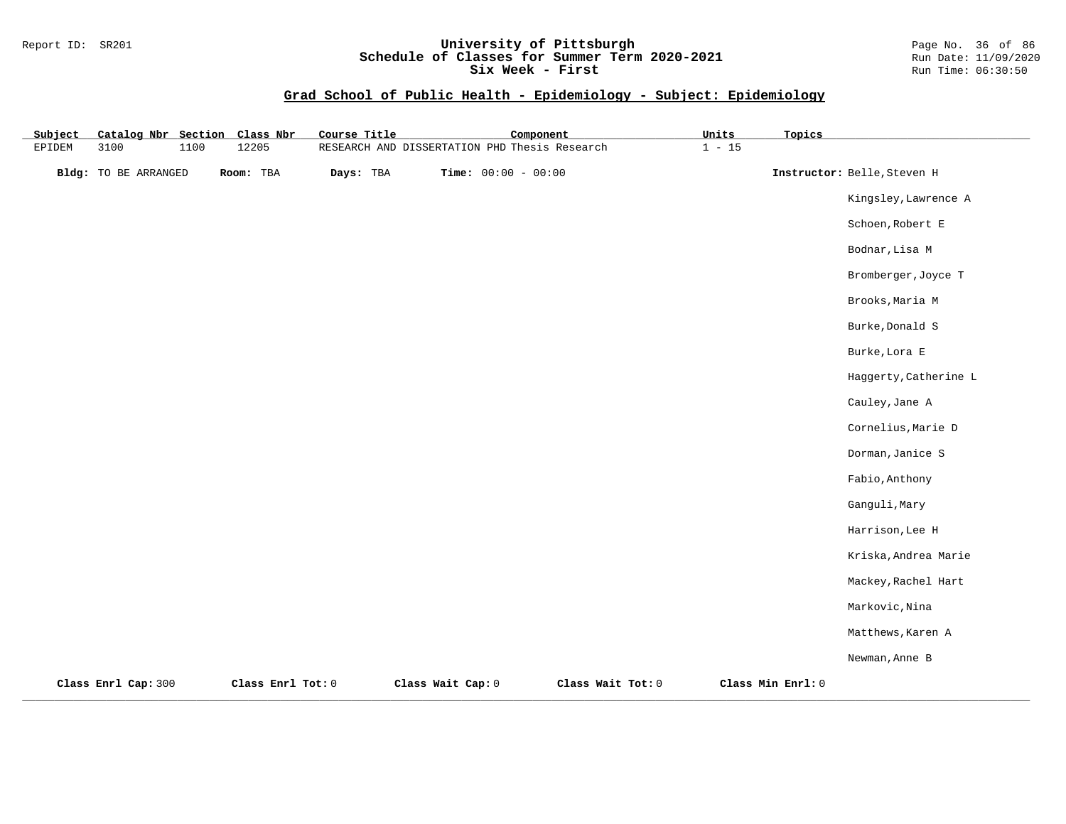## Grad School of Public Health - Epidemiology - Subject: Epidemiology

| Subject | Catalog Nbr | Section | Class Nbr | Course Title | Component | Units | Topics |
|---|---|---|---|---|---|---|---|
| EPIDEM | 3100 | 1100 | 12205 | RESEARCH AND DISSERTATION PHD | Thesis Research | 1 - 15 | |

**Bldg:** TO BE ARRANGED **Room:** TBA **Days:** TBA **Time:** 00:00 - 00:00

**Instructor:** Belle,Steven H
Kingsley,Lawrence A
Schoen,Robert E
Bodnar,Lisa M
Bromberger,Joyce T
Brooks,Maria M
Burke,Donald S
Burke,Lora E
Haggerty,Catherine L
Cauley,Jane A
Cornelius,Marie D
Dorman,Janice S
Fabio,Anthony
Ganguli,Mary
Harrison,Lee H
Kriska,Andrea Marie
Mackey,Rachel Hart
Markovic,Nina
Matthews,Karen A
Newman,Anne B

**Class Enrl Cap:** 300 **Class Enrl Tot:** 0 **Class Wait Cap:** 0 **Class Wait Tot:** 0 **Class Min Enrl:** 0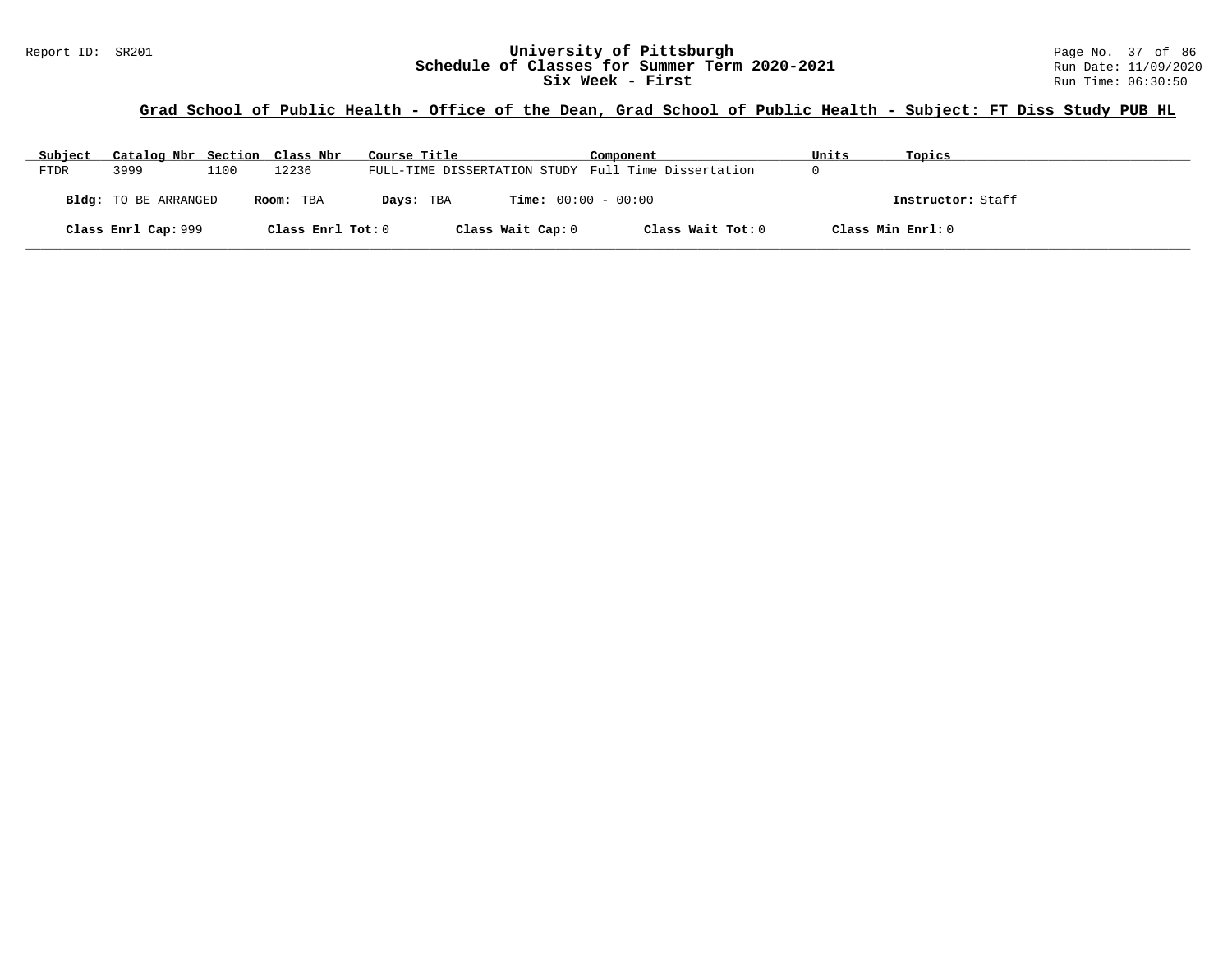# University of Pittsburgh
## Schedule of Classes for Summer Term 2020-2021
## Six Week - First

Report ID: SR201

Run Date: 11/09/2020
Run Time: 06:30:50

### Grad School of Public Health - Office of the Dean, Grad School of Public Health - Subject: FT Diss Study PUB HL

| Subject | Catalog Nbr | Section | Class Nbr | Course Title | Component | Units | Topics |
|---|---|---|---|---|---|---|---|
| FTDR | 3999 | 1100 | 12236 | FULL-TIME DISSERTATION STUDY | Full Time Dissertation | 0 | |

**Bldg:** TO BE ARRANGED **Room:** TBA **Days:** TBA **Time:** 00:00 - 00:00 **Instructor:** Staff

**Class Enrl Cap:** 999 **Class Enrl Tot:** 0 **Class Wait Cap:** 0 **Class Wait Tot:** 0 **Class Min Enrl:** 0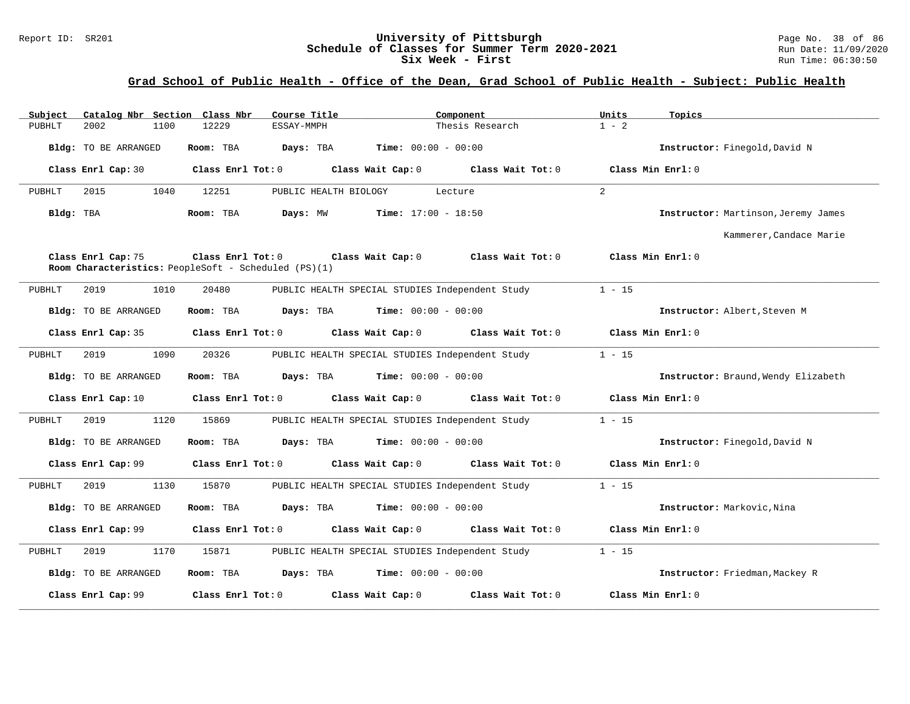## Grad School of Public Health - Office of the Dean, Grad School of Public Health - Subject: Public Health

| Subject | Catalog Nbr | Section | Class Nbr | Course Title | Component | Units | Topics |
|---|---|---|---|---|---|---|---|
| PUBHLT | 2002 | 1100 | 12229 | ESSAY-MMPH | Thesis Research | 1 - 2 | |

**Bldg:** TO BE ARRANGED **Room:** TBA **Days:** TBA **Time:** 00:00 - 00:00 **Instructor:** Finegold,David N

**Class Enrl Cap:** 30 **Class Enrl Tot:** 0 **Class Wait Cap:** 0 **Class Wait Tot:** 0 **Class Min Enrl:** 0

---

| Subject | Catalog Nbr | Section | Class Nbr | Course Title | Component | Units | Topics |
|---|---|---|---|---|---|---|---|
| PUBHLT | 2015 | 1040 | 12251 | PUBLIC HEALTH BIOLOGY | Lecture | 2 | |

**Bldg:** TBA **Room:** TBA **Days:** MW **Time:** 17:00 - 18:50 **Instructor:** Martinson,Jeremy James; Kammerer,Candace Marie

**Class Enrl Cap:** 75 **Class Enrl Tot:** 0 **Class Wait Cap:** 0 **Class Wait Tot:** 0 **Class Min Enrl:** 0

**Room Characteristics:** PeopleSoft - Scheduled (PS)(1)

---

| Subject | Catalog Nbr | Section | Class Nbr | Course Title | Component | Units | Topics |
|---|---|---|---|---|---|---|---|
| PUBHLT | 2019 | 1010 | 20480 | PUBLIC HEALTH SPECIAL STUDIES | Independent Study | 1 - 15 | |

**Bldg:** TO BE ARRANGED **Room:** TBA **Days:** TBA **Time:** 00:00 - 00:00 **Instructor:** Albert,Steven M

**Class Enrl Cap:** 35 **Class Enrl Tot:** 0 **Class Wait Cap:** 0 **Class Wait Tot:** 0 **Class Min Enrl:** 0

---

| Subject | Catalog Nbr | Section | Class Nbr | Course Title | Component | Units | Topics |
|---|---|---|---|---|---|---|---|
| PUBHLT | 2019 | 1090 | 20326 | PUBLIC HEALTH SPECIAL STUDIES | Independent Study | 1 - 15 | |

**Bldg:** TO BE ARRANGED **Room:** TBA **Days:** TBA **Time:** 00:00 - 00:00 **Instructor:** Braund,Wendy Elizabeth

**Class Enrl Cap:** 10 **Class Enrl Tot:** 0 **Class Wait Cap:** 0 **Class Wait Tot:** 0 **Class Min Enrl:** 0

---

| Subject | Catalog Nbr | Section | Class Nbr | Course Title | Component | Units | Topics |
|---|---|---|---|---|---|---|---|
| PUBHLT | 2019 | 1120 | 15869 | PUBLIC HEALTH SPECIAL STUDIES | Independent Study | 1 - 15 | |

**Bldg:** TO BE ARRANGED **Room:** TBA **Days:** TBA **Time:** 00:00 - 00:00 **Instructor:** Finegold,David N

**Class Enrl Cap:** 99 **Class Enrl Tot:** 0 **Class Wait Cap:** 0 **Class Wait Tot:** 0 **Class Min Enrl:** 0

---

| Subject | Catalog Nbr | Section | Class Nbr | Course Title | Component | Units | Topics |
|---|---|---|---|---|---|---|---|
| PUBHLT | 2019 | 1130 | 15870 | PUBLIC HEALTH SPECIAL STUDIES | Independent Study | 1 - 15 | |

**Bldg:** TO BE ARRANGED **Room:** TBA **Days:** TBA **Time:** 00:00 - 00:00 **Instructor:** Markovic,Nina

**Class Enrl Cap:** 99 **Class Enrl Tot:** 0 **Class Wait Cap:** 0 **Class Wait Tot:** 0 **Class Min Enrl:** 0

---

| Subject | Catalog Nbr | Section | Class Nbr | Course Title | Component | Units | Topics |
|---|---|---|---|---|---|---|---|
| PUBHLT | 2019 | 1170 | 15871 | PUBLIC HEALTH SPECIAL STUDIES | Independent Study | 1 - 15 | |

**Bldg:** TO BE ARRANGED **Room:** TBA **Days:** TBA **Time:** 00:00 - 00:00 **Instructor:** Friedman,Mackey R

**Class Enrl Cap:** 99 **Class Enrl Tot:** 0 **Class Wait Cap:** 0 **Class Wait Tot:** 0 **Class Min Enrl:** 0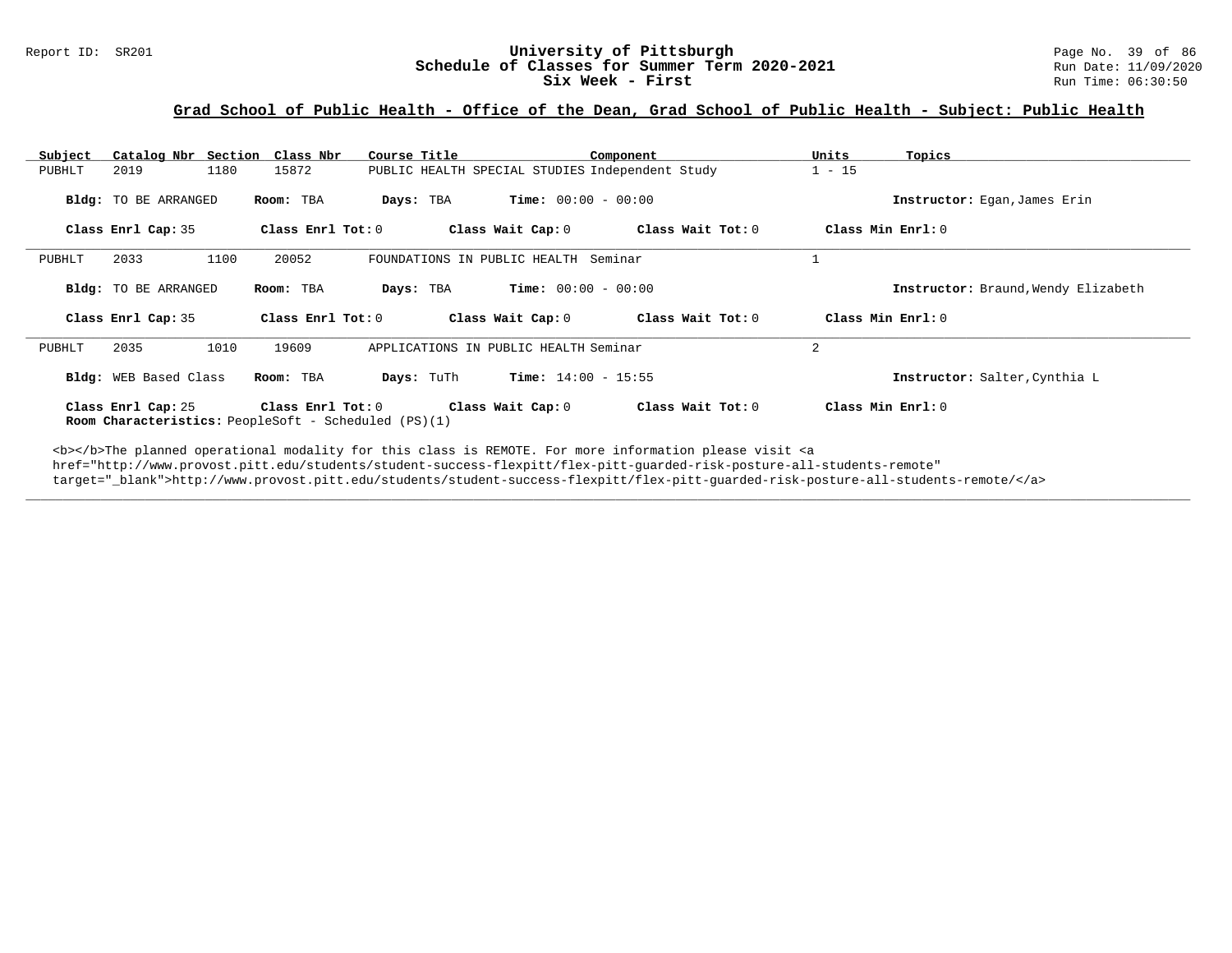Report ID: SR201

# University of Pittsburgh
## Schedule of Classes for Summer Term 2020-2021
### Six Week - First

Run Date: 11/09/2020
Run Time: 06:30:50

**Grad School of Public Health - Office of the Dean, Grad School of Public Health - Subject: Public Health**

| Subject | Catalog Nbr | Section | Class Nbr | Course Title | Component | Units | Topics |
|---|---|---|---|---|---|---|---|
| PUBHLT | 2019 | 1180 | 15872 | PUBLIC HEALTH SPECIAL STUDIES | Independent Study | 1 - 15 | |

**Bldg:** TO BE ARRANGED **Room:** TBA **Days:** TBA **Time:** 00:00 - 00:00 **Instructor:** Egan,James Erin

**Class Enrl Cap:** 35 **Class Enrl Tot:** 0 **Class Wait Cap:** 0 **Class Wait Tot:** 0 **Class Min Enrl:** 0

---

| Subject | Catalog Nbr | Section | Class Nbr | Course Title | Component | Units | Topics |
|---|---|---|---|---|---|---|---|
| PUBHLT | 2033 | 1100 | 20052 | FOUNDATIONS IN PUBLIC HEALTH | Seminar | 1 | |

**Bldg:** TO BE ARRANGED **Room:** TBA **Days:** TBA **Time:** 00:00 - 00:00 **Instructor:** Braund,Wendy Elizabeth

**Class Enrl Cap:** 35 **Class Enrl Tot:** 0 **Class Wait Cap:** 0 **Class Wait Tot:** 0 **Class Min Enrl:** 0

---

| Subject | Catalog Nbr | Section | Class Nbr | Course Title | Component | Units | Topics |
|---|---|---|---|---|---|---|---|
| PUBHLT | 2035 | 1010 | 19609 | APPLICATIONS IN PUBLIC HEALTH | Seminar | 2 | |

**Bldg:** WEB Based Class **Room:** TBA **Days:** TuTh **Time:** 14:00 - 15:55 **Instructor:** Salter,Cynthia L

**Class Enrl Cap:** 25 **Class Enrl Tot:** 0 **Class Wait Cap:** 0 **Class Wait Tot:** 0 **Class Min Enrl:** 0
**Room Characteristics:** PeopleSoft - Scheduled (PS)(1)

<b></b>The planned operational modality for this class is REMOTE. For more information please visit <a href="http://www.provost.pitt.edu/students/student-success-flexpitt/flex-pitt-guarded-risk-posture-all-students-remote" target="_blank">http://www.provost.pitt.edu/students/student-success-flexpitt/flex-pitt-guarded-risk-posture-all-students-remote/</a>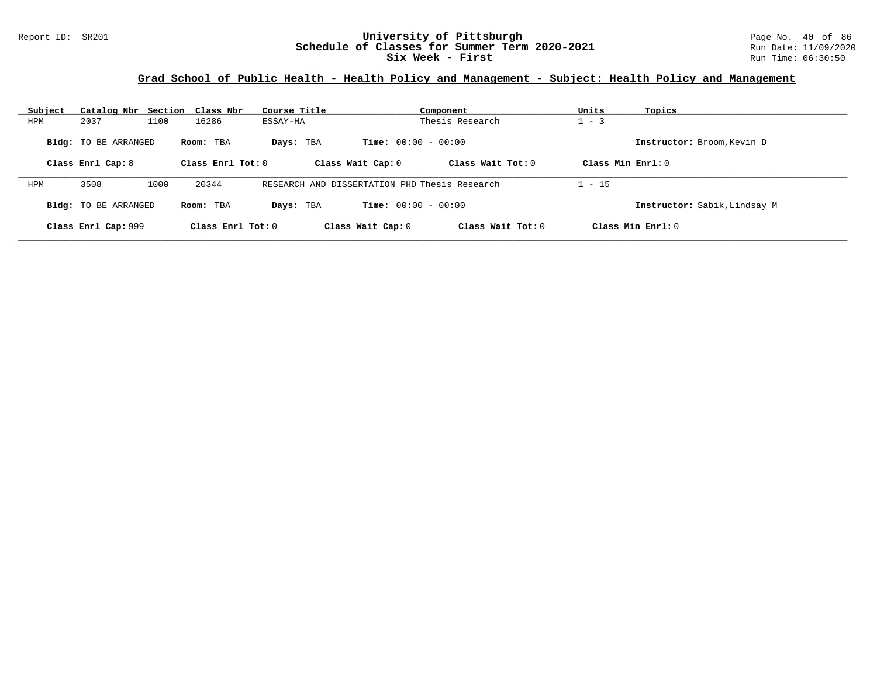# University of Pittsburgh
## Schedule of Classes for Summer Term 2020-2021
## Six Week - First

Report ID: SR201

Run Date: 11/09/2020
Run Time: 06:30:50

### Grad School of Public Health - Health Policy and Management - Subject: Health Policy and Management

| Subject | Catalog Nbr | Section | Class Nbr | Course Title | Component | Units | Topics |
|---|---|---|---|---|---|---|---|
| HPM | 2037 | 1100 | 16286 | ESSAY-HA | Thesis Research | 1 - 3 | |

**Bldg:** TO BE ARRANGED **Room:** TBA **Days:** TBA **Time:** 00:00 - 00:00 **Instructor:** Broom,Kevin D

**Class Enrl Cap:** 8 **Class Enrl Tot:** 0 **Class Wait Cap:** 0 **Class Wait Tot:** 0 **Class Min Enrl:** 0

---

| Subject | Catalog Nbr | Section | Class Nbr | Course Title | Component | Units | Topics |
|---|---|---|---|---|---|---|---|
| HPM | 3508 | 1000 | 20344 | RESEARCH AND DISSERTATION PHD | Thesis Research | 1 - 15 | |

**Bldg:** TO BE ARRANGED **Room:** TBA **Days:** TBA **Time:** 00:00 - 00:00 **Instructor:** Sabik,Lindsay M

**Class Enrl Cap:** 999 **Class Enrl Tot:** 0 **Class Wait Cap:** 0 **Class Wait Tot:** 0 **Class Min Enrl:** 0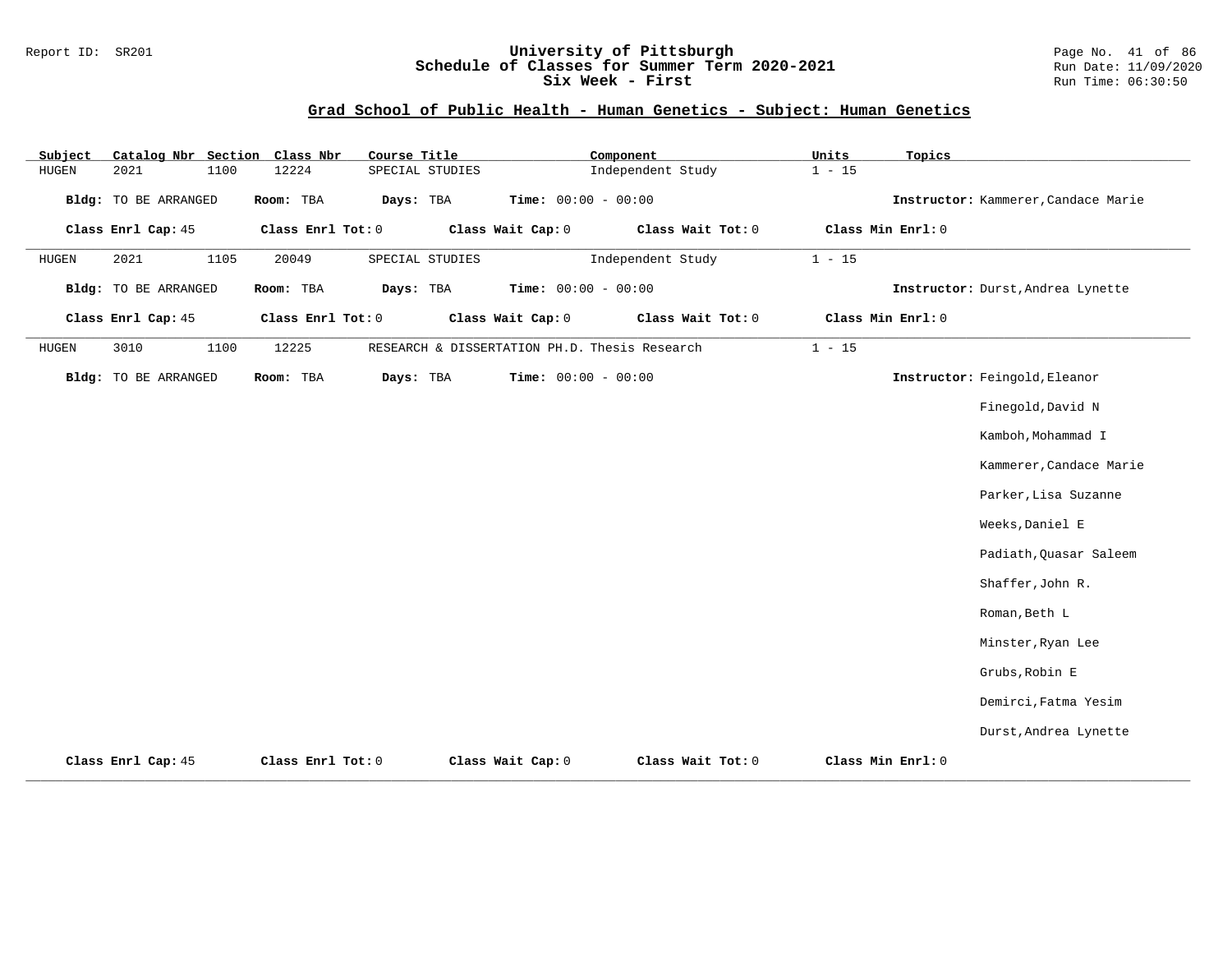## Grad School of Public Health - Human Genetics - Subject: Human Genetics

| Subject | Catalog Nbr | Section | Class Nbr | Course Title | Component | Units | Topics |
|---|---|---|---|---|---|---|---|
| HUGEN | 2021 | 1100 | 12224 | SPECIAL STUDIES | Independent Study | 1 - 15 | |

**Bldg:** TO BE ARRANGED **Room:** TBA **Days:** TBA **Time:** 00:00 - 00:00 **Instructor:** Kammerer,Candace Marie

**Class Enrl Cap:** 45 **Class Enrl Tot:** 0 **Class Wait Cap:** 0 **Class Wait Tot:** 0 **Class Min Enrl:** 0

| Subject | Catalog Nbr | Section | Class Nbr | Course Title | Component | Units | Topics |
|---|---|---|---|---|---|---|---|
| HUGEN | 2021 | 1105 | 20049 | SPECIAL STUDIES | Independent Study | 1 - 15 | |

**Bldg:** TO BE ARRANGED **Room:** TBA **Days:** TBA **Time:** 00:00 - 00:00 **Instructor:** Durst,Andrea Lynette

**Class Enrl Cap:** 45 **Class Enrl Tot:** 0 **Class Wait Cap:** 0 **Class Wait Tot:** 0 **Class Min Enrl:** 0

| Subject | Catalog Nbr | Section | Class Nbr | Course Title | Component | Units | Topics |
|---|---|---|---|---|---|---|---|
| HUGEN | 3010 | 1100 | 12225 | RESEARCH & DISSERTATION PH.D. | Thesis Research | 1 - 15 | |

**Bldg:** TO BE ARRANGED **Room:** TBA **Days:** TBA **Time:** 00:00 - 00:00 **Instructor:** Feingold,Eleanor

Finegold,David N

Kamboh,Mohammad I

Kammerer,Candace Marie

Parker,Lisa Suzanne

Weeks,Daniel E

Padiath,Quasar Saleem

Shaffer,John R.

Roman,Beth L

Minster,Ryan Lee

Grubs,Robin E

Demirci,Fatma Yesim

Durst,Andrea Lynette

**Class Enrl Cap:** 45 **Class Enrl Tot:** 0 **Class Wait Cap:** 0 **Class Wait Tot:** 0 **Class Min Enrl:** 0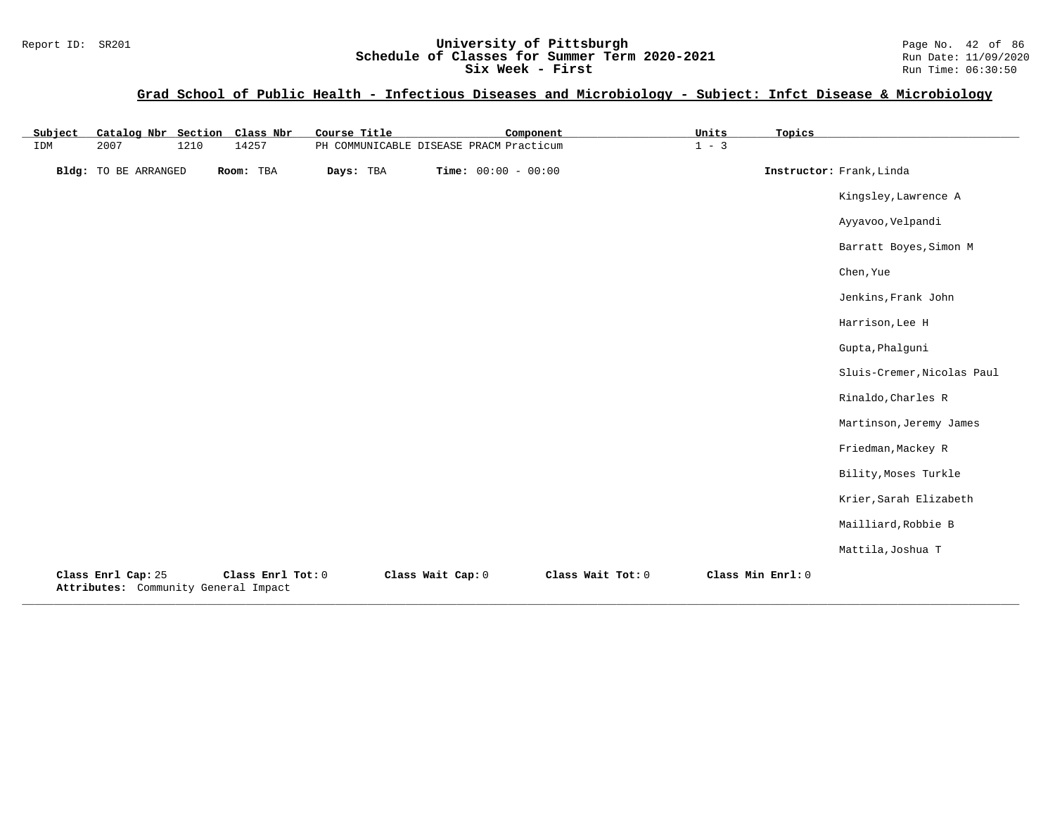## Grad School of Public Health - Infectious Diseases and Microbiology - Subject: Infct Disease & Microbiology

| Subject | Catalog Nbr | Section | Class Nbr | Course Title | Component | Units | Topics |
|---|---|---|---|---|---|---|---|
| IDM | 2007 | 1210 | 14257 | PH COMMUNICABLE DISEASE PRACM | Practicum | 1 - 3 | |

**Bldg:** TO BE ARRANGED **Room:** TBA **Days:** TBA **Time:** 00:00 - 00:00 **Instructor:** Frank,Linda

Kingsley,Lawrence A
Ayyavoo,Velpandi
Barratt Boyes,Simon M
Chen,Yue
Jenkins,Frank John
Harrison,Lee H
Gupta,Phalguni
Sluis-Cremer,Nicolas Paul
Rinaldo,Charles R
Martinson,Jeremy James
Friedman,Mackey R
Bility,Moses Turkle
Krier,Sarah Elizabeth
Mailliard,Robbie B
Mattila,Joshua T

**Class Enrl Cap:** 25 **Class Enrl Tot:** 0 **Class Wait Cap:** 0 **Class Wait Tot:** 0 **Class Min Enrl:** 0

**Attributes:** Community General Impact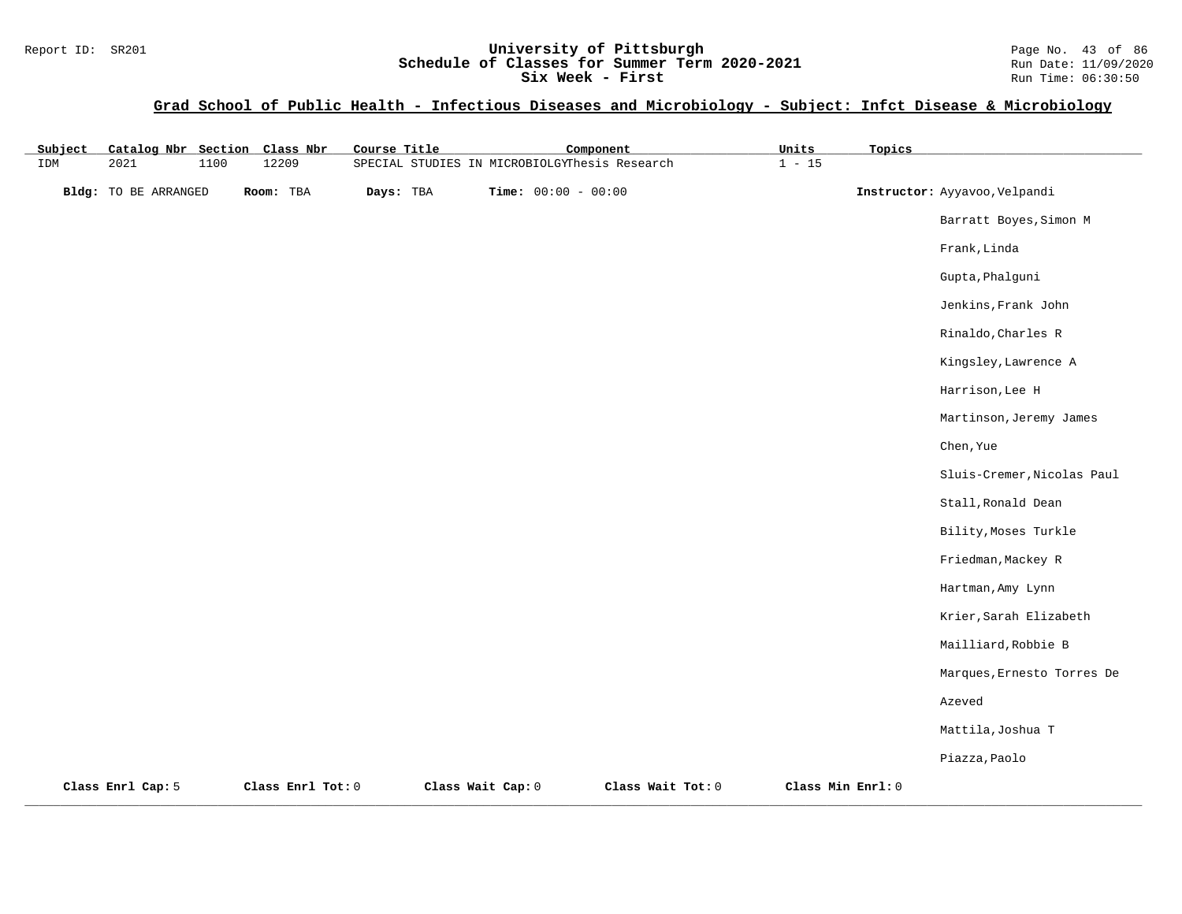## Grad School of Public Health - Infectious Diseases and Microbiology - Subject: Infct Disease & Microbiology

| Subject | Catalog Nbr | Section | Class Nbr | Course Title | Component | Units | Topics |
|---|---|---|---|---|---|---|---|
| IDM | 2021 | 1100 | 12209 | SPECIAL STUDIES IN MICROBIOLGY | Thesis Research | 1 - 15 | |

**Bldg:** TO BE ARRANGED **Room:** TBA **Days:** TBA **Time:** 00:00 - 00:00

**Instructor:** Ayyavoo,Velpandi
Barratt Boyes,Simon M
Frank,Linda
Gupta,Phalguni
Jenkins,Frank John
Rinaldo,Charles R
Kingsley,Lawrence A
Harrison,Lee H
Martinson,Jeremy James
Chen,Yue
Sluis-Cremer,Nicolas Paul
Stall,Ronald Dean
Bility,Moses Turkle
Friedman,Mackey R
Hartman,Amy Lynn
Krier,Sarah Elizabeth
Mailliard,Robbie B
Marques,Ernesto Torres De Azeved
Mattila,Joshua T
Piazza,Paolo

**Class Enrl Cap:** 5 **Class Enrl Tot:** 0 **Class Wait Cap:** 0 **Class Wait Tot:** 0 **Class Min Enrl:** 0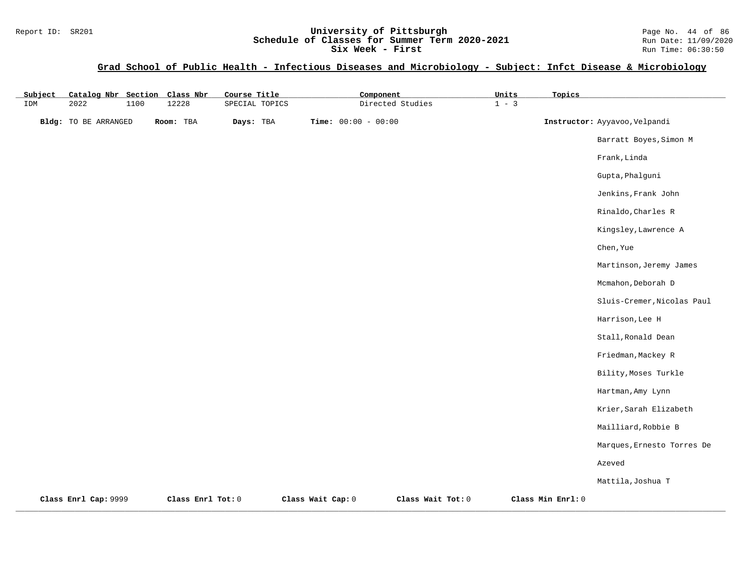## Grad School of Public Health - Infectious Diseases and Microbiology - Subject: Infct Disease & Microbiology

| Subject | Catalog Nbr | Section | Class Nbr | Course Title | Component | Units | Topics |
|---|---|---|---|---|---|---|---|
| IDM | 2022 | 1100 | 12228 | SPECIAL TOPICS | Directed Studies | 1 - 3 | |

**Bldg:** TO BE ARRANGED **Room:** TBA **Days:** TBA **Time:** 00:00 - 00:00

**Instructor:**
Ayyavoo,Velpandi
Barratt Boyes,Simon M
Frank,Linda
Gupta,Phalguni
Jenkins,Frank John
Rinaldo,Charles R
Kingsley,Lawrence A
Chen,Yue
Martinson,Jeremy James
Mcmahon,Deborah D
Sluis-Cremer,Nicolas Paul
Harrison,Lee H
Stall,Ronald Dean
Friedman,Mackey R
Bility,Moses Turkle
Hartman,Amy Lynn
Krier,Sarah Elizabeth
Mailliard,Robbie B
Marques,Ernesto Torres De Azeved
Mattila,Joshua T

**Class Enrl Cap:** 9999 **Class Enrl Tot:** 0 **Class Wait Cap:** 0 **Class Wait Tot:** 0 **Class Min Enrl:** 0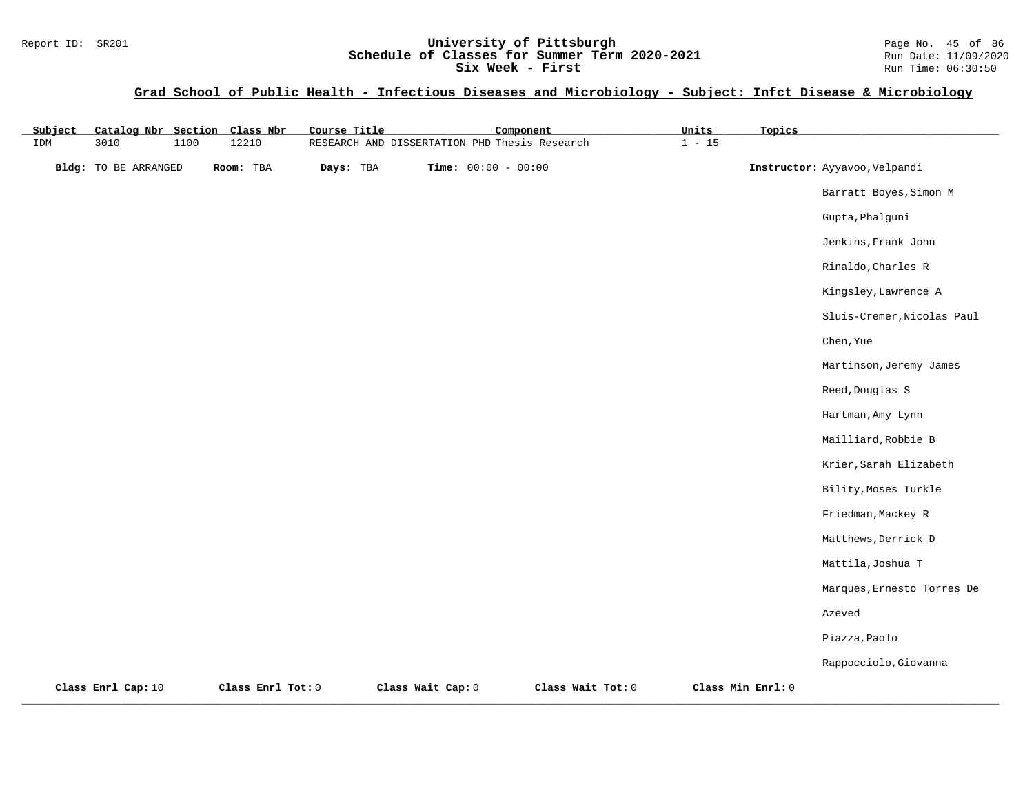## Grad School of Public Health - Infectious Diseases and Microbiology - Subject: Infct Disease & Microbiology

| Subject | Catalog Nbr | Section | Class Nbr | Course Title | Component | Units | Topics |
|---|---|---|---|---|---|---|---|
| IDM | 3010 | 1100 | 12210 | RESEARCH AND DISSERTATION PHD | Thesis Research | 1 - 15 | |

**Bldg:** TO BE ARRANGED **Room:** TBA **Days:** TBA **Time:** 00:00 - 00:00

**Instructor:** Ayyavoo,Velpandi
Barratt Boyes,Simon M
Gupta,Phalguni
Jenkins,Frank John
Rinaldo,Charles R
Kingsley,Lawrence A
Sluis-Cremer,Nicolas Paul
Chen,Yue
Martinson,Jeremy James
Reed,Douglas S
Hartman,Amy Lynn
Mailliard,Robbie B
Krier,Sarah Elizabeth
Bility,Moses Turkle
Friedman,Mackey R
Matthews,Derrick D
Mattila,Joshua T
Marques,Ernesto Torres De Azeved
Piazza,Paolo
Rappocciolo,Giovanna

**Class Enrl Cap:** 10 **Class Enrl Tot:** 0 **Class Wait Cap:** 0 **Class Wait Tot:** 0 **Class Min Enrl:** 0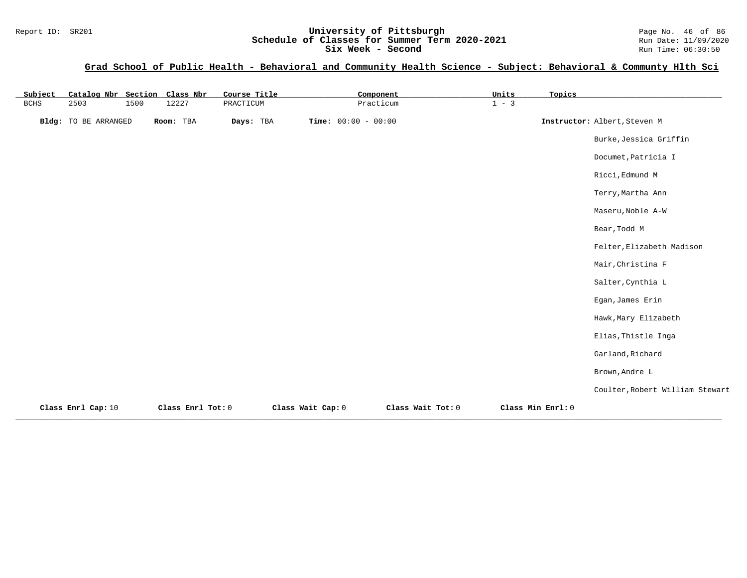**Grad School of Public Health - Behavioral and Community Health Science - Subject: Behavioral & Communty Hlth Sci**

| Subject | Catalog Nbr | Section | Class Nbr | Course Title | Component | Units | Topics |
|---|---|---|---|---|---|---|---|
| BCHS | 2503 | 1500 | 12227 | PRACTICUM | Practicum | 1 - 3 | |

**Bldg:** TO BE ARRANGED **Room:** TBA **Days:** TBA **Time:** 00:00 - 00:00 **Instructor:** Albert,Steven M

Burke,Jessica Griffin

Documet,Patricia I

Ricci,Edmund M

Terry,Martha Ann

Maseru,Noble A-W

Bear,Todd M

Felter,Elizabeth Madison

Mair,Christina F

Salter,Cynthia L

Egan,James Erin

Hawk,Mary Elizabeth

Elias,Thistle Inga

Garland,Richard

Brown,Andre L

Coulter,Robert William Stewart

**Class Enrl Cap:** 10 **Class Enrl Tot:** 0 **Class Wait Cap:** 0 **Class Wait Tot:** 0 **Class Min Enrl:** 0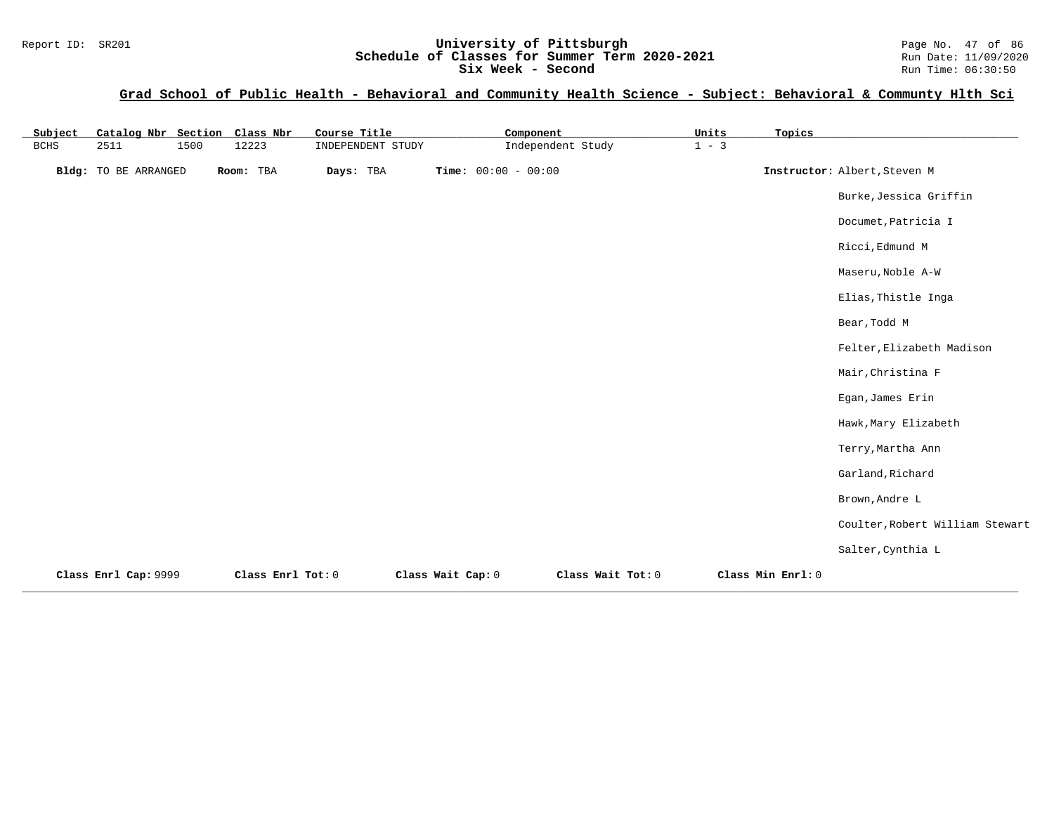## Grad School of Public Health - Behavioral and Community Health Science - Subject: Behavioral & Communty Hlth Sci

| Subject | Catalog Nbr | Section | Class Nbr | Course Title | Component | Units | Topics |
|---|---|---|---|---|---|---|---|
| BCHS | 2511 | 1500 | 12223 | INDEPENDENT STUDY | Independent Study | 1 - 3 | |

**Bldg:** TO BE ARRANGED **Room:** TBA **Days:** TBA **Time:** 00:00 - 00:00

**Instructor:** Albert,Steven M
Burke,Jessica Griffin
Documet,Patricia I
Ricci,Edmund M
Maseru,Noble A-W
Elias,Thistle Inga
Bear,Todd M
Felter,Elizabeth Madison
Mair,Christina F
Egan,James Erin
Hawk,Mary Elizabeth
Terry,Martha Ann
Garland,Richard
Brown,Andre L
Coulter,Robert William Stewart
Salter,Cynthia L

**Class Enrl Cap:** 9999 **Class Enrl Tot:** 0 **Class Wait Cap:** 0 **Class Wait Tot:** 0 **Class Min Enrl:** 0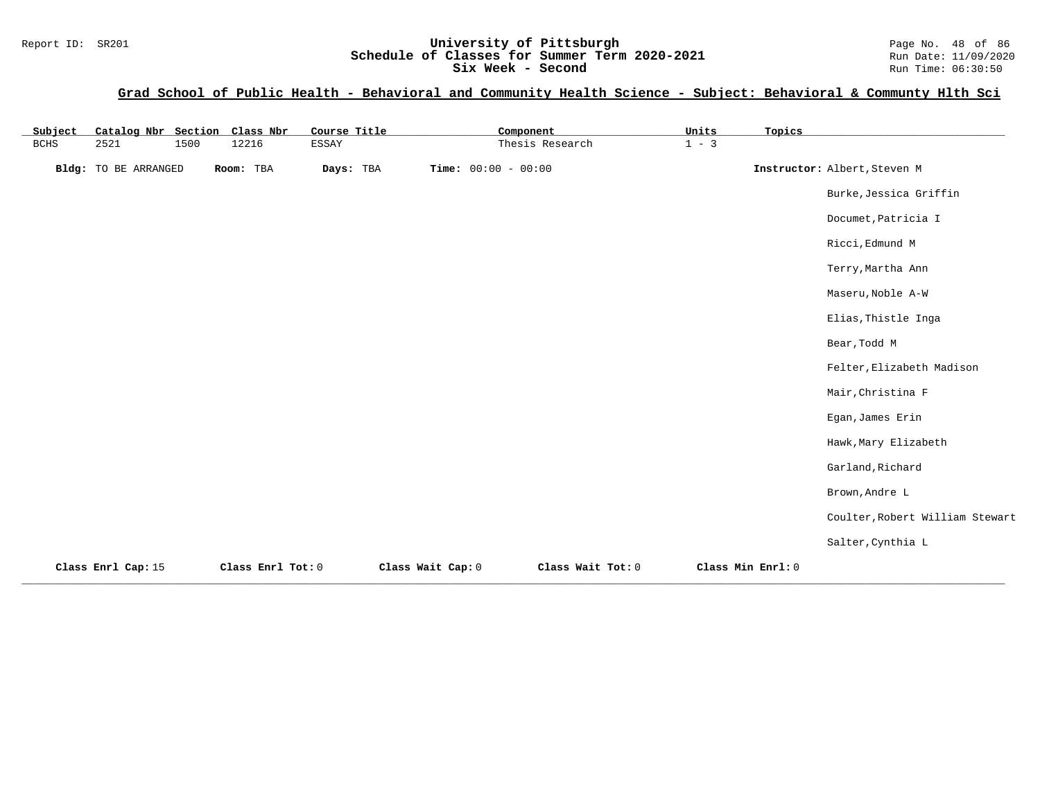## Grad School of Public Health - Behavioral and Community Health Science - Subject: Behavioral & Communty Hlth Sci

| Subject | Catalog Nbr | Section | Class Nbr | Course Title | Component | Units | Topics |
|---|---|---|---|---|---|---|---|
| BCHS | 2521 | 1500 | 12216 | ESSAY | Thesis Research | 1 - 3 | |

**Bldg:** TO BE ARRANGED **Room:** TBA **Days:** TBA **Time:** 00:00 - 00:00 **Instructor:** Albert,Steven M

Burke,Jessica Griffin

Documet,Patricia I

Ricci,Edmund M

Terry,Martha Ann

Maseru,Noble A-W

Elias,Thistle Inga

Bear,Todd M

Felter,Elizabeth Madison

Mair,Christina F

Egan,James Erin

Hawk,Mary Elizabeth

Garland,Richard

Brown,Andre L

Coulter,Robert William Stewart

Salter,Cynthia L

**Class Enrl Cap:** 15 **Class Enrl Tot:** 0 **Class Wait Cap:** 0 **Class Wait Tot:** 0 **Class Min Enrl:** 0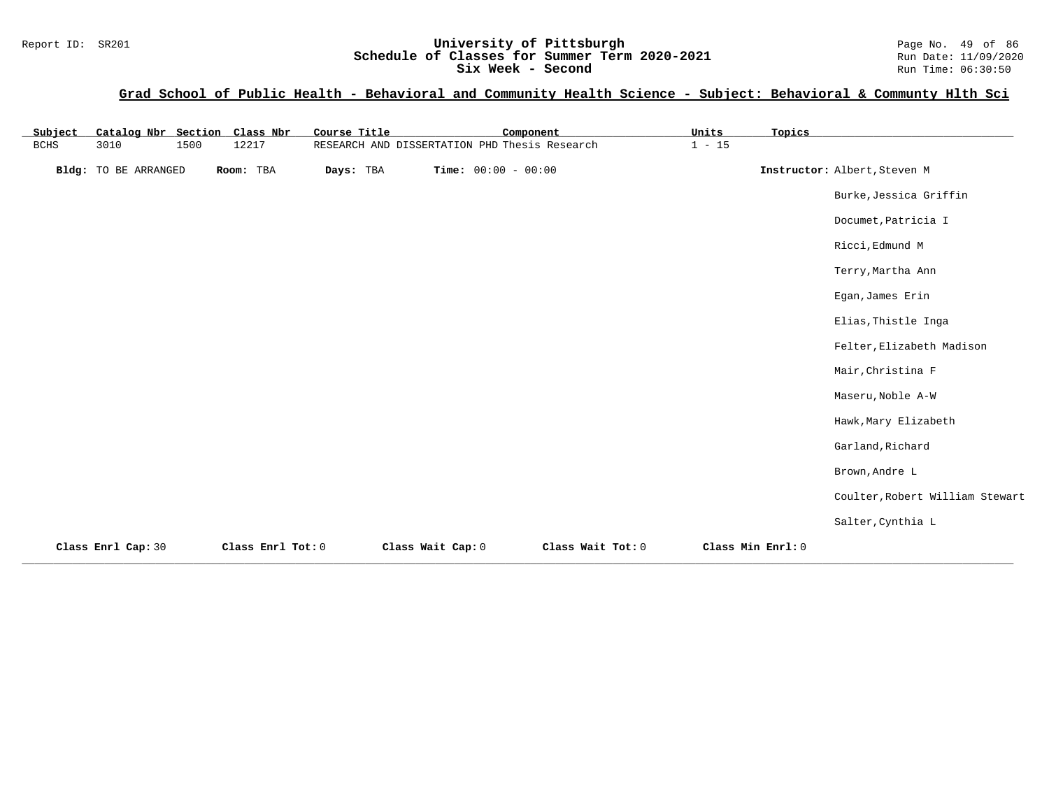# University of Pittsburgh
## Schedule of Classes for Summer Term 2020-2021
## Six Week - Second

Report ID: SR201

Run Date: 11/09/2020
Run Time: 06:30:50

### Grad School of Public Health - Behavioral and Community Health Science - Subject: Behavioral & Communty Hlth Sci

| Subject | Catalog Nbr | Section | Class Nbr | Course Title | Component | Units | Topics |
|---|---|---|---|---|---|---|---|
| BCHS | 3010 | 1500 | 12217 | RESEARCH AND DISSERTATION PHD | Thesis Research | 1 - 15 | |

**Bldg:** TO BE ARRANGED **Room:** TBA **Days:** TBA **Time:** 00:00 - 00:00

**Instructor:** Albert,Steven M
Burke,Jessica Griffin
Documet,Patricia I
Ricci,Edmund M
Terry,Martha Ann
Egan,James Erin
Elias,Thistle Inga
Felter,Elizabeth Madison
Mair,Christina F
Maseru,Noble A-W
Hawk,Mary Elizabeth
Garland,Richard
Brown,Andre L
Coulter,Robert William Stewart
Salter,Cynthia L

**Class Enrl Cap:** 30 **Class Enrl Tot:** 0 **Class Wait Cap:** 0 **Class Wait Tot:** 0 **Class Min Enrl:** 0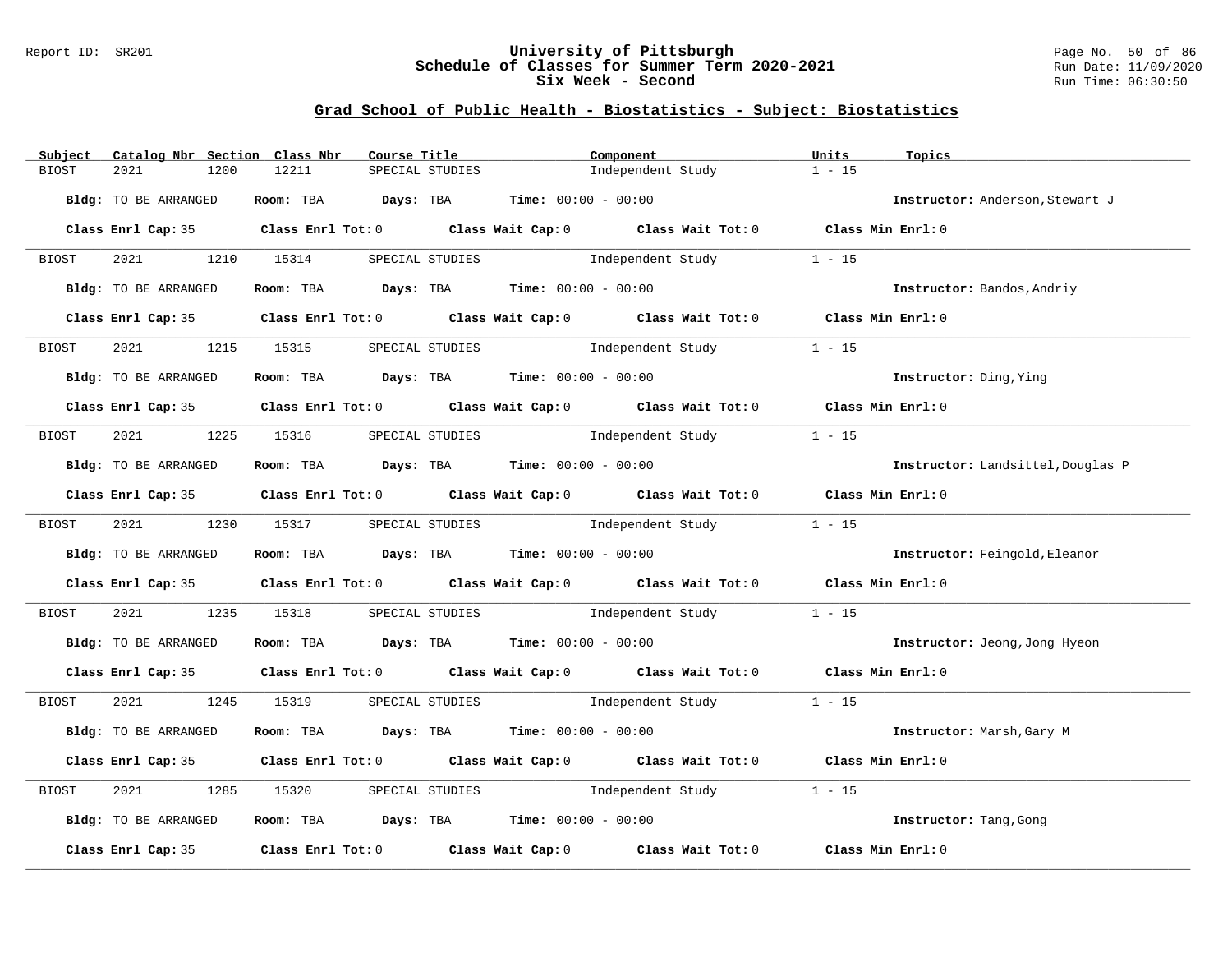# University of Pittsburgh
## Schedule of Classes for Summer Term 2020-2021
## Six Week - Second

Report ID: SR201 | Run Date: 11/09/2020 | Run Time: 06:30:50

### Grad School of Public Health - Biostatistics - Subject: Biostatistics

| Subject | Catalog Nbr | Section | Class Nbr | Course Title | Component | Units | Topics |
|---|---|---|---|---|---|---|---|
| BIOST | 2021 | 1200 | 12211 | SPECIAL STUDIES | Independent Study | 1 - 15 | |

**Bldg:** TO BE ARRANGED **Room:** TBA **Days:** TBA **Time:** 00:00 - 00:00 **Instructor:** Anderson,Stewart J

**Class Enrl Cap:** 35 **Class Enrl Tot:** 0 **Class Wait Cap:** 0 **Class Wait Tot:** 0 **Class Min Enrl:** 0

---

| Subject | Catalog Nbr | Section | Class Nbr | Course Title | Component | Units | Topics |
|---|---|---|---|---|---|---|---|
| BIOST | 2021 | 1210 | 15314 | SPECIAL STUDIES | Independent Study | 1 - 15 | |

**Bldg:** TO BE ARRANGED **Room:** TBA **Days:** TBA **Time:** 00:00 - 00:00 **Instructor:** Bandos,Andriy

**Class Enrl Cap:** 35 **Class Enrl Tot:** 0 **Class Wait Cap:** 0 **Class Wait Tot:** 0 **Class Min Enrl:** 0

---

| Subject | Catalog Nbr | Section | Class Nbr | Course Title | Component | Units | Topics |
|---|---|---|---|---|---|---|---|
| BIOST | 2021 | 1215 | 15315 | SPECIAL STUDIES | Independent Study | 1 - 15 | |

**Bldg:** TO BE ARRANGED **Room:** TBA **Days:** TBA **Time:** 00:00 - 00:00 **Instructor:** Ding,Ying

**Class Enrl Cap:** 35 **Class Enrl Tot:** 0 **Class Wait Cap:** 0 **Class Wait Tot:** 0 **Class Min Enrl:** 0

---

| Subject | Catalog Nbr | Section | Class Nbr | Course Title | Component | Units | Topics |
|---|---|---|---|---|---|---|---|
| BIOST | 2021 | 1225 | 15316 | SPECIAL STUDIES | Independent Study | 1 - 15 | |

**Bldg:** TO BE ARRANGED **Room:** TBA **Days:** TBA **Time:** 00:00 - 00:00 **Instructor:** Landsittel,Douglas P

**Class Enrl Cap:** 35 **Class Enrl Tot:** 0 **Class Wait Cap:** 0 **Class Wait Tot:** 0 **Class Min Enrl:** 0

---

| Subject | Catalog Nbr | Section | Class Nbr | Course Title | Component | Units | Topics |
|---|---|---|---|---|---|---|---|
| BIOST | 2021 | 1230 | 15317 | SPECIAL STUDIES | Independent Study | 1 - 15 | |

**Bldg:** TO BE ARRANGED **Room:** TBA **Days:** TBA **Time:** 00:00 - 00:00 **Instructor:** Feingold,Eleanor

**Class Enrl Cap:** 35 **Class Enrl Tot:** 0 **Class Wait Cap:** 0 **Class Wait Tot:** 0 **Class Min Enrl:** 0

---

| Subject | Catalog Nbr | Section | Class Nbr | Course Title | Component | Units | Topics |
|---|---|---|---|---|---|---|---|
| BIOST | 2021 | 1235 | 15318 | SPECIAL STUDIES | Independent Study | 1 - 15 | |

**Bldg:** TO BE ARRANGED **Room:** TBA **Days:** TBA **Time:** 00:00 - 00:00 **Instructor:** Jeong,Jong Hyeon

**Class Enrl Cap:** 35 **Class Enrl Tot:** 0 **Class Wait Cap:** 0 **Class Wait Tot:** 0 **Class Min Enrl:** 0

---

| Subject | Catalog Nbr | Section | Class Nbr | Course Title | Component | Units | Topics |
|---|---|---|---|---|---|---|---|
| BIOST | 2021 | 1245 | 15319 | SPECIAL STUDIES | Independent Study | 1 - 15 | |

**Bldg:** TO BE ARRANGED **Room:** TBA **Days:** TBA **Time:** 00:00 - 00:00 **Instructor:** Marsh,Gary M

**Class Enrl Cap:** 35 **Class Enrl Tot:** 0 **Class Wait Cap:** 0 **Class Wait Tot:** 0 **Class Min Enrl:** 0

---

| Subject | Catalog Nbr | Section | Class Nbr | Course Title | Component | Units | Topics |
|---|---|---|---|---|---|---|---|
| BIOST | 2021 | 1285 | 15320 | SPECIAL STUDIES | Independent Study | 1 - 15 | |

**Bldg:** TO BE ARRANGED **Room:** TBA **Days:** TBA **Time:** 00:00 - 00:00 **Instructor:** Tang,Gong

**Class Enrl Cap:** 35 **Class Enrl Tot:** 0 **Class Wait Cap:** 0 **Class Wait Tot:** 0 **Class Min Enrl:** 0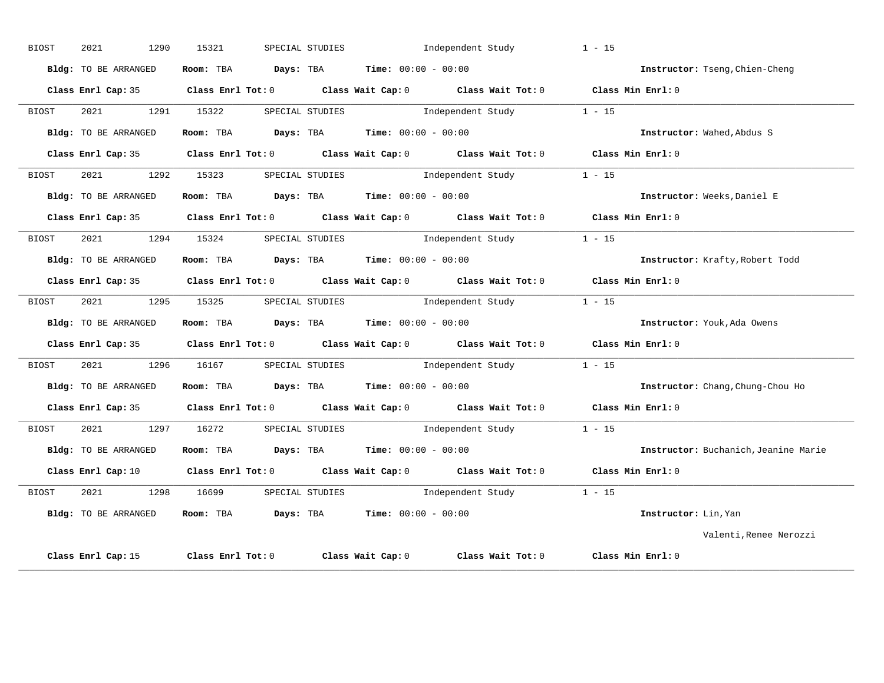BIOST 2021 1290 15321 SPECIAL STUDIES Independent Study 1 - 15

**Bldg:** TO BE ARRANGED **Room:** TBA **Days:** TBA **Time:** 00:00 - 00:00 **Instructor:** Tseng,Chien-Cheng

**Class Enrl Cap:** 35 **Class Enrl Tot:** 0 **Class Wait Cap:** 0 **Class Wait Tot:** 0 **Class Min Enrl:** 0

---

BIOST 2021 1291 15322 SPECIAL STUDIES Independent Study 1 - 15

**Bldg:** TO BE ARRANGED **Room:** TBA **Days:** TBA **Time:** 00:00 - 00:00 **Instructor:** Wahed,Abdus S

**Class Enrl Cap:** 35 **Class Enrl Tot:** 0 **Class Wait Cap:** 0 **Class Wait Tot:** 0 **Class Min Enrl:** 0

---

BIOST 2021 1292 15323 SPECIAL STUDIES Independent Study 1 - 15

**Bldg:** TO BE ARRANGED **Room:** TBA **Days:** TBA **Time:** 00:00 - 00:00 **Instructor:** Weeks,Daniel E

**Class Enrl Cap:** 35 **Class Enrl Tot:** 0 **Class Wait Cap:** 0 **Class Wait Tot:** 0 **Class Min Enrl:** 0

---

BIOST 2021 1294 15324 SPECIAL STUDIES Independent Study 1 - 15

**Bldg:** TO BE ARRANGED **Room:** TBA **Days:** TBA **Time:** 00:00 - 00:00 **Instructor:** Krafty,Robert Todd

**Class Enrl Cap:** 35 **Class Enrl Tot:** 0 **Class Wait Cap:** 0 **Class Wait Tot:** 0 **Class Min Enrl:** 0

---

BIOST 2021 1295 15325 SPECIAL STUDIES Independent Study 1 - 15

**Bldg:** TO BE ARRANGED **Room:** TBA **Days:** TBA **Time:** 00:00 - 00:00 **Instructor:** Youk,Ada Owens

**Class Enrl Cap:** 35 **Class Enrl Tot:** 0 **Class Wait Cap:** 0 **Class Wait Tot:** 0 **Class Min Enrl:** 0

---

BIOST 2021 1296 16167 SPECIAL STUDIES Independent Study 1 - 15

**Bldg:** TO BE ARRANGED **Room:** TBA **Days:** TBA **Time:** 00:00 - 00:00 **Instructor:** Chang,Chung-Chou Ho

**Class Enrl Cap:** 35 **Class Enrl Tot:** 0 **Class Wait Cap:** 0 **Class Wait Tot:** 0 **Class Min Enrl:** 0

---

BIOST 2021 1297 16272 SPECIAL STUDIES Independent Study 1 - 15

**Bldg:** TO BE ARRANGED **Room:** TBA **Days:** TBA **Time:** 00:00 - 00:00 **Instructor:** Buchanich,Jeanine Marie

**Class Enrl Cap:** 10 **Class Enrl Tot:** 0 **Class Wait Cap:** 0 **Class Wait Tot:** 0 **Class Min Enrl:** 0

---

BIOST 2021 1298 16699 SPECIAL STUDIES Independent Study 1 - 15

**Bldg:** TO BE ARRANGED **Room:** TBA **Days:** TBA **Time:** 00:00 - 00:00 **Instructor:** Lin,Yan

Valenti,Renee Nerozzi

**Class Enrl Cap:** 15 **Class Enrl Tot:** 0 **Class Wait Cap:** 0 **Class Wait Tot:** 0 **Class Min Enrl:** 0

---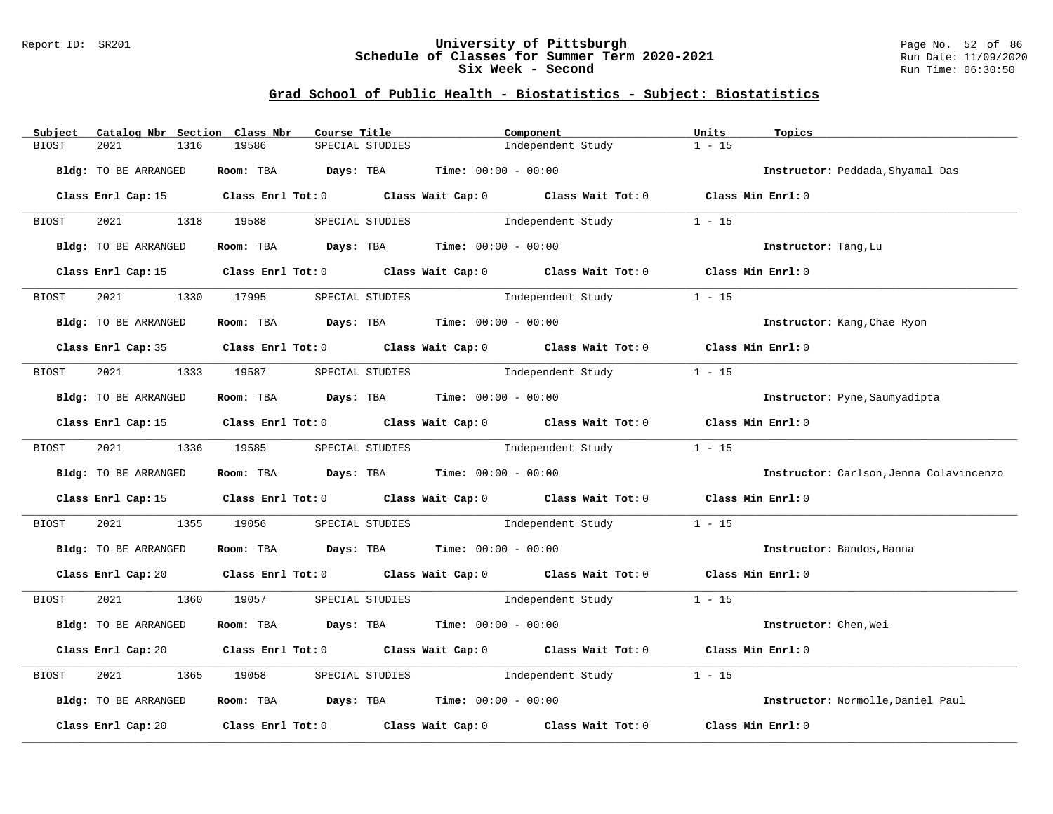## Grad School of Public Health - Biostatistics - Subject: Biostatistics

| Subject | Catalog Nbr | Section | Class Nbr | Course Title | Component | Units | Topics |
|---|---|---|---|---|---|---|---|
| BIOST | 2021 | 1316 | 19586 | SPECIAL STUDIES | Independent Study | 1 - 15 | |

**Bldg:** TO BE ARRANGED **Room:** TBA **Days:** TBA **Time:** 00:00 - 00:00 **Instructor:** Peddada,Shyamal Das

**Class Enrl Cap:** 15 **Class Enrl Tot:** 0 **Class Wait Cap:** 0 **Class Wait Tot:** 0 **Class Min Enrl:** 0

| Subject | Catalog Nbr | Section | Class Nbr | Course Title | Component | Units | Topics |
|---|---|---|---|---|---|---|---|
| BIOST | 2021 | 1318 | 19588 | SPECIAL STUDIES | Independent Study | 1 - 15 | |

**Bldg:** TO BE ARRANGED **Room:** TBA **Days:** TBA **Time:** 00:00 - 00:00 **Instructor:** Tang,Lu

**Class Enrl Cap:** 15 **Class Enrl Tot:** 0 **Class Wait Cap:** 0 **Class Wait Tot:** 0 **Class Min Enrl:** 0

| Subject | Catalog Nbr | Section | Class Nbr | Course Title | Component | Units | Topics |
|---|---|---|---|---|---|---|---|
| BIOST | 2021 | 1330 | 17995 | SPECIAL STUDIES | Independent Study | 1 - 15 | |

**Bldg:** TO BE ARRANGED **Room:** TBA **Days:** TBA **Time:** 00:00 - 00:00 **Instructor:** Kang,Chae Ryon

**Class Enrl Cap:** 35 **Class Enrl Tot:** 0 **Class Wait Cap:** 0 **Class Wait Tot:** 0 **Class Min Enrl:** 0

| Subject | Catalog Nbr | Section | Class Nbr | Course Title | Component | Units | Topics |
|---|---|---|---|---|---|---|---|
| BIOST | 2021 | 1333 | 19587 | SPECIAL STUDIES | Independent Study | 1 - 15 | |

**Bldg:** TO BE ARRANGED **Room:** TBA **Days:** TBA **Time:** 00:00 - 00:00 **Instructor:** Pyne,Saumyadipta

**Class Enrl Cap:** 15 **Class Enrl Tot:** 0 **Class Wait Cap:** 0 **Class Wait Tot:** 0 **Class Min Enrl:** 0

| Subject | Catalog Nbr | Section | Class Nbr | Course Title | Component | Units | Topics |
|---|---|---|---|---|---|---|---|
| BIOST | 2021 | 1336 | 19585 | SPECIAL STUDIES | Independent Study | 1 - 15 | |

**Bldg:** TO BE ARRANGED **Room:** TBA **Days:** TBA **Time:** 00:00 - 00:00 **Instructor:** Carlson,Jenna Colavincenzo

**Class Enrl Cap:** 15 **Class Enrl Tot:** 0 **Class Wait Cap:** 0 **Class Wait Tot:** 0 **Class Min Enrl:** 0

| Subject | Catalog Nbr | Section | Class Nbr | Course Title | Component | Units | Topics |
|---|---|---|---|---|---|---|---|
| BIOST | 2021 | 1355 | 19056 | SPECIAL STUDIES | Independent Study | 1 - 15 | |

**Bldg:** TO BE ARRANGED **Room:** TBA **Days:** TBA **Time:** 00:00 - 00:00 **Instructor:** Bandos,Hanna

**Class Enrl Cap:** 20 **Class Enrl Tot:** 0 **Class Wait Cap:** 0 **Class Wait Tot:** 0 **Class Min Enrl:** 0

| Subject | Catalog Nbr | Section | Class Nbr | Course Title | Component | Units | Topics |
|---|---|---|---|---|---|---|---|
| BIOST | 2021 | 1360 | 19057 | SPECIAL STUDIES | Independent Study | 1 - 15 | |

**Bldg:** TO BE ARRANGED **Room:** TBA **Days:** TBA **Time:** 00:00 - 00:00 **Instructor:** Chen,Wei

**Class Enrl Cap:** 20 **Class Enrl Tot:** 0 **Class Wait Cap:** 0 **Class Wait Tot:** 0 **Class Min Enrl:** 0

| Subject | Catalog Nbr | Section | Class Nbr | Course Title | Component | Units | Topics |
|---|---|---|---|---|---|---|---|
| BIOST | 2021 | 1365 | 19058 | SPECIAL STUDIES | Independent Study | 1 - 15 | |

**Bldg:** TO BE ARRANGED **Room:** TBA **Days:** TBA **Time:** 00:00 - 00:00 **Instructor:** Normolle,Daniel Paul

**Class Enrl Cap:** 20 **Class Enrl Tot:** 0 **Class Wait Cap:** 0 **Class Wait Tot:** 0 **Class Min Enrl:** 0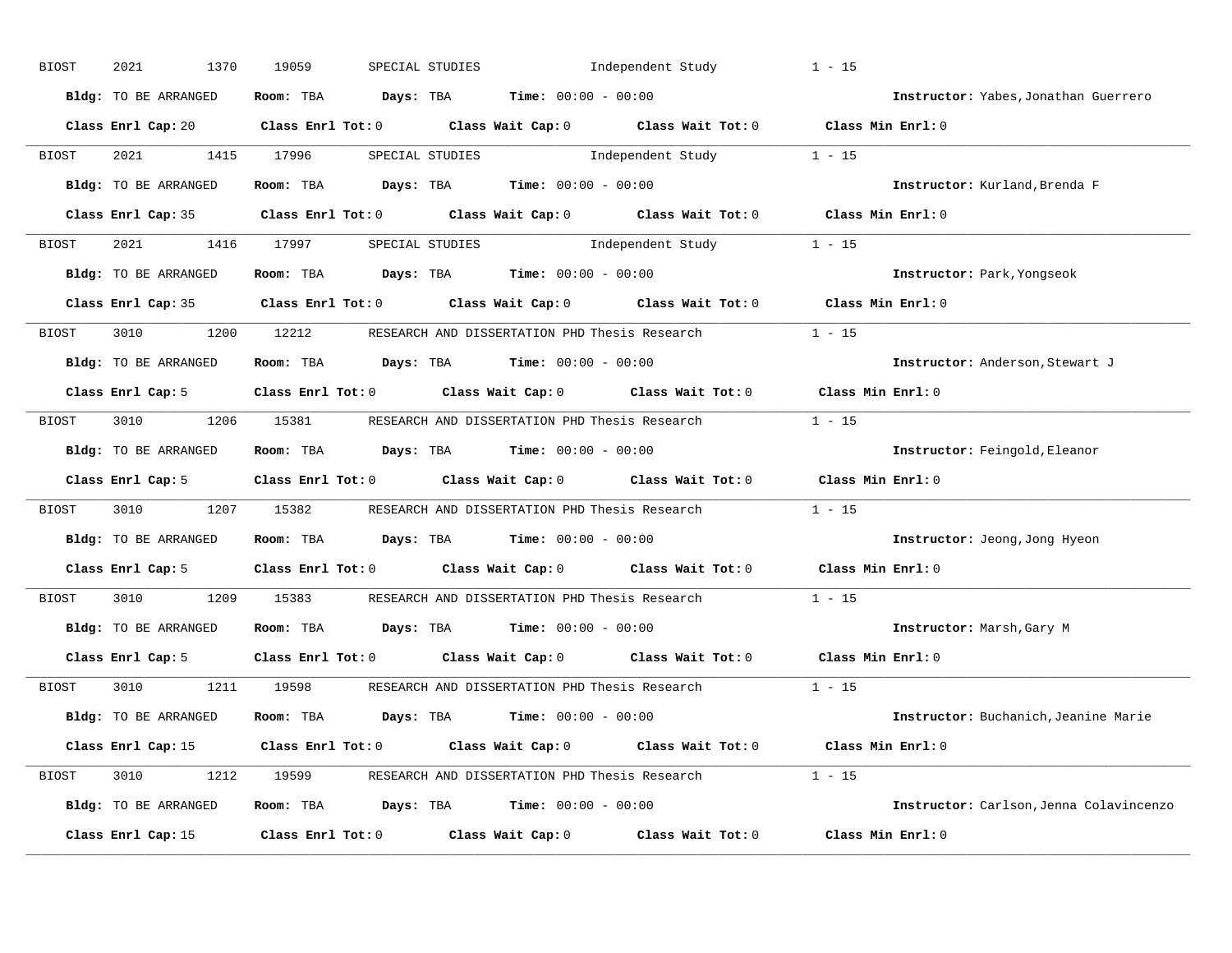BIOST 2021 1370 19059 SPECIAL STUDIES Independent Study 1 - 15

**Bldg:** TO BE ARRANGED **Room:** TBA **Days:** TBA **Time:** 00:00 - 00:00 **Instructor:** Yabes,Jonathan Guerrero

**Class Enrl Cap:** 20 **Class Enrl Tot:** 0 **Class Wait Cap:** 0 **Class Wait Tot:** 0 **Class Min Enrl:** 0

---

BIOST 2021 1415 17996 SPECIAL STUDIES Independent Study 1 - 15

**Bldg:** TO BE ARRANGED **Room:** TBA **Days:** TBA **Time:** 00:00 - 00:00 **Instructor:** Kurland,Brenda F

**Class Enrl Cap:** 35 **Class Enrl Tot:** 0 **Class Wait Cap:** 0 **Class Wait Tot:** 0 **Class Min Enrl:** 0

---

BIOST 2021 1416 17997 SPECIAL STUDIES Independent Study 1 - 15

**Bldg:** TO BE ARRANGED **Room:** TBA **Days:** TBA **Time:** 00:00 - 00:00 **Instructor:** Park,Yongseok

**Class Enrl Cap:** 35 **Class Enrl Tot:** 0 **Class Wait Cap:** 0 **Class Wait Tot:** 0 **Class Min Enrl:** 0

---

BIOST 3010 1200 12212 RESEARCH AND DISSERTATION PHD Thesis Research 1 - 15

**Bldg:** TO BE ARRANGED **Room:** TBA **Days:** TBA **Time:** 00:00 - 00:00 **Instructor:** Anderson,Stewart J

**Class Enrl Cap:** 5 **Class Enrl Tot:** 0 **Class Wait Cap:** 0 **Class Wait Tot:** 0 **Class Min Enrl:** 0

---

BIOST 3010 1206 15381 RESEARCH AND DISSERTATION PHD Thesis Research 1 - 15

**Bldg:** TO BE ARRANGED **Room:** TBA **Days:** TBA **Time:** 00:00 - 00:00 **Instructor:** Feingold,Eleanor

**Class Enrl Cap:** 5 **Class Enrl Tot:** 0 **Class Wait Cap:** 0 **Class Wait Tot:** 0 **Class Min Enrl:** 0

---

BIOST 3010 1207 15382 RESEARCH AND DISSERTATION PHD Thesis Research 1 - 15

**Bldg:** TO BE ARRANGED **Room:** TBA **Days:** TBA **Time:** 00:00 - 00:00 **Instructor:** Jeong,Jong Hyeon

**Class Enrl Cap:** 5 **Class Enrl Tot:** 0 **Class Wait Cap:** 0 **Class Wait Tot:** 0 **Class Min Enrl:** 0

---

BIOST 3010 1209 15383 RESEARCH AND DISSERTATION PHD Thesis Research 1 - 15

**Bldg:** TO BE ARRANGED **Room:** TBA **Days:** TBA **Time:** 00:00 - 00:00 **Instructor:** Marsh,Gary M

**Class Enrl Cap:** 5 **Class Enrl Tot:** 0 **Class Wait Cap:** 0 **Class Wait Tot:** 0 **Class Min Enrl:** 0

---

BIOST 3010 1211 19598 RESEARCH AND DISSERTATION PHD Thesis Research 1 - 15

**Bldg:** TO BE ARRANGED **Room:** TBA **Days:** TBA **Time:** 00:00 - 00:00 **Instructor:** Buchanich,Jeanine Marie

**Class Enrl Cap:** 15 **Class Enrl Tot:** 0 **Class Wait Cap:** 0 **Class Wait Tot:** 0 **Class Min Enrl:** 0

---

BIOST 3010 1212 19599 RESEARCH AND DISSERTATION PHD Thesis Research 1 - 15

**Bldg:** TO BE ARRANGED **Room:** TBA **Days:** TBA **Time:** 00:00 - 00:00 **Instructor:** Carlson,Jenna Colavincenzo

**Class Enrl Cap:** 15 **Class Enrl Tot:** 0 **Class Wait Cap:** 0 **Class Wait Tot:** 0 **Class Min Enrl:** 0

---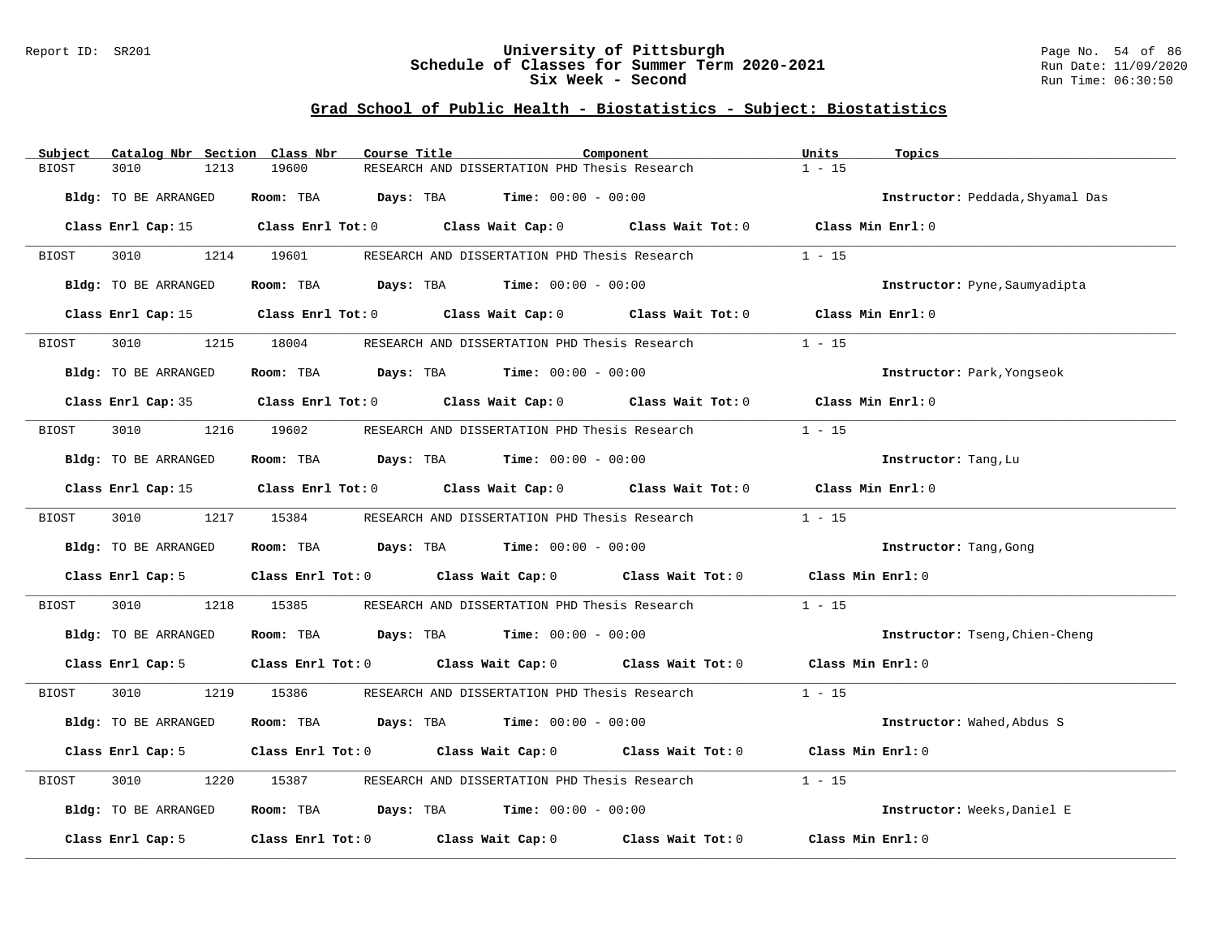## Grad School of Public Health - Biostatistics - Subject: Biostatistics

| Subject | Catalog Nbr | Section | Class Nbr | Course Title | Component | Units | Topics |
|---|---|---|---|---|---|---|---|
| BIOST | 3010 | 1213 | 19600 | RESEARCH AND DISSERTATION PHD | Thesis Research | 1 - 15 | |

**Bldg:** TO BE ARRANGED **Room:** TBA **Days:** TBA **Time:** 00:00 - 00:00 **Instructor:** Peddada,Shyamal Das

**Class Enrl Cap:** 15 **Class Enrl Tot:** 0 **Class Wait Cap:** 0 **Class Wait Tot:** 0 **Class Min Enrl:** 0

---

| Subject | Catalog Nbr | Section | Class Nbr | Course Title | Component | Units | Topics |
|---|---|---|---|---|---|---|---|
| BIOST | 3010 | 1214 | 19601 | RESEARCH AND DISSERTATION PHD | Thesis Research | 1 - 15 | |

**Bldg:** TO BE ARRANGED **Room:** TBA **Days:** TBA **Time:** 00:00 - 00:00 **Instructor:** Pyne,Saumyadipta

**Class Enrl Cap:** 15 **Class Enrl Tot:** 0 **Class Wait Cap:** 0 **Class Wait Tot:** 0 **Class Min Enrl:** 0

---

| Subject | Catalog Nbr | Section | Class Nbr | Course Title | Component | Units | Topics |
|---|---|---|---|---|---|---|---|
| BIOST | 3010 | 1215 | 18004 | RESEARCH AND DISSERTATION PHD | Thesis Research | 1 - 15 | |

**Bldg:** TO BE ARRANGED **Room:** TBA **Days:** TBA **Time:** 00:00 - 00:00 **Instructor:** Park,Yongseok

**Class Enrl Cap:** 35 **Class Enrl Tot:** 0 **Class Wait Cap:** 0 **Class Wait Tot:** 0 **Class Min Enrl:** 0

---

| Subject | Catalog Nbr | Section | Class Nbr | Course Title | Component | Units | Topics |
|---|---|---|---|---|---|---|---|
| BIOST | 3010 | 1216 | 19602 | RESEARCH AND DISSERTATION PHD | Thesis Research | 1 - 15 | |

**Bldg:** TO BE ARRANGED **Room:** TBA **Days:** TBA **Time:** 00:00 - 00:00 **Instructor:** Tang,Lu

**Class Enrl Cap:** 15 **Class Enrl Tot:** 0 **Class Wait Cap:** 0 **Class Wait Tot:** 0 **Class Min Enrl:** 0

---

| Subject | Catalog Nbr | Section | Class Nbr | Course Title | Component | Units | Topics |
|---|---|---|---|---|---|---|---|
| BIOST | 3010 | 1217 | 15384 | RESEARCH AND DISSERTATION PHD | Thesis Research | 1 - 15 | |

**Bldg:** TO BE ARRANGED **Room:** TBA **Days:** TBA **Time:** 00:00 - 00:00 **Instructor:** Tang,Gong

**Class Enrl Cap:** 5 **Class Enrl Tot:** 0 **Class Wait Cap:** 0 **Class Wait Tot:** 0 **Class Min Enrl:** 0

---

| Subject | Catalog Nbr | Section | Class Nbr | Course Title | Component | Units | Topics |
|---|---|---|---|---|---|---|---|
| BIOST | 3010 | 1218 | 15385 | RESEARCH AND DISSERTATION PHD | Thesis Research | 1 - 15 | |

**Bldg:** TO BE ARRANGED **Room:** TBA **Days:** TBA **Time:** 00:00 - 00:00 **Instructor:** Tseng,Chien-Cheng

**Class Enrl Cap:** 5 **Class Enrl Tot:** 0 **Class Wait Cap:** 0 **Class Wait Tot:** 0 **Class Min Enrl:** 0

---

| Subject | Catalog Nbr | Section | Class Nbr | Course Title | Component | Units | Topics |
|---|---|---|---|---|---|---|---|
| BIOST | 3010 | 1219 | 15386 | RESEARCH AND DISSERTATION PHD | Thesis Research | 1 - 15 | |

**Bldg:** TO BE ARRANGED **Room:** TBA **Days:** TBA **Time:** 00:00 - 00:00 **Instructor:** Wahed,Abdus S

**Class Enrl Cap:** 5 **Class Enrl Tot:** 0 **Class Wait Cap:** 0 **Class Wait Tot:** 0 **Class Min Enrl:** 0

---

| Subject | Catalog Nbr | Section | Class Nbr | Course Title | Component | Units | Topics |
|---|---|---|---|---|---|---|---|
| BIOST | 3010 | 1220 | 15387 | RESEARCH AND DISSERTATION PHD | Thesis Research | 1 - 15 | |

**Bldg:** TO BE ARRANGED **Room:** TBA **Days:** TBA **Time:** 00:00 - 00:00 **Instructor:** Weeks,Daniel E

**Class Enrl Cap:** 5 **Class Enrl Tot:** 0 **Class Wait Cap:** 0 **Class Wait Tot:** 0 **Class Min Enrl:** 0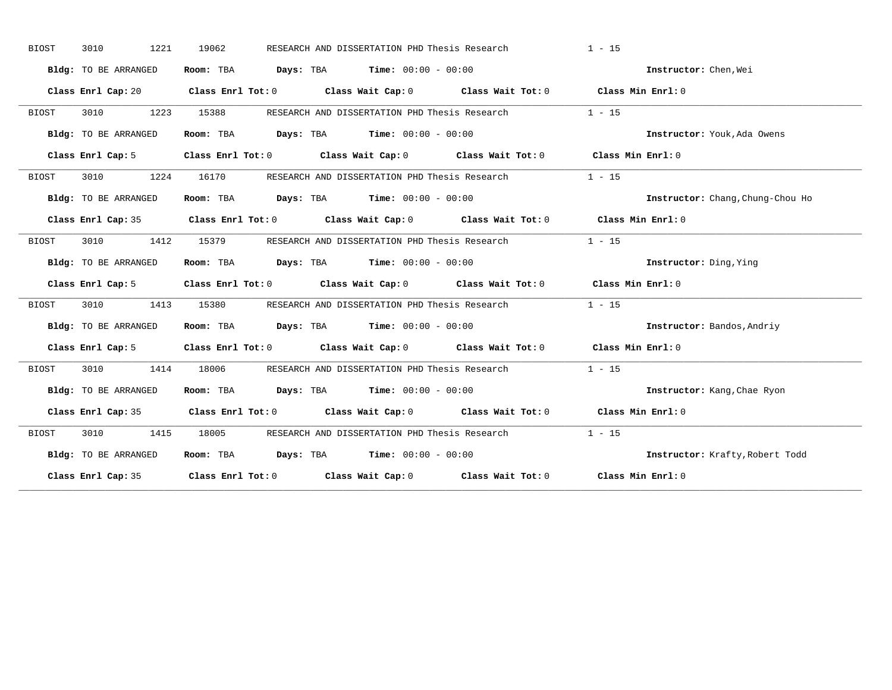BIOST 3010 1221 19062 RESEARCH AND DISSERTATION PHD Thesis Research 1 - 15

**Bldg:** TO BE ARRANGED **Room:** TBA **Days:** TBA **Time:** 00:00 - 00:00 **Instructor:** Chen,Wei

**Class Enrl Cap:** 20 **Class Enrl Tot:** 0 **Class Wait Cap:** 0 **Class Wait Tot:** 0 **Class Min Enrl:** 0

---

BIOST 3010 1223 15388 RESEARCH AND DISSERTATION PHD Thesis Research 1 - 15

**Bldg:** TO BE ARRANGED **Room:** TBA **Days:** TBA **Time:** 00:00 - 00:00 **Instructor:** Youk,Ada Owens

**Class Enrl Cap:** 5 **Class Enrl Tot:** 0 **Class Wait Cap:** 0 **Class Wait Tot:** 0 **Class Min Enrl:** 0

---

BIOST 3010 1224 16170 RESEARCH AND DISSERTATION PHD Thesis Research 1 - 15

**Bldg:** TO BE ARRANGED **Room:** TBA **Days:** TBA **Time:** 00:00 - 00:00 **Instructor:** Chang,Chung-Chou Ho

**Class Enrl Cap:** 35 **Class Enrl Tot:** 0 **Class Wait Cap:** 0 **Class Wait Tot:** 0 **Class Min Enrl:** 0

---

BIOST 3010 1412 15379 RESEARCH AND DISSERTATION PHD Thesis Research 1 - 15

**Bldg:** TO BE ARRANGED **Room:** TBA **Days:** TBA **Time:** 00:00 - 00:00 **Instructor:** Ding,Ying

**Class Enrl Cap:** 5 **Class Enrl Tot:** 0 **Class Wait Cap:** 0 **Class Wait Tot:** 0 **Class Min Enrl:** 0

---

BIOST 3010 1413 15380 RESEARCH AND DISSERTATION PHD Thesis Research 1 - 15

**Bldg:** TO BE ARRANGED **Room:** TBA **Days:** TBA **Time:** 00:00 - 00:00 **Instructor:** Bandos,Andriy

**Class Enrl Cap:** 5 **Class Enrl Tot:** 0 **Class Wait Cap:** 0 **Class Wait Tot:** 0 **Class Min Enrl:** 0

---

BIOST 3010 1414 18006 RESEARCH AND DISSERTATION PHD Thesis Research 1 - 15

**Bldg:** TO BE ARRANGED **Room:** TBA **Days:** TBA **Time:** 00:00 - 00:00 **Instructor:** Kang,Chae Ryon

**Class Enrl Cap:** 35 **Class Enrl Tot:** 0 **Class Wait Cap:** 0 **Class Wait Tot:** 0 **Class Min Enrl:** 0

---

BIOST 3010 1415 18005 RESEARCH AND DISSERTATION PHD Thesis Research 1 - 15

**Bldg:** TO BE ARRANGED **Room:** TBA **Days:** TBA **Time:** 00:00 - 00:00 **Instructor:** Krafty,Robert Todd

**Class Enrl Cap:** 35 **Class Enrl Tot:** 0 **Class Wait Cap:** 0 **Class Wait Tot:** 0 **Class Min Enrl:** 0

---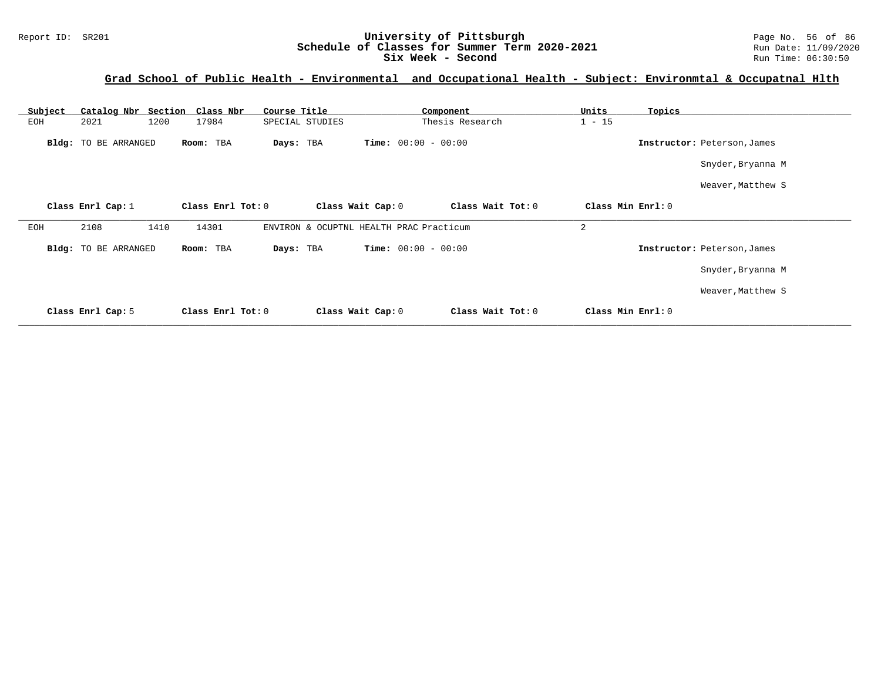# University of Pittsburgh
## Schedule of Classes for Summer Term 2020-2021
### Six Week - Second

Report ID: SR201

Run Date: 11/09/2020
Run Time: 06:30:50

## Grad School of Public Health - Environmental and Occupational Health - Subject: Environmtal & Occupatnal Hlth

| Subject | Catalog Nbr | Section | Class Nbr | Course Title | Component | Units | Topics |
|---|---|---|---|---|---|---|---|
| EOH | 2021 | 1200 | 17984 | SPECIAL STUDIES | Thesis Research | 1 - 15 | |

**Bldg:** TO BE ARRANGED **Room:** TBA **Days:** TBA **Time:** 00:00 - 00:00 **Instructor:** Peterson,James; Snyder,Bryanna M; Weaver,Matthew S

**Class Enrl Cap:** 1 **Class Enrl Tot:** 0 **Class Wait Cap:** 0 **Class Wait Tot:** 0 **Class Min Enrl:** 0

---

| Subject | Catalog Nbr | Section | Class Nbr | Course Title | Component | Units | Topics |
|---|---|---|---|---|---|---|---|
| EOH | 2108 | 1410 | 14301 | ENVIRON & OCUPTNL HEALTH PRAC | Practicum | 2 | |

**Bldg:** TO BE ARRANGED **Room:** TBA **Days:** TBA **Time:** 00:00 - 00:00 **Instructor:** Peterson,James; Snyder,Bryanna M; Weaver,Matthew S

**Class Enrl Cap:** 5 **Class Enrl Tot:** 0 **Class Wait Cap:** 0 **Class Wait Tot:** 0 **Class Min Enrl:** 0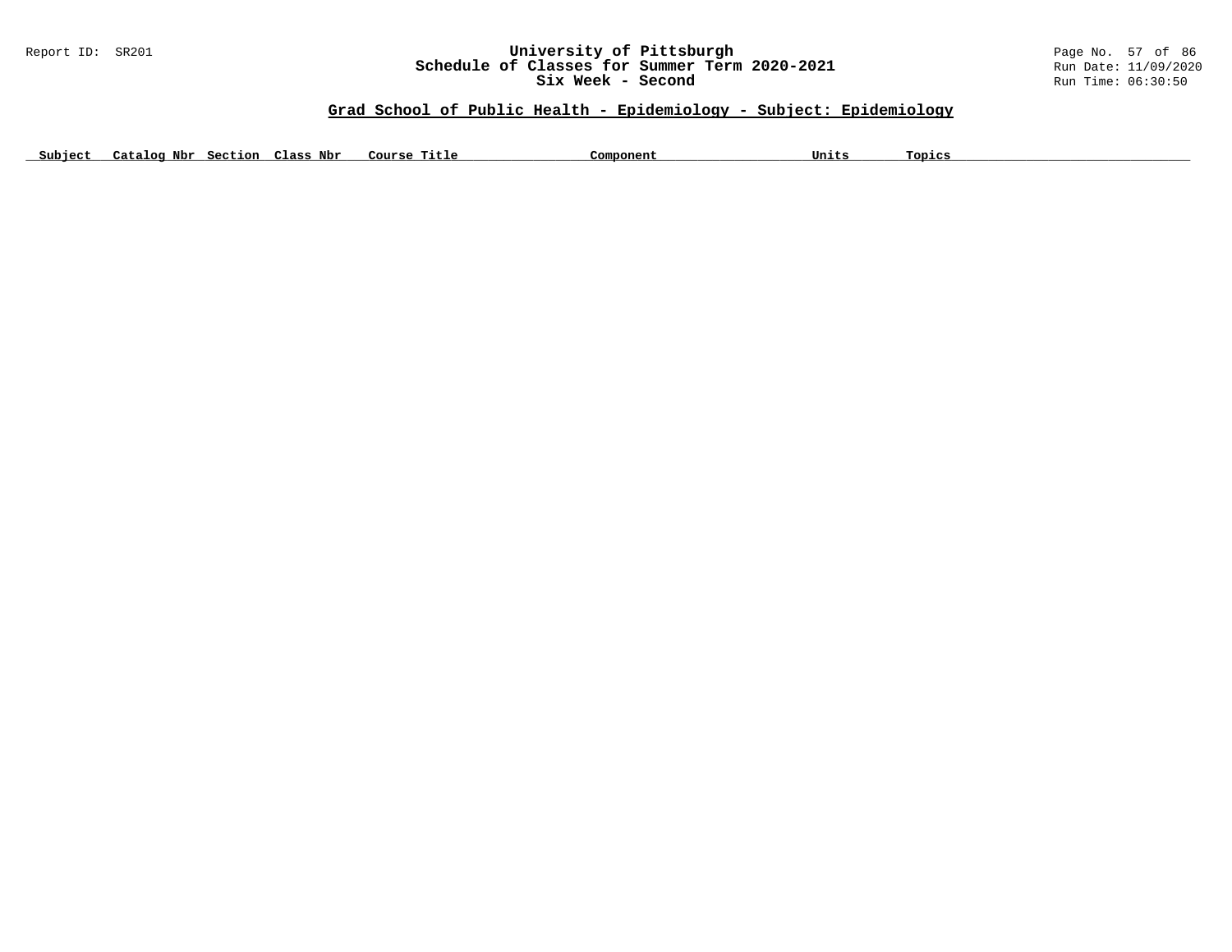## Grad School of Public Health - Epidemiology - Subject: Epidemiology

| Subject | Catalog Nbr | Section | Class Nbr | Course Title | Component | Units | Topics |
|---|---|---|---|---|---|---|---|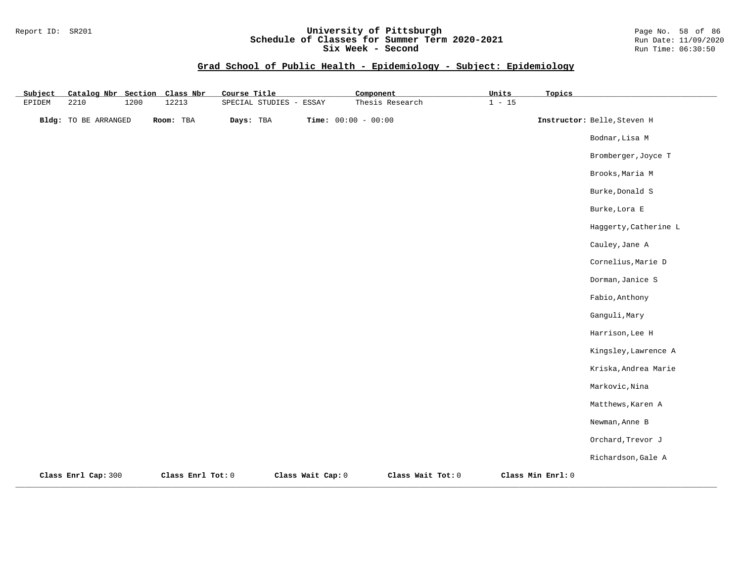## Grad School of Public Health - Epidemiology - Subject: Epidemiology

| Subject | Catalog Nbr | Section | Class Nbr | Course Title | Component | Units | Topics |
| --- | --- | --- | --- | --- | --- | --- | --- |
| EPIDEM | 2210 | 1200 | 12213 | SPECIAL STUDIES - ESSAY | Thesis Research | 1 - 15 | |

**Bldg:** TO BE ARRANGED **Room:** TBA **Days:** TBA **Time:** 00:00 - 00:00

**Instructor:** Belle,Steven H
Bodnar,Lisa M
Bromberger,Joyce T
Brooks,Maria M
Burke,Donald S
Burke,Lora E
Haggerty,Catherine L
Cauley,Jane A
Cornelius,Marie D
Dorman,Janice S
Fabio,Anthony
Ganguli,Mary
Harrison,Lee H
Kingsley,Lawrence A
Kriska,Andrea Marie
Markovic,Nina
Matthews,Karen A
Newman,Anne B
Orchard,Trevor J
Richardson,Gale A

**Class Enrl Cap:** 300 **Class Enrl Tot:** 0 **Class Wait Cap:** 0 **Class Wait Tot:** 0 **Class Min Enrl:** 0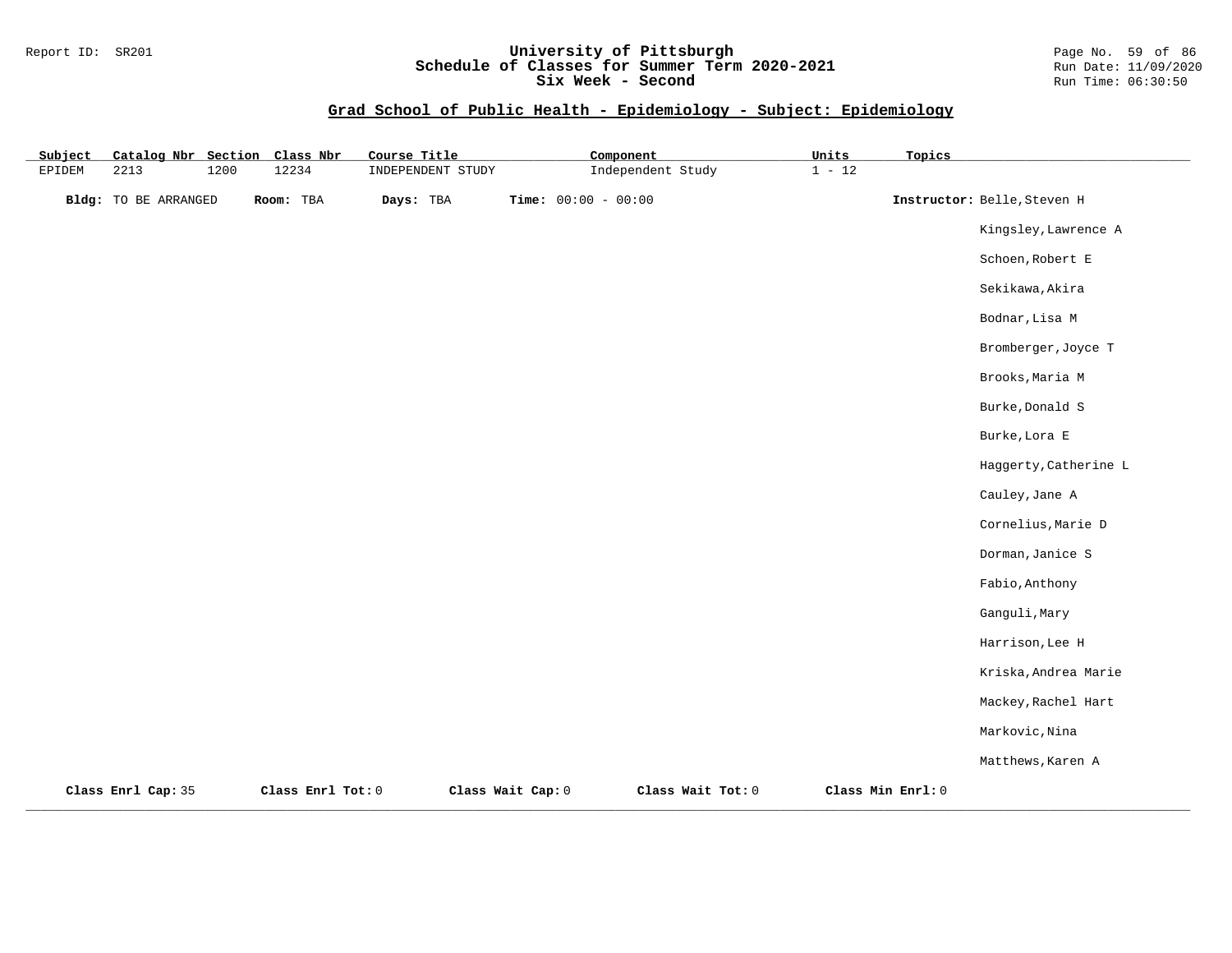## Grad School of Public Health - Epidemiology - Subject: Epidemiology

| Subject | Catalog Nbr | Section | Class Nbr | Course Title | Component | Units | Topics |
|---|---|---|---|---|---|---|---|
| EPIDEM | 2213 | 1200 | 12234 | INDEPENDENT STUDY | Independent Study | 1 - 12 | |

**Bldg:** TO BE ARRANGED **Room:** TBA **Days:** TBA **Time:** 00:00 - 00:00 **Instructor:** Belle,Steven H

Kingsley,Lawrence A

Schoen,Robert E

Sekikawa,Akira

Bodnar,Lisa M

Bromberger,Joyce T

Brooks,Maria M

Burke,Donald S

Burke,Lora E

Haggerty,Catherine L

Cauley,Jane A

Cornelius,Marie D

Dorman,Janice S

Fabio,Anthony

Ganguli,Mary

Harrison,Lee H

Kriska,Andrea Marie

Mackey,Rachel Hart

Markovic,Nina

Matthews,Karen A

**Class Enrl Cap:** 35 **Class Enrl Tot:** 0 **Class Wait Cap:** 0 **Class Wait Tot:** 0 **Class Min Enrl:** 0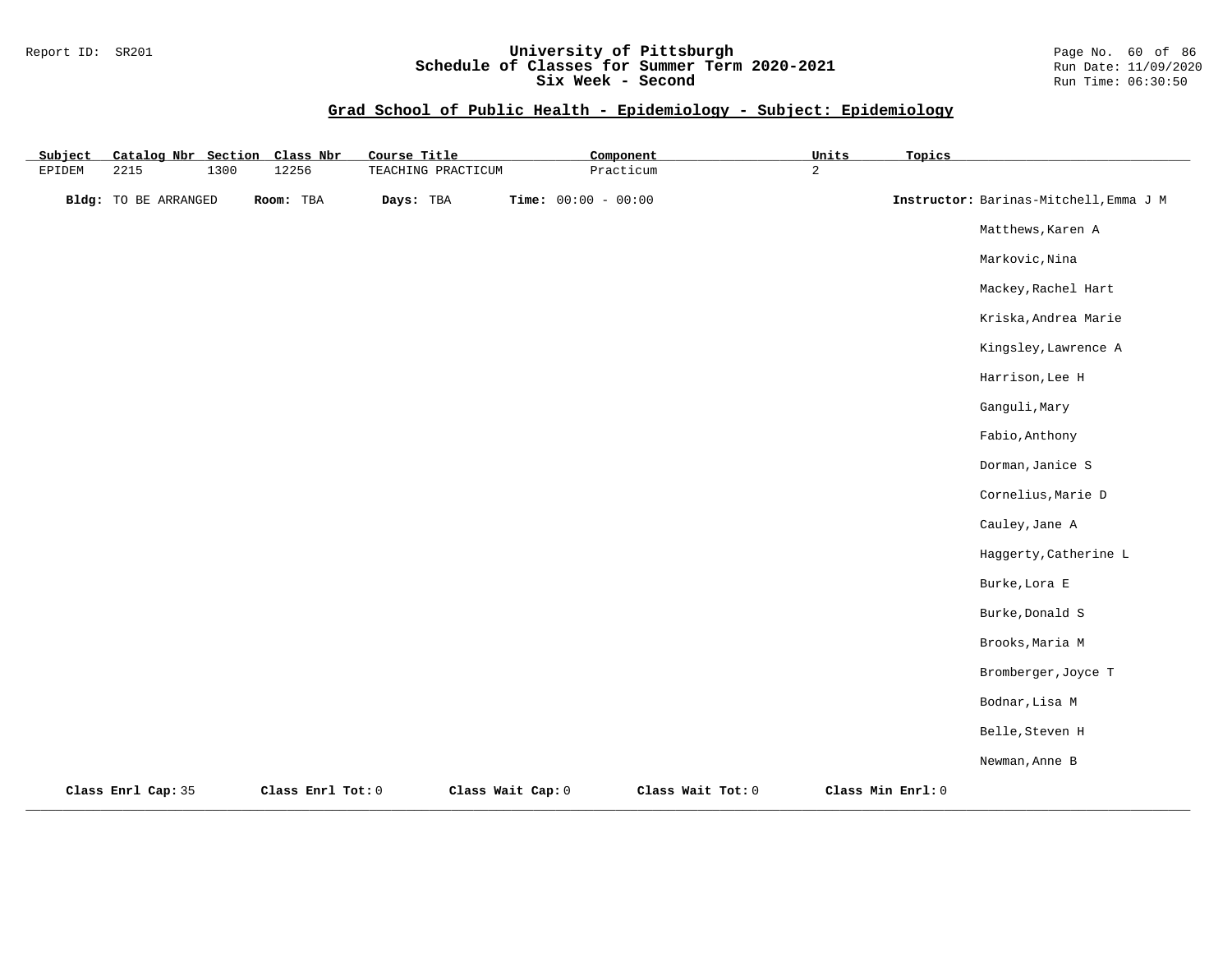## Grad School of Public Health - Epidemiology - Subject: Epidemiology

| Subject | Catalog Nbr | Section | Class Nbr | Course Title | Component | Units | Topics |
|---|---|---|---|---|---|---|---|
| EPIDEM | 2215 | 1300 | 12256 | TEACHING PRACTICUM | Practicum | 2 | |

**Bldg:** TO BE ARRANGED **Room:** TBA **Days:** TBA **Time:** 00:00 - 00:00 **Instructor:** Barinas-Mitchell,Emma J M

Matthews,Karen A
Markovic,Nina
Mackey,Rachel Hart
Kriska,Andrea Marie
Kingsley,Lawrence A
Harrison,Lee H
Ganguli,Mary
Fabio,Anthony
Dorman,Janice S
Cornelius,Marie D
Cauley,Jane A
Haggerty,Catherine L
Burke,Lora E
Burke,Donald S
Brooks,Maria M
Bromberger,Joyce T
Bodnar,Lisa M
Belle,Steven H
Newman,Anne B

**Class Enrl Cap:** 35 **Class Enrl Tot:** 0 **Class Wait Cap:** 0 **Class Wait Tot:** 0 **Class Min Enrl:** 0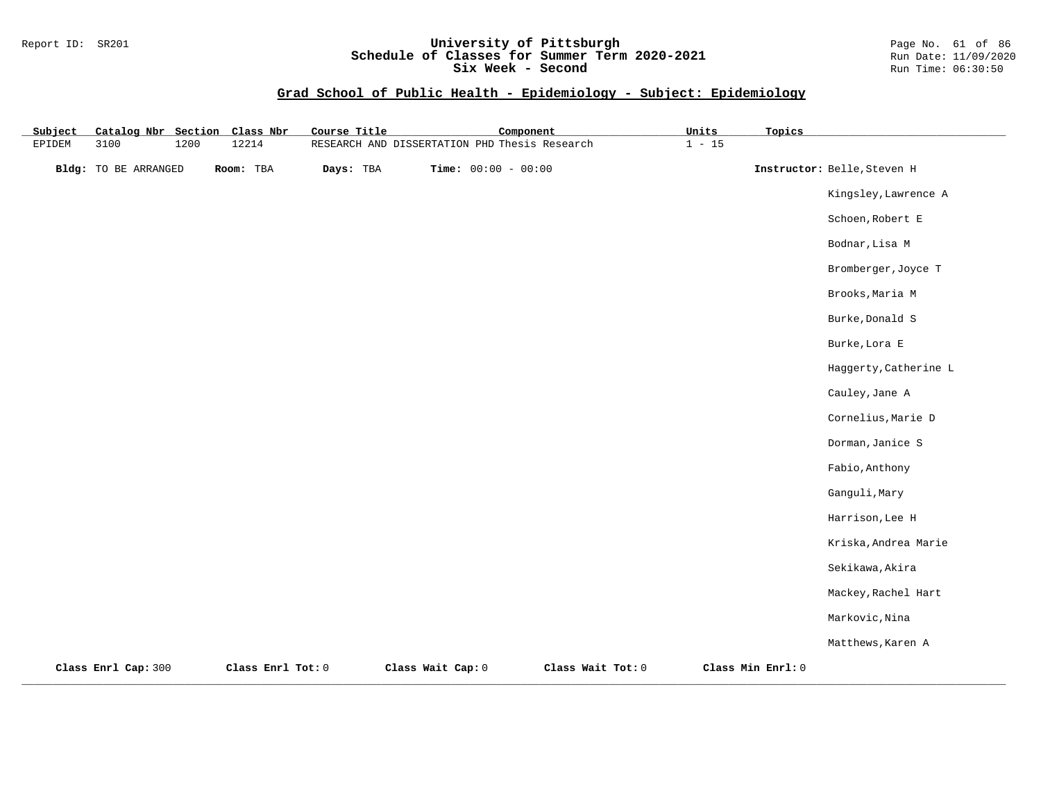## Grad School of Public Health - Epidemiology - Subject: Epidemiology

| Subject | Catalog Nbr | Section | Class Nbr | Course Title | Component | Units | Topics |
|---|---|---|---|---|---|---|---|
| EPIDEM | 3100 | 1200 | 12214 | RESEARCH AND DISSERTATION PHD | Thesis Research | 1 - 15 | |

**Bldg:** TO BE ARRANGED **Room:** TBA **Days:** TBA **Time:** 00:00 - 00:00

**Instructor:** Belle,Steven H
Kingsley,Lawrence A
Schoen,Robert E
Bodnar,Lisa M
Bromberger,Joyce T
Brooks,Maria M
Burke,Donald S
Burke,Lora E
Haggerty,Catherine L
Cauley,Jane A
Cornelius,Marie D
Dorman,Janice S
Fabio,Anthony
Ganguli,Mary
Harrison,Lee H
Kriska,Andrea Marie
Sekikawa,Akira
Mackey,Rachel Hart
Markovic,Nina
Matthews,Karen A

**Class Enrl Cap:** 300 **Class Enrl Tot:** 0 **Class Wait Cap:** 0 **Class Wait Tot:** 0 **Class Min Enrl:** 0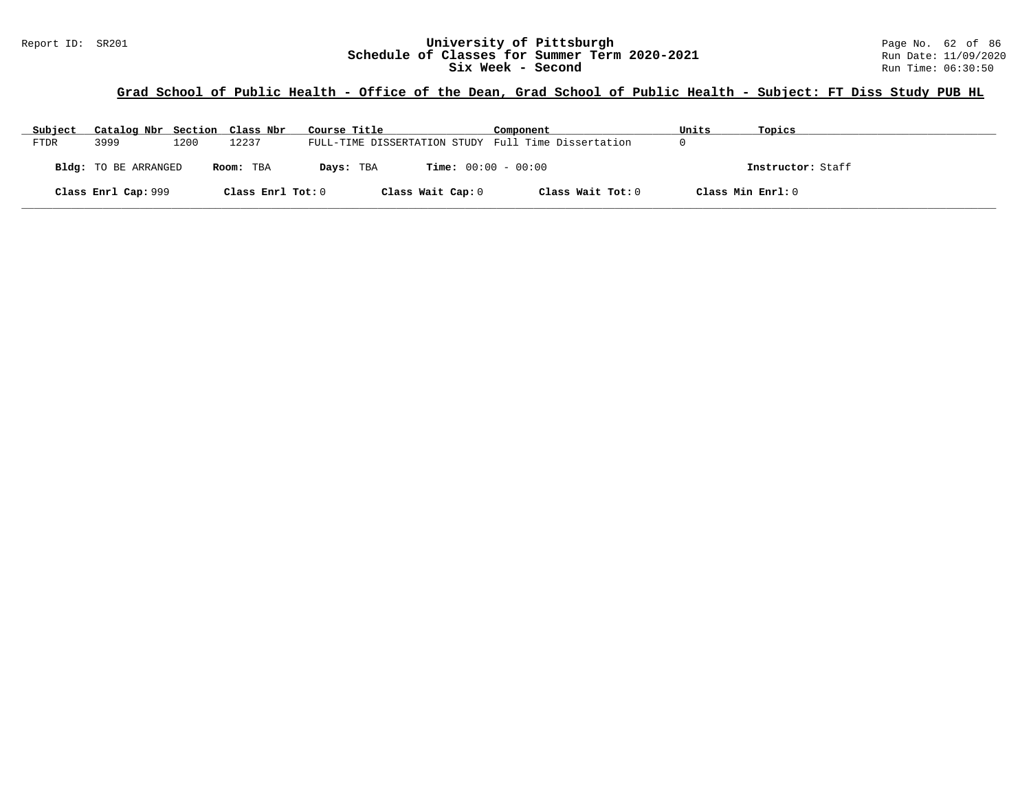Report ID: SR201

# University of Pittsburgh
## Schedule of Classes for Summer Term 2020-2021
## Six Week - Second

Run Date: 11/09/2020
Run Time: 06:30:50

### Grad School of Public Health - Office of the Dean, Grad School of Public Health - Subject: FT Diss Study PUB HL

| Subject | Catalog Nbr | Section | Class Nbr | Course Title | Component | Units | Topics |
|---|---|---|---|---|---|---|---|
| FTDR | 3999 | 1200 | 12237 | FULL-TIME DISSERTATION STUDY | Full Time Dissertation | 0 | |

**Bldg:** TO BE ARRANGED **Room:** TBA **Days:** TBA **Time:** 00:00 - 00:00 **Instructor:** Staff

**Class Enrl Cap:** 999 **Class Enrl Tot:** 0 **Class Wait Cap:** 0 **Class Wait Tot:** 0 **Class Min Enrl:** 0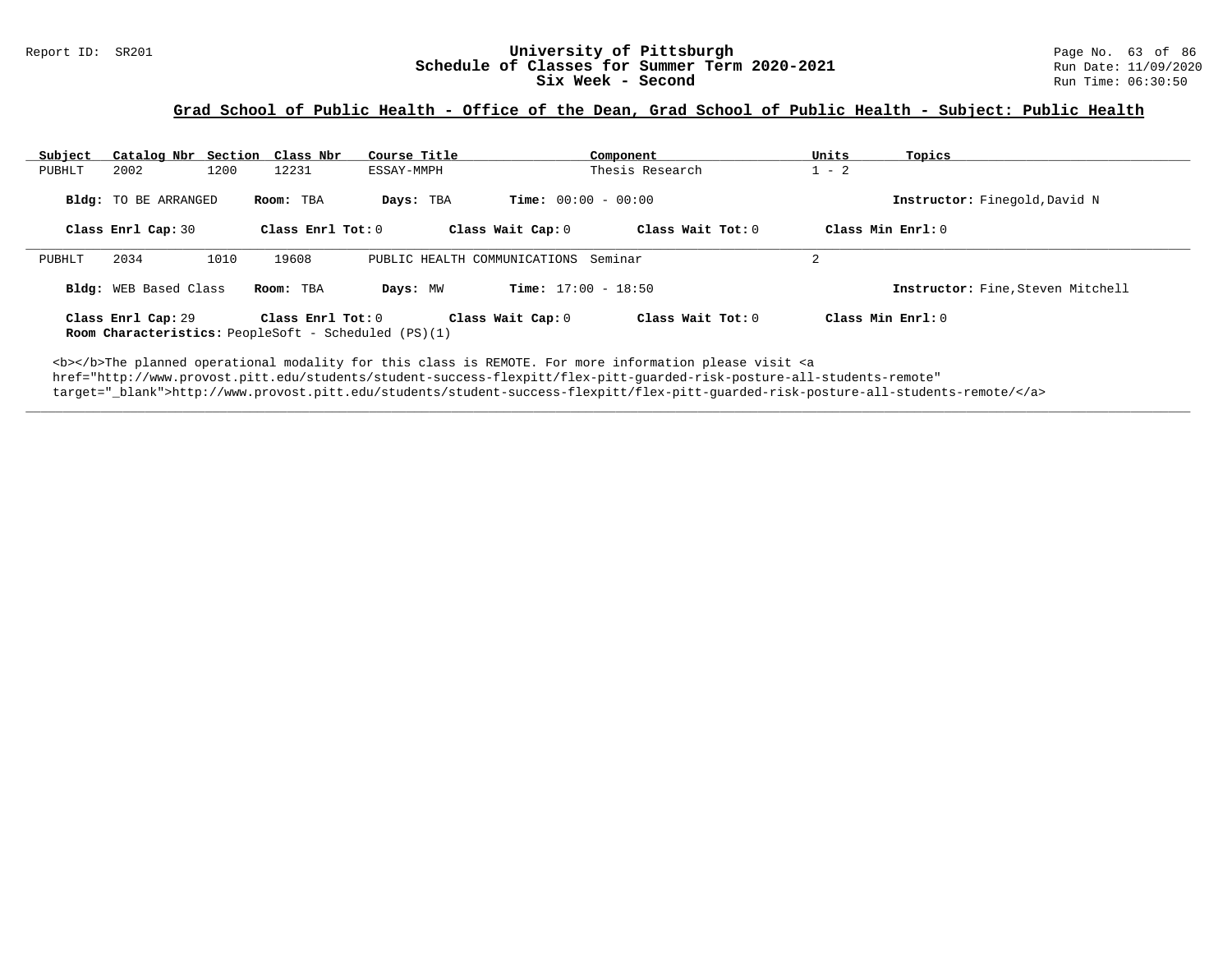## Grad School of Public Health - Office of the Dean, Grad School of Public Health - Subject: Public Health

| Subject | Catalog Nbr | Section | Class Nbr | Course Title | Component | Units | Topics |
|---|---|---|---|---|---|---|---|
| PUBHLT | 2002 | 1200 | 12231 | ESSAY-MMPH | Thesis Research | 1 - 2 | |

**Bldg:** TO BE ARRANGED **Room:** TBA **Days:** TBA **Time:** 00:00 - 00:00 **Instructor:** Finegold,David N

**Class Enrl Cap:** 30 **Class Enrl Tot:** 0 **Class Wait Cap:** 0 **Class Wait Tot:** 0 **Class Min Enrl:** 0

---

| Subject | Catalog Nbr | Section | Class Nbr | Course Title | Component | Units | Topics |
|---|---|---|---|---|---|---|---|
| PUBHLT | 2034 | 1010 | 19608 | PUBLIC HEALTH COMMUNICATIONS | Seminar | 2 | |

**Bldg:** WEB Based Class **Room:** TBA **Days:** MW **Time:** 17:00 - 18:50 **Instructor:** Fine,Steven Mitchell

**Class Enrl Cap:** 29 **Class Enrl Tot:** 0 **Class Wait Cap:** 0 **Class Wait Tot:** 0 **Class Min Enrl:** 0

**Room Characteristics:** PeopleSoft - Scheduled (PS)(1)

<b></b>The planned operational modality for this class is REMOTE. For more information please visit <a href="http://www.provost.pitt.edu/students/student-success-flexpitt/flex-pitt-guarded-risk-posture-all-students-remote" target="_blank">http://www.provost.pitt.edu/students/student-success-flexpitt/flex-pitt-guarded-risk-posture-all-students-remote/</a>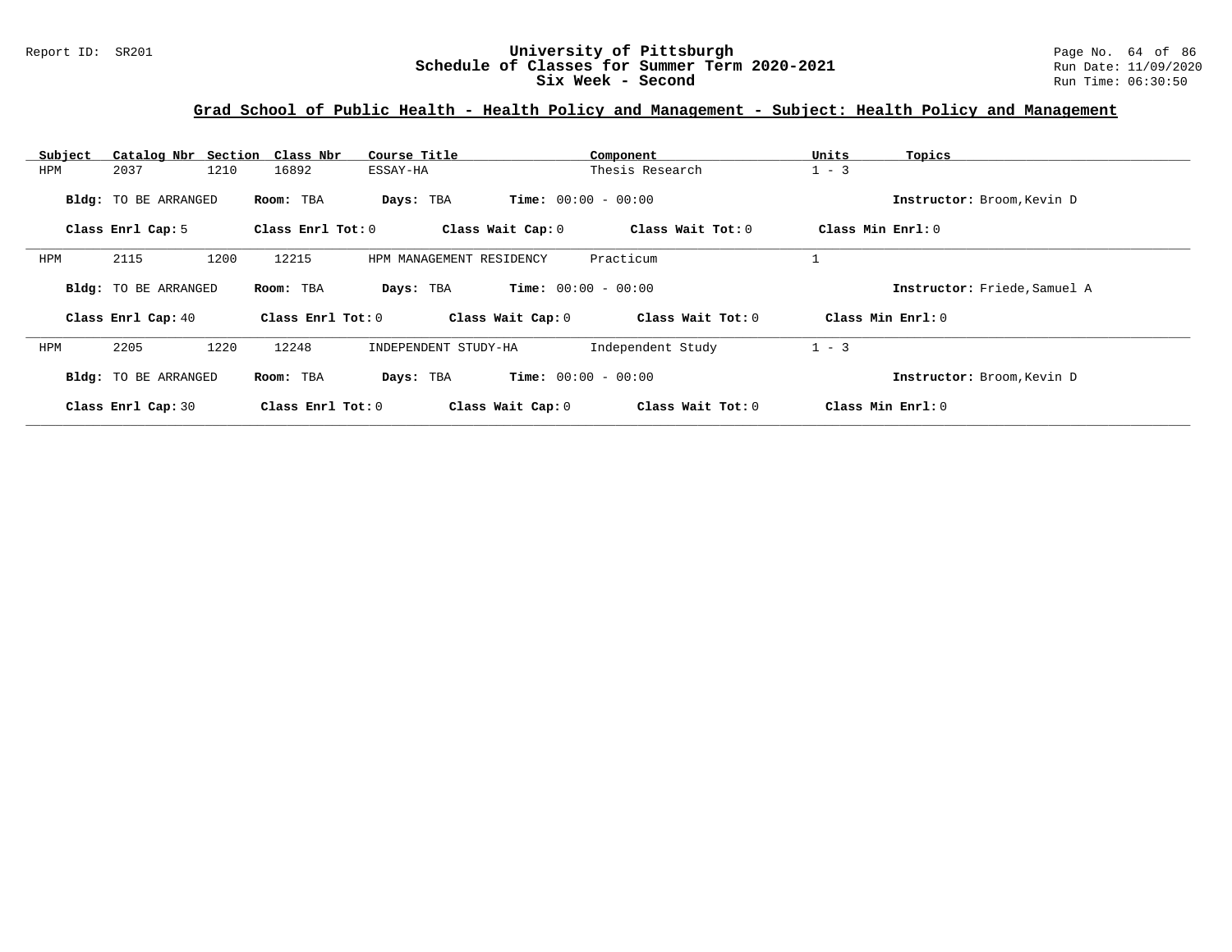# University of Pittsburgh
## Schedule of Classes for Summer Term 2020-2021
## Six Week - Second

Report ID: SR201

Run Date: 11/09/2020
Run Time: 06:30:50

## Grad School of Public Health - Health Policy and Management - Subject: Health Policy and Management

| Subject | Catalog Nbr | Section | Class Nbr | Course Title | Component | Units | Topics |
|---|---|---|---|---|---|---|---|
| HPM | 2037 | 1210 | 16892 | ESSAY-HA | Thesis Research | 1 - 3 | |

**Bldg:** TO BE ARRANGED **Room:** TBA **Days:** TBA **Time:** 00:00 - 00:00 **Instructor:** Broom,Kevin D

**Class Enrl Cap:** 5 **Class Enrl Tot:** 0 **Class Wait Cap:** 0 **Class Wait Tot:** 0 **Class Min Enrl:** 0

| Subject | Catalog Nbr | Section | Class Nbr | Course Title | Component | Units | Topics |
|---|---|---|---|---|---|---|---|
| HPM | 2115 | 1200 | 12215 | HPM MANAGEMENT RESIDENCY | Practicum | 1 | |

**Bldg:** TO BE ARRANGED **Room:** TBA **Days:** TBA **Time:** 00:00 - 00:00 **Instructor:** Friede,Samuel A

**Class Enrl Cap:** 40 **Class Enrl Tot:** 0 **Class Wait Cap:** 0 **Class Wait Tot:** 0 **Class Min Enrl:** 0

| Subject | Catalog Nbr | Section | Class Nbr | Course Title | Component | Units | Topics |
|---|---|---|---|---|---|---|---|
| HPM | 2205 | 1220 | 12248 | INDEPENDENT STUDY-HA | Independent Study | 1 - 3 | |

**Bldg:** TO BE ARRANGED **Room:** TBA **Days:** TBA **Time:** 00:00 - 00:00 **Instructor:** Broom,Kevin D

**Class Enrl Cap:** 30 **Class Enrl Tot:** 0 **Class Wait Cap:** 0 **Class Wait Tot:** 0 **Class Min Enrl:** 0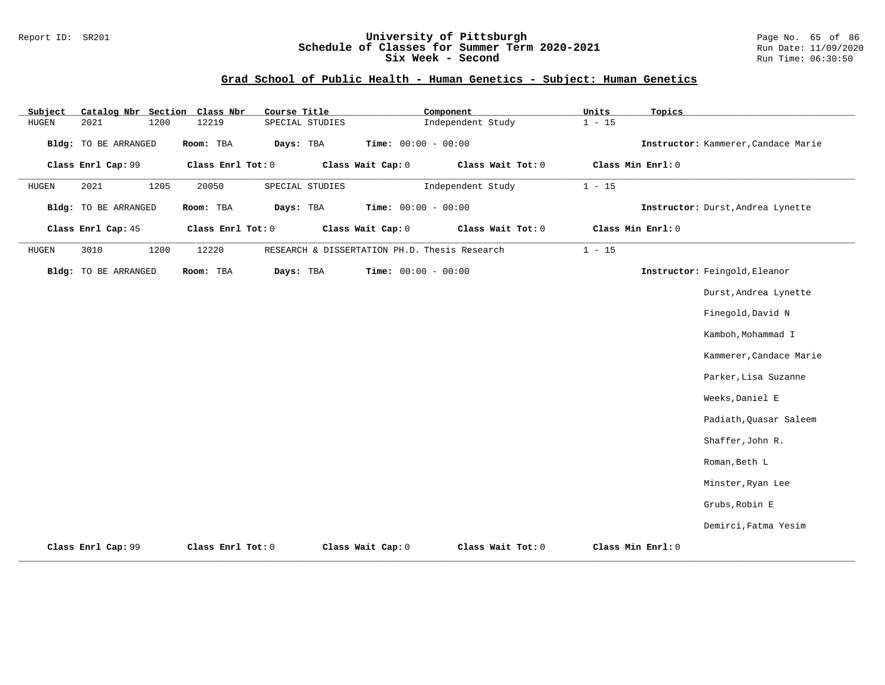## Grad School of Public Health - Human Genetics - Subject: Human Genetics

| Subject | Catalog Nbr | Section | Class Nbr | Course Title | Component | Units | Topics |
|---|---|---|---|---|---|---|---|
| HUGEN | 2021 | 1200 | 12219 | SPECIAL STUDIES | Independent Study | 1 - 15 | |

**Bldg:** TO BE ARRANGED **Room:** TBA **Days:** TBA **Time:** 00:00 - 00:00 **Instructor:** Kammerer,Candace Marie

**Class Enrl Cap:** 99 **Class Enrl Tot:** 0 **Class Wait Cap:** 0 **Class Wait Tot:** 0 **Class Min Enrl:** 0

---

| Subject | Catalog Nbr | Section | Class Nbr | Course Title | Component | Units | Topics |
|---|---|---|---|---|---|---|---|
| HUGEN | 2021 | 1205 | 20050 | SPECIAL STUDIES | Independent Study | 1 - 15 | |

**Bldg:** TO BE ARRANGED **Room:** TBA **Days:** TBA **Time:** 00:00 - 00:00 **Instructor:** Durst,Andrea Lynette

**Class Enrl Cap:** 45 **Class Enrl Tot:** 0 **Class Wait Cap:** 0 **Class Wait Tot:** 0 **Class Min Enrl:** 0

---

| Subject | Catalog Nbr | Section | Class Nbr | Course Title | Component | Units | Topics |
|---|---|---|---|---|---|---|---|
| HUGEN | 3010 | 1200 | 12220 | RESEARCH & DISSERTATION PH.D. | Thesis Research | 1 - 15 | |

**Bldg:** TO BE ARRANGED **Room:** TBA **Days:** TBA **Time:** 00:00 - 00:00 **Instructor:** Feingold,Eleanor

Durst,Andrea Lynette

Finegold,David N

Kamboh,Mohammad I

Kammerer,Candace Marie

Parker,Lisa Suzanne

Weeks,Daniel E

Padiath,Quasar Saleem

Shaffer,John R.

Roman,Beth L

Minster,Ryan Lee

Grubs,Robin E

Demirci,Fatma Yesim

**Class Enrl Cap:** 99 **Class Enrl Tot:** 0 **Class Wait Cap:** 0 **Class Wait Tot:** 0 **Class Min Enrl:** 0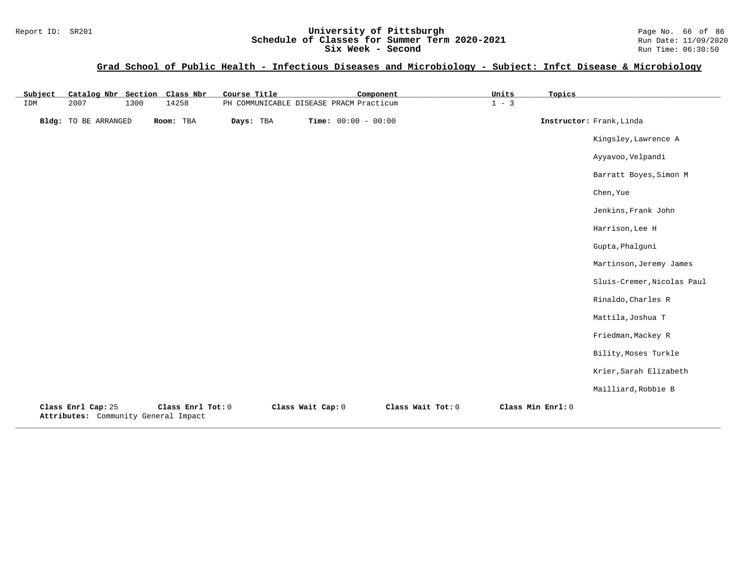# University of Pittsburgh
## Schedule of Classes for Summer Term 2020-2021
## Six Week - Second

Report ID: SR201

Run Date: 11/09/2020
Run Time: 06:30:50

### Grad School of Public Health - Infectious Diseases and Microbiology - Subject: Infct Disease & Microbiology

| Subject | Catalog Nbr | Section | Class Nbr | Course Title | Component | Units | Topics |
|---|---|---|---|---|---|---|---|
| IDM | 2007 | 1300 | 14258 | PH COMMUNICABLE DISEASE PRACM | Practicum | 1 - 3 | |

**Bldg:** TO BE ARRANGED **Room:** TBA **Days:** TBA **Time:** 00:00 - 00:00

**Instructor:** Frank,Linda
Kingsley,Lawrence A
Ayyavoo,Velpandi
Barratt Boyes,Simon M
Chen,Yue
Jenkins,Frank John
Harrison,Lee H
Gupta,Phalguni
Martinson,Jeremy James
Sluis-Cremer,Nicolas Paul
Rinaldo,Charles R
Mattila,Joshua T
Friedman,Mackey R
Bility,Moses Turkle
Krier,Sarah Elizabeth
Mailliard,Robbie B

**Class Enrl Cap:** 25 **Class Enrl Tot:** 0 **Class Wait Cap:** 0 **Class Wait Tot:** 0 **Class Min Enrl:** 0

**Attributes:** Community General Impact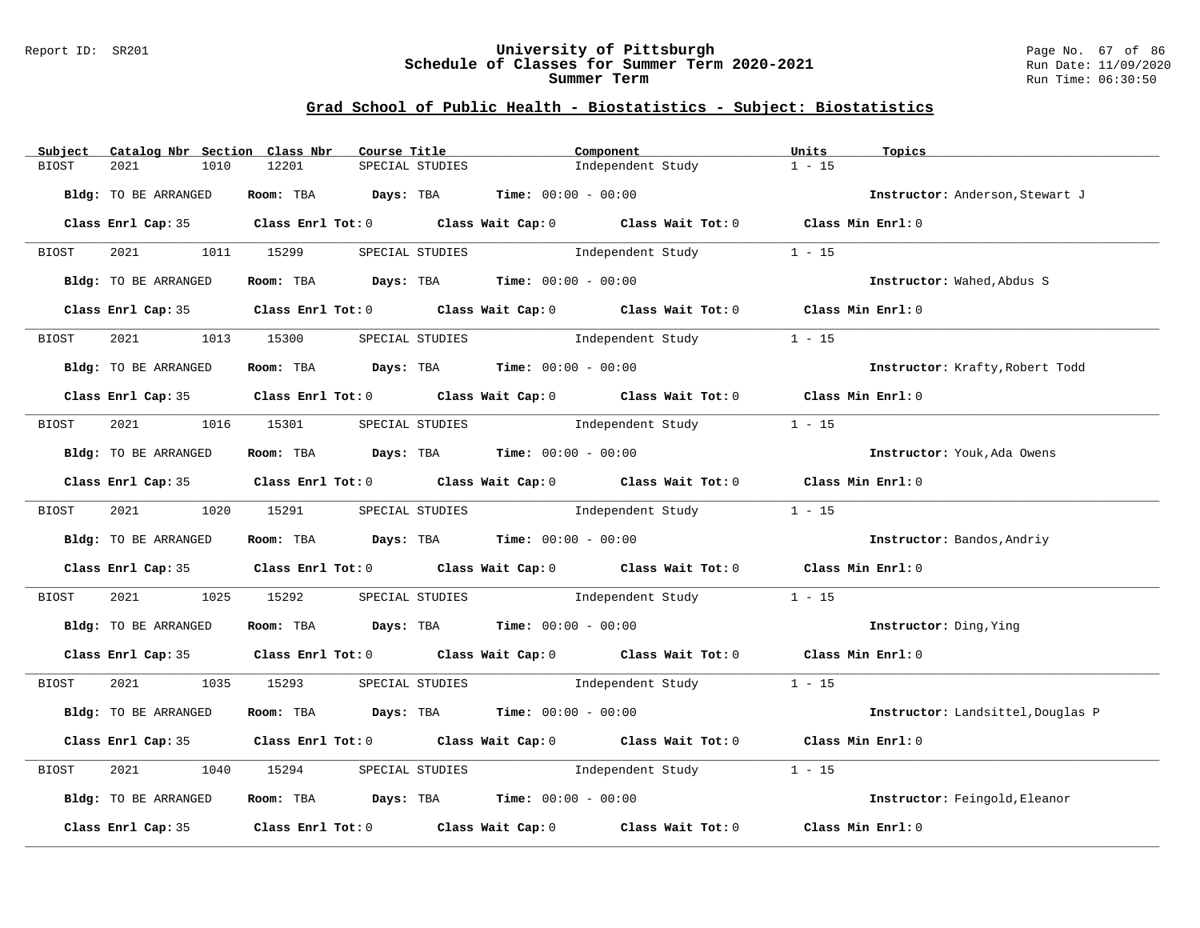## Grad School of Public Health - Biostatistics - Subject: Biostatistics

| Subject | Catalog Nbr | Section | Class Nbr | Course Title | Component | Units | Topics |
|---|---|---|---|---|---|---|---|
| BIOST | 2021 | 1010 | 12201 | SPECIAL STUDIES | Independent Study | 1 - 15 | |

**Bldg:** TO BE ARRANGED **Room:** TBA **Days:** TBA **Time:** 00:00 - 00:00 **Instructor:** Anderson,Stewart J

**Class Enrl Cap:** 35 **Class Enrl Tot:** 0 **Class Wait Cap:** 0 **Class Wait Tot:** 0 **Class Min Enrl:** 0

| Subject | Catalog Nbr | Section | Class Nbr | Course Title | Component | Units | Topics |
|---|---|---|---|---|---|---|---|
| BIOST | 2021 | 1011 | 15299 | SPECIAL STUDIES | Independent Study | 1 - 15 | |

**Bldg:** TO BE ARRANGED **Room:** TBA **Days:** TBA **Time:** 00:00 - 00:00 **Instructor:** Wahed,Abdus S

**Class Enrl Cap:** 35 **Class Enrl Tot:** 0 **Class Wait Cap:** 0 **Class Wait Tot:** 0 **Class Min Enrl:** 0

| Subject | Catalog Nbr | Section | Class Nbr | Course Title | Component | Units | Topics |
|---|---|---|---|---|---|---|---|
| BIOST | 2021 | 1013 | 15300 | SPECIAL STUDIES | Independent Study | 1 - 15 | |

**Bldg:** TO BE ARRANGED **Room:** TBA **Days:** TBA **Time:** 00:00 - 00:00 **Instructor:** Krafty,Robert Todd

**Class Enrl Cap:** 35 **Class Enrl Tot:** 0 **Class Wait Cap:** 0 **Class Wait Tot:** 0 **Class Min Enrl:** 0

| Subject | Catalog Nbr | Section | Class Nbr | Course Title | Component | Units | Topics |
|---|---|---|---|---|---|---|---|
| BIOST | 2021 | 1016 | 15301 | SPECIAL STUDIES | Independent Study | 1 - 15 | |

**Bldg:** TO BE ARRANGED **Room:** TBA **Days:** TBA **Time:** 00:00 - 00:00 **Instructor:** Youk,Ada Owens

**Class Enrl Cap:** 35 **Class Enrl Tot:** 0 **Class Wait Cap:** 0 **Class Wait Tot:** 0 **Class Min Enrl:** 0

| Subject | Catalog Nbr | Section | Class Nbr | Course Title | Component | Units | Topics |
|---|---|---|---|---|---|---|---|
| BIOST | 2021 | 1020 | 15291 | SPECIAL STUDIES | Independent Study | 1 - 15 | |

**Bldg:** TO BE ARRANGED **Room:** TBA **Days:** TBA **Time:** 00:00 - 00:00 **Instructor:** Bandos,Andriy

**Class Enrl Cap:** 35 **Class Enrl Tot:** 0 **Class Wait Cap:** 0 **Class Wait Tot:** 0 **Class Min Enrl:** 0

| Subject | Catalog Nbr | Section | Class Nbr | Course Title | Component | Units | Topics |
|---|---|---|---|---|---|---|---|
| BIOST | 2021 | 1025 | 15292 | SPECIAL STUDIES | Independent Study | 1 - 15 | |

**Bldg:** TO BE ARRANGED **Room:** TBA **Days:** TBA **Time:** 00:00 - 00:00 **Instructor:** Ding,Ying

**Class Enrl Cap:** 35 **Class Enrl Tot:** 0 **Class Wait Cap:** 0 **Class Wait Tot:** 0 **Class Min Enrl:** 0

| Subject | Catalog Nbr | Section | Class Nbr | Course Title | Component | Units | Topics |
|---|---|---|---|---|---|---|---|
| BIOST | 2021 | 1035 | 15293 | SPECIAL STUDIES | Independent Study | 1 - 15 | |

**Bldg:** TO BE ARRANGED **Room:** TBA **Days:** TBA **Time:** 00:00 - 00:00 **Instructor:** Landsittel,Douglas P

**Class Enrl Cap:** 35 **Class Enrl Tot:** 0 **Class Wait Cap:** 0 **Class Wait Tot:** 0 **Class Min Enrl:** 0

| Subject | Catalog Nbr | Section | Class Nbr | Course Title | Component | Units | Topics |
|---|---|---|---|---|---|---|---|
| BIOST | 2021 | 1040 | 15294 | SPECIAL STUDIES | Independent Study | 1 - 15 | |

**Bldg:** TO BE ARRANGED **Room:** TBA **Days:** TBA **Time:** 00:00 - 00:00 **Instructor:** Feingold,Eleanor

**Class Enrl Cap:** 35 **Class Enrl Tot:** 0 **Class Wait Cap:** 0 **Class Wait Tot:** 0 **Class Min Enrl:** 0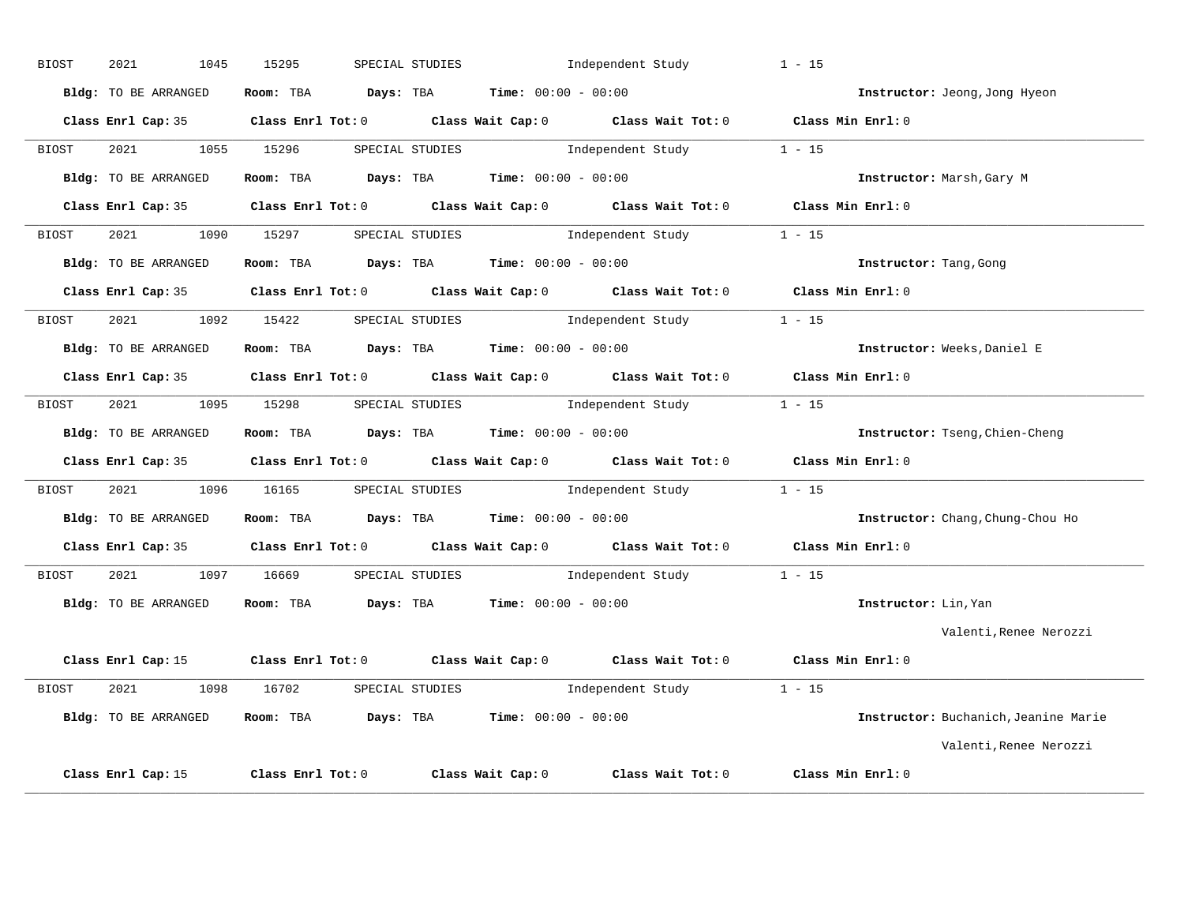BIOST 2021 1045 15295 SPECIAL STUDIES Independent Study 1 - 15

**Bldg:** TO BE ARRANGED **Room:** TBA **Days:** TBA **Time:** 00:00 - 00:00 **Instructor:** Jeong,Jong Hyeon

**Class Enrl Cap:** 35 **Class Enrl Tot:** 0 **Class Wait Cap:** 0 **Class Wait Tot:** 0 **Class Min Enrl:** 0

---

BIOST 2021 1055 15296 SPECIAL STUDIES Independent Study 1 - 15

**Bldg:** TO BE ARRANGED **Room:** TBA **Days:** TBA **Time:** 00:00 - 00:00 **Instructor:** Marsh,Gary M

**Class Enrl Cap:** 35 **Class Enrl Tot:** 0 **Class Wait Cap:** 0 **Class Wait Tot:** 0 **Class Min Enrl:** 0

---

BIOST 2021 1090 15297 SPECIAL STUDIES Independent Study 1 - 15

**Bldg:** TO BE ARRANGED **Room:** TBA **Days:** TBA **Time:** 00:00 - 00:00 **Instructor:** Tang,Gong

**Class Enrl Cap:** 35 **Class Enrl Tot:** 0 **Class Wait Cap:** 0 **Class Wait Tot:** 0 **Class Min Enrl:** 0

---

BIOST 2021 1092 15422 SPECIAL STUDIES Independent Study 1 - 15

**Bldg:** TO BE ARRANGED **Room:** TBA **Days:** TBA **Time:** 00:00 - 00:00 **Instructor:** Weeks,Daniel E

**Class Enrl Cap:** 35 **Class Enrl Tot:** 0 **Class Wait Cap:** 0 **Class Wait Tot:** 0 **Class Min Enrl:** 0

---

BIOST 2021 1095 15298 SPECIAL STUDIES Independent Study 1 - 15

**Bldg:** TO BE ARRANGED **Room:** TBA **Days:** TBA **Time:** 00:00 - 00:00 **Instructor:** Tseng,Chien-Cheng

**Class Enrl Cap:** 35 **Class Enrl Tot:** 0 **Class Wait Cap:** 0 **Class Wait Tot:** 0 **Class Min Enrl:** 0

---

BIOST 2021 1096 16165 SPECIAL STUDIES Independent Study 1 - 15

**Bldg:** TO BE ARRANGED **Room:** TBA **Days:** TBA **Time:** 00:00 - 00:00 **Instructor:** Chang,Chung-Chou Ho

**Class Enrl Cap:** 35 **Class Enrl Tot:** 0 **Class Wait Cap:** 0 **Class Wait Tot:** 0 **Class Min Enrl:** 0

---

BIOST 2021 1097 16669 SPECIAL STUDIES Independent Study 1 - 15

**Bldg:** TO BE ARRANGED **Room:** TBA **Days:** TBA **Time:** 00:00 - 00:00 **Instructor:** Lin,Yan

Valenti,Renee Nerozzi

**Class Enrl Cap:** 15 **Class Enrl Tot:** 0 **Class Wait Cap:** 0 **Class Wait Tot:** 0 **Class Min Enrl:** 0

---

BIOST 2021 1098 16702 SPECIAL STUDIES Independent Study 1 - 15

**Bldg:** TO BE ARRANGED **Room:** TBA **Days:** TBA **Time:** 00:00 - 00:00 **Instructor:** Buchanich,Jeanine Marie

Valenti,Renee Nerozzi

**Class Enrl Cap:** 15 **Class Enrl Tot:** 0 **Class Wait Cap:** 0 **Class Wait Tot:** 0 **Class Min Enrl:** 0

---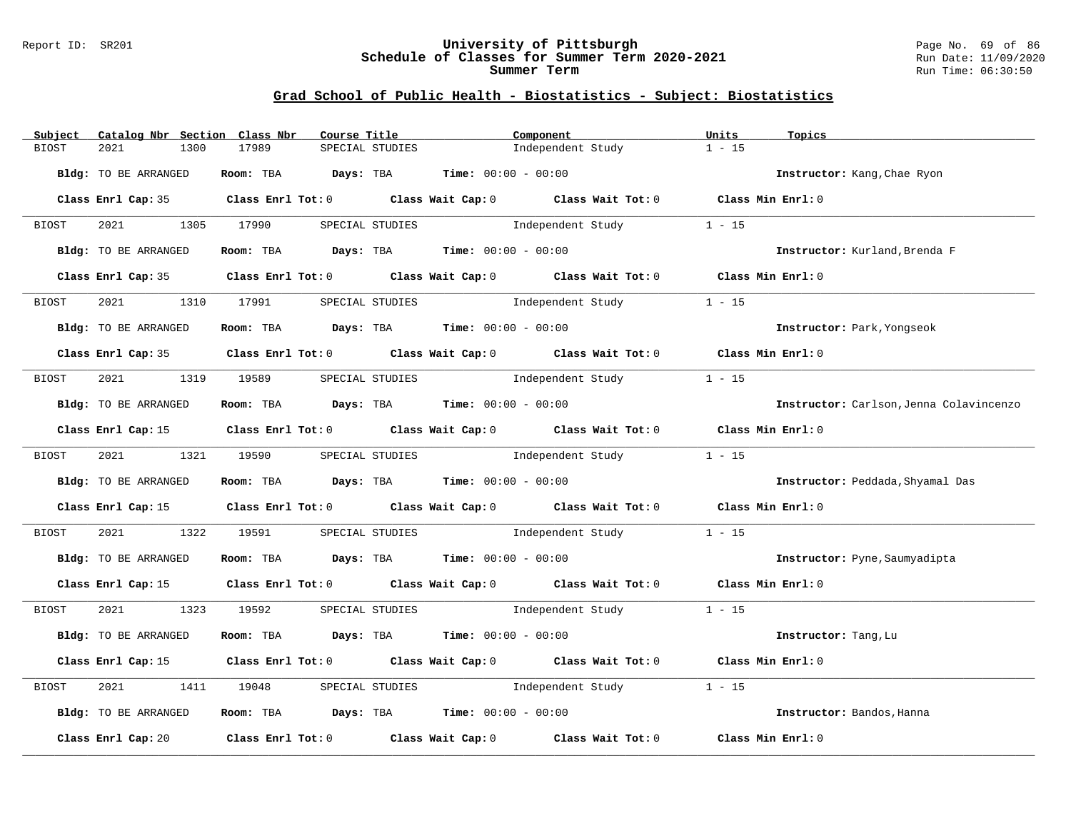## Grad School of Public Health - Biostatistics - Subject: Biostatistics

| Subject | Catalog Nbr | Section | Class Nbr | Course Title | Component | Units | Topics |
|---|---|---|---|---|---|---|---|
| BIOST | 2021 | 1300 | 17989 | SPECIAL STUDIES | Independent Study | 1 - 15 | |

**Bldg:** TO BE ARRANGED **Room:** TBA **Days:** TBA **Time:** 00:00 - 00:00 **Instructor:** Kang,Chae Ryon

**Class Enrl Cap:** 35 **Class Enrl Tot:** 0 **Class Wait Cap:** 0 **Class Wait Tot:** 0 **Class Min Enrl:** 0

---

| Subject | Catalog Nbr | Section | Class Nbr | Course Title | Component | Units | Topics |
|---|---|---|---|---|---|---|---|
| BIOST | 2021 | 1305 | 17990 | SPECIAL STUDIES | Independent Study | 1 - 15 | |

**Bldg:** TO BE ARRANGED **Room:** TBA **Days:** TBA **Time:** 00:00 - 00:00 **Instructor:** Kurland,Brenda F

**Class Enrl Cap:** 35 **Class Enrl Tot:** 0 **Class Wait Cap:** 0 **Class Wait Tot:** 0 **Class Min Enrl:** 0

---

| Subject | Catalog Nbr | Section | Class Nbr | Course Title | Component | Units | Topics |
|---|---|---|---|---|---|---|---|
| BIOST | 2021 | 1310 | 17991 | SPECIAL STUDIES | Independent Study | 1 - 15 | |

**Bldg:** TO BE ARRANGED **Room:** TBA **Days:** TBA **Time:** 00:00 - 00:00 **Instructor:** Park,Yongseok

**Class Enrl Cap:** 35 **Class Enrl Tot:** 0 **Class Wait Cap:** 0 **Class Wait Tot:** 0 **Class Min Enrl:** 0

---

| Subject | Catalog Nbr | Section | Class Nbr | Course Title | Component | Units | Topics |
|---|---|---|---|---|---|---|---|
| BIOST | 2021 | 1319 | 19589 | SPECIAL STUDIES | Independent Study | 1 - 15 | |

**Bldg:** TO BE ARRANGED **Room:** TBA **Days:** TBA **Time:** 00:00 - 00:00 **Instructor:** Carlson,Jenna Colavincenzo

**Class Enrl Cap:** 15 **Class Enrl Tot:** 0 **Class Wait Cap:** 0 **Class Wait Tot:** 0 **Class Min Enrl:** 0

---

| Subject | Catalog Nbr | Section | Class Nbr | Course Title | Component | Units | Topics |
|---|---|---|---|---|---|---|---|
| BIOST | 2021 | 1321 | 19590 | SPECIAL STUDIES | Independent Study | 1 - 15 | |

**Bldg:** TO BE ARRANGED **Room:** TBA **Days:** TBA **Time:** 00:00 - 00:00 **Instructor:** Peddada,Shyamal Das

**Class Enrl Cap:** 15 **Class Enrl Tot:** 0 **Class Wait Cap:** 0 **Class Wait Tot:** 0 **Class Min Enrl:** 0

---

| Subject | Catalog Nbr | Section | Class Nbr | Course Title | Component | Units | Topics |
|---|---|---|---|---|---|---|---|
| BIOST | 2021 | 1322 | 19591 | SPECIAL STUDIES | Independent Study | 1 - 15 | |

**Bldg:** TO BE ARRANGED **Room:** TBA **Days:** TBA **Time:** 00:00 - 00:00 **Instructor:** Pyne,Saumyadipta

**Class Enrl Cap:** 15 **Class Enrl Tot:** 0 **Class Wait Cap:** 0 **Class Wait Tot:** 0 **Class Min Enrl:** 0

---

| Subject | Catalog Nbr | Section | Class Nbr | Course Title | Component | Units | Topics |
|---|---|---|---|---|---|---|---|
| BIOST | 2021 | 1323 | 19592 | SPECIAL STUDIES | Independent Study | 1 - 15 | |

**Bldg:** TO BE ARRANGED **Room:** TBA **Days:** TBA **Time:** 00:00 - 00:00 **Instructor:** Tang,Lu

**Class Enrl Cap:** 15 **Class Enrl Tot:** 0 **Class Wait Cap:** 0 **Class Wait Tot:** 0 **Class Min Enrl:** 0

---

| Subject | Catalog Nbr | Section | Class Nbr | Course Title | Component | Units | Topics |
|---|---|---|---|---|---|---|---|
| BIOST | 2021 | 1411 | 19048 | SPECIAL STUDIES | Independent Study | 1 - 15 | |

**Bldg:** TO BE ARRANGED **Room:** TBA **Days:** TBA **Time:** 00:00 - 00:00 **Instructor:** Bandos,Hanna

**Class Enrl Cap:** 20 **Class Enrl Tot:** 0 **Class Wait Cap:** 0 **Class Wait Tot:** 0 **Class Min Enrl:** 0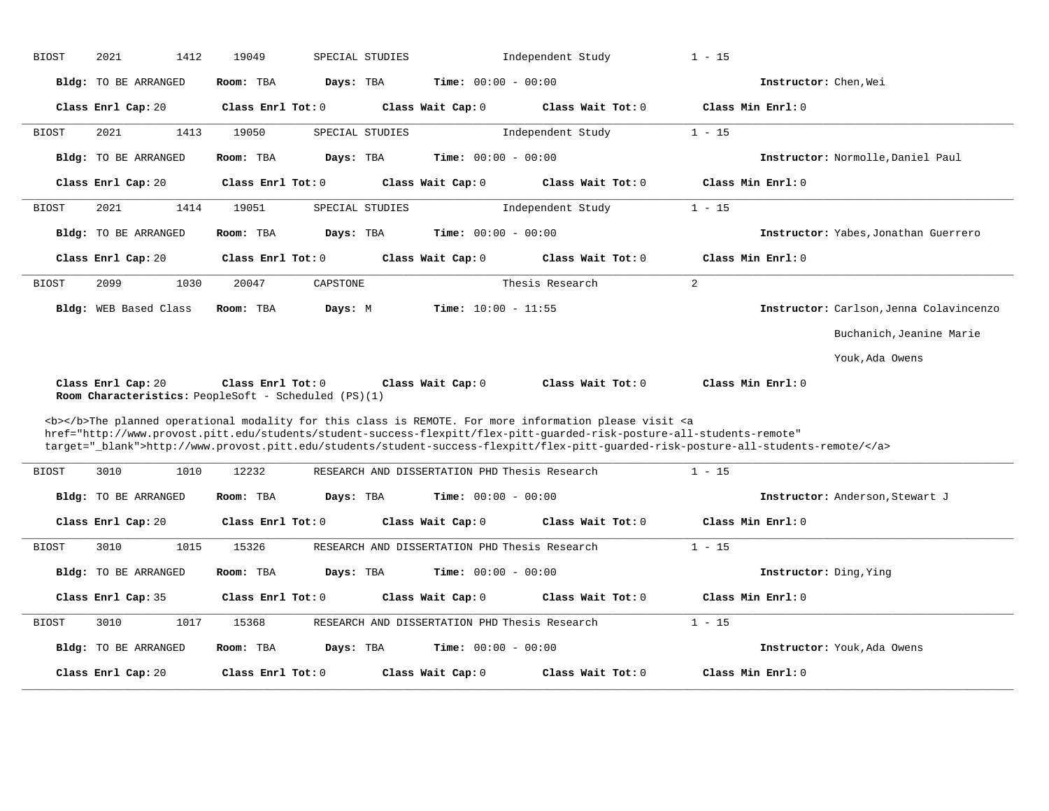BIOST 2021 1412 19049 SPECIAL STUDIES Independent Study 1 - 15

**Bldg:** TO BE ARRANGED **Room:** TBA **Days:** TBA **Time:** 00:00 - 00:00 **Instructor:** Chen,Wei

**Class Enrl Cap:** 20 **Class Enrl Tot:** 0 **Class Wait Cap:** 0 **Class Wait Tot:** 0 **Class Min Enrl:** 0

---

BIOST 2021 1413 19050 SPECIAL STUDIES Independent Study 1 - 15

**Bldg:** TO BE ARRANGED **Room:** TBA **Days:** TBA **Time:** 00:00 - 00:00 **Instructor:** Normolle,Daniel Paul

**Class Enrl Cap:** 20 **Class Enrl Tot:** 0 **Class Wait Cap:** 0 **Class Wait Tot:** 0 **Class Min Enrl:** 0

---

BIOST 2021 1414 19051 SPECIAL STUDIES Independent Study 1 - 15

**Bldg:** TO BE ARRANGED **Room:** TBA **Days:** TBA **Time:** 00:00 - 00:00 **Instructor:** Yabes,Jonathan Guerrero

**Class Enrl Cap:** 20 **Class Enrl Tot:** 0 **Class Wait Cap:** 0 **Class Wait Tot:** 0 **Class Min Enrl:** 0

---

BIOST 2099 1030 20047 CAPSTONE Thesis Research 2

**Bldg:** WEB Based Class **Room:** TBA **Days:** M **Time:** 10:00 - 11:55 **Instructor:** Carlson,Jenna Colavincenzo
Buchanich,Jeanine Marie
Youk,Ada Owens

**Class Enrl Cap:** 20 **Class Enrl Tot:** 0 **Class Wait Cap:** 0 **Class Wait Tot:** 0 **Class Min Enrl:** 0
**Room Characteristics:** PeopleSoft - Scheduled (PS)(1)

<b></b>The planned operational modality for this class is REMOTE. For more information please visit <a href="http://www.provost.pitt.edu/students/student-success-flexpitt/flex-pitt-guarded-risk-posture-all-students-remote" target="_blank">http://www.provost.pitt.edu/students/student-success-flexpitt/flex-pitt-guarded-risk-posture-all-students-remote/</a>

---

BIOST 3010 1010 12232 RESEARCH AND DISSERTATION PHD Thesis Research 1 - 15

**Bldg:** TO BE ARRANGED **Room:** TBA **Days:** TBA **Time:** 00:00 - 00:00 **Instructor:** Anderson,Stewart J

**Class Enrl Cap:** 20 **Class Enrl Tot:** 0 **Class Wait Cap:** 0 **Class Wait Tot:** 0 **Class Min Enrl:** 0

---

BIOST 3010 1015 15326 RESEARCH AND DISSERTATION PHD Thesis Research 1 - 15

**Bldg:** TO BE ARRANGED **Room:** TBA **Days:** TBA **Time:** 00:00 - 00:00 **Instructor:** Ding,Ying

**Class Enrl Cap:** 35 **Class Enrl Tot:** 0 **Class Wait Cap:** 0 **Class Wait Tot:** 0 **Class Min Enrl:** 0

---

BIOST 3010 1017 15368 RESEARCH AND DISSERTATION PHD Thesis Research 1 - 15

**Bldg:** TO BE ARRANGED **Room:** TBA **Days:** TBA **Time:** 00:00 - 00:00 **Instructor:** Youk,Ada Owens

**Class Enrl Cap:** 20 **Class Enrl Tot:** 0 **Class Wait Cap:** 0 **Class Wait Tot:** 0 **Class Min Enrl:** 0

---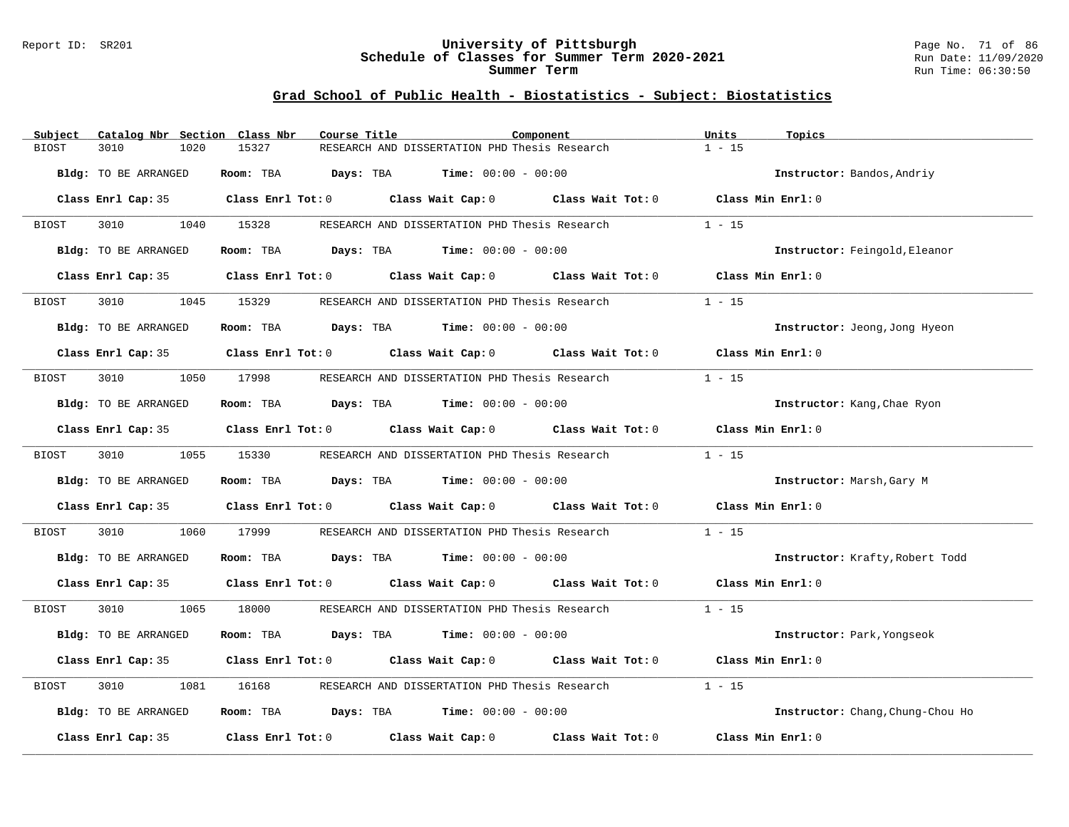## Grad School of Public Health - Biostatistics - Subject: Biostatistics

| Subject | Catalog Nbr | Section | Class Nbr | Course Title | Component | Units | Topics |
|---|---|---|---|---|---|---|---|
| BIOST | 3010 | 1020 | 15327 | RESEARCH AND DISSERTATION PHD | Thesis Research | 1 - 15 | |

**Bldg:** TO BE ARRANGED **Room:** TBA **Days:** TBA **Time:** 00:00 - 00:00 **Instructor:** Bandos,Andriy

**Class Enrl Cap:** 35 **Class Enrl Tot:** 0 **Class Wait Cap:** 0 **Class Wait Tot:** 0 **Class Min Enrl:** 0

| Subject | Catalog Nbr | Section | Class Nbr | Course Title | Component | Units | Topics |
|---|---|---|---|---|---|---|---|
| BIOST | 3010 | 1040 | 15328 | RESEARCH AND DISSERTATION PHD | Thesis Research | 1 - 15 | |

**Bldg:** TO BE ARRANGED **Room:** TBA **Days:** TBA **Time:** 00:00 - 00:00 **Instructor:** Feingold,Eleanor

**Class Enrl Cap:** 35 **Class Enrl Tot:** 0 **Class Wait Cap:** 0 **Class Wait Tot:** 0 **Class Min Enrl:** 0

| Subject | Catalog Nbr | Section | Class Nbr | Course Title | Component | Units | Topics |
|---|---|---|---|---|---|---|---|
| BIOST | 3010 | 1045 | 15329 | RESEARCH AND DISSERTATION PHD | Thesis Research | 1 - 15 | |

**Bldg:** TO BE ARRANGED **Room:** TBA **Days:** TBA **Time:** 00:00 - 00:00 **Instructor:** Jeong,Jong Hyeon

**Class Enrl Cap:** 35 **Class Enrl Tot:** 0 **Class Wait Cap:** 0 **Class Wait Tot:** 0 **Class Min Enrl:** 0

| Subject | Catalog Nbr | Section | Class Nbr | Course Title | Component | Units | Topics |
|---|---|---|---|---|---|---|---|
| BIOST | 3010 | 1050 | 17998 | RESEARCH AND DISSERTATION PHD | Thesis Research | 1 - 15 | |

**Bldg:** TO BE ARRANGED **Room:** TBA **Days:** TBA **Time:** 00:00 - 00:00 **Instructor:** Kang,Chae Ryon

**Class Enrl Cap:** 35 **Class Enrl Tot:** 0 **Class Wait Cap:** 0 **Class Wait Tot:** 0 **Class Min Enrl:** 0

| Subject | Catalog Nbr | Section | Class Nbr | Course Title | Component | Units | Topics |
|---|---|---|---|---|---|---|---|
| BIOST | 3010 | 1055 | 15330 | RESEARCH AND DISSERTATION PHD | Thesis Research | 1 - 15 | |

**Bldg:** TO BE ARRANGED **Room:** TBA **Days:** TBA **Time:** 00:00 - 00:00 **Instructor:** Marsh,Gary M

**Class Enrl Cap:** 35 **Class Enrl Tot:** 0 **Class Wait Cap:** 0 **Class Wait Tot:** 0 **Class Min Enrl:** 0

| Subject | Catalog Nbr | Section | Class Nbr | Course Title | Component | Units | Topics |
|---|---|---|---|---|---|---|---|
| BIOST | 3010 | 1060 | 17999 | RESEARCH AND DISSERTATION PHD | Thesis Research | 1 - 15 | |

**Bldg:** TO BE ARRANGED **Room:** TBA **Days:** TBA **Time:** 00:00 - 00:00 **Instructor:** Krafty,Robert Todd

**Class Enrl Cap:** 35 **Class Enrl Tot:** 0 **Class Wait Cap:** 0 **Class Wait Tot:** 0 **Class Min Enrl:** 0

| Subject | Catalog Nbr | Section | Class Nbr | Course Title | Component | Units | Topics |
|---|---|---|---|---|---|---|---|
| BIOST | 3010 | 1065 | 18000 | RESEARCH AND DISSERTATION PHD | Thesis Research | 1 - 15 | |

**Bldg:** TO BE ARRANGED **Room:** TBA **Days:** TBA **Time:** 00:00 - 00:00 **Instructor:** Park,Yongseok

**Class Enrl Cap:** 35 **Class Enrl Tot:** 0 **Class Wait Cap:** 0 **Class Wait Tot:** 0 **Class Min Enrl:** 0

| Subject | Catalog Nbr | Section | Class Nbr | Course Title | Component | Units | Topics |
|---|---|---|---|---|---|---|---|
| BIOST | 3010 | 1081 | 16168 | RESEARCH AND DISSERTATION PHD | Thesis Research | 1 - 15 | |

**Bldg:** TO BE ARRANGED **Room:** TBA **Days:** TBA **Time:** 00:00 - 00:00 **Instructor:** Chang,Chung-Chou Ho

**Class Enrl Cap:** 35 **Class Enrl Tot:** 0 **Class Wait Cap:** 0 **Class Wait Tot:** 0 **Class Min Enrl:** 0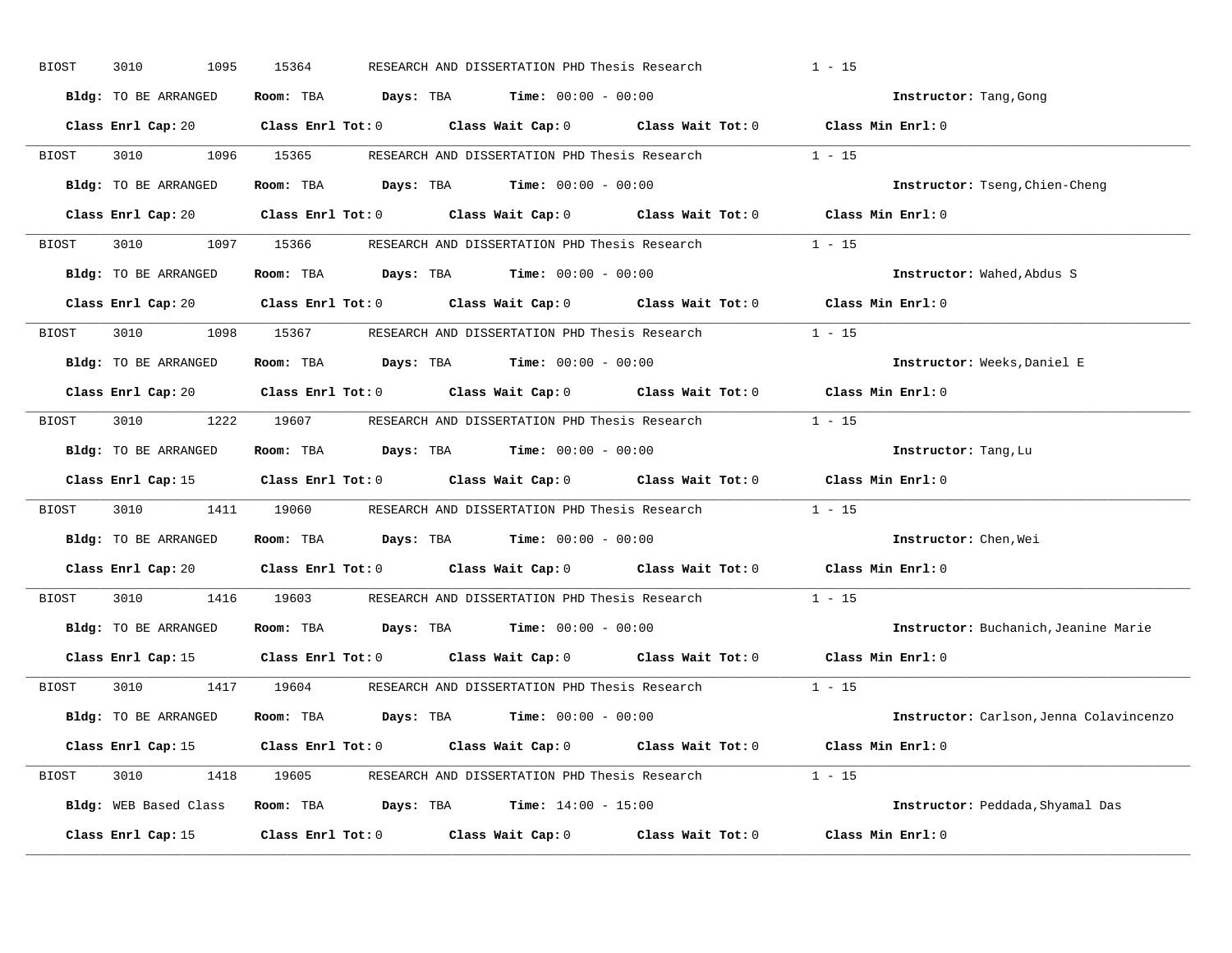BIOST 3010 1095 15364 RESEARCH AND DISSERTATION PHD Thesis Research 1 - 15

**Bldg:** TO BE ARRANGED **Room:** TBA **Days:** TBA **Time:** 00:00 - 00:00 **Instructor:** Tang,Gong

**Class Enrl Cap:** 20 **Class Enrl Tot:** 0 **Class Wait Cap:** 0 **Class Wait Tot:** 0 **Class Min Enrl:** 0

---

BIOST 3010 1096 15365 RESEARCH AND DISSERTATION PHD Thesis Research 1 - 15

**Bldg:** TO BE ARRANGED **Room:** TBA **Days:** TBA **Time:** 00:00 - 00:00 **Instructor:** Tseng,Chien-Cheng

**Class Enrl Cap:** 20 **Class Enrl Tot:** 0 **Class Wait Cap:** 0 **Class Wait Tot:** 0 **Class Min Enrl:** 0

---

BIOST 3010 1097 15366 RESEARCH AND DISSERTATION PHD Thesis Research 1 - 15

**Bldg:** TO BE ARRANGED **Room:** TBA **Days:** TBA **Time:** 00:00 - 00:00 **Instructor:** Wahed,Abdus S

**Class Enrl Cap:** 20 **Class Enrl Tot:** 0 **Class Wait Cap:** 0 **Class Wait Tot:** 0 **Class Min Enrl:** 0

---

BIOST 3010 1098 15367 RESEARCH AND DISSERTATION PHD Thesis Research 1 - 15

**Bldg:** TO BE ARRANGED **Room:** TBA **Days:** TBA **Time:** 00:00 - 00:00 **Instructor:** Weeks,Daniel E

**Class Enrl Cap:** 20 **Class Enrl Tot:** 0 **Class Wait Cap:** 0 **Class Wait Tot:** 0 **Class Min Enrl:** 0

---

BIOST 3010 1222 19607 RESEARCH AND DISSERTATION PHD Thesis Research 1 - 15

**Bldg:** TO BE ARRANGED **Room:** TBA **Days:** TBA **Time:** 00:00 - 00:00 **Instructor:** Tang,Lu

**Class Enrl Cap:** 15 **Class Enrl Tot:** 0 **Class Wait Cap:** 0 **Class Wait Tot:** 0 **Class Min Enrl:** 0

---

BIOST 3010 1411 19060 RESEARCH AND DISSERTATION PHD Thesis Research 1 - 15

**Bldg:** TO BE ARRANGED **Room:** TBA **Days:** TBA **Time:** 00:00 - 00:00 **Instructor:** Chen,Wei

**Class Enrl Cap:** 20 **Class Enrl Tot:** 0 **Class Wait Cap:** 0 **Class Wait Tot:** 0 **Class Min Enrl:** 0

---

BIOST 3010 1416 19603 RESEARCH AND DISSERTATION PHD Thesis Research 1 - 15

**Bldg:** TO BE ARRANGED **Room:** TBA **Days:** TBA **Time:** 00:00 - 00:00 **Instructor:** Buchanich,Jeanine Marie

**Class Enrl Cap:** 15 **Class Enrl Tot:** 0 **Class Wait Cap:** 0 **Class Wait Tot:** 0 **Class Min Enrl:** 0

---

BIOST 3010 1417 19604 RESEARCH AND DISSERTATION PHD Thesis Research 1 - 15

**Bldg:** TO BE ARRANGED **Room:** TBA **Days:** TBA **Time:** 00:00 - 00:00 **Instructor:** Carlson,Jenna Colavincenzo

**Class Enrl Cap:** 15 **Class Enrl Tot:** 0 **Class Wait Cap:** 0 **Class Wait Tot:** 0 **Class Min Enrl:** 0

---

BIOST 3010 1418 19605 RESEARCH AND DISSERTATION PHD Thesis Research 1 - 15

**Bldg:** WEB Based Class **Room:** TBA **Days:** TBA **Time:** 14:00 - 15:00 **Instructor:** Peddada,Shyamal Das

**Class Enrl Cap:** 15 **Class Enrl Tot:** 0 **Class Wait Cap:** 0 **Class Wait Tot:** 0 **Class Min Enrl:** 0

---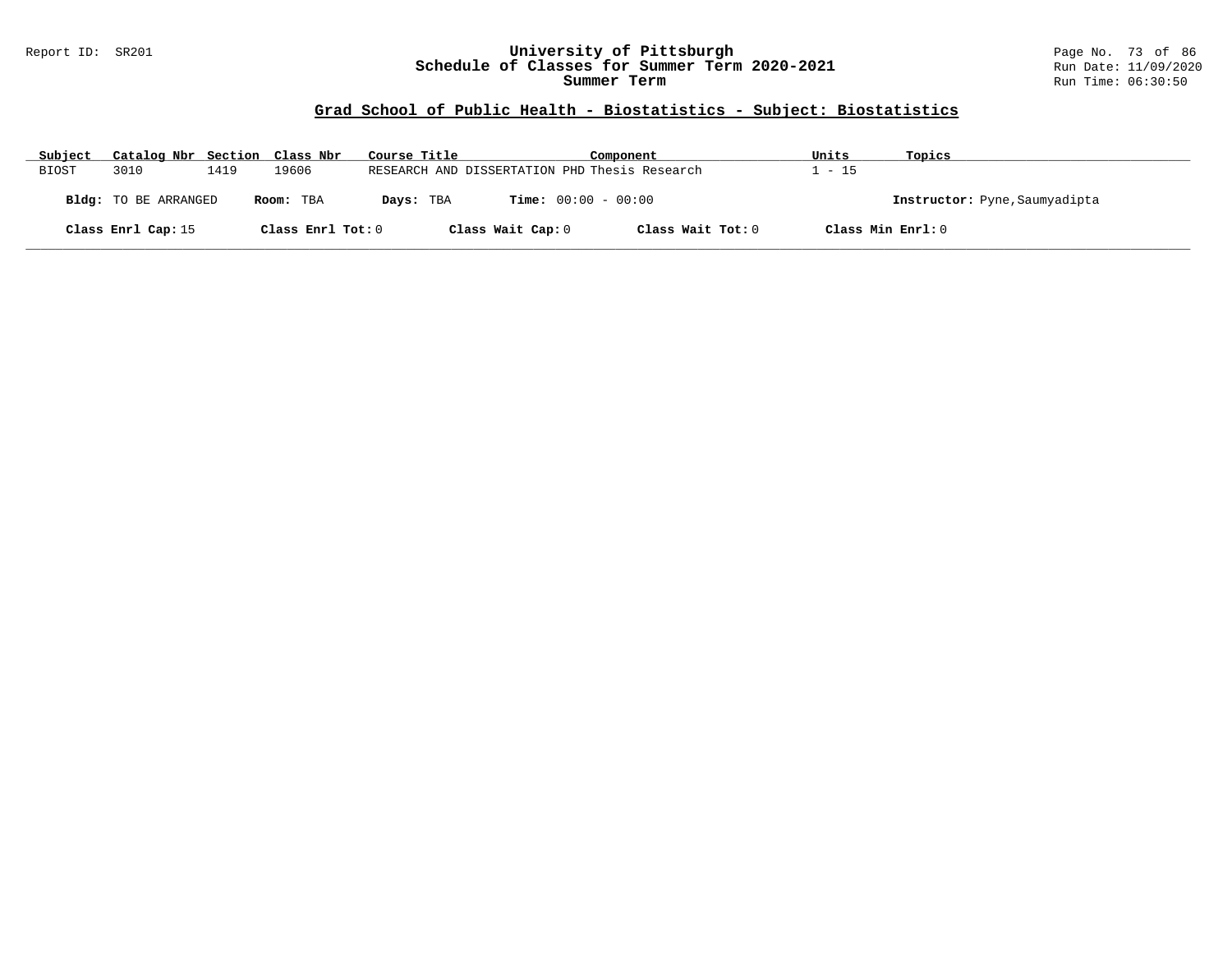## Grad School of Public Health - Biostatistics - Subject: Biostatistics

| Subject | Catalog Nbr | Section | Class Nbr | Course Title | Component | Units | Topics |
|---|---|---|---|---|---|---|---|
| BIOST | 3010 | 1419 | 19606 | RESEARCH AND DISSERTATION PHD | Thesis Research | 1 - 15 | |

**Bldg:** TO BE ARRANGED **Room:** TBA **Days:** TBA **Time:** 00:00 - 00:00 **Instructor:** Pyne,Saumyadipta

**Class Enrl Cap:** 15 **Class Enrl Tot:** 0 **Class Wait Cap:** 0 **Class Wait Tot:** 0 **Class Min Enrl:** 0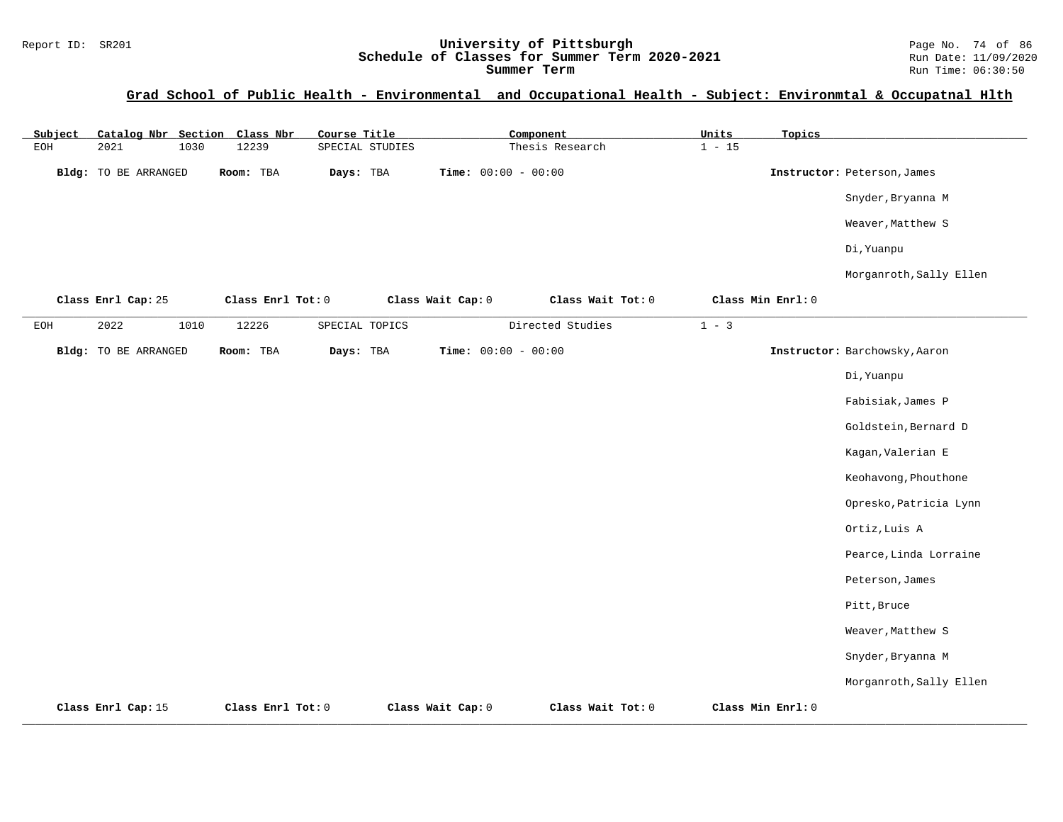Report ID: SR201

# University of Pittsburgh
## Schedule of Classes for Summer Term 2020-2021
## Summer Term

Run Date: 11/09/2020
Run Time: 06:30:50

### Grad School of Public Health - Environmental and Occupational Health - Subject: Environmtal & Occupatnal Hlth

| Subject | Catalog Nbr | Section | Class Nbr | Course Title | Component | Units | Topics |
|---|---|---|---|---|---|---|---|
| EOH | 2021 | 1030 | 12239 | SPECIAL STUDIES | Thesis Research | 1 - 15 | |

**Bldg:** TO BE ARRANGED **Room:** TBA **Days:** TBA **Time:** 00:00 - 00:00

**Instructor:** Peterson,James
Snyder,Bryanna M
Weaver,Matthew S
Di,Yuanpu
Morganroth,Sally Ellen

**Class Enrl Cap:** 25 **Class Enrl Tot:** 0 **Class Wait Cap:** 0 **Class Wait Tot:** 0 **Class Min Enrl:** 0

---

| Subject | Catalog Nbr | Section | Class Nbr | Course Title | Component | Units | Topics |
|---|---|---|---|---|---|---|---|
| EOH | 2022 | 1010 | 12226 | SPECIAL TOPICS | Directed Studies | 1 - 3 | |

**Bldg:** TO BE ARRANGED **Room:** TBA **Days:** TBA **Time:** 00:00 - 00:00

**Instructor:** Barchowsky,Aaron
Di,Yuanpu
Fabisiak,James P
Goldstein,Bernard D
Kagan,Valerian E
Keohavong,Phouthone
Opresko,Patricia Lynn
Ortiz,Luis A
Pearce,Linda Lorraine
Peterson,James
Pitt,Bruce
Weaver,Matthew S
Snyder,Bryanna M
Morganroth,Sally Ellen

**Class Enrl Cap:** 15 **Class Enrl Tot:** 0 **Class Wait Cap:** 0 **Class Wait Tot:** 0 **Class Min Enrl:** 0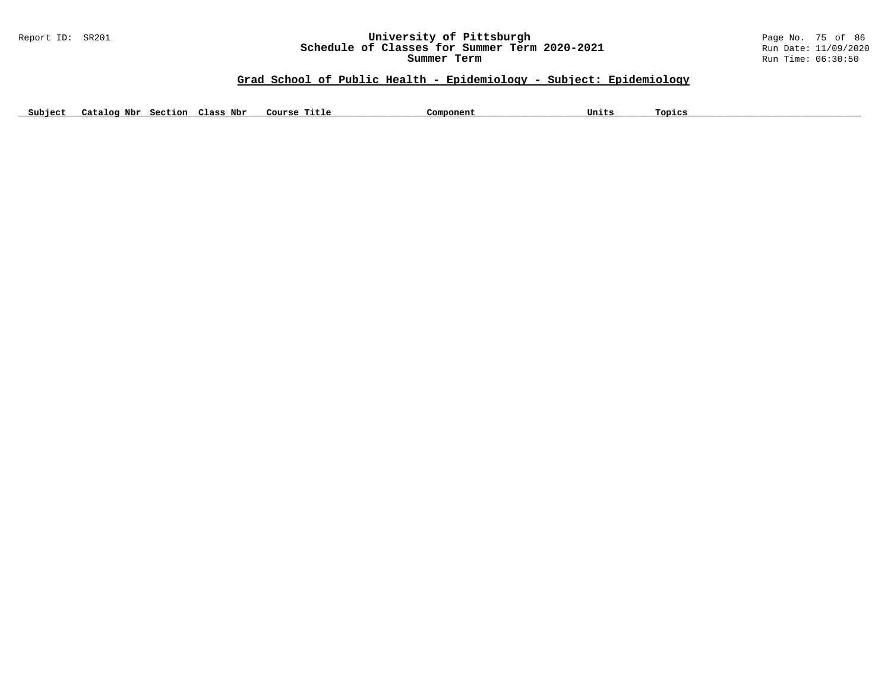## Grad School of Public Health - Epidemiology - Subject: Epidemiology

| Subject | Catalog Nbr | Section | Class Nbr | Course Title | Component | Units | Topics |
|---|---|---|---|---|---|---|---|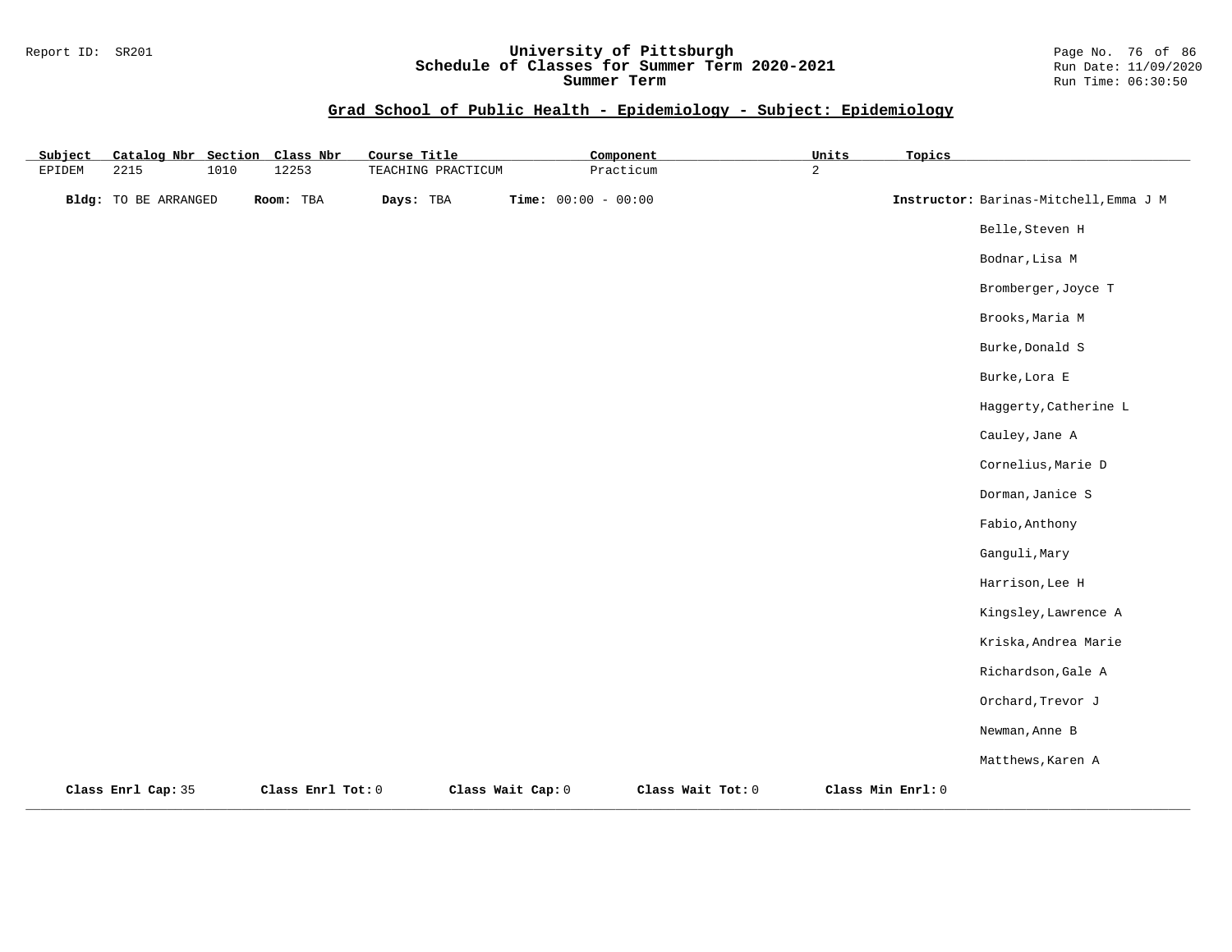## Grad School of Public Health - Epidemiology - Subject: Epidemiology

| Subject | Catalog Nbr | Section | Class Nbr | Course Title | Component | Units | Topics |
|---|---|---|---|---|---|---|---|
| EPIDEM | 2215 | 1010 | 12253 | TEACHING PRACTICUM | Practicum | 2 | |

**Bldg:** TO BE ARRANGED **Room:** TBA **Days:** TBA **Time:** 00:00 - 00:00 **Instructor:** Barinas-Mitchell,Emma J M

Belle,Steven H
Bodnar,Lisa M
Bromberger,Joyce T
Brooks,Maria M
Burke,Donald S
Burke,Lora E
Haggerty,Catherine L
Cauley,Jane A
Cornelius,Marie D
Dorman,Janice S
Fabio,Anthony
Ganguli,Mary
Harrison,Lee H
Kingsley,Lawrence A
Kriska,Andrea Marie
Richardson,Gale A
Orchard,Trevor J
Newman,Anne B
Matthews,Karen A

**Class Enrl Cap:** 35 **Class Enrl Tot:** 0 **Class Wait Cap:** 0 **Class Wait Tot:** 0 **Class Min Enrl:** 0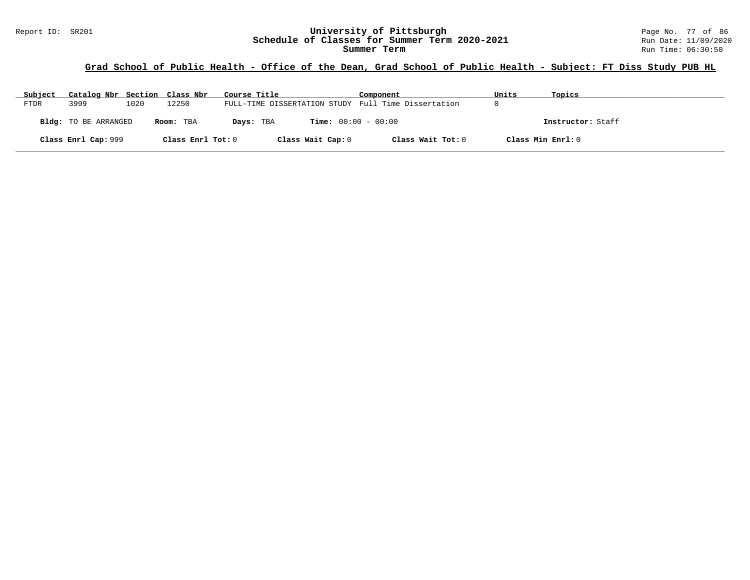**Grad School of Public Health - Office of the Dean, Grad School of Public Health - Subject: FT Diss Study PUB HL**

| Subject | Catalog Nbr | Section | Class Nbr | Course Title | Component | Units | Topics |
|---|---|---|---|---|---|---|---|
| FTDR | 3999 | 1020 | 12250 | FULL-TIME DISSERTATION STUDY | Full Time Dissertation | 0 | |

**Bldg:** TO BE ARRANGED **Room:** TBA **Days:** TBA **Time:** 00:00 - 00:00 **Instructor:** Staff

**Class Enrl Cap:** 999 **Class Enrl Tot:** 0 **Class Wait Cap:** 0 **Class Wait Tot:** 0 **Class Min Enrl:** 0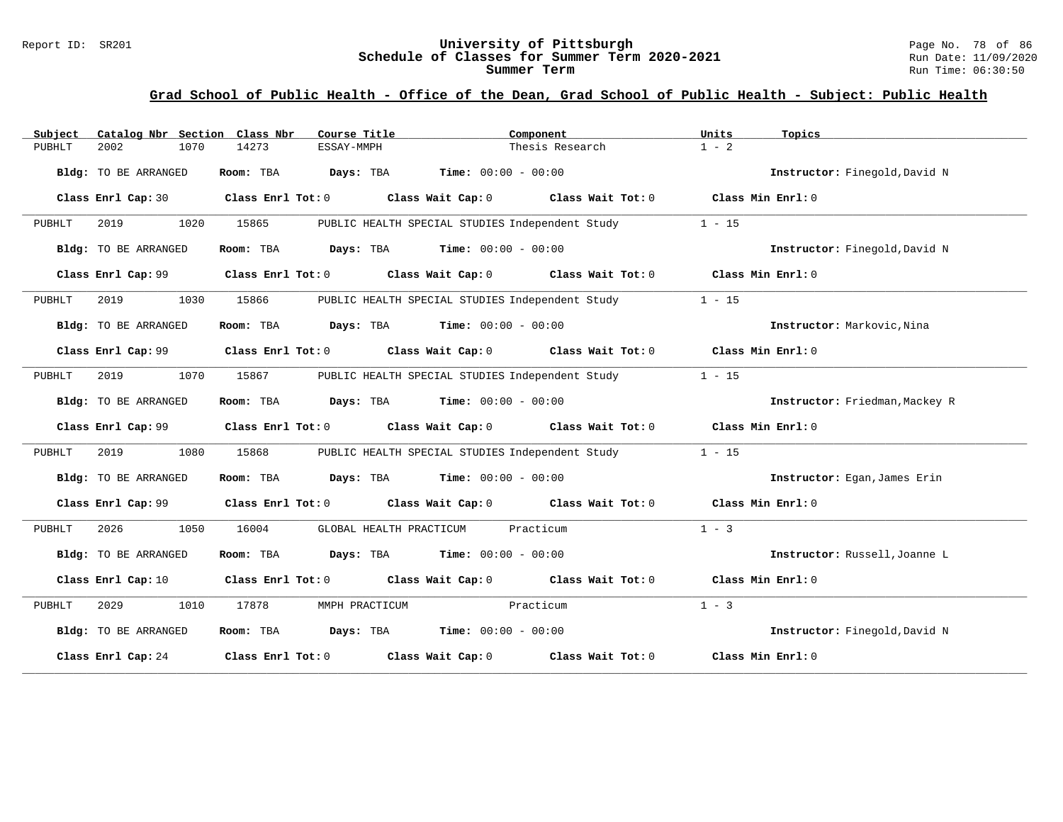## Grad School of Public Health - Office of the Dean, Grad School of Public Health - Subject: Public Health

| Subject | Catalog Nbr | Section | Class Nbr | Course Title | Component | Units | Topics |
|---|---|---|---|---|---|---|---|
| PUBHLT | 2002 | 1070 | 14273 | ESSAY-MMPH | Thesis Research | 1 - 2 | |

**Bldg:** TO BE ARRANGED **Room:** TBA **Days:** TBA **Time:** 00:00 - 00:00 **Instructor:** Finegold,David N

**Class Enrl Cap:** 30 **Class Enrl Tot:** 0 **Class Wait Cap:** 0 **Class Wait Tot:** 0 **Class Min Enrl:** 0

| Subject | Catalog Nbr | Section | Class Nbr | Course Title | Component | Units | Topics |
|---|---|---|---|---|---|---|---|
| PUBHLT | 2019 | 1020 | 15865 | PUBLIC HEALTH SPECIAL STUDIES | Independent Study | 1 - 15 | |

**Bldg:** TO BE ARRANGED **Room:** TBA **Days:** TBA **Time:** 00:00 - 00:00 **Instructor:** Finegold,David N

**Class Enrl Cap:** 99 **Class Enrl Tot:** 0 **Class Wait Cap:** 0 **Class Wait Tot:** 0 **Class Min Enrl:** 0

| Subject | Catalog Nbr | Section | Class Nbr | Course Title | Component | Units | Topics |
|---|---|---|---|---|---|---|---|
| PUBHLT | 2019 | 1030 | 15866 | PUBLIC HEALTH SPECIAL STUDIES | Independent Study | 1 - 15 | |

**Bldg:** TO BE ARRANGED **Room:** TBA **Days:** TBA **Time:** 00:00 - 00:00 **Instructor:** Markovic,Nina

**Class Enrl Cap:** 99 **Class Enrl Tot:** 0 **Class Wait Cap:** 0 **Class Wait Tot:** 0 **Class Min Enrl:** 0

| Subject | Catalog Nbr | Section | Class Nbr | Course Title | Component | Units | Topics |
|---|---|---|---|---|---|---|---|
| PUBHLT | 2019 | 1070 | 15867 | PUBLIC HEALTH SPECIAL STUDIES | Independent Study | 1 - 15 | |

**Bldg:** TO BE ARRANGED **Room:** TBA **Days:** TBA **Time:** 00:00 - 00:00 **Instructor:** Friedman,Mackey R

**Class Enrl Cap:** 99 **Class Enrl Tot:** 0 **Class Wait Cap:** 0 **Class Wait Tot:** 0 **Class Min Enrl:** 0

| Subject | Catalog Nbr | Section | Class Nbr | Course Title | Component | Units | Topics |
|---|---|---|---|---|---|---|---|
| PUBHLT | 2019 | 1080 | 15868 | PUBLIC HEALTH SPECIAL STUDIES | Independent Study | 1 - 15 | |

**Bldg:** TO BE ARRANGED **Room:** TBA **Days:** TBA **Time:** 00:00 - 00:00 **Instructor:** Egan,James Erin

**Class Enrl Cap:** 99 **Class Enrl Tot:** 0 **Class Wait Cap:** 0 **Class Wait Tot:** 0 **Class Min Enrl:** 0

| Subject | Catalog Nbr | Section | Class Nbr | Course Title | Component | Units | Topics |
|---|---|---|---|---|---|---|---|
| PUBHLT | 2026 | 1050 | 16004 | GLOBAL HEALTH PRACTICUM | Practicum | 1 - 3 | |

**Bldg:** TO BE ARRANGED **Room:** TBA **Days:** TBA **Time:** 00:00 - 00:00 **Instructor:** Russell,Joanne L

**Class Enrl Cap:** 10 **Class Enrl Tot:** 0 **Class Wait Cap:** 0 **Class Wait Tot:** 0 **Class Min Enrl:** 0

| Subject | Catalog Nbr | Section | Class Nbr | Course Title | Component | Units | Topics |
|---|---|---|---|---|---|---|---|
| PUBHLT | 2029 | 1010 | 17878 | MMPH PRACTICUM | Practicum | 1 - 3 | |

**Bldg:** TO BE ARRANGED **Room:** TBA **Days:** TBA **Time:** 00:00 - 00:00 **Instructor:** Finegold,David N

**Class Enrl Cap:** 24 **Class Enrl Tot:** 0 **Class Wait Cap:** 0 **Class Wait Tot:** 0 **Class Min Enrl:** 0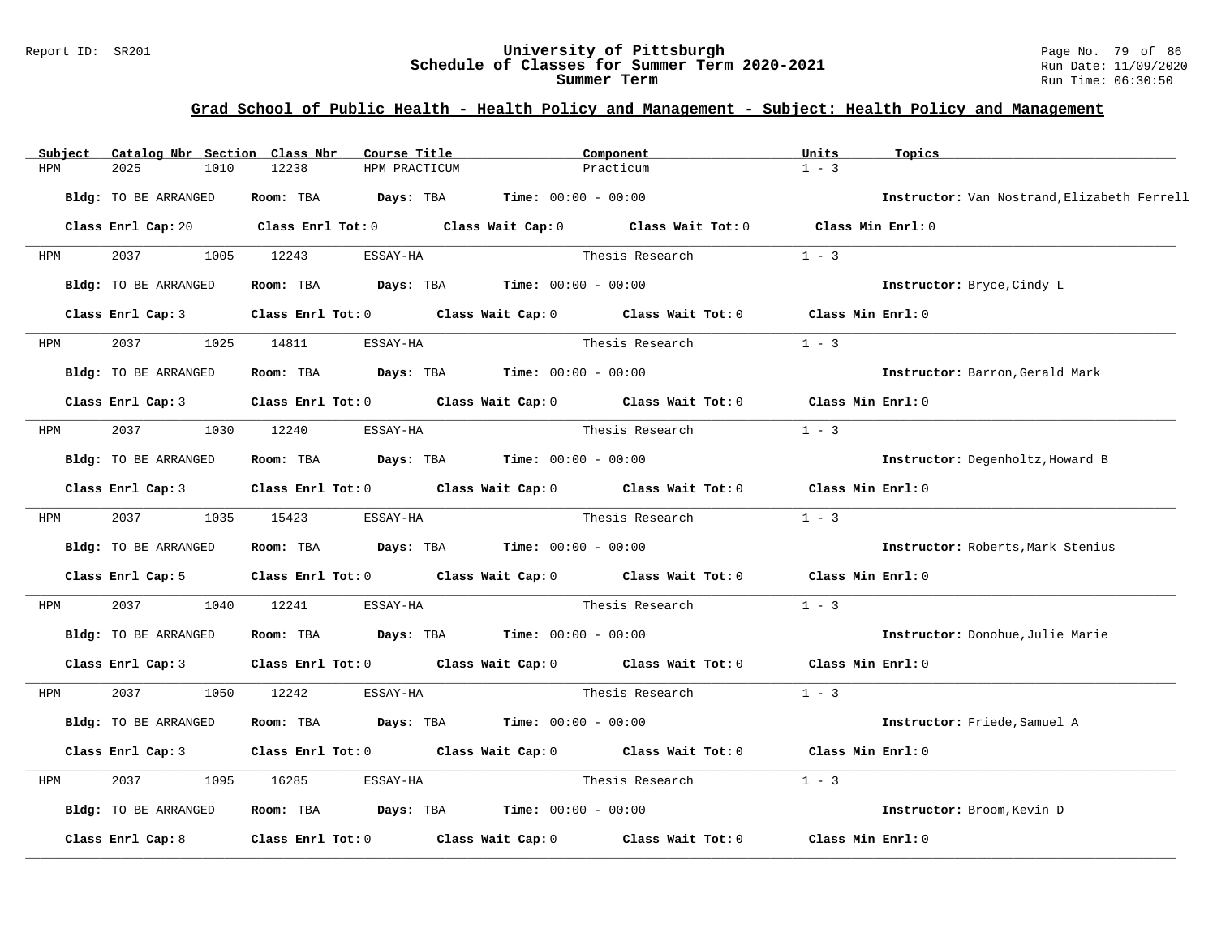## Grad School of Public Health - Health Policy and Management - Subject: Health Policy and Management

| Subject | Catalog Nbr | Section | Class Nbr | Course Title | Component | Units | Topics |
|---|---|---|---|---|---|---|---|
| HPM | 2025 | 1010 | 12238 | HPM PRACTICUM | Practicum | 1 - 3 | |

**Bldg:** TO BE ARRANGED **Room:** TBA **Days:** TBA **Time:** 00:00 - 00:00 **Instructor:** Van Nostrand,Elizabeth Ferrell

**Class Enrl Cap:** 20 **Class Enrl Tot:** 0 **Class Wait Cap:** 0 **Class Wait Tot:** 0 **Class Min Enrl:** 0

---

| Subject | Catalog Nbr | Section | Class Nbr | Course Title | Component | Units | Topics |
|---|---|---|---|---|---|---|---|
| HPM | 2037 | 1005 | 12243 | ESSAY-HA | Thesis Research | 1 - 3 | |

**Bldg:** TO BE ARRANGED **Room:** TBA **Days:** TBA **Time:** 00:00 - 00:00 **Instructor:** Bryce,Cindy L

**Class Enrl Cap:** 3 **Class Enrl Tot:** 0 **Class Wait Cap:** 0 **Class Wait Tot:** 0 **Class Min Enrl:** 0

---

| Subject | Catalog Nbr | Section | Class Nbr | Course Title | Component | Units | Topics |
|---|---|---|---|---|---|---|---|
| HPM | 2037 | 1025 | 14811 | ESSAY-HA | Thesis Research | 1 - 3 | |

**Bldg:** TO BE ARRANGED **Room:** TBA **Days:** TBA **Time:** 00:00 - 00:00 **Instructor:** Barron,Gerald Mark

**Class Enrl Cap:** 3 **Class Enrl Tot:** 0 **Class Wait Cap:** 0 **Class Wait Tot:** 0 **Class Min Enrl:** 0

---

| Subject | Catalog Nbr | Section | Class Nbr | Course Title | Component | Units | Topics |
|---|---|---|---|---|---|---|---|
| HPM | 2037 | 1030 | 12240 | ESSAY-HA | Thesis Research | 1 - 3 | |

**Bldg:** TO BE ARRANGED **Room:** TBA **Days:** TBA **Time:** 00:00 - 00:00 **Instructor:** Degenholtz,Howard B

**Class Enrl Cap:** 3 **Class Enrl Tot:** 0 **Class Wait Cap:** 0 **Class Wait Tot:** 0 **Class Min Enrl:** 0

---

| Subject | Catalog Nbr | Section | Class Nbr | Course Title | Component | Units | Topics |
|---|---|---|---|---|---|---|---|
| HPM | 2037 | 1035 | 15423 | ESSAY-HA | Thesis Research | 1 - 3 | |

**Bldg:** TO BE ARRANGED **Room:** TBA **Days:** TBA **Time:** 00:00 - 00:00 **Instructor:** Roberts,Mark Stenius

**Class Enrl Cap:** 5 **Class Enrl Tot:** 0 **Class Wait Cap:** 0 **Class Wait Tot:** 0 **Class Min Enrl:** 0

---

| Subject | Catalog Nbr | Section | Class Nbr | Course Title | Component | Units | Topics |
|---|---|---|---|---|---|---|---|
| HPM | 2037 | 1040 | 12241 | ESSAY-HA | Thesis Research | 1 - 3 | |

**Bldg:** TO BE ARRANGED **Room:** TBA **Days:** TBA **Time:** 00:00 - 00:00 **Instructor:** Donohue,Julie Marie

**Class Enrl Cap:** 3 **Class Enrl Tot:** 0 **Class Wait Cap:** 0 **Class Wait Tot:** 0 **Class Min Enrl:** 0

---

| Subject | Catalog Nbr | Section | Class Nbr | Course Title | Component | Units | Topics |
|---|---|---|---|---|---|---|---|
| HPM | 2037 | 1050 | 12242 | ESSAY-HA | Thesis Research | 1 - 3 | |

**Bldg:** TO BE ARRANGED **Room:** TBA **Days:** TBA **Time:** 00:00 - 00:00 **Instructor:** Friede,Samuel A

**Class Enrl Cap:** 3 **Class Enrl Tot:** 0 **Class Wait Cap:** 0 **Class Wait Tot:** 0 **Class Min Enrl:** 0

---

| Subject | Catalog Nbr | Section | Class Nbr | Course Title | Component | Units | Topics |
|---|---|---|---|---|---|---|---|
| HPM | 2037 | 1095 | 16285 | ESSAY-HA | Thesis Research | 1 - 3 | |

**Bldg:** TO BE ARRANGED **Room:** TBA **Days:** TBA **Time:** 00:00 - 00:00 **Instructor:** Broom,Kevin D

**Class Enrl Cap:** 8 **Class Enrl Tot:** 0 **Class Wait Cap:** 0 **Class Wait Tot:** 0 **Class Min Enrl:** 0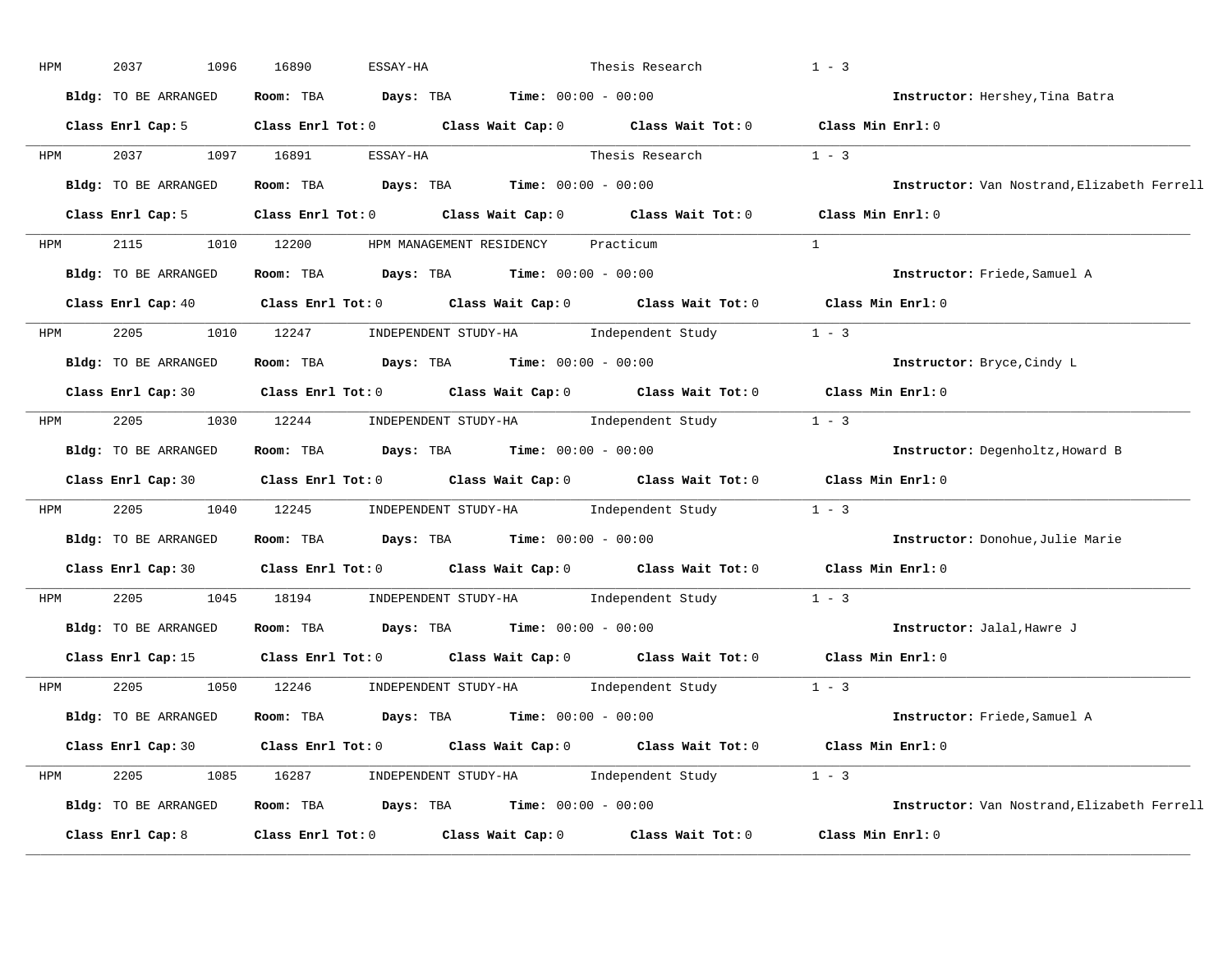HPM 2037 1096 16890 ESSAY-HA Thesis Research 1 - 3

**Bldg:** TO BE ARRANGED **Room:** TBA **Days:** TBA **Time:** 00:00 - 00:00 **Instructor:** Hershey,Tina Batra

**Class Enrl Cap:** 5 **Class Enrl Tot:** 0 **Class Wait Cap:** 0 **Class Wait Tot:** 0 **Class Min Enrl:** 0

---

HPM 2037 1097 16891 ESSAY-HA Thesis Research 1 - 3

**Bldg:** TO BE ARRANGED **Room:** TBA **Days:** TBA **Time:** 00:00 - 00:00 **Instructor:** Van Nostrand,Elizabeth Ferrell

**Class Enrl Cap:** 5 **Class Enrl Tot:** 0 **Class Wait Cap:** 0 **Class Wait Tot:** 0 **Class Min Enrl:** 0

---

HPM 2115 1010 12200 HPM MANAGEMENT RESIDENCY Practicum 1

**Bldg:** TO BE ARRANGED **Room:** TBA **Days:** TBA **Time:** 00:00 - 00:00 **Instructor:** Friede,Samuel A

**Class Enrl Cap:** 40 **Class Enrl Tot:** 0 **Class Wait Cap:** 0 **Class Wait Tot:** 0 **Class Min Enrl:** 0

---

HPM 2205 1010 12247 INDEPENDENT STUDY-HA Independent Study 1 - 3

**Bldg:** TO BE ARRANGED **Room:** TBA **Days:** TBA **Time:** 00:00 - 00:00 **Instructor:** Bryce,Cindy L

**Class Enrl Cap:** 30 **Class Enrl Tot:** 0 **Class Wait Cap:** 0 **Class Wait Tot:** 0 **Class Min Enrl:** 0

---

HPM 2205 1030 12244 INDEPENDENT STUDY-HA Independent Study 1 - 3

**Bldg:** TO BE ARRANGED **Room:** TBA **Days:** TBA **Time:** 00:00 - 00:00 **Instructor:** Degenholtz,Howard B

**Class Enrl Cap:** 30 **Class Enrl Tot:** 0 **Class Wait Cap:** 0 **Class Wait Tot:** 0 **Class Min Enrl:** 0

---

HPM 2205 1040 12245 INDEPENDENT STUDY-HA Independent Study 1 - 3

**Bldg:** TO BE ARRANGED **Room:** TBA **Days:** TBA **Time:** 00:00 - 00:00 **Instructor:** Donohue,Julie Marie

**Class Enrl Cap:** 30 **Class Enrl Tot:** 0 **Class Wait Cap:** 0 **Class Wait Tot:** 0 **Class Min Enrl:** 0

---

HPM 2205 1045 18194 INDEPENDENT STUDY-HA Independent Study 1 - 3

**Bldg:** TO BE ARRANGED **Room:** TBA **Days:** TBA **Time:** 00:00 - 00:00 **Instructor:** Jalal,Hawre J

**Class Enrl Cap:** 15 **Class Enrl Tot:** 0 **Class Wait Cap:** 0 **Class Wait Tot:** 0 **Class Min Enrl:** 0

---

HPM 2205 1050 12246 INDEPENDENT STUDY-HA Independent Study 1 - 3

**Bldg:** TO BE ARRANGED **Room:** TBA **Days:** TBA **Time:** 00:00 - 00:00 **Instructor:** Friede,Samuel A

**Class Enrl Cap:** 30 **Class Enrl Tot:** 0 **Class Wait Cap:** 0 **Class Wait Tot:** 0 **Class Min Enrl:** 0

---

HPM 2205 1085 16287 INDEPENDENT STUDY-HA Independent Study 1 - 3

**Bldg:** TO BE ARRANGED **Room:** TBA **Days:** TBA **Time:** 00:00 - 00:00 **Instructor:** Van Nostrand,Elizabeth Ferrell

**Class Enrl Cap:** 8 **Class Enrl Tot:** 0 **Class Wait Cap:** 0 **Class Wait Tot:** 0 **Class Min Enrl:** 0

---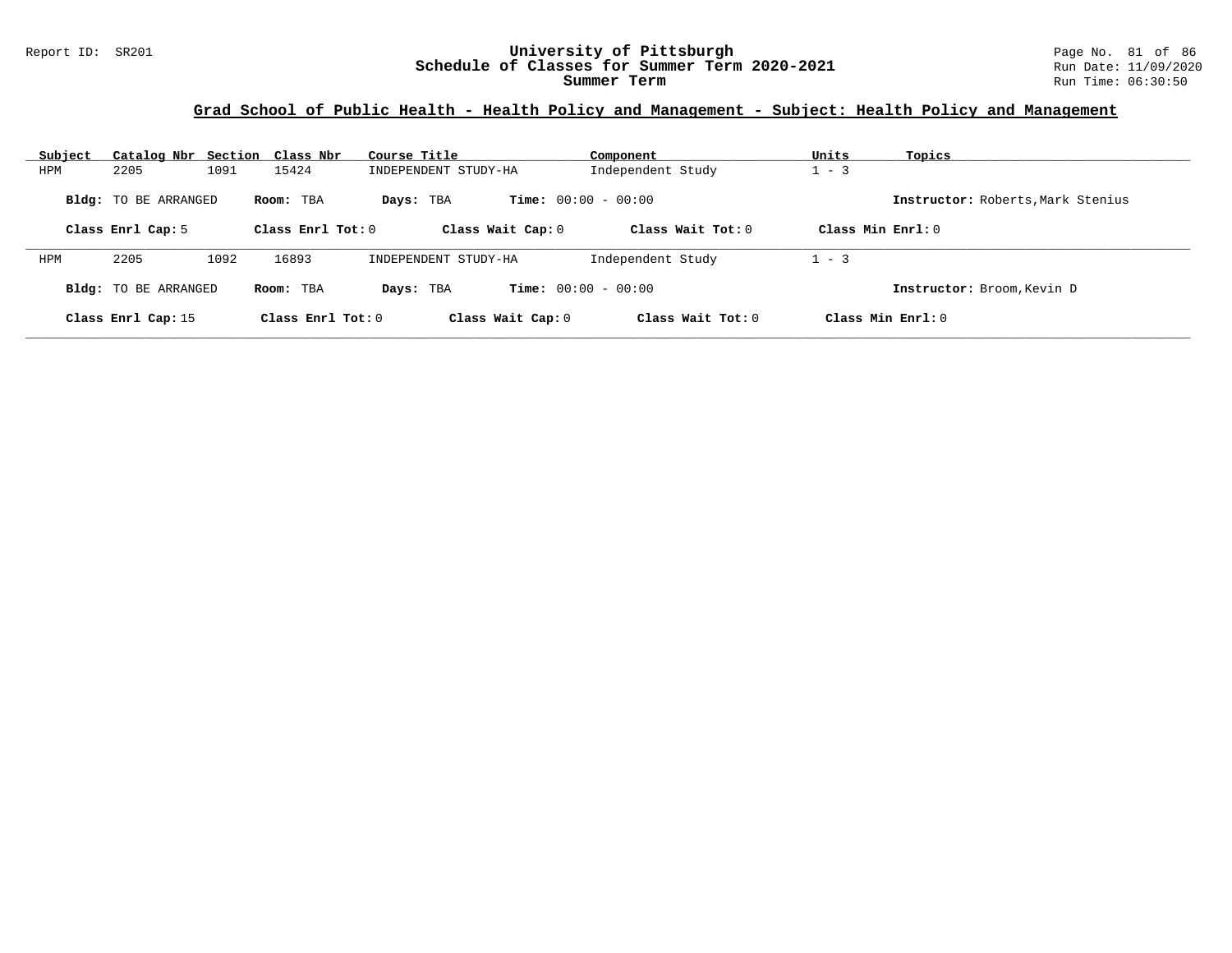## Grad School of Public Health - Health Policy and Management - Subject: Health Policy and Management

| Subject | Catalog Nbr | Section | Class Nbr | Course Title | Component | Units | Topics |
|---|---|---|---|---|---|---|---|
| HPM | 2205 | 1091 | 15424 | INDEPENDENT STUDY-HA | Independent Study | 1 - 3 | |

**Bldg:** TO BE ARRANGED **Room:** TBA **Days:** TBA **Time:** 00:00 - 00:00 **Instructor:** Roberts,Mark Stenius

**Class Enrl Cap:** 5 **Class Enrl Tot:** 0 **Class Wait Cap:** 0 **Class Wait Tot:** 0 **Class Min Enrl:** 0

| Subject | Catalog Nbr | Section | Class Nbr | Course Title | Component | Units | Topics |
|---|---|---|---|---|---|---|---|
| HPM | 2205 | 1092 | 16893 | INDEPENDENT STUDY-HA | Independent Study | 1 - 3 | |

**Bldg:** TO BE ARRANGED **Room:** TBA **Days:** TBA **Time:** 00:00 - 00:00 **Instructor:** Broom,Kevin D

**Class Enrl Cap:** 15 **Class Enrl Tot:** 0 **Class Wait Cap:** 0 **Class Wait Tot:** 0 **Class Min Enrl:** 0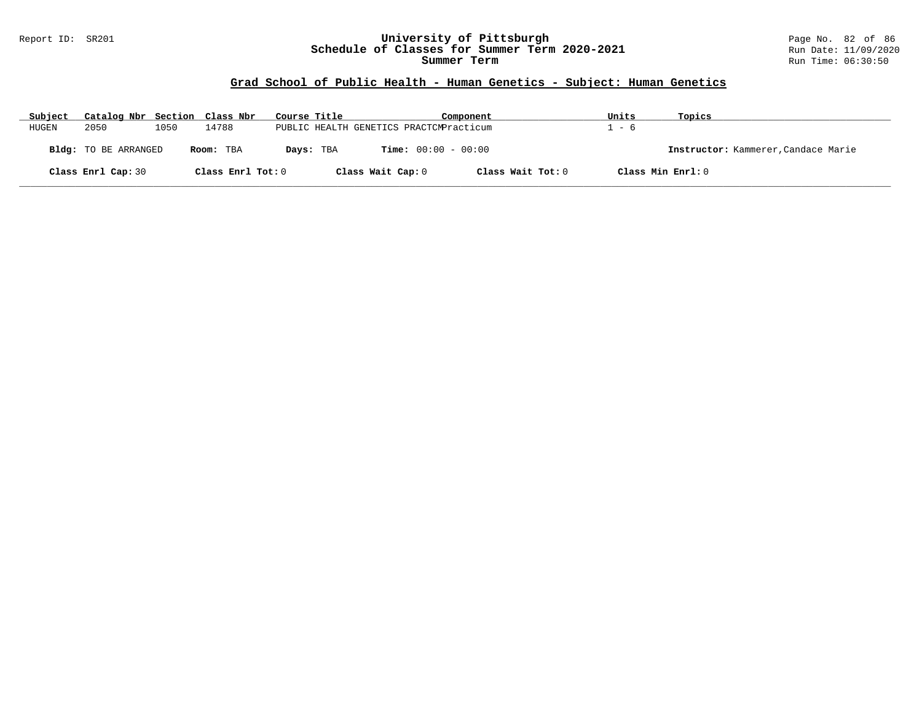## Grad School of Public Health - Human Genetics - Subject: Human Genetics

| Subject | Catalog Nbr | Section | Class Nbr | Course Title | Component | Units | Topics |
|---|---|---|---|---|---|---|---|
| HUGEN | 2050 | 1050 | 14788 | PUBLIC HEALTH GENETICS PRACTCM | Practicum | 1 - 6 | |

**Bldg:** TO BE ARRANGED **Room:** TBA **Days:** TBA **Time:** 00:00 - 00:00 **Instructor:** Kammerer,Candace Marie

**Class Enrl Cap:** 30 **Class Enrl Tot:** 0 **Class Wait Cap:** 0 **Class Wait Tot:** 0 **Class Min Enrl:** 0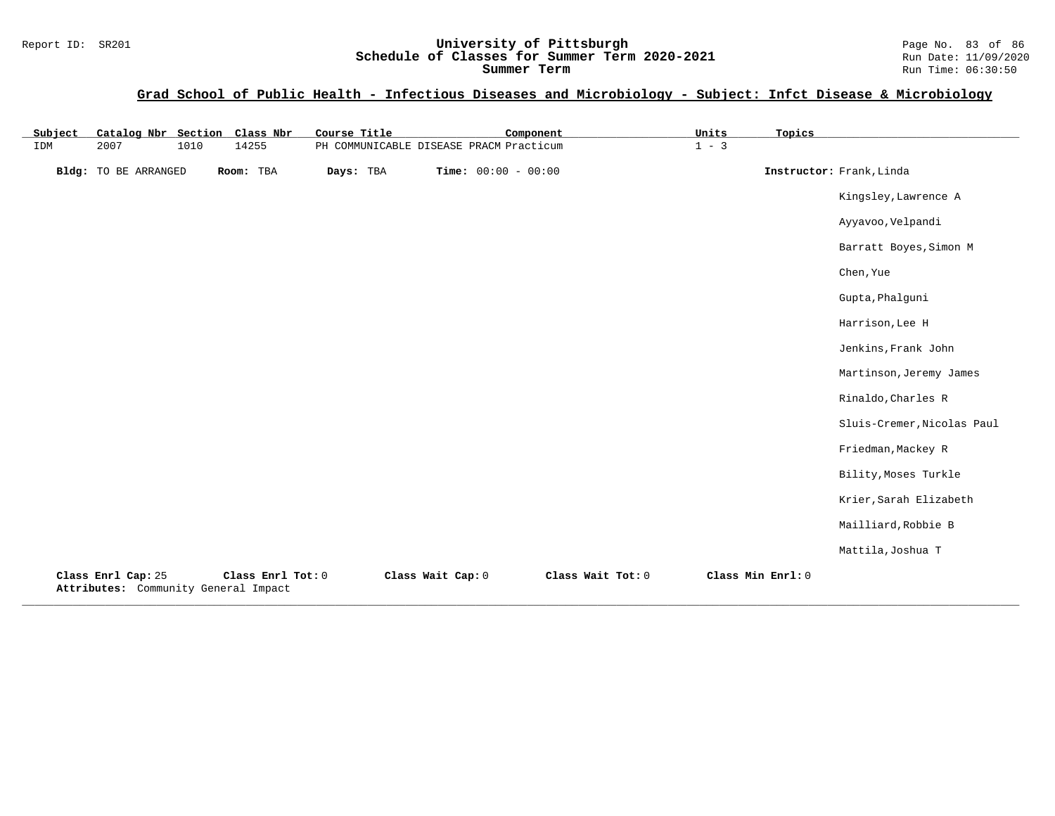## Grad School of Public Health - Infectious Diseases and Microbiology - Subject: Infct Disease & Microbiology

| Subject | Catalog Nbr | Section | Class Nbr | Course Title | Component | Units | Topics |
|---|---|---|---|---|---|---|---|
| IDM | 2007 | 1010 | 14255 | PH COMMUNICABLE DISEASE PRACM | Practicum | 1 - 3 | |

**Bldg:** TO BE ARRANGED **Room:** TBA **Days:** TBA **Time:** 00:00 - 00:00 **Instructor:** Frank,Linda

Kingsley,Lawrence A

Ayyavoo,Velpandi

Barratt Boyes,Simon M

Chen,Yue

Gupta,Phalguni

Harrison,Lee H

Jenkins,Frank John

Martinson,Jeremy James

Rinaldo,Charles R

Sluis-Cremer,Nicolas Paul

Friedman,Mackey R

Bility,Moses Turkle

Krier,Sarah Elizabeth

Mailliard,Robbie B

Mattila,Joshua T

**Class Enrl Cap:** 25 **Class Enrl Tot:** 0 **Class Wait Cap:** 0 **Class Wait Tot:** 0 **Class Min Enrl:** 0

**Attributes:** Community General Impact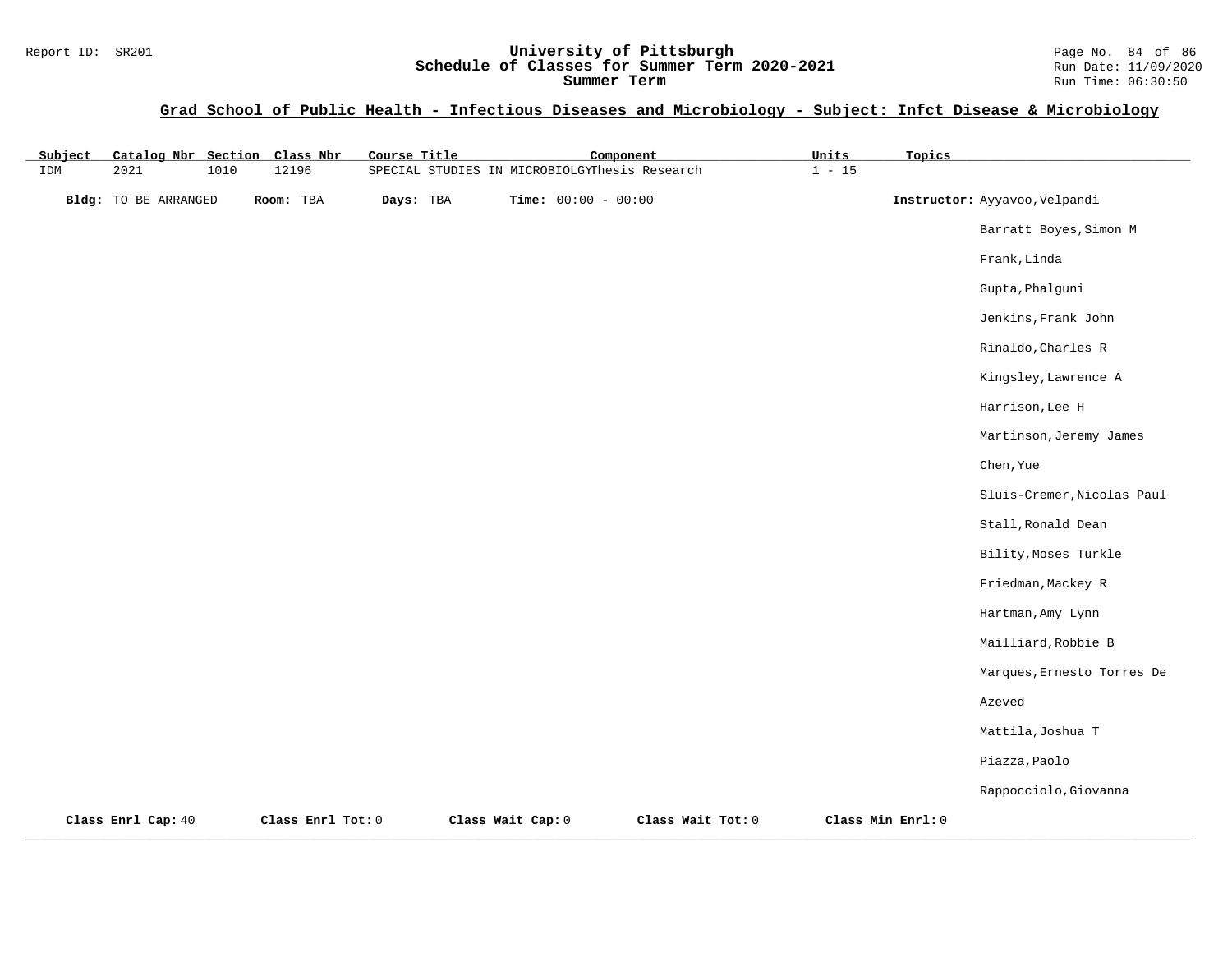## Grad School of Public Health - Infectious Diseases and Microbiology - Subject: Infct Disease & Microbiology

| Subject | Catalog Nbr | Section | Class Nbr | Course Title | Component | Units | Topics |
|---|---|---|---|---|---|---|---|
| IDM | 2021 | 1010 | 12196 | SPECIAL STUDIES IN MICROBIOLGY | Thesis Research | 1 - 15 | |

**Bldg:** TO BE ARRANGED **Room:** TBA **Days:** TBA **Time:** 00:00 - 00:00 **Instructor:** Ayyavoo,Velpandi
Barratt Boyes,Simon M
Frank,Linda
Gupta,Phalguni
Jenkins,Frank John
Rinaldo,Charles R
Kingsley,Lawrence A
Harrison,Lee H
Martinson,Jeremy James
Chen,Yue
Sluis-Cremer,Nicolas Paul
Stall,Ronald Dean
Bility,Moses Turkle
Friedman,Mackey R
Hartman,Amy Lynn
Mailliard,Robbie B
Marques,Ernesto Torres De Azeved
Mattila,Joshua T
Piazza,Paolo
Rappocciolo,Giovanna

**Class Enrl Cap:** 40 **Class Enrl Tot:** 0 **Class Wait Cap:** 0 **Class Wait Tot:** 0 **Class Min Enrl:** 0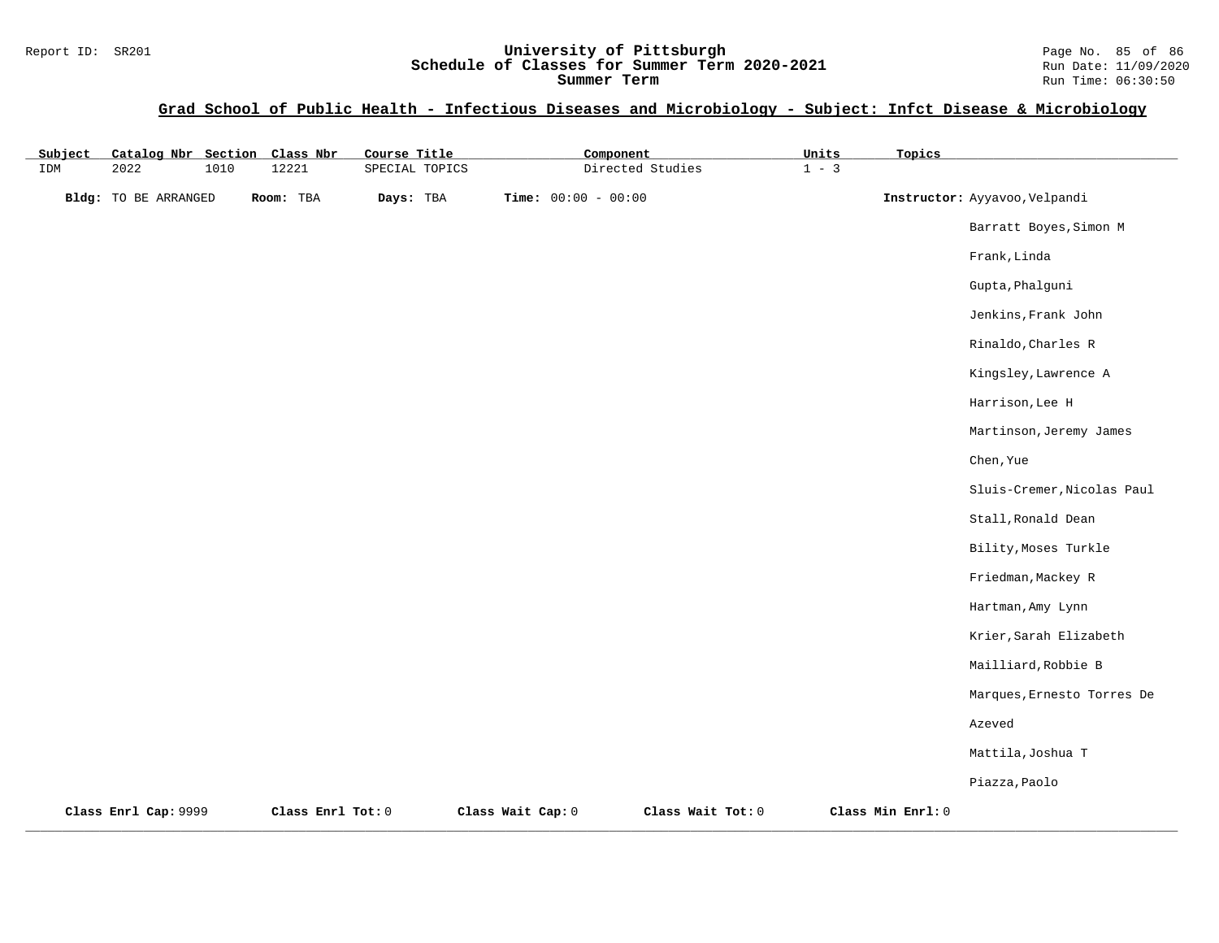## Grad School of Public Health - Infectious Diseases and Microbiology - Subject: Infct Disease & Microbiology

| Subject | Catalog Nbr | Section | Class Nbr | Course Title | Component | Units | Topics |
|---|---|---|---|---|---|---|---|
| IDM | 2022 | 1010 | 12221 | SPECIAL TOPICS | Directed Studies | 1 - 3 | |

**Bldg:** TO BE ARRANGED **Room:** TBA **Days:** TBA **Time:** 00:00 - 00:00

**Instructor:** Ayyavoo,Velpandi
Barratt Boyes,Simon M
Frank,Linda
Gupta,Phalguni
Jenkins,Frank John
Rinaldo,Charles R
Kingsley,Lawrence A
Harrison,Lee H
Martinson,Jeremy James
Chen,Yue
Sluis-Cremer,Nicolas Paul
Stall,Ronald Dean
Bility,Moses Turkle
Friedman,Mackey R
Hartman,Amy Lynn
Krier,Sarah Elizabeth
Mailliard,Robbie B
Marques,Ernesto Torres De Azeved
Mattila,Joshua T
Piazza,Paolo

**Class Enrl Cap:** 9999 **Class Enrl Tot:** 0 **Class Wait Cap:** 0 **Class Wait Tot:** 0 **Class Min Enrl:** 0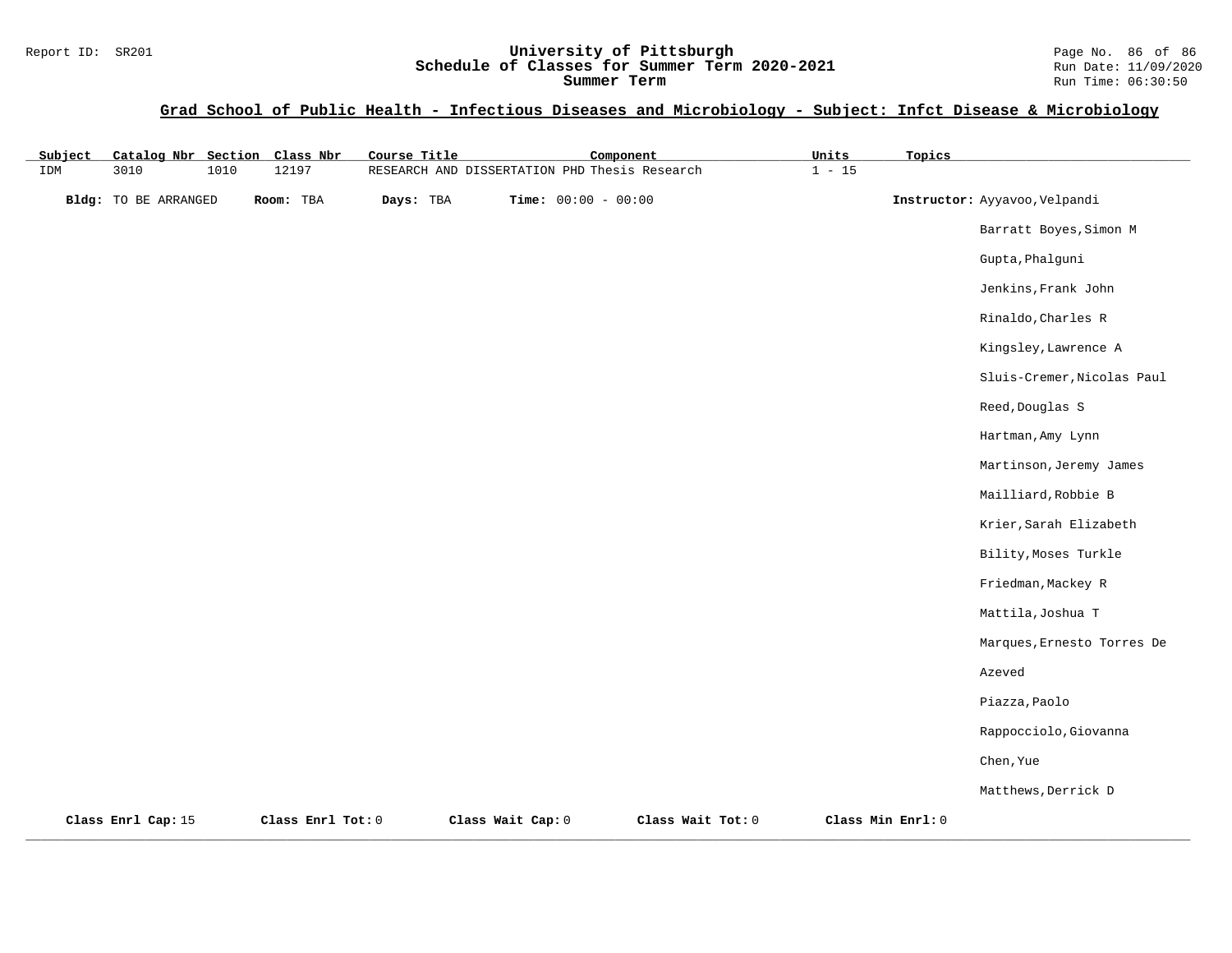## Grad School of Public Health - Infectious Diseases and Microbiology - Subject: Infct Disease & Microbiology

| Subject | Catalog Nbr | Section | Class Nbr | Course Title | Component | Units | Topics |
|---|---|---|---|---|---|---|---|
| IDM | 3010 | 1010 | 12197 | RESEARCH AND DISSERTATION PHD | Thesis Research | 1 - 15 | |

**Bldg:** TO BE ARRANGED **Room:** TBA **Days:** TBA **Time:** 00:00 - 00:00 **Instructor:** Ayyavoo,Velpandi

Barratt Boyes,Simon M

Gupta,Phalguni

Jenkins,Frank John

Rinaldo,Charles R

Kingsley,Lawrence A

Sluis-Cremer,Nicolas Paul

Reed,Douglas S

Hartman,Amy Lynn

Martinson,Jeremy James

Mailliard,Robbie B

Krier,Sarah Elizabeth

Bility,Moses Turkle

Friedman,Mackey R

Mattila,Joshua T

Marques,Ernesto Torres De Azeved

Piazza,Paolo

Rappocciolo,Giovanna

Chen,Yue

Matthews,Derrick D

**Class Enrl Cap:** 15 **Class Enrl Tot:** 0 **Class Wait Cap:** 0 **Class Wait Tot:** 0 **Class Min Enrl:** 0